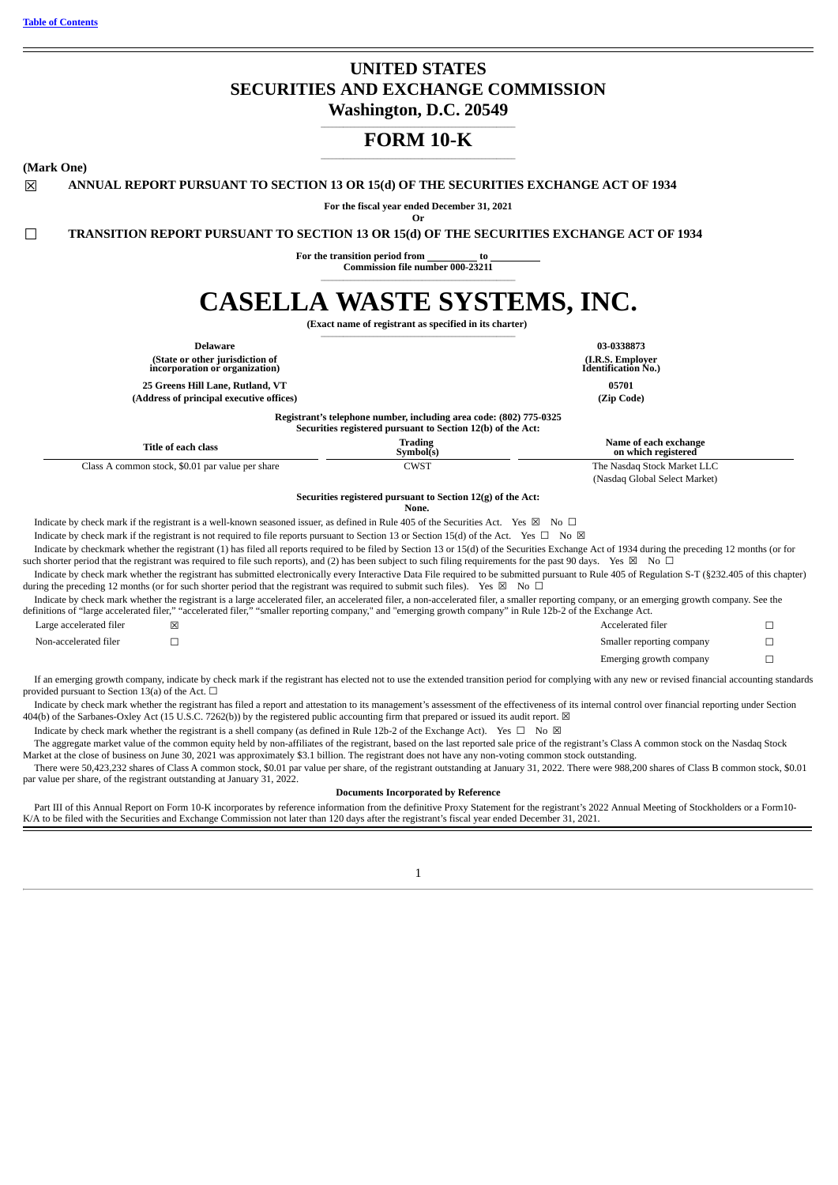Table of Contents

# UNITED STATES
# SECURITIES AND EXCHANGE COMMISSION
## Washington, D.C. 20549

# FORM 10-K

**(Mark One)**

☒ **ANNUAL REPORT PURSUANT TO SECTION 13 OR 15(d) OF THE SECURITIES EXCHANGE ACT OF 1934**

**For the fiscal year ended December 31, 2021**

**Or**

☐ **TRANSITION REPORT PURSUANT TO SECTION 13 OR 15(d) OF THE SECURITIES EXCHANGE ACT OF 1934**

**For the transition period from \_\_\_\_\_\_\_\_\_ to \_\_\_\_\_\_\_\_\_**

**Commission file number 000-23211**

# CASELLA WASTE SYSTEMS, INC.

**(Exact name of registrant as specified in its charter)**

| **Delaware** | **03-0338873** |
|---|---|
| **(State or other jurisdiction of incorporation or organization)** | **(I.R.S. Employer Identification No.)** |
| **25 Greens Hill Lane, Rutland, VT** | **05701** |
| **(Address of principal executive offices)** | **(Zip Code)** |

**Registrant's telephone number, including area code: (802) 775-0325**

**Securities registered pursuant to Section 12(b) of the Act:**

| Title of each class | Trading Symbol(s) | Name of each exchange on which registered |
|---|---|---|
| Class A common stock, $0.01 par value per share | CWST | The Nasdaq Stock Market LLC (Nasdaq Global Select Market) |

**Securities registered pursuant to Section 12(g) of the Act:**
**None.**

Indicate by check mark if the registrant is a well-known seasoned issuer, as defined in Rule 405 of the Securities Act. Yes ☒ No ☐

Indicate by check mark if the registrant is not required to file reports pursuant to Section 13 or Section 15(d) of the Act. Yes ☐ No ☒

Indicate by checkmark whether the registrant (1) has filed all reports required to be filed by Section 13 or 15(d) of the Securities Exchange Act of 1934 during the preceding 12 months (or for such shorter period that the registrant was required to file such reports), and (2) has been subject to such filing requirements for the past 90 days. Yes ☒ No ☐

Indicate by check mark whether the registrant has submitted electronically every Interactive Data File required to be submitted pursuant to Rule 405 of Regulation S-T (§232.405 of this chapter) during the preceding 12 months (or for such shorter period that the registrant was required to submit such files). Yes ☒ No ☐

Indicate by check mark whether the registrant is a large accelerated filer, an accelerated filer, a non-accelerated filer, a smaller reporting company, or an emerging growth company. See the definitions of "large accelerated filer," "accelerated filer," "smaller reporting company," and "emerging growth company" in Rule 12b-2 of the Exchange Act.

| | | | |
|---|---|---|---|
| Large accelerated filer | ☒ | Accelerated filer | ☐ |
| Non-accelerated filer | ☐ | Smaller reporting company | ☐ |
| | | Emerging growth company | ☐ |

If an emerging growth company, indicate by check mark if the registrant has elected not to use the extended transition period for complying with any new or revised financial accounting standards provided pursuant to Section 13(a) of the Act. ☐

Indicate by check mark whether the registrant has filed a report and attestation to its management's assessment of the effectiveness of its internal control over financial reporting under Section 404(b) of the Sarbanes-Oxley Act (15 U.S.C. 7262(b)) by the registered public accounting firm that prepared or issued its audit report. ☒

Indicate by check mark whether the registrant is a shell company (as defined in Rule 12b-2 of the Exchange Act). Yes ☐ No ☒

The aggregate market value of the common equity held by non-affiliates of the registrant, based on the last reported sale price of the registrant's Class A common stock on the Nasdaq Stock Market at the close of business on June 30, 2021 was approximately $3.1 billion. The registrant does not have any non-voting common stock outstanding.

There were 50,423,232 shares of Class A common stock, $0.01 par value per share, of the registrant outstanding at January 31, 2022. There were 988,200 shares of Class B common stock, $0.01 par value per share, of the registrant outstanding at January 31, 2022.

**Documents Incorporated by Reference**

Part III of this Annual Report on Form 10-K incorporates by reference information from the definitive Proxy Statement for the registrant's 2022 Annual Meeting of Stockholders or a Form10-K/A to be filed with the Securities and Exchange Commission not later than 120 days after the registrant's fiscal year ended December 31, 2021.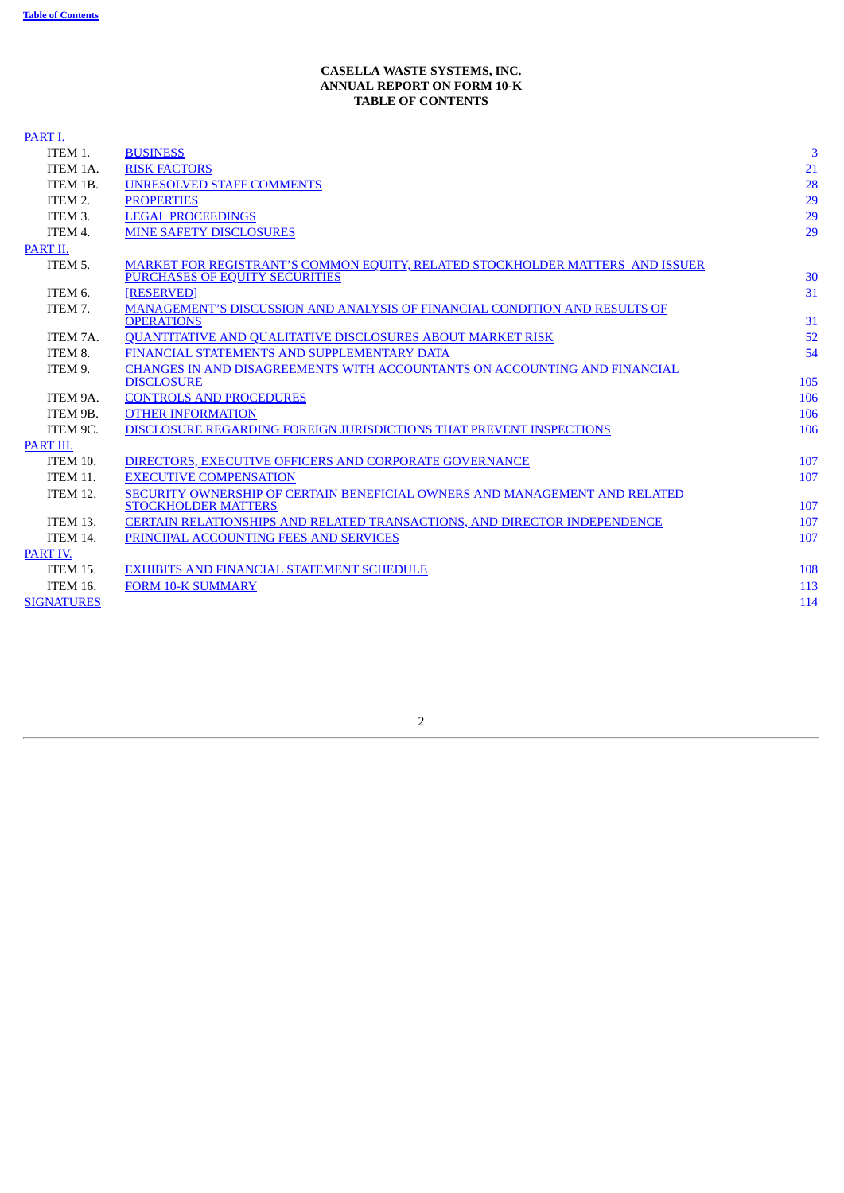**CASELLA WASTE SYSTEMS, INC.**
**ANNUAL REPORT ON FORM 10-K**
**TABLE OF CONTENTS**

| | | |
|---|---|---|
| PART I. | | |
| ITEM 1. | BUSINESS | 3 |
| ITEM 1A. | RISK FACTORS | 21 |
| ITEM 1B. | UNRESOLVED STAFF COMMENTS | 28 |
| ITEM 2. | PROPERTIES | 29 |
| ITEM 3. | LEGAL PROCEEDINGS | 29 |
| ITEM 4. | MINE SAFETY DISCLOSURES | 29 |
| PART II. | | |
| ITEM 5. | MARKET FOR REGISTRANT'S COMMON EQUITY, RELATED STOCKHOLDER MATTERS AND ISSUER PURCHASES OF EQUITY SECURITIES | 30 |
| ITEM 6. | [RESERVED] | 31 |
| ITEM 7. | MANAGEMENT'S DISCUSSION AND ANALYSIS OF FINANCIAL CONDITION AND RESULTS OF OPERATIONS | 31 |
| ITEM 7A. | QUANTITATIVE AND QUALITATIVE DISCLOSURES ABOUT MARKET RISK | 52 |
| ITEM 8. | FINANCIAL STATEMENTS AND SUPPLEMENTARY DATA | 54 |
| ITEM 9. | CHANGES IN AND DISAGREEMENTS WITH ACCOUNTANTS ON ACCOUNTING AND FINANCIAL DISCLOSURE | 105 |
| ITEM 9A. | CONTROLS AND PROCEDURES | 106 |
| ITEM 9B. | OTHER INFORMATION | 106 |
| ITEM 9C. | DISCLOSURE REGARDING FOREIGN JURISDICTIONS THAT PREVENT INSPECTIONS | 106 |
| PART III. | | |
| ITEM 10. | DIRECTORS, EXECUTIVE OFFICERS AND CORPORATE GOVERNANCE | 107 |
| ITEM 11. | EXECUTIVE COMPENSATION | 107 |
| ITEM 12. | SECURITY OWNERSHIP OF CERTAIN BENEFICIAL OWNERS AND MANAGEMENT AND RELATED STOCKHOLDER MATTERS | 107 |
| ITEM 13. | CERTAIN RELATIONSHIPS AND RELATED TRANSACTIONS, AND DIRECTOR INDEPENDENCE | 107 |
| ITEM 14. | PRINCIPAL ACCOUNTING FEES AND SERVICES | 107 |
| PART IV. | | |
| ITEM 15. | EXHIBITS AND FINANCIAL STATEMENT SCHEDULE | 108 |
| ITEM 16. | FORM 10-K SUMMARY | 113 |
| SIGNATURES | | 114 |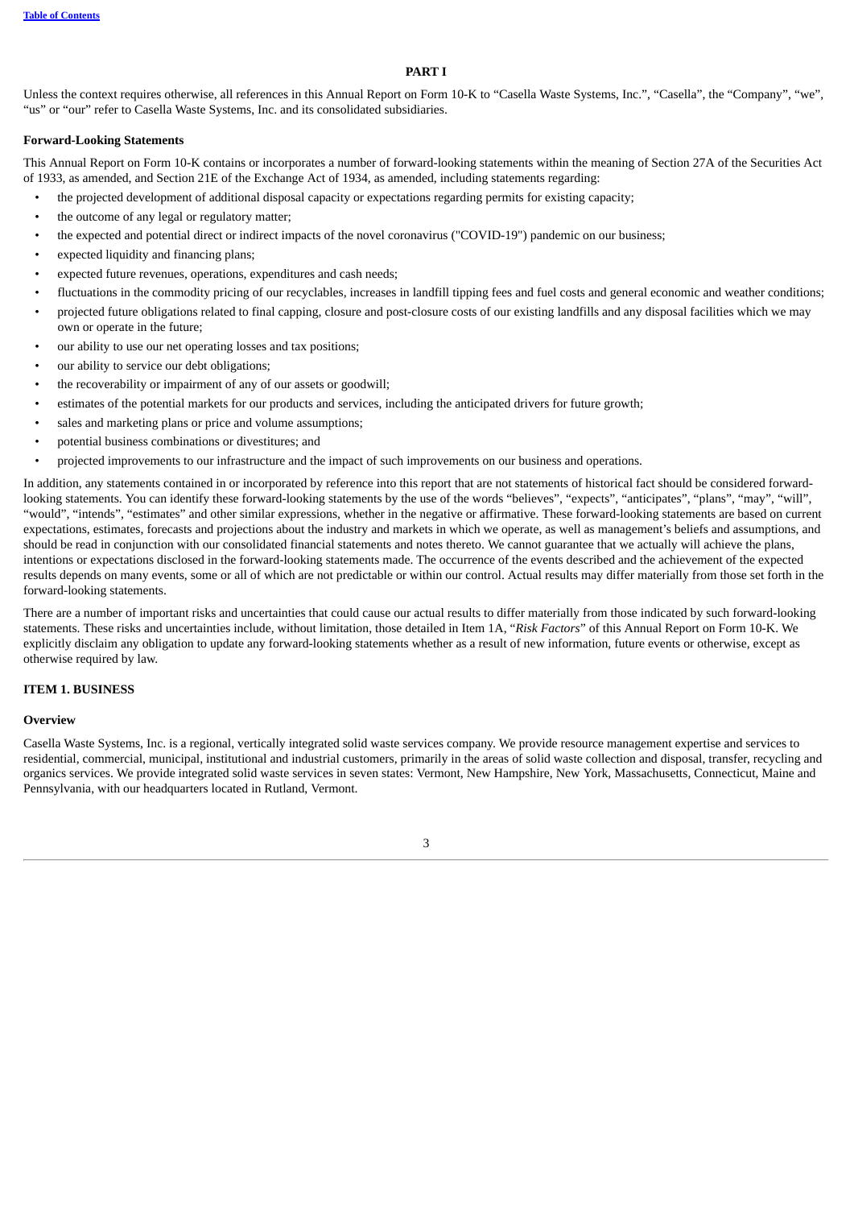# PART I

Unless the context requires otherwise, all references in this Annual Report on Form 10-K to "Casella Waste Systems, Inc.", "Casella", the "Company", "we", "us" or "our" refer to Casella Waste Systems, Inc. and its consolidated subsidiaries.

### Forward-Looking Statements

This Annual Report on Form 10-K contains or incorporates a number of forward-looking statements within the meaning of Section 27A of the Securities Act of 1933, as amended, and Section 21E of the Exchange Act of 1934, as amended, including statements regarding:

- the projected development of additional disposal capacity or expectations regarding permits for existing capacity;
- the outcome of any legal or regulatory matter;
- the expected and potential direct or indirect impacts of the novel coronavirus ("COVID-19") pandemic on our business;
- expected liquidity and financing plans;
- expected future revenues, operations, expenditures and cash needs;
- fluctuations in the commodity pricing of our recyclables, increases in landfill tipping fees and fuel costs and general economic and weather conditions;
- projected future obligations related to final capping, closure and post-closure costs of our existing landfills and any disposal facilities which we may own or operate in the future;
- our ability to use our net operating losses and tax positions;
- our ability to service our debt obligations;
- the recoverability or impairment of any of our assets or goodwill;
- estimates of the potential markets for our products and services, including the anticipated drivers for future growth;
- sales and marketing plans or price and volume assumptions;
- potential business combinations or divestitures; and
- projected improvements to our infrastructure and the impact of such improvements on our business and operations.

In addition, any statements contained in or incorporated by reference into this report that are not statements of historical fact should be considered forward-looking statements. You can identify these forward-looking statements by the use of the words "believes", "expects", "anticipates", "plans", "may", "will", "would", "intends", "estimates" and other similar expressions, whether in the negative or affirmative. These forward-looking statements are based on current expectations, estimates, forecasts and projections about the industry and markets in which we operate, as well as management's beliefs and assumptions, and should be read in conjunction with our consolidated financial statements and notes thereto. We cannot guarantee that we actually will achieve the plans, intentions or expectations disclosed in the forward-looking statements made. The occurrence of the events described and the achievement of the expected results depends on many events, some or all of which are not predictable or within our control. Actual results may differ materially from those set forth in the forward-looking statements.

There are a number of important risks and uncertainties that could cause our actual results to differ materially from those indicated by such forward-looking statements. These risks and uncertainties include, without limitation, those detailed in Item 1A, "*Risk Factors*" of this Annual Report on Form 10-K. We explicitly disclaim any obligation to update any forward-looking statements whether as a result of new information, future events or otherwise, except as otherwise required by law.

## ITEM 1. BUSINESS

### Overview

Casella Waste Systems, Inc. is a regional, vertically integrated solid waste services company. We provide resource management expertise and services to residential, commercial, municipal, institutional and industrial customers, primarily in the areas of solid waste collection and disposal, transfer, recycling and organics services. We provide integrated solid waste services in seven states: Vermont, New Hampshire, New York, Massachusetts, Connecticut, Maine and Pennsylvania, with our headquarters located in Rutland, Vermont.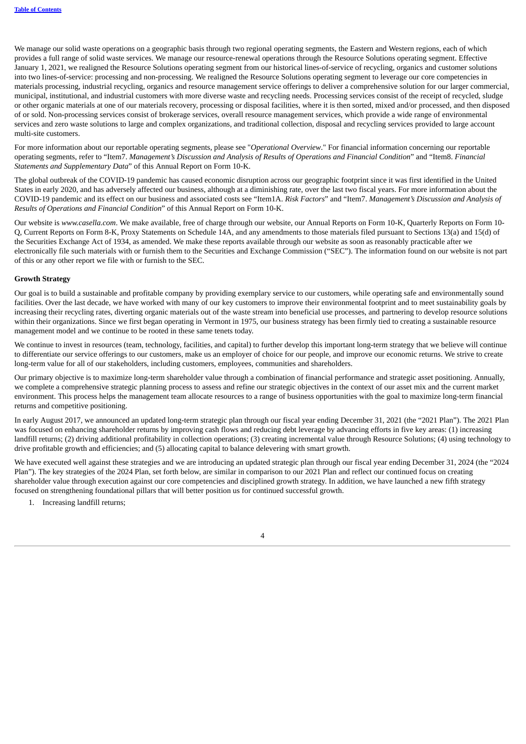We manage our solid waste operations on a geographic basis through two regional operating segments, the Eastern and Western regions, each of which provides a full range of solid waste services. We manage our resource-renewal operations through the Resource Solutions operating segment. Effective January 1, 2021, we realigned the Resource Solutions operating segment from our historical lines-of-service of recycling, organics and customer solutions into two lines-of-service: processing and non-processing. We realigned the Resource Solutions operating segment to leverage our core competencies in materials processing, industrial recycling, organics and resource management service offerings to deliver a comprehensive solution for our larger commercial, municipal, institutional, and industrial customers with more diverse waste and recycling needs. Processing services consist of the receipt of recycled, sludge or other organic materials at one of our materials recovery, processing or disposal facilities, where it is then sorted, mixed and/or processed, and then disposed of or sold. Non-processing services consist of brokerage services, overall resource management services, which provide a wide range of environmental services and zero waste solutions to large and complex organizations, and traditional collection, disposal and recycling services provided to large account multi-site customers.

For more information about our reportable operating segments, please see "*Operational Overview*." For financial information concerning our reportable operating segments, refer to "Item7. *Management's Discussion and Analysis of Results of Operations and Financial Condition*" and "Item8. *Financial Statements and Supplementary Data*" of this Annual Report on Form 10-K.

The global outbreak of the COVID-19 pandemic has caused economic disruption across our geographic footprint since it was first identified in the United States in early 2020, and has adversely affected our business, although at a diminishing rate, over the last two fiscal years. For more information about the COVID-19 pandemic and its effect on our business and associated costs see "Item1A. *Risk Factors*" and "Item7. *Management's Discussion and Analysis of Results of Operations and Financial Condition*" of this Annual Report on Form 10-K.

Our website is *www.casella.com*. We make available, free of charge through our website, our Annual Reports on Form 10-K, Quarterly Reports on Form 10-Q, Current Reports on Form 8-K, Proxy Statements on Schedule 14A, and any amendments to those materials filed pursuant to Sections 13(a) and 15(d) of the Securities Exchange Act of 1934, as amended. We make these reports available through our website as soon as reasonably practicable after we electronically file such materials with or furnish them to the Securities and Exchange Commission ("SEC"). The information found on our website is not part of this or any other report we file with or furnish to the SEC.

**Growth Strategy**

Our goal is to build a sustainable and profitable company by providing exemplary service to our customers, while operating safe and environmentally sound facilities. Over the last decade, we have worked with many of our key customers to improve their environmental footprint and to meet sustainability goals by increasing their recycling rates, diverting organic materials out of the waste stream into beneficial use processes, and partnering to develop resource solutions within their organizations. Since we first began operating in Vermont in 1975, our business strategy has been firmly tied to creating a sustainable resource management model and we continue to be rooted in these same tenets today.

We continue to invest in resources (team, technology, facilities, and capital) to further develop this important long-term strategy that we believe will continue to differentiate our service offerings to our customers, make us an employer of choice for our people, and improve our economic returns. We strive to create long-term value for all of our stakeholders, including customers, employees, communities and shareholders.

Our primary objective is to maximize long-term shareholder value through a combination of financial performance and strategic asset positioning. Annually, we complete a comprehensive strategic planning process to assess and refine our strategic objectives in the context of our asset mix and the current market environment. This process helps the management team allocate resources to a range of business opportunities with the goal to maximize long-term financial returns and competitive positioning.

In early August 2017, we announced an updated long-term strategic plan through our fiscal year ending December 31, 2021 (the "2021 Plan"). The 2021 Plan was focused on enhancing shareholder returns by improving cash flows and reducing debt leverage by advancing efforts in five key areas: (1) increasing landfill returns; (2) driving additional profitability in collection operations; (3) creating incremental value through Resource Solutions; (4) using technology to drive profitable growth and efficiencies; and (5) allocating capital to balance delevering with smart growth.

We have executed well against these strategies and we are introducing an updated strategic plan through our fiscal year ending December 31, 2024 (the "2024 Plan"). The key strategies of the 2024 Plan, set forth below, are similar in comparison to our 2021 Plan and reflect our continued focus on creating shareholder value through execution against our core competencies and disciplined growth strategy. In addition, we have launched a new fifth strategy focused on strengthening foundational pillars that will better position us for continued successful growth.

1. Increasing landfill returns;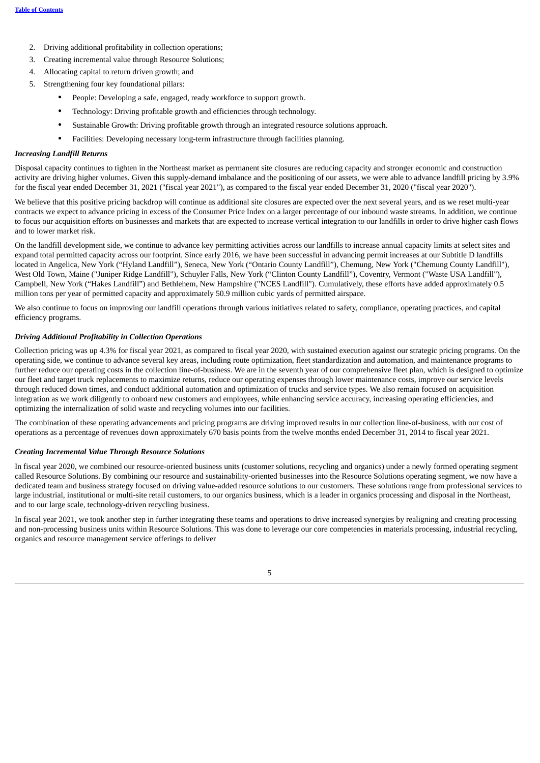2. Driving additional profitability in collection operations;
3. Creating incremental value through Resource Solutions;
4. Allocating capital to return driven growth; and
5. Strengthening four key foundational pillars:
    - People: Developing a safe, engaged, ready workforce to support growth.
    - Technology: Driving profitable growth and efficiencies through technology.
    - Sustainable Growth: Driving profitable growth through an integrated resource solutions approach.
    - Facilities: Developing necessary long-term infrastructure through facilities planning.

***Increasing Landfill Returns***

Disposal capacity continues to tighten in the Northeast market as permanent site closures are reducing capacity and stronger economic and construction activity are driving higher volumes. Given this supply-demand imbalance and the positioning of our assets, we were able to advance landfill pricing by 3.9% for the fiscal year ended December 31, 2021 ("fiscal year 2021"), as compared to the fiscal year ended December 31, 2020 ("fiscal year 2020").

We believe that this positive pricing backdrop will continue as additional site closures are expected over the next several years, and as we reset multi-year contracts we expect to advance pricing in excess of the Consumer Price Index on a larger percentage of our inbound waste streams. In addition, we continue to focus our acquisition efforts on businesses and markets that are expected to increase vertical integration to our landfills in order to drive higher cash flows and to lower market risk.

On the landfill development side, we continue to advance key permitting activities across our landfills to increase annual capacity limits at select sites and expand total permitted capacity across our footprint. Since early 2016, we have been successful in advancing permit increases at our Subtitle D landfills located in Angelica, New York (“Hyland Landfill”), Seneca, New York (“Ontario County Landfill”), Chemung, New York ("Chemung County Landfill"), West Old Town, Maine ("Juniper Ridge Landfill"), Schuyler Falls, New York (“Clinton County Landfill”), Coventry, Vermont ("Waste USA Landfill"), Campbell, New York (“Hakes Landfill”) and Bethlehem, New Hampshire ("NCES Landfill"). Cumulatively, these efforts have added approximately 0.5 million tons per year of permitted capacity and approximately 50.9 million cubic yards of permitted airspace.

We also continue to focus on improving our landfill operations through various initiatives related to safety, compliance, operating practices, and capital efficiency programs.

***Driving Additional Profitability in Collection Operations***

Collection pricing was up 4.3% for fiscal year 2021, as compared to fiscal year 2020, with sustained execution against our strategic pricing programs. On the operating side, we continue to advance several key areas, including route optimization, fleet standardization and automation, and maintenance programs to further reduce our operating costs in the collection line-of-business. We are in the seventh year of our comprehensive fleet plan, which is designed to optimize our fleet and target truck replacements to maximize returns, reduce our operating expenses through lower maintenance costs, improve our service levels through reduced down times, and conduct additional automation and optimization of trucks and service types. We also remain focused on acquisition integration as we work diligently to onboard new customers and employees, while enhancing service accuracy, increasing operating efficiencies, and optimizing the internalization of solid waste and recycling volumes into our facilities.

The combination of these operating advancements and pricing programs are driving improved results in our collection line-of-business, with our cost of operations as a percentage of revenues down approximately 670 basis points from the twelve months ended December 31, 2014 to fiscal year 2021.

***Creating Incremental Value Through Resource Solutions***

In fiscal year 2020, we combined our resource-oriented business units (customer solutions, recycling and organics) under a newly formed operating segment called Resource Solutions. By combining our resource and sustainability-oriented businesses into the Resource Solutions operating segment, we now have a dedicated team and business strategy focused on driving value-added resource solutions to our customers. These solutions range from professional services to large industrial, institutional or multi-site retail customers, to our organics business, which is a leader in organics processing and disposal in the Northeast, and to our large scale, technology-driven recycling business.

In fiscal year 2021, we took another step in further integrating these teams and operations to drive increased synergies by realigning and creating processing and non-processing business units within Resource Solutions. This was done to leverage our core competencies in materials processing, industrial recycling, organics and resource management service offerings to deliver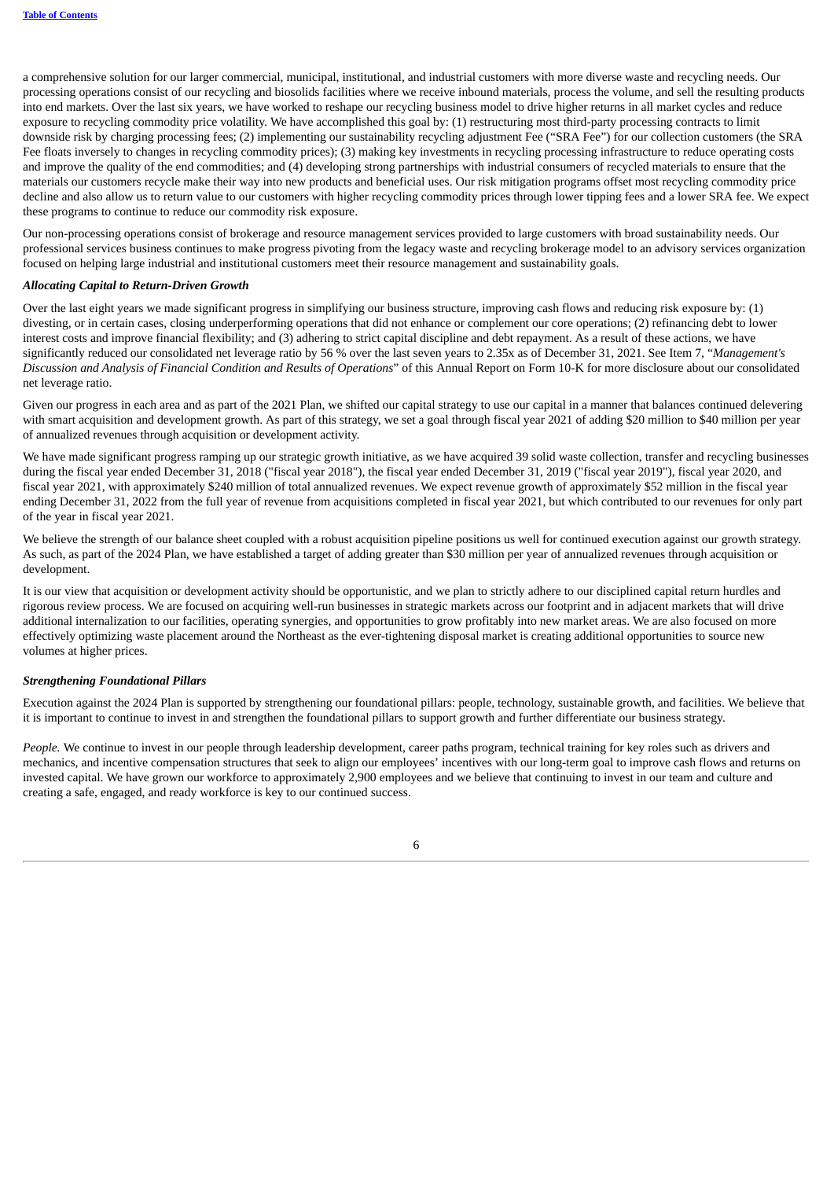a comprehensive solution for our larger commercial, municipal, institutional, and industrial customers with more diverse waste and recycling needs. Our processing operations consist of our recycling and biosolids facilities where we receive inbound materials, process the volume, and sell the resulting products into end markets. Over the last six years, we have worked to reshape our recycling business model to drive higher returns in all market cycles and reduce exposure to recycling commodity price volatility. We have accomplished this goal by: (1) restructuring most third-party processing contracts to limit downside risk by charging processing fees; (2) implementing our sustainability recycling adjustment Fee ("SRA Fee") for our collection customers (the SRA Fee floats inversely to changes in recycling commodity prices); (3) making key investments in recycling processing infrastructure to reduce operating costs and improve the quality of the end commodities; and (4) developing strong partnerships with industrial consumers of recycled materials to ensure that the materials our customers recycle make their way into new products and beneficial uses. Our risk mitigation programs offset most recycling commodity price decline and also allow us to return value to our customers with higher recycling commodity prices through lower tipping fees and a lower SRA fee. We expect these programs to continue to reduce our commodity risk exposure.

Our non-processing operations consist of brokerage and resource management services provided to large customers with broad sustainability needs. Our professional services business continues to make progress pivoting from the legacy waste and recycling brokerage model to an advisory services organization focused on helping large industrial and institutional customers meet their resource management and sustainability goals.

***Allocating Capital to Return-Driven Growth***

Over the last eight years we made significant progress in simplifying our business structure, improving cash flows and reducing risk exposure by: (1) divesting, or in certain cases, closing underperforming operations that did not enhance or complement our core operations; (2) refinancing debt to lower interest costs and improve financial flexibility; and (3) adhering to strict capital discipline and debt repayment. As a result of these actions, we have significantly reduced our consolidated net leverage ratio by 56 % over the last seven years to 2.35x as of December 31, 2021. See Item 7, "*Management's Discussion and Analysis of Financial Condition and Results of Operations*" of this Annual Report on Form 10-K for more disclosure about our consolidated net leverage ratio.

Given our progress in each area and as part of the 2021 Plan, we shifted our capital strategy to use our capital in a manner that balances continued delevering with smart acquisition and development growth. As part of this strategy, we set a goal through fiscal year 2021 of adding $20 million to $40 million per year of annualized revenues through acquisition or development activity.

We have made significant progress ramping up our strategic growth initiative, as we have acquired 39 solid waste collection, transfer and recycling businesses during the fiscal year ended December 31, 2018 ("fiscal year 2018"), the fiscal year ended December 31, 2019 ("fiscal year 2019"), fiscal year 2020, and fiscal year 2021, with approximately $240 million of total annualized revenues. We expect revenue growth of approximately $52 million in the fiscal year ending December 31, 2022 from the full year of revenue from acquisitions completed in fiscal year 2021, but which contributed to our revenues for only part of the year in fiscal year 2021.

We believe the strength of our balance sheet coupled with a robust acquisition pipeline positions us well for continued execution against our growth strategy. As such, as part of the 2024 Plan, we have established a target of adding greater than $30 million per year of annualized revenues through acquisition or development.

It is our view that acquisition or development activity should be opportunistic, and we plan to strictly adhere to our disciplined capital return hurdles and rigorous review process. We are focused on acquiring well-run businesses in strategic markets across our footprint and in adjacent markets that will drive additional internalization to our facilities, operating synergies, and opportunities to grow profitably into new market areas. We are also focused on more effectively optimizing waste placement around the Northeast as the ever-tightening disposal market is creating additional opportunities to source new volumes at higher prices.

***Strengthening Foundational Pillars***

Execution against the 2024 Plan is supported by strengthening our foundational pillars: people, technology, sustainable growth, and facilities. We believe that it is important to continue to invest in and strengthen the foundational pillars to support growth and further differentiate our business strategy.

*People.* We continue to invest in our people through leadership development, career paths program, technical training for key roles such as drivers and mechanics, and incentive compensation structures that seek to align our employees' incentives with our long-term goal to improve cash flows and returns on invested capital. We have grown our workforce to approximately 2,900 employees and we believe that continuing to invest in our team and culture and creating a safe, engaged, and ready workforce is key to our continued success.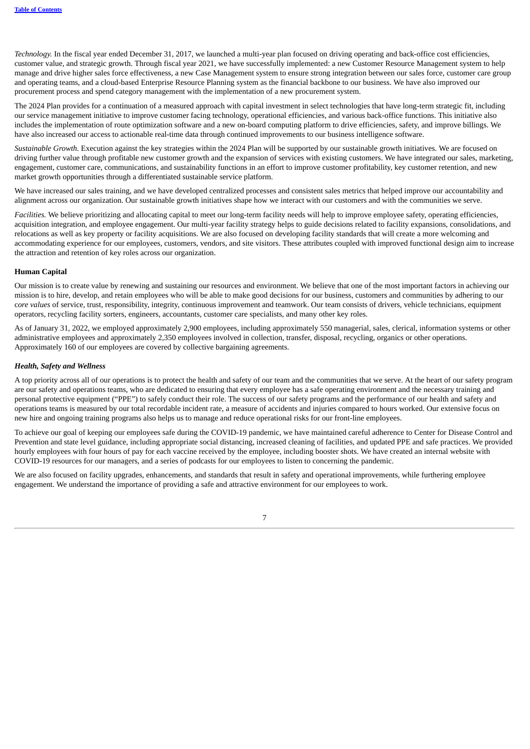*Technology.* In the fiscal year ended December 31, 2017, we launched a multi-year plan focused on driving operating and back-office cost efficiencies, customer value, and strategic growth. Through fiscal year 2021, we have successfully implemented: a new Customer Resource Management system to help manage and drive higher sales force effectiveness, a new Case Management system to ensure strong integration between our sales force, customer care group and operating teams, and a cloud-based Enterprise Resource Planning system as the financial backbone to our business. We have also improved our procurement process and spend category management with the implementation of a new procurement system.

The 2024 Plan provides for a continuation of a measured approach with capital investment in select technologies that have long-term strategic fit, including our service management initiative to improve customer facing technology, operational efficiencies, and various back-office functions. This initiative also includes the implementation of route optimization software and a new on-board computing platform to drive efficiencies, safety, and improve billings. We have also increased our access to actionable real-time data through continued improvements to our business intelligence software.

*Sustainable Growth.* Execution against the key strategies within the 2024 Plan will be supported by our sustainable growth initiatives. We are focused on driving further value through profitable new customer growth and the expansion of services with existing customers. We have integrated our sales, marketing, engagement, customer care, communications, and sustainability functions in an effort to improve customer profitability, key customer retention, and new market growth opportunities through a differentiated sustainable service platform.

We have increased our sales training, and we have developed centralized processes and consistent sales metrics that helped improve our accountability and alignment across our organization. Our sustainable growth initiatives shape how we interact with our customers and with the communities we serve.

*Facilities.* We believe prioritizing and allocating capital to meet our long-term facility needs will help to improve employee safety, operating efficiencies, acquisition integration, and employee engagement. Our multi-year facility strategy helps to guide decisions related to facility expansions, consolidations, and relocations as well as key property or facility acquisitions. We are also focused on developing facility standards that will create a more welcoming and accommodating experience for our employees, customers, vendors, and site visitors. These attributes coupled with improved functional design aim to increase the attraction and retention of key roles across our organization.

### Human Capital

Our mission is to create value by renewing and sustaining our resources and environment. We believe that one of the most important factors in achieving our mission is to hire, develop, and retain employees who will be able to make good decisions for our business, customers and communities by adhering to our c*ore values* of service, trust, responsibility, integrity, continuous improvement and teamwork. Our team consists of drivers, vehicle technicians, equipment operators, recycling facility sorters, engineers, accountants, customer care specialists, and many other key roles.

As of January 31, 2022, we employed approximately 2,900 employees, including approximately 550 managerial, sales, clerical, information systems or other administrative employees and approximately 2,350 employees involved in collection, transfer, disposal, recycling, organics or other operations. Approximately 160 of our employees are covered by collective bargaining agreements.

#### *Health, Safety and Wellness*

A top priority across all of our operations is to protect the health and safety of our team and the communities that we serve. At the heart of our safety program are our safety and operations teams, who are dedicated to ensuring that every employee has a safe operating environment and the necessary training and personal protective equipment ("PPE") to safely conduct their role. The success of our safety programs and the performance of our health and safety and operations teams is measured by our total recordable incident rate, a measure of accidents and injuries compared to hours worked. Our extensive focus on new hire and ongoing training programs also helps us to manage and reduce operational risks for our front-line employees.

To achieve our goal of keeping our employees safe during the COVID-19 pandemic, we have maintained careful adherence to Center for Disease Control and Prevention and state level guidance, including appropriate social distancing, increased cleaning of facilities, and updated PPE and safe practices. We provided hourly employees with four hours of pay for each vaccine received by the employee, including booster shots. We have created an internal website with COVID-19 resources for our managers, and a series of podcasts for our employees to listen to concerning the pandemic.

We are also focused on facility upgrades, enhancements, and standards that result in safety and operational improvements, while furthering employee engagement. We understand the importance of providing a safe and attractive environment for our employees to work.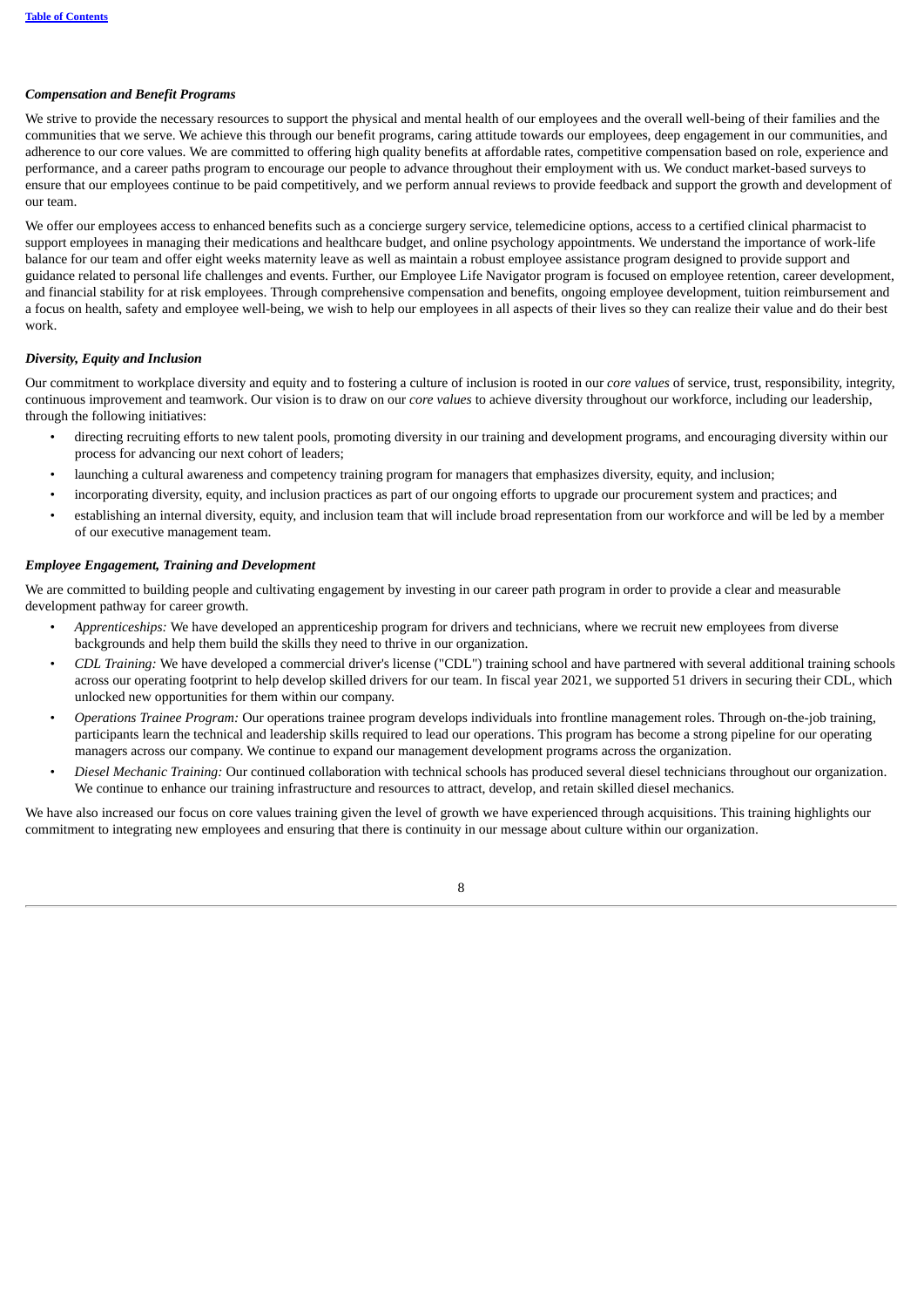### *Compensation and Benefit Programs*

We strive to provide the necessary resources to support the physical and mental health of our employees and the overall well-being of their families and the communities that we serve. We achieve this through our benefit programs, caring attitude towards our employees, deep engagement in our communities, and adherence to our core values. We are committed to offering high quality benefits at affordable rates, competitive compensation based on role, experience and performance, and a career paths program to encourage our people to advance throughout their employment with us. We conduct market-based surveys to ensure that our employees continue to be paid competitively, and we perform annual reviews to provide feedback and support the growth and development of our team.

We offer our employees access to enhanced benefits such as a concierge surgery service, telemedicine options, access to a certified clinical pharmacist to support employees in managing their medications and healthcare budget, and online psychology appointments. We understand the importance of work-life balance for our team and offer eight weeks maternity leave as well as maintain a robust employee assistance program designed to provide support and guidance related to personal life challenges and events. Further, our Employee Life Navigator program is focused on employee retention, career development, and financial stability for at risk employees. Through comprehensive compensation and benefits, ongoing employee development, tuition reimbursement and a focus on health, safety and employee well-being, we wish to help our employees in all aspects of their lives so they can realize their value and do their best work.

### *Diversity, Equity and Inclusion*

Our commitment to workplace diversity and equity and to fostering a culture of inclusion is rooted in our *core values* of service, trust, responsibility, integrity, continuous improvement and teamwork. Our vision is to draw on our *core values* to achieve diversity throughout our workforce, including our leadership, through the following initiatives:

- directing recruiting efforts to new talent pools, promoting diversity in our training and development programs, and encouraging diversity within our process for advancing our next cohort of leaders;
- launching a cultural awareness and competency training program for managers that emphasizes diversity, equity, and inclusion;
- incorporating diversity, equity, and inclusion practices as part of our ongoing efforts to upgrade our procurement system and practices; and
- establishing an internal diversity, equity, and inclusion team that will include broad representation from our workforce and will be led by a member of our executive management team.

### *Employee Engagement, Training and Development*

We are committed to building people and cultivating engagement by investing in our career path program in order to provide a clear and measurable development pathway for career growth.

- *Apprenticeships:* We have developed an apprenticeship program for drivers and technicians, where we recruit new employees from diverse backgrounds and help them build the skills they need to thrive in our organization.
- *CDL Training:* We have developed a commercial driver's license ("CDL") training school and have partnered with several additional training schools across our operating footprint to help develop skilled drivers for our team. In fiscal year 2021, we supported 51 drivers in securing their CDL, which unlocked new opportunities for them within our company.
- *Operations Trainee Program:* Our operations trainee program develops individuals into frontline management roles. Through on-the-job training, participants learn the technical and leadership skills required to lead our operations. This program has become a strong pipeline for our operating managers across our company. We continue to expand our management development programs across the organization.
- *Diesel Mechanic Training:* Our continued collaboration with technical schools has produced several diesel technicians throughout our organization. We continue to enhance our training infrastructure and resources to attract, develop, and retain skilled diesel mechanics.

We have also increased our focus on core values training given the level of growth we have experienced through acquisitions. This training highlights our commitment to integrating new employees and ensuring that there is continuity in our message about culture within our organization.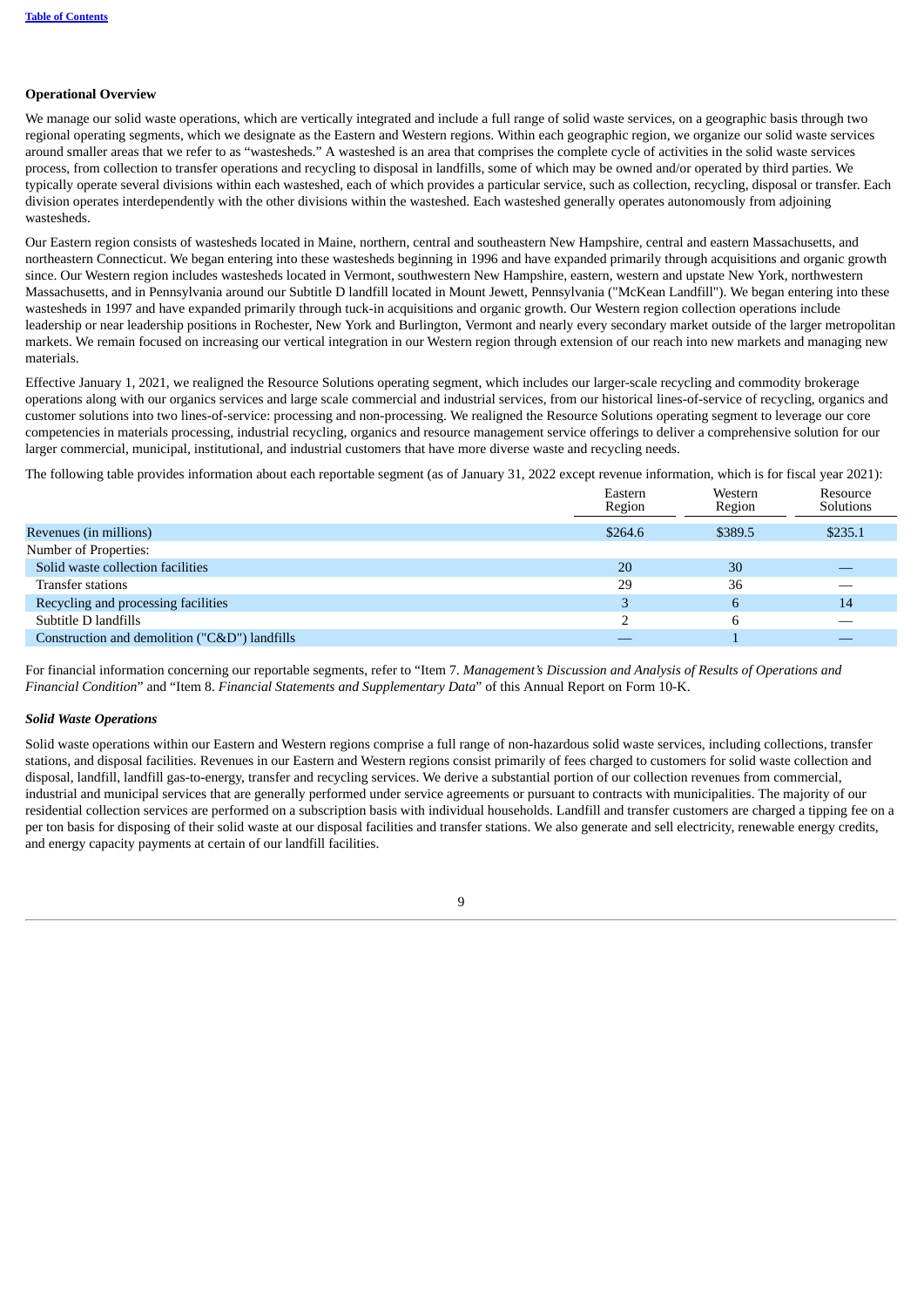**Operational Overview**

We manage our solid waste operations, which are vertically integrated and include a full range of solid waste services, on a geographic basis through two regional operating segments, which we designate as the Eastern and Western regions. Within each geographic region, we organize our solid waste services around smaller areas that we refer to as "wastesheds." A wasteshed is an area that comprises the complete cycle of activities in the solid waste services process, from collection to transfer operations and recycling to disposal in landfills, some of which may be owned and/or operated by third parties. We typically operate several divisions within each wasteshed, each of which provides a particular service, such as collection, recycling, disposal or transfer. Each division operates interdependently with the other divisions within the wasteshed. Each wasteshed generally operates autonomously from adjoining wastesheds.

Our Eastern region consists of wastesheds located in Maine, northern, central and southeastern New Hampshire, central and eastern Massachusetts, and northeastern Connecticut. We began entering into these wastesheds beginning in 1996 and have expanded primarily through acquisitions and organic growth since. Our Western region includes wastesheds located in Vermont, southwestern New Hampshire, eastern, western and upstate New York, northwestern Massachusetts, and in Pennsylvania around our Subtitle D landfill located in Mount Jewett, Pennsylvania ("McKean Landfill"). We began entering into these wastesheds in 1997 and have expanded primarily through tuck-in acquisitions and organic growth. Our Western region collection operations include leadership or near leadership positions in Rochester, New York and Burlington, Vermont and nearly every secondary market outside of the larger metropolitan markets. We remain focused on increasing our vertical integration in our Western region through extension of our reach into new markets and managing new materials.

Effective January 1, 2021, we realigned the Resource Solutions operating segment, which includes our larger-scale recycling and commodity brokerage operations along with our organics services and large scale commercial and industrial services, from our historical lines-of-service of recycling, organics and customer solutions into two lines-of-service: processing and non-processing. We realigned the Resource Solutions operating segment to leverage our core competencies in materials processing, industrial recycling, organics and resource management service offerings to deliver a comprehensive solution for our larger commercial, municipal, institutional, and industrial customers that have more diverse waste and recycling needs.

The following table provides information about each reportable segment (as of January 31, 2022 except revenue information, which is for fiscal year 2021):

| | Eastern Region | Western Region | Resource Solutions |
|---|---|---|---|
| Revenues (in millions) | $264.6 | $389.5 | $235.1 |
| Number of Properties: | | | |
| Solid waste collection facilities | 20 | 30 | — |
| Transfer stations | 29 | 36 | — |
| Recycling and processing facilities | 3 | 6 | 14 |
| Subtitle D landfills | 2 | 6 | — |
| Construction and demolition ("C&D") landfills | — | 1 | — |

For financial information concerning our reportable segments, refer to "Item 7. *Management's Discussion and Analysis of Results of Operations and Financial Condition*" and "Item 8. *Financial Statements and Supplementary Data*" of this Annual Report on Form 10-K.

***Solid Waste Operations***

Solid waste operations within our Eastern and Western regions comprise a full range of non-hazardous solid waste services, including collections, transfer stations, and disposal facilities. Revenues in our Eastern and Western regions consist primarily of fees charged to customers for solid waste collection and disposal, landfill, landfill gas-to-energy, transfer and recycling services. We derive a substantial portion of our collection revenues from commercial, industrial and municipal services that are generally performed under service agreements or pursuant to contracts with municipalities. The majority of our residential collection services are performed on a subscription basis with individual households. Landfill and transfer customers are charged a tipping fee on a per ton basis for disposing of their solid waste at our disposal facilities and transfer stations. We also generate and sell electricity, renewable energy credits, and energy capacity payments at certain of our landfill facilities.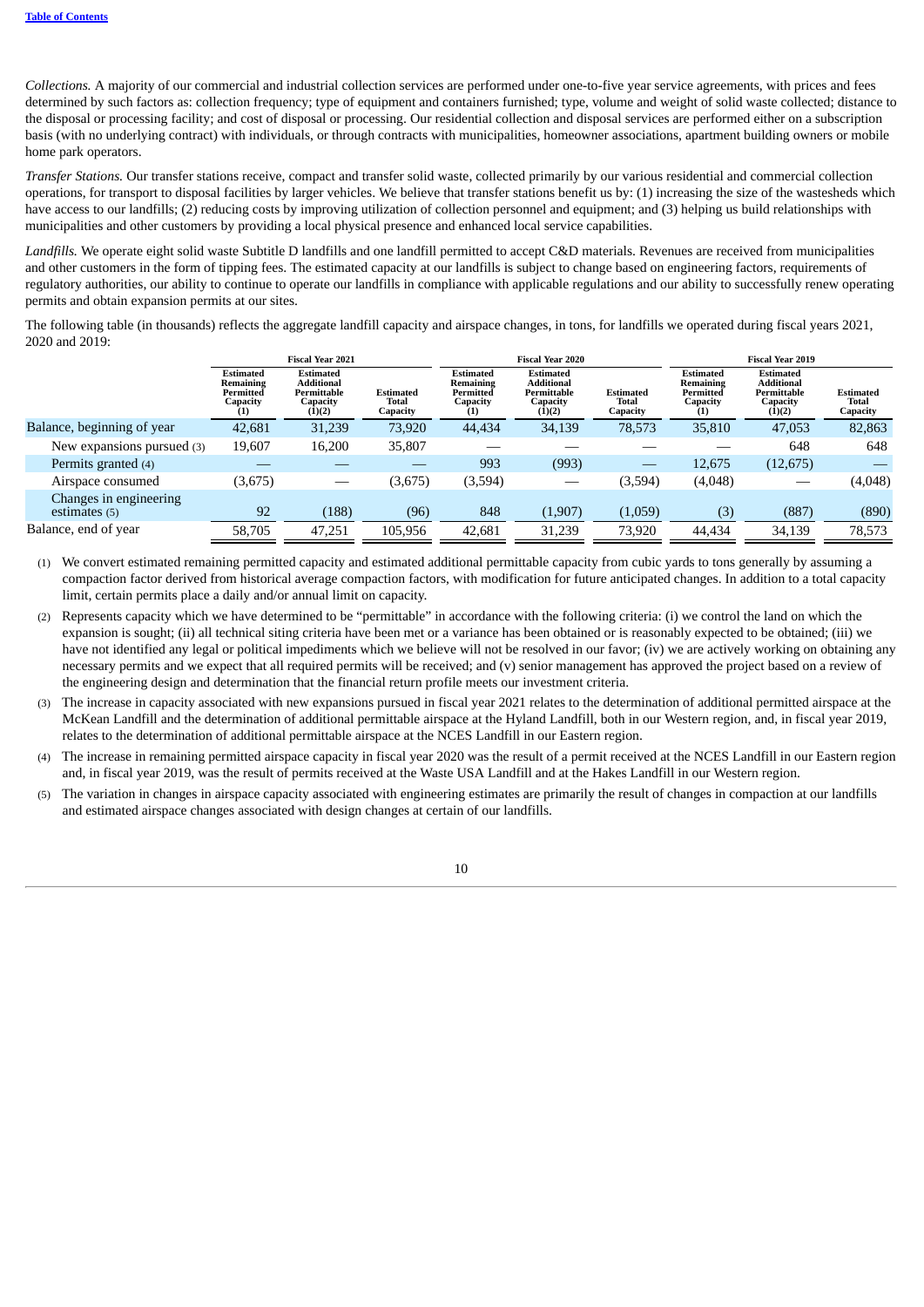*Collections.* A majority of our commercial and industrial collection services are performed under one-to-five year service agreements, with prices and fees determined by such factors as: collection frequency; type of equipment and containers furnished; type, volume and weight of solid waste collected; distance to the disposal or processing facility; and cost of disposal or processing. Our residential collection and disposal services are performed either on a subscription basis (with no underlying contract) with individuals, or through contracts with municipalities, homeowner associations, apartment building owners or mobile home park operators.

*Transfer Stations.* Our transfer stations receive, compact and transfer solid waste, collected primarily by our various residential and commercial collection operations, for transport to disposal facilities by larger vehicles. We believe that transfer stations benefit us by: (1) increasing the size of the wastesheds which have access to our landfills; (2) reducing costs by improving utilization of collection personnel and equipment; and (3) helping us build relationships with municipalities and other customers by providing a local physical presence and enhanced local service capabilities.

*Landfills.* We operate eight solid waste Subtitle D landfills and one landfill permitted to accept C&D materials. Revenues are received from municipalities and other customers in the form of tipping fees. The estimated capacity at our landfills is subject to change based on engineering factors, requirements of regulatory authorities, our ability to continue to operate our landfills in compliance with applicable regulations and our ability to successfully renew operating permits and obtain expansion permits at our sites.

The following table (in thousands) reflects the aggregate landfill capacity and airspace changes, in tons, for landfills we operated during fiscal years 2021, 2020 and 2019:

| | Fiscal Year 2021 | | | Fiscal Year 2020 | | | Fiscal Year 2019 | | |
|---|---|---|---|---|---|---|---|---|---|
| | Estimated Remaining Permitted Capacity (1) | Estimated Additional Permittable Capacity (1)(2) | Estimated Total Capacity | Estimated Remaining Permitted Capacity (1) | Estimated Additional Permittable Capacity (1)(2) | Estimated Total Capacity | Estimated Remaining Permitted Capacity (1) | Estimated Additional Permittable Capacity (1)(2) | Estimated Total Capacity |
| Balance, beginning of year | 42,681 | 31,239 | 73,920 | 44,434 | 34,139 | 78,573 | 35,810 | 47,053 | 82,863 |
| New expansions pursued (3) | 19,607 | 16,200 | 35,807 | — | — | — | — | 648 | 648 |
| Permits granted (4) | — | — | — | 993 | (993) | — | 12,675 | (12,675) | — |
| Airspace consumed | (3,675) | — | (3,675) | (3,594) | — | (3,594) | (4,048) | — | (4,048) |
| Changes in engineering estimates (5) | 92 | (188) | (96) | 848 | (1,907) | (1,059) | (3) | (887) | (890) |
| Balance, end of year | 58,705 | 47,251 | 105,956 | 42,681 | 31,239 | 73,920 | 44,434 | 34,139 | 78,573 |

(1) We convert estimated remaining permitted capacity and estimated additional permittable capacity from cubic yards to tons generally by assuming a compaction factor derived from historical average compaction factors, with modification for future anticipated changes. In addition to a total capacity limit, certain permits place a daily and/or annual limit on capacity.

(2) Represents capacity which we have determined to be "permittable" in accordance with the following criteria: (i) we control the land on which the expansion is sought; (ii) all technical siting criteria have been met or a variance has been obtained or is reasonably expected to be obtained; (iii) we have not identified any legal or political impediments which we believe will not be resolved in our favor; (iv) we are actively working on obtaining any necessary permits and we expect that all required permits will be received; and (v) senior management has approved the project based on a review of the engineering design and determination that the financial return profile meets our investment criteria.

(3) The increase in capacity associated with new expansions pursued in fiscal year 2021 relates to the determination of additional permitted airspace at the McKean Landfill and the determination of additional permittable airspace at the Hyland Landfill, both in our Western region, and, in fiscal year 2019, relates to the determination of additional permittable airspace at the NCES Landfill in our Eastern region.

(4) The increase in remaining permitted airspace capacity in fiscal year 2020 was the result of a permit received at the NCES Landfill in our Eastern region and, in fiscal year 2019, was the result of permits received at the Waste USA Landfill and at the Hakes Landfill in our Western region.

(5) The variation in changes in airspace capacity associated with engineering estimates are primarily the result of changes in compaction at our landfills and estimated airspace changes associated with design changes at certain of our landfills.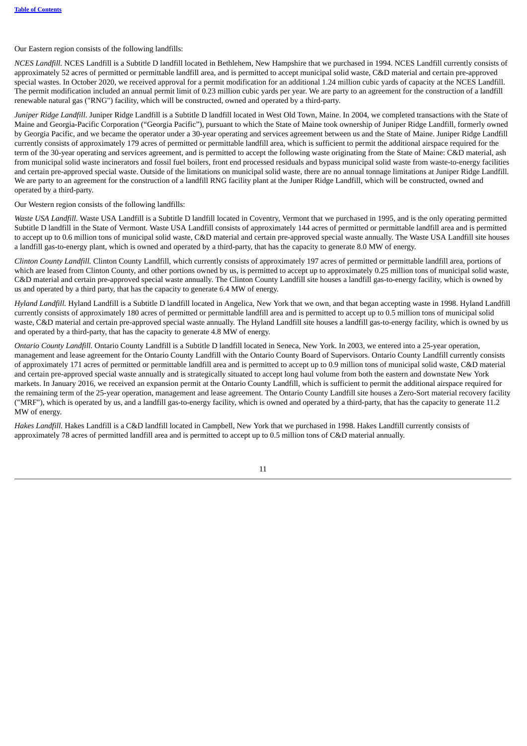Our Eastern region consists of the following landfills:

*NCES Landfill.* NCES Landfill is a Subtitle D landfill located in Bethlehem, New Hampshire that we purchased in 1994. NCES Landfill currently consists of approximately 52 acres of permitted or permittable landfill area, and is permitted to accept municipal solid waste, C&D material and certain pre-approved special wastes. In October 2020, we received approval for a permit modification for an additional 1.24 million cubic yards of capacity at the NCES Landfill. The permit modification included an annual permit limit of 0.23 million cubic yards per year. We are party to an agreement for the construction of a landfill renewable natural gas ("RNG") facility, which will be constructed, owned and operated by a third-party.

*Juniper Ridge Landfill.* Juniper Ridge Landfill is a Subtitle D landfill located in West Old Town, Maine. In 2004, we completed transactions with the State of Maine and Georgia-Pacific Corporation ("Georgia Pacific"), pursuant to which the State of Maine took ownership of Juniper Ridge Landfill, formerly owned by Georgia Pacific, and we became the operator under a 30-year operating and services agreement between us and the State of Maine. Juniper Ridge Landfill currently consists of approximately 179 acres of permitted or permittable landfill area, which is sufficient to permit the additional airspace required for the term of the 30-year operating and services agreement, and is permitted to accept the following waste originating from the State of Maine: C&D material, ash from municipal solid waste incinerators and fossil fuel boilers, front end processed residuals and bypass municipal solid waste from waste-to-energy facilities and certain pre-approved special waste. Outside of the limitations on municipal solid waste, there are no annual tonnage limitations at Juniper Ridge Landfill. We are party to an agreement for the construction of a landfill RNG facility plant at the Juniper Ridge Landfill, which will be constructed, owned and operated by a third-party.

Our Western region consists of the following landfills:

*Waste USA Landfill.* Waste USA Landfill is a Subtitle D landfill located in Coventry, Vermont that we purchased in 1995, and is the only operating permitted Subtitle D landfill in the State of Vermont. Waste USA Landfill consists of approximately 144 acres of permitted or permittable landfill area and is permitted to accept up to 0.6 million tons of municipal solid waste, C&D material and certain pre-approved special waste annually. The Waste USA Landfill site houses a landfill gas-to-energy plant, which is owned and operated by a third-party, that has the capacity to generate 8.0 MW of energy.

*Clinton County Landfill.* Clinton County Landfill, which currently consists of approximately 197 acres of permitted or permittable landfill area, portions of which are leased from Clinton County, and other portions owned by us, is permitted to accept up to approximately 0.25 million tons of municipal solid waste, C&D material and certain pre-approved special waste annually. The Clinton County Landfill site houses a landfill gas-to-energy facility, which is owned by us and operated by a third party, that has the capacity to generate 6.4 MW of energy.

*Hyland Landfill.* Hyland Landfill is a Subtitle D landfill located in Angelica, New York that we own, and that began accepting waste in 1998. Hyland Landfill currently consists of approximately 180 acres of permitted or permittable landfill area and is permitted to accept up to 0.5 million tons of municipal solid waste, C&D material and certain pre-approved special waste annually. The Hyland Landfill site houses a landfill gas-to-energy facility, which is owned by us and operated by a third-party, that has the capacity to generate 4.8 MW of energy.

*Ontario County Landfill.* Ontario County Landfill is a Subtitle D landfill located in Seneca, New York. In 2003, we entered into a 25-year operation, management and lease agreement for the Ontario County Landfill with the Ontario County Board of Supervisors. Ontario County Landfill currently consists of approximately 171 acres of permitted or permittable landfill area and is permitted to accept up to 0.9 million tons of municipal solid waste, C&D material and certain pre-approved special waste annually and is strategically situated to accept long haul volume from both the eastern and downstate New York markets. In January 2016, we received an expansion permit at the Ontario County Landfill, which is sufficient to permit the additional airspace required for the remaining term of the 25-year operation, management and lease agreement. The Ontario County Landfill site houses a Zero-Sort material recovery facility ("MRF"), which is operated by us, and a landfill gas-to-energy facility, which is owned and operated by a third-party, that has the capacity to generate 11.2 MW of energy.

*Hakes Landfill.* Hakes Landfill is a C&D landfill located in Campbell, New York that we purchased in 1998. Hakes Landfill currently consists of approximately 78 acres of permitted landfill area and is permitted to accept up to 0.5 million tons of C&D material annually.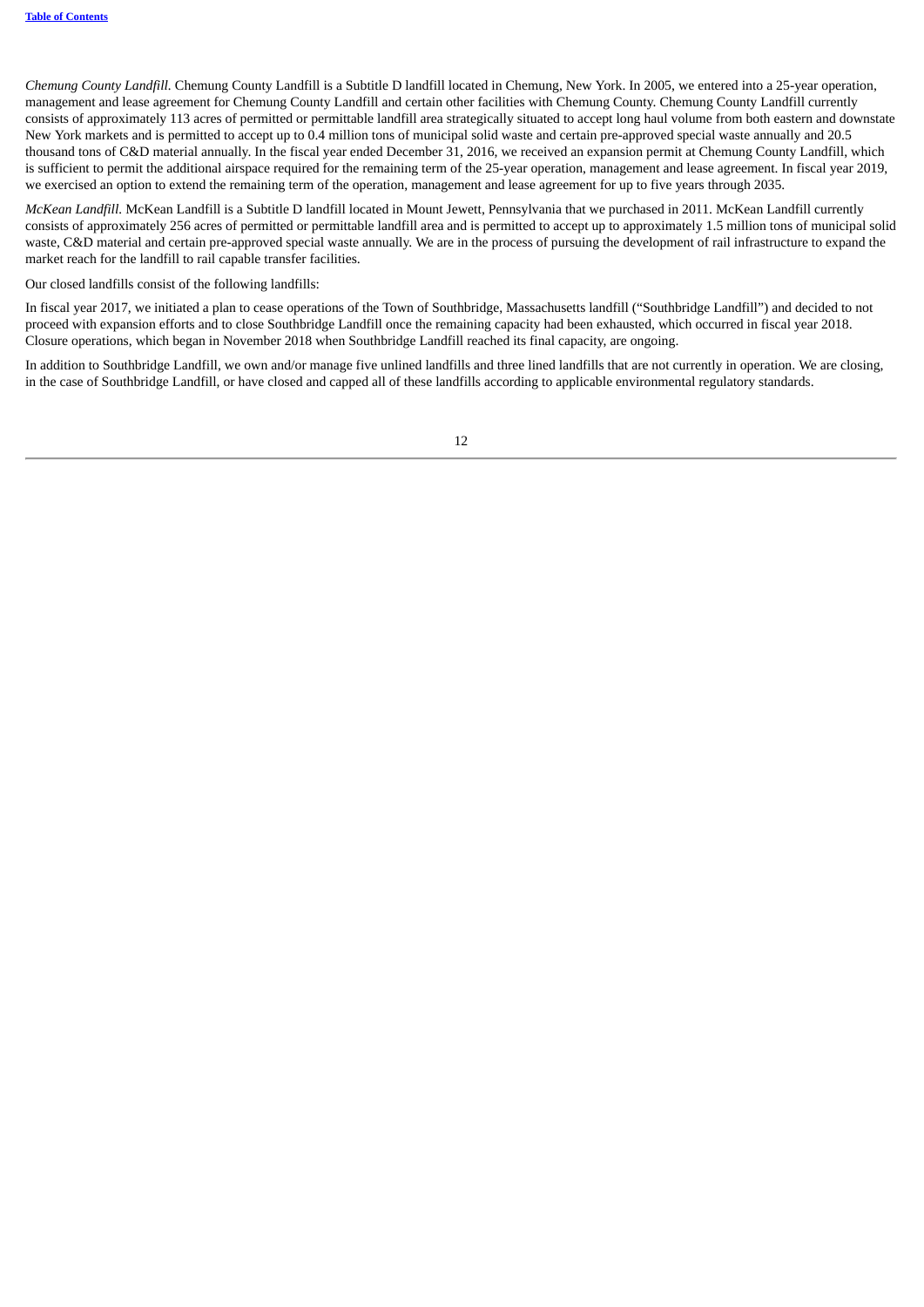*Chemung County Landfill.* Chemung County Landfill is a Subtitle D landfill located in Chemung, New York. In 2005, we entered into a 25-year operation, management and lease agreement for Chemung County Landfill and certain other facilities with Chemung County. Chemung County Landfill currently consists of approximately 113 acres of permitted or permittable landfill area strategically situated to accept long haul volume from both eastern and downstate New York markets and is permitted to accept up to 0.4 million tons of municipal solid waste and certain pre-approved special waste annually and 20.5 thousand tons of C&D material annually. In the fiscal year ended December 31, 2016, we received an expansion permit at Chemung County Landfill, which is sufficient to permit the additional airspace required for the remaining term of the 25-year operation, management and lease agreement. In fiscal year 2019, we exercised an option to extend the remaining term of the operation, management and lease agreement for up to five years through 2035.

*McKean Landfill.* McKean Landfill is a Subtitle D landfill located in Mount Jewett, Pennsylvania that we purchased in 2011. McKean Landfill currently consists of approximately 256 acres of permitted or permittable landfill area and is permitted to accept up to approximately 1.5 million tons of municipal solid waste, C&D material and certain pre-approved special waste annually. We are in the process of pursuing the development of rail infrastructure to expand the market reach for the landfill to rail capable transfer facilities.

Our closed landfills consist of the following landfills:

In fiscal year 2017, we initiated a plan to cease operations of the Town of Southbridge, Massachusetts landfill ("Southbridge Landfill") and decided to not proceed with expansion efforts and to close Southbridge Landfill once the remaining capacity had been exhausted, which occurred in fiscal year 2018. Closure operations, which began in November 2018 when Southbridge Landfill reached its final capacity, are ongoing.

In addition to Southbridge Landfill, we own and/or manage five unlined landfills and three lined landfills that are not currently in operation. We are closing, in the case of Southbridge Landfill, or have closed and capped all of these landfills according to applicable environmental regulatory standards.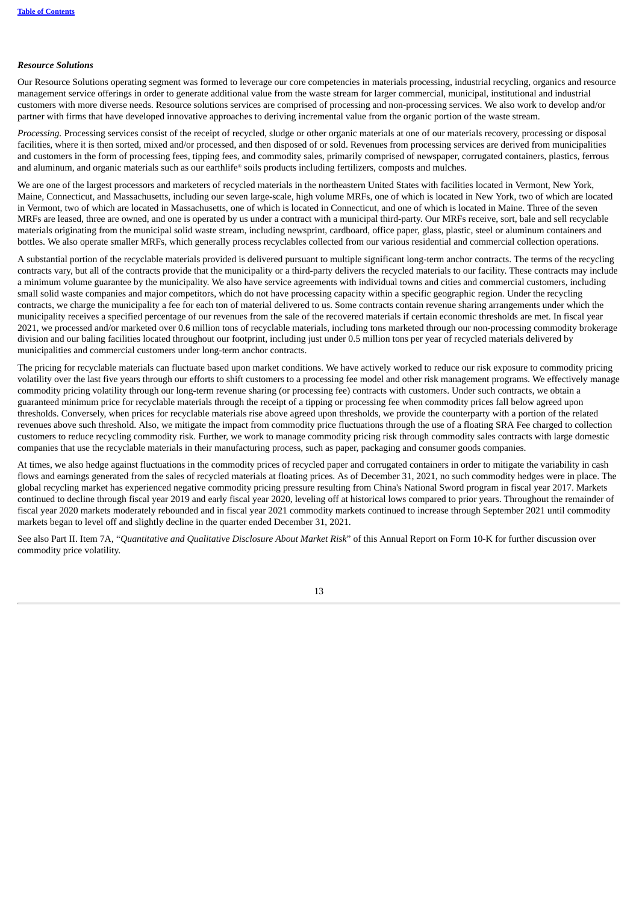***Resource Solutions***

Our Resource Solutions operating segment was formed to leverage our core competencies in materials processing, industrial recycling, organics and resource management service offerings in order to generate additional value from the waste stream for larger commercial, municipal, institutional and industrial customers with more diverse needs. Resource solutions services are comprised of processing and non-processing services. We also work to develop and/or partner with firms that have developed innovative approaches to deriving incremental value from the organic portion of the waste stream.

*Processing.* Processing services consist of the receipt of recycled, sludge or other organic materials at one of our materials recovery, processing or disposal facilities, where it is then sorted, mixed and/or processed, and then disposed of or sold. Revenues from processing services are derived from municipalities and customers in the form of processing fees, tipping fees, and commodity sales, primarily comprised of newspaper, corrugated containers, plastics, ferrous and aluminum, and organic materials such as our earthlife® soils products including fertilizers, composts and mulches.

We are one of the largest processors and marketers of recycled materials in the northeastern United States with facilities located in Vermont, New York, Maine, Connecticut, and Massachusetts, including our seven large-scale, high volume MRFs, one of which is located in New York, two of which are located in Vermont, two of which are located in Massachusetts, one of which is located in Connecticut, and one of which is located in Maine. Three of the seven MRFs are leased, three are owned, and one is operated by us under a contract with a municipal third-party. Our MRFs receive, sort, bale and sell recyclable materials originating from the municipal solid waste stream, including newsprint, cardboard, office paper, glass, plastic, steel or aluminum containers and bottles. We also operate smaller MRFs, which generally process recyclables collected from our various residential and commercial collection operations.

A substantial portion of the recyclable materials provided is delivered pursuant to multiple significant long-term anchor contracts. The terms of the recycling contracts vary, but all of the contracts provide that the municipality or a third-party delivers the recycled materials to our facility. These contracts may include a minimum volume guarantee by the municipality. We also have service agreements with individual towns and cities and commercial customers, including small solid waste companies and major competitors, which do not have processing capacity within a specific geographic region. Under the recycling contracts, we charge the municipality a fee for each ton of material delivered to us. Some contracts contain revenue sharing arrangements under which the municipality receives a specified percentage of our revenues from the sale of the recovered materials if certain economic thresholds are met. In fiscal year 2021, we processed and/or marketed over 0.6 million tons of recyclable materials, including tons marketed through our non-processing commodity brokerage division and our baling facilities located throughout our footprint, including just under 0.5 million tons per year of recycled materials delivered by municipalities and commercial customers under long-term anchor contracts.

The pricing for recyclable materials can fluctuate based upon market conditions. We have actively worked to reduce our risk exposure to commodity pricing volatility over the last five years through our efforts to shift customers to a processing fee model and other risk management programs. We effectively manage commodity pricing volatility through our long-term revenue sharing (or processing fee) contracts with customers. Under such contracts, we obtain a guaranteed minimum price for recyclable materials through the receipt of a tipping or processing fee when commodity prices fall below agreed upon thresholds. Conversely, when prices for recyclable materials rise above agreed upon thresholds, we provide the counterparty with a portion of the related revenues above such threshold. Also, we mitigate the impact from commodity price fluctuations through the use of a floating SRA Fee charged to collection customers to reduce recycling commodity risk. Further, we work to manage commodity pricing risk through commodity sales contracts with large domestic companies that use the recyclable materials in their manufacturing process, such as paper, packaging and consumer goods companies.

At times, we also hedge against fluctuations in the commodity prices of recycled paper and corrugated containers in order to mitigate the variability in cash flows and earnings generated from the sales of recycled materials at floating prices. As of December 31, 2021, no such commodity hedges were in place. The global recycling market has experienced negative commodity pricing pressure resulting from China's National Sword program in fiscal year 2017. Markets continued to decline through fiscal year 2019 and early fiscal year 2020, leveling off at historical lows compared to prior years. Throughout the remainder of fiscal year 2020 markets moderately rebounded and in fiscal year 2021 commodity markets continued to increase through September 2021 until commodity markets began to level off and slightly decline in the quarter ended December 31, 2021.

See also Part II. Item 7A, "*Quantitative and Qualitative Disclosure About Market Risk*" of this Annual Report on Form 10-K for further discussion over commodity price volatility.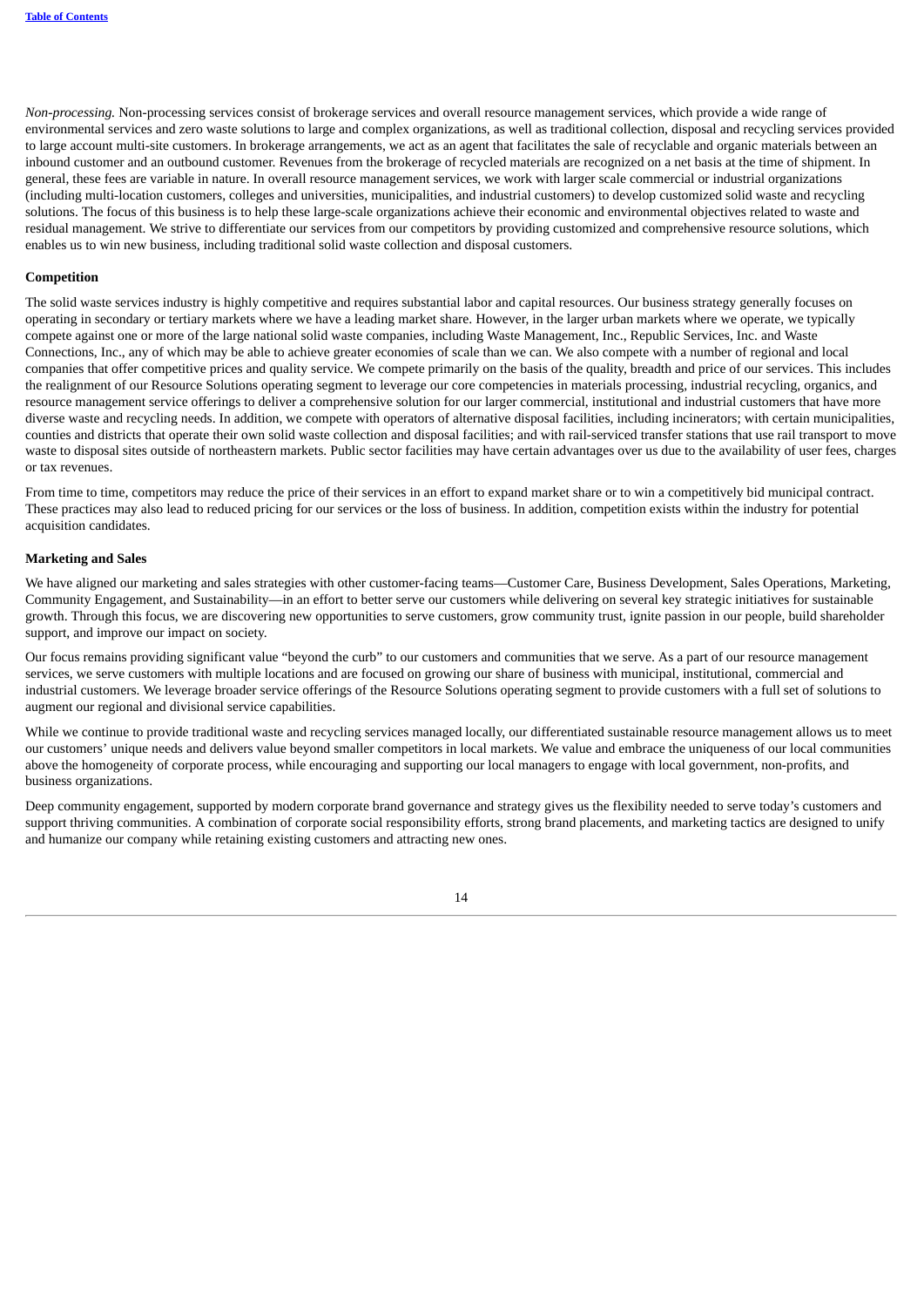*Non-processing.* Non-processing services consist of brokerage services and overall resource management services, which provide a wide range of environmental services and zero waste solutions to large and complex organizations, as well as traditional collection, disposal and recycling services provided to large account multi-site customers. In brokerage arrangements, we act as an agent that facilitates the sale of recyclable and organic materials between an inbound customer and an outbound customer. Revenues from the brokerage of recycled materials are recognized on a net basis at the time of shipment. In general, these fees are variable in nature. In overall resource management services, we work with larger scale commercial or industrial organizations (including multi-location customers, colleges and universities, municipalities, and industrial customers) to develop customized solid waste and recycling solutions. The focus of this business is to help these large-scale organizations achieve their economic and environmental objectives related to waste and residual management. We strive to differentiate our services from our competitors by providing customized and comprehensive resource solutions, which enables us to win new business, including traditional solid waste collection and disposal customers.

**Competition**

The solid waste services industry is highly competitive and requires substantial labor and capital resources. Our business strategy generally focuses on operating in secondary or tertiary markets where we have a leading market share. However, in the larger urban markets where we operate, we typically compete against one or more of the large national solid waste companies, including Waste Management, Inc., Republic Services, Inc. and Waste Connections, Inc., any of which may be able to achieve greater economies of scale than we can. We also compete with a number of regional and local companies that offer competitive prices and quality service. We compete primarily on the basis of the quality, breadth and price of our services. This includes the realignment of our Resource Solutions operating segment to leverage our core competencies in materials processing, industrial recycling, organics, and resource management service offerings to deliver a comprehensive solution for our larger commercial, institutional and industrial customers that have more diverse waste and recycling needs. In addition, we compete with operators of alternative disposal facilities, including incinerators; with certain municipalities, counties and districts that operate their own solid waste collection and disposal facilities; and with rail-serviced transfer stations that use rail transport to move waste to disposal sites outside of northeastern markets. Public sector facilities may have certain advantages over us due to the availability of user fees, charges or tax revenues.

From time to time, competitors may reduce the price of their services in an effort to expand market share or to win a competitively bid municipal contract. These practices may also lead to reduced pricing for our services or the loss of business. In addition, competition exists within the industry for potential acquisition candidates.

**Marketing and Sales**

We have aligned our marketing and sales strategies with other customer-facing teams—Customer Care, Business Development, Sales Operations, Marketing, Community Engagement, and Sustainability—in an effort to better serve our customers while delivering on several key strategic initiatives for sustainable growth. Through this focus, we are discovering new opportunities to serve customers, grow community trust, ignite passion in our people, build shareholder support, and improve our impact on society.

Our focus remains providing significant value "beyond the curb" to our customers and communities that we serve. As a part of our resource management services, we serve customers with multiple locations and are focused on growing our share of business with municipal, institutional, commercial and industrial customers. We leverage broader service offerings of the Resource Solutions operating segment to provide customers with a full set of solutions to augment our regional and divisional service capabilities.

While we continue to provide traditional waste and recycling services managed locally, our differentiated sustainable resource management allows us to meet our customers' unique needs and delivers value beyond smaller competitors in local markets. We value and embrace the uniqueness of our local communities above the homogeneity of corporate process, while encouraging and supporting our local managers to engage with local government, non-profits, and business organizations.

Deep community engagement, supported by modern corporate brand governance and strategy gives us the flexibility needed to serve today's customers and support thriving communities. A combination of corporate social responsibility efforts, strong brand placements, and marketing tactics are designed to unify and humanize our company while retaining existing customers and attracting new ones.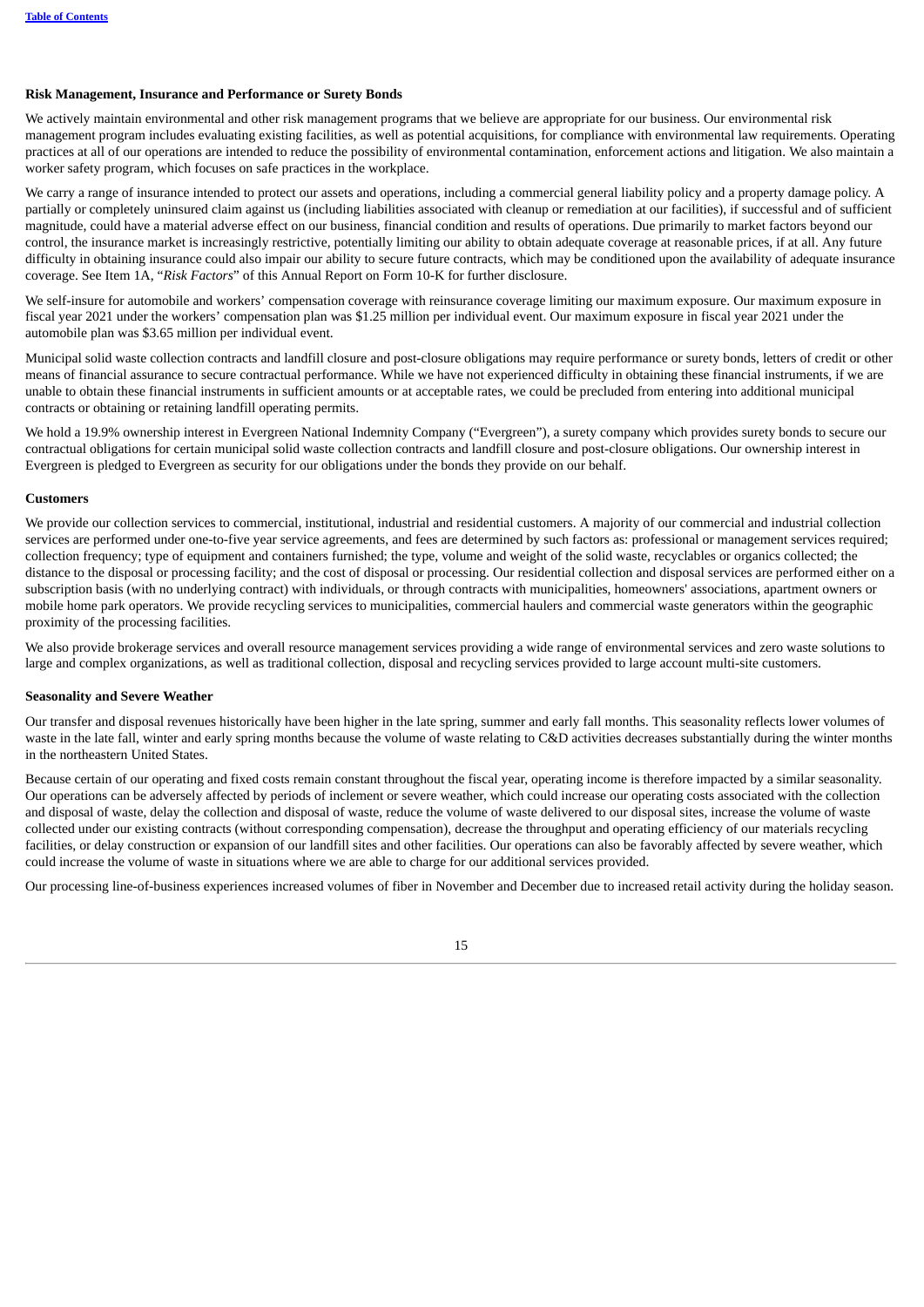### Risk Management, Insurance and Performance or Surety Bonds

We actively maintain environmental and other risk management programs that we believe are appropriate for our business. Our environmental risk management program includes evaluating existing facilities, as well as potential acquisitions, for compliance with environmental law requirements. Operating practices at all of our operations are intended to reduce the possibility of environmental contamination, enforcement actions and litigation. We also maintain a worker safety program, which focuses on safe practices in the workplace.

We carry a range of insurance intended to protect our assets and operations, including a commercial general liability policy and a property damage policy. A partially or completely uninsured claim against us (including liabilities associated with cleanup or remediation at our facilities), if successful and of sufficient magnitude, could have a material adverse effect on our business, financial condition and results of operations. Due primarily to market factors beyond our control, the insurance market is increasingly restrictive, potentially limiting our ability to obtain adequate coverage at reasonable prices, if at all. Any future difficulty in obtaining insurance could also impair our ability to secure future contracts, which may be conditioned upon the availability of adequate insurance coverage. See Item 1A, "*Risk Factors*" of this Annual Report on Form 10-K for further disclosure.

We self-insure for automobile and workers' compensation coverage with reinsurance coverage limiting our maximum exposure. Our maximum exposure in fiscal year 2021 under the workers' compensation plan was $1.25 million per individual event. Our maximum exposure in fiscal year 2021 under the automobile plan was $3.65 million per individual event.

Municipal solid waste collection contracts and landfill closure and post-closure obligations may require performance or surety bonds, letters of credit or other means of financial assurance to secure contractual performance. While we have not experienced difficulty in obtaining these financial instruments, if we are unable to obtain these financial instruments in sufficient amounts or at acceptable rates, we could be precluded from entering into additional municipal contracts or obtaining or retaining landfill operating permits.

We hold a 19.9% ownership interest in Evergreen National Indemnity Company ("Evergreen"), a surety company which provides surety bonds to secure our contractual obligations for certain municipal solid waste collection contracts and landfill closure and post-closure obligations. Our ownership interest in Evergreen is pledged to Evergreen as security for our obligations under the bonds they provide on our behalf.

### Customers

We provide our collection services to commercial, institutional, industrial and residential customers. A majority of our commercial and industrial collection services are performed under one-to-five year service agreements, and fees are determined by such factors as: professional or management services required; collection frequency; type of equipment and containers furnished; the type, volume and weight of the solid waste, recyclables or organics collected; the distance to the disposal or processing facility; and the cost of disposal or processing. Our residential collection and disposal services are performed either on a subscription basis (with no underlying contract) with individuals, or through contracts with municipalities, homeowners' associations, apartment owners or mobile home park operators. We provide recycling services to municipalities, commercial haulers and commercial waste generators within the geographic proximity of the processing facilities.

We also provide brokerage services and overall resource management services providing a wide range of environmental services and zero waste solutions to large and complex organizations, as well as traditional collection, disposal and recycling services provided to large account multi-site customers.

### Seasonality and Severe Weather

Our transfer and disposal revenues historically have been higher in the late spring, summer and early fall months. This seasonality reflects lower volumes of waste in the late fall, winter and early spring months because the volume of waste relating to C&D activities decreases substantially during the winter months in the northeastern United States.

Because certain of our operating and fixed costs remain constant throughout the fiscal year, operating income is therefore impacted by a similar seasonality. Our operations can be adversely affected by periods of inclement or severe weather, which could increase our operating costs associated with the collection and disposal of waste, delay the collection and disposal of waste, reduce the volume of waste delivered to our disposal sites, increase the volume of waste collected under our existing contracts (without corresponding compensation), decrease the throughput and operating efficiency of our materials recycling facilities, or delay construction or expansion of our landfill sites and other facilities. Our operations can also be favorably affected by severe weather, which could increase the volume of waste in situations where we are able to charge for our additional services provided.

Our processing line-of-business experiences increased volumes of fiber in November and December due to increased retail activity during the holiday season.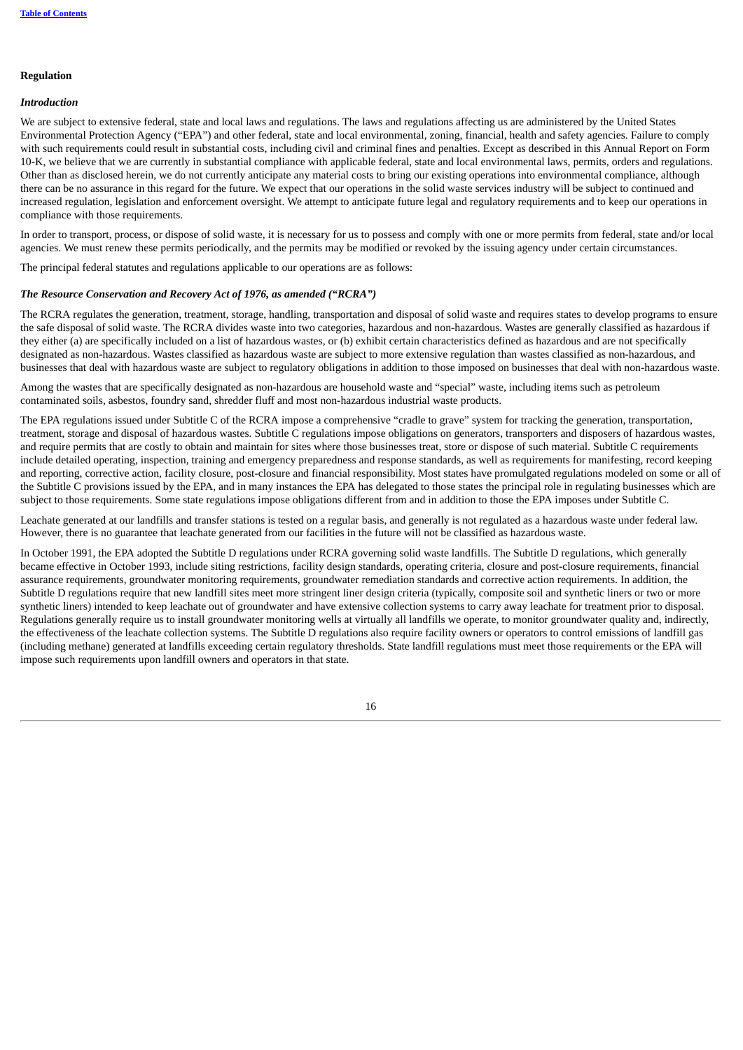## Regulation

### *Introduction*

We are subject to extensive federal, state and local laws and regulations. The laws and regulations affecting us are administered by the United States Environmental Protection Agency ("EPA") and other federal, state and local environmental, zoning, financial, health and safety agencies. Failure to comply with such requirements could result in substantial costs, including civil and criminal fines and penalties. Except as described in this Annual Report on Form 10-K, we believe that we are currently in substantial compliance with applicable federal, state and local environmental laws, permits, orders and regulations. Other than as disclosed herein, we do not currently anticipate any material costs to bring our existing operations into environmental compliance, although there can be no assurance in this regard for the future. We expect that our operations in the solid waste services industry will be subject to continued and increased regulation, legislation and enforcement oversight. We attempt to anticipate future legal and regulatory requirements and to keep our operations in compliance with those requirements.

In order to transport, process, or dispose of solid waste, it is necessary for us to possess and comply with one or more permits from federal, state and/or local agencies. We must renew these permits periodically, and the permits may be modified or revoked by the issuing agency under certain circumstances.

The principal federal statutes and regulations applicable to our operations are as follows:

### *The Resource Conservation and Recovery Act of 1976, as amended ("RCRA")*

The RCRA regulates the generation, treatment, storage, handling, transportation and disposal of solid waste and requires states to develop programs to ensure the safe disposal of solid waste. The RCRA divides waste into two categories, hazardous and non-hazardous. Wastes are generally classified as hazardous if they either (a) are specifically included on a list of hazardous wastes, or (b) exhibit certain characteristics defined as hazardous and are not specifically designated as non-hazardous. Wastes classified as hazardous waste are subject to more extensive regulation than wastes classified as non-hazardous, and businesses that deal with hazardous waste are subject to regulatory obligations in addition to those imposed on businesses that deal with non-hazardous waste.

Among the wastes that are specifically designated as non-hazardous are household waste and "special" waste, including items such as petroleum contaminated soils, asbestos, foundry sand, shredder fluff and most non-hazardous industrial waste products.

The EPA regulations issued under Subtitle C of the RCRA impose a comprehensive "cradle to grave" system for tracking the generation, transportation, treatment, storage and disposal of hazardous wastes. Subtitle C regulations impose obligations on generators, transporters and disposers of hazardous wastes, and require permits that are costly to obtain and maintain for sites where those businesses treat, store or dispose of such material. Subtitle C requirements include detailed operating, inspection, training and emergency preparedness and response standards, as well as requirements for manifesting, record keeping and reporting, corrective action, facility closure, post-closure and financial responsibility. Most states have promulgated regulations modeled on some or all of the Subtitle C provisions issued by the EPA, and in many instances the EPA has delegated to those states the principal role in regulating businesses which are subject to those requirements. Some state regulations impose obligations different from and in addition to those the EPA imposes under Subtitle C.

Leachate generated at our landfills and transfer stations is tested on a regular basis, and generally is not regulated as a hazardous waste under federal law. However, there is no guarantee that leachate generated from our facilities in the future will not be classified as hazardous waste.

In October 1991, the EPA adopted the Subtitle D regulations under RCRA governing solid waste landfills. The Subtitle D regulations, which generally became effective in October 1993, include siting restrictions, facility design standards, operating criteria, closure and post-closure requirements, financial assurance requirements, groundwater monitoring requirements, groundwater remediation standards and corrective action requirements. In addition, the Subtitle D regulations require that new landfill sites meet more stringent liner design criteria (typically, composite soil and synthetic liners or two or more synthetic liners) intended to keep leachate out of groundwater and have extensive collection systems to carry away leachate for treatment prior to disposal. Regulations generally require us to install groundwater monitoring wells at virtually all landfills we operate, to monitor groundwater quality and, indirectly, the effectiveness of the leachate collection systems. The Subtitle D regulations also require facility owners or operators to control emissions of landfill gas (including methane) generated at landfills exceeding certain regulatory thresholds. State landfill regulations must meet those requirements or the EPA will impose such requirements upon landfill owners and operators in that state.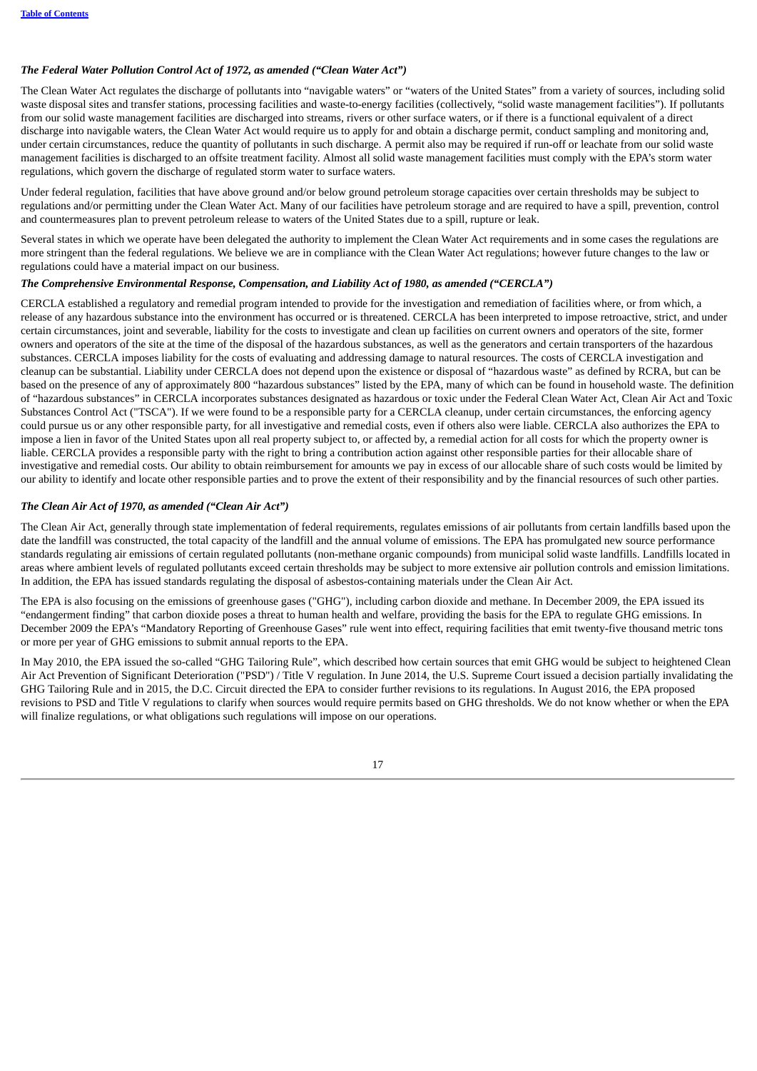*The Federal Water Pollution Control Act of 1972, as amended ("Clean Water Act")*

The Clean Water Act regulates the discharge of pollutants into "navigable waters" or "waters of the United States" from a variety of sources, including solid waste disposal sites and transfer stations, processing facilities and waste-to-energy facilities (collectively, "solid waste management facilities"). If pollutants from our solid waste management facilities are discharged into streams, rivers or other surface waters, or if there is a functional equivalent of a direct discharge into navigable waters, the Clean Water Act would require us to apply for and obtain a discharge permit, conduct sampling and monitoring and, under certain circumstances, reduce the quantity of pollutants in such discharge. A permit also may be required if run-off or leachate from our solid waste management facilities is discharged to an offsite treatment facility. Almost all solid waste management facilities must comply with the EPA's storm water regulations, which govern the discharge of regulated storm water to surface waters.

Under federal regulation, facilities that have above ground and/or below ground petroleum storage capacities over certain thresholds may be subject to regulations and/or permitting under the Clean Water Act. Many of our facilities have petroleum storage and are required to have a spill, prevention, control and countermeasures plan to prevent petroleum release to waters of the United States due to a spill, rupture or leak.

Several states in which we operate have been delegated the authority to implement the Clean Water Act requirements and in some cases the regulations are more stringent than the federal regulations. We believe we are in compliance with the Clean Water Act regulations; however future changes to the law or regulations could have a material impact on our business.

*The Comprehensive Environmental Response, Compensation, and Liability Act of 1980, as amended ("CERCLA")*

CERCLA established a regulatory and remedial program intended to provide for the investigation and remediation of facilities where, or from which, a release of any hazardous substance into the environment has occurred or is threatened. CERCLA has been interpreted to impose retroactive, strict, and under certain circumstances, joint and severable, liability for the costs to investigate and clean up facilities on current owners and operators of the site, former owners and operators of the site at the time of the disposal of the hazardous substances, as well as the generators and certain transporters of the hazardous substances. CERCLA imposes liability for the costs of evaluating and addressing damage to natural resources. The costs of CERCLA investigation and cleanup can be substantial. Liability under CERCLA does not depend upon the existence or disposal of "hazardous waste" as defined by RCRA, but can be based on the presence of any of approximately 800 "hazardous substances" listed by the EPA, many of which can be found in household waste. The definition of "hazardous substances" in CERCLA incorporates substances designated as hazardous or toxic under the Federal Clean Water Act, Clean Air Act and Toxic Substances Control Act ("TSCA"). If we were found to be a responsible party for a CERCLA cleanup, under certain circumstances, the enforcing agency could pursue us or any other responsible party, for all investigative and remedial costs, even if others also were liable. CERCLA also authorizes the EPA to impose a lien in favor of the United States upon all real property subject to, or affected by, a remedial action for all costs for which the property owner is liable. CERCLA provides a responsible party with the right to bring a contribution action against other responsible parties for their allocable share of investigative and remedial costs. Our ability to obtain reimbursement for amounts we pay in excess of our allocable share of such costs would be limited by our ability to identify and locate other responsible parties and to prove the extent of their responsibility and by the financial resources of such other parties.

*The Clean Air Act of 1970, as amended ("Clean Air Act")*

The Clean Air Act, generally through state implementation of federal requirements, regulates emissions of air pollutants from certain landfills based upon the date the landfill was constructed, the total capacity of the landfill and the annual volume of emissions. The EPA has promulgated new source performance standards regulating air emissions of certain regulated pollutants (non-methane organic compounds) from municipal solid waste landfills. Landfills located in areas where ambient levels of regulated pollutants exceed certain thresholds may be subject to more extensive air pollution controls and emission limitations. In addition, the EPA has issued standards regulating the disposal of asbestos-containing materials under the Clean Air Act.

The EPA is also focusing on the emissions of greenhouse gases ("GHG"), including carbon dioxide and methane. In December 2009, the EPA issued its "endangerment finding" that carbon dioxide poses a threat to human health and welfare, providing the basis for the EPA to regulate GHG emissions. In December 2009 the EPA's "Mandatory Reporting of Greenhouse Gases" rule went into effect, requiring facilities that emit twenty-five thousand metric tons or more per year of GHG emissions to submit annual reports to the EPA.

In May 2010, the EPA issued the so-called "GHG Tailoring Rule", which described how certain sources that emit GHG would be subject to heightened Clean Air Act Prevention of Significant Deterioration ("PSD") / Title V regulation. In June 2014, the U.S. Supreme Court issued a decision partially invalidating the GHG Tailoring Rule and in 2015, the D.C. Circuit directed the EPA to consider further revisions to its regulations. In August 2016, the EPA proposed revisions to PSD and Title V regulations to clarify when sources would require permits based on GHG thresholds. We do not know whether or when the EPA will finalize regulations, or what obligations such regulations will impose on our operations.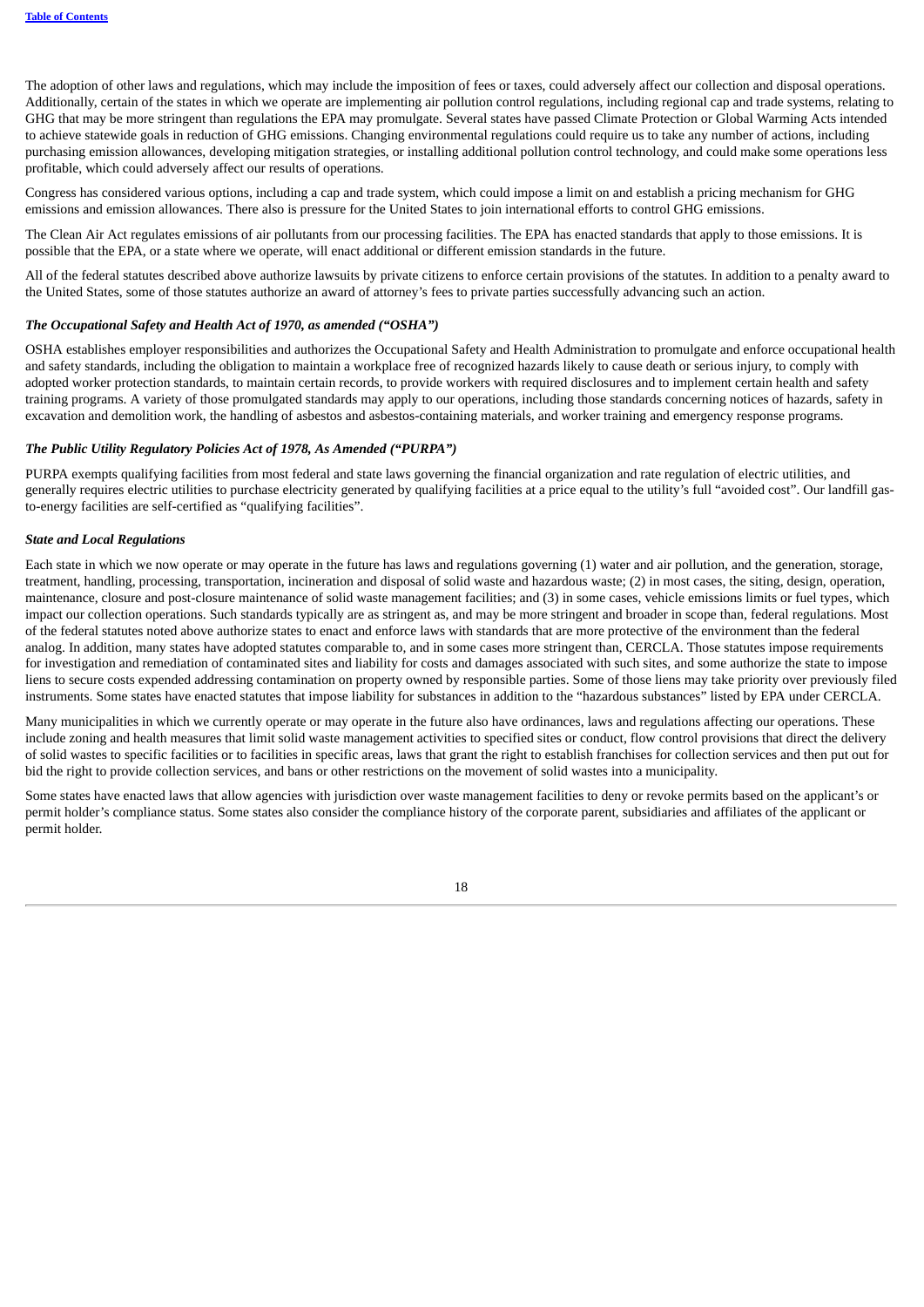The adoption of other laws and regulations, which may include the imposition of fees or taxes, could adversely affect our collection and disposal operations. Additionally, certain of the states in which we operate are implementing air pollution control regulations, including regional cap and trade systems, relating to GHG that may be more stringent than regulations the EPA may promulgate. Several states have passed Climate Protection or Global Warming Acts intended to achieve statewide goals in reduction of GHG emissions. Changing environmental regulations could require us to take any number of actions, including purchasing emission allowances, developing mitigation strategies, or installing additional pollution control technology, and could make some operations less profitable, which could adversely affect our results of operations.

Congress has considered various options, including a cap and trade system, which could impose a limit on and establish a pricing mechanism for GHG emissions and emission allowances. There also is pressure for the United States to join international efforts to control GHG emissions.

The Clean Air Act regulates emissions of air pollutants from our processing facilities. The EPA has enacted standards that apply to those emissions. It is possible that the EPA, or a state where we operate, will enact additional or different emission standards in the future.

All of the federal statutes described above authorize lawsuits by private citizens to enforce certain provisions of the statutes. In addition to a penalty award to the United States, some of those statutes authorize an award of attorney's fees to private parties successfully advancing such an action.

***The Occupational Safety and Health Act of 1970, as amended ("OSHA")***

OSHA establishes employer responsibilities and authorizes the Occupational Safety and Health Administration to promulgate and enforce occupational health and safety standards, including the obligation to maintain a workplace free of recognized hazards likely to cause death or serious injury, to comply with adopted worker protection standards, to maintain certain records, to provide workers with required disclosures and to implement certain health and safety training programs. A variety of those promulgated standards may apply to our operations, including those standards concerning notices of hazards, safety in excavation and demolition work, the handling of asbestos and asbestos-containing materials, and worker training and emergency response programs.

***The Public Utility Regulatory Policies Act of 1978, As Amended ("PURPA")***

PURPA exempts qualifying facilities from most federal and state laws governing the financial organization and rate regulation of electric utilities, and generally requires electric utilities to purchase electricity generated by qualifying facilities at a price equal to the utility's full "avoided cost". Our landfill gas-to-energy facilities are self-certified as "qualifying facilities".

***State and Local Regulations***

Each state in which we now operate or may operate in the future has laws and regulations governing (1) water and air pollution, and the generation, storage, treatment, handling, processing, transportation, incineration and disposal of solid waste and hazardous waste; (2) in most cases, the siting, design, operation, maintenance, closure and post-closure maintenance of solid waste management facilities; and (3) in some cases, vehicle emissions limits or fuel types, which impact our collection operations. Such standards typically are as stringent as, and may be more stringent and broader in scope than, federal regulations. Most of the federal statutes noted above authorize states to enact and enforce laws with standards that are more protective of the environment than the federal analog. In addition, many states have adopted statutes comparable to, and in some cases more stringent than, CERCLA. Those statutes impose requirements for investigation and remediation of contaminated sites and liability for costs and damages associated with such sites, and some authorize the state to impose liens to secure costs expended addressing contamination on property owned by responsible parties. Some of those liens may take priority over previously filed instruments. Some states have enacted statutes that impose liability for substances in addition to the "hazardous substances" listed by EPA under CERCLA.

Many municipalities in which we currently operate or may operate in the future also have ordinances, laws and regulations affecting our operations. These include zoning and health measures that limit solid waste management activities to specified sites or conduct, flow control provisions that direct the delivery of solid wastes to specific facilities or to facilities in specific areas, laws that grant the right to establish franchises for collection services and then put out for bid the right to provide collection services, and bans or other restrictions on the movement of solid wastes into a municipality.

Some states have enacted laws that allow agencies with jurisdiction over waste management facilities to deny or revoke permits based on the applicant's or permit holder's compliance status. Some states also consider the compliance history of the corporate parent, subsidiaries and affiliates of the applicant or permit holder.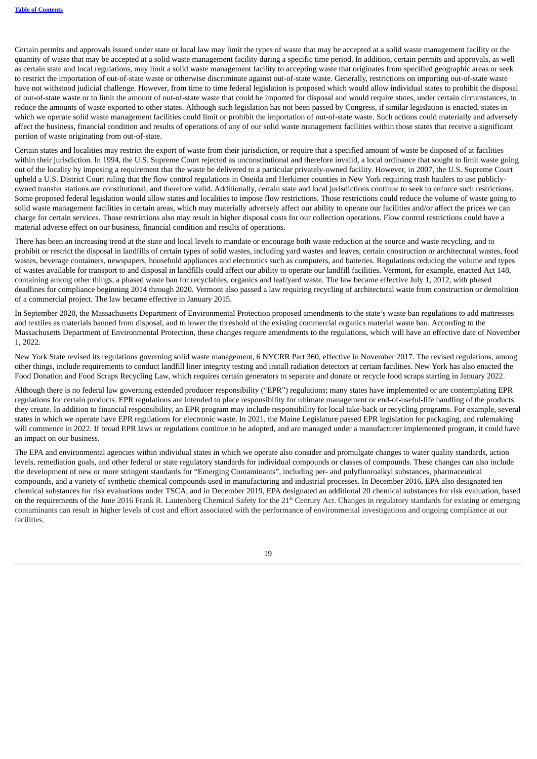Certain permits and approvals issued under state or local law may limit the types of waste that may be accepted at a solid waste management facility or the quantity of waste that may be accepted at a solid waste management facility during a specific time period. In addition, certain permits and approvals, as well as certain state and local regulations, may limit a solid waste management facility to accepting waste that originates from specified geographic areas or seek to restrict the importation of out-of-state waste or otherwise discriminate against out-of-state waste. Generally, restrictions on importing out-of-state waste have not withstood judicial challenge. However, from time to time federal legislation is proposed which would allow individual states to prohibit the disposal of out-of-state waste or to limit the amount of out-of-state waste that could be imported for disposal and would require states, under certain circumstances, to reduce the amounts of waste exported to other states. Although such legislation has not been passed by Congress, if similar legislation is enacted, states in which we operate solid waste management facilities could limit or prohibit the importation of out-of-state waste. Such actions could materially and adversely affect the business, financial condition and results of operations of any of our solid waste management facilities within those states that receive a significant portion of waste originating from out-of-state.

Certain states and localities may restrict the export of waste from their jurisdiction, or require that a specified amount of waste be disposed of at facilities within their jurisdiction. In 1994, the U.S. Supreme Court rejected as unconstitutional and therefore invalid, a local ordinance that sought to limit waste going out of the locality by imposing a requirement that the waste be delivered to a particular privately-owned facility. However, in 2007, the U.S. Supreme Court upheld a U.S. District Court ruling that the flow control regulations in Oneida and Herkimer counties in New York requiring trash haulers to use publicly-owned transfer stations are constitutional, and therefore valid. Additionally, certain state and local jurisdictions continue to seek to enforce such restrictions. Some proposed federal legislation would allow states and localities to impose flow restrictions. Those restrictions could reduce the volume of waste going to solid waste management facilities in certain areas, which may materially adversely affect our ability to operate our facilities and/or affect the prices we can charge for certain services. Those restrictions also may result in higher disposal costs for our collection operations. Flow control restrictions could have a material adverse effect on our business, financial condition and results of operations.

There has been an increasing trend at the state and local levels to mandate or encourage both waste reduction at the source and waste recycling, and to prohibit or restrict the disposal in landfills of certain types of solid wastes, including yard wastes and leaves, certain construction or architectural wastes, food wastes, beverage containers, newspapers, household appliances and electronics such as computers, and batteries. Regulations reducing the volume and types of wastes available for transport to and disposal in landfills could affect our ability to operate our landfill facilities. Vermont, for example, enacted Act 148, containing among other things, a phased waste ban for recyclables, organics and leaf/yard waste. The law became effective July 1, 2012, with phased deadlines for compliance beginning 2014 through 2020. Vermont also passed a law requiring recycling of architectural waste from construction or demolition of a commercial project. The law became effective in January 2015.

In September 2020, the Massachusetts Department of Environmental Protection proposed amendments to the state's waste ban regulations to add mattresses and textiles as materials banned from disposal, and to lower the threshold of the existing commercial organics material waste ban. According to the Massachusetts Department of Environmental Protection, these changes require amendments to the regulations, which will have an effective date of November 1, 2022.

New York State revised its regulations governing solid waste management, 6 NYCRR Part 360, effective in November 2017. The revised regulations, among other things, include requirements to conduct landfill liner integrity testing and install radiation detectors at certain facilities. New York has also enacted the Food Donation and Food Scraps Recycling Law, which requires certain generators to separate and donate or recycle food scraps starting in January 2022.

Although there is no federal law governing extended producer responsibility ("EPR") regulations; many states have implemented or are contemplating EPR regulations for certain products. EPR regulations are intended to place responsibility for ultimate management or end-of-useful-life handling of the products they create. In addition to financial responsibility, an EPR program may include responsibility for local take-back or recycling programs. For example, several states in which we operate have EPR regulations for electronic waste. In 2021, the Maine Legislature passed EPR legislation for packaging, and rulemaking will commence in 2022. If broad EPR laws or regulations continue to be adopted, and are managed under a manufacturer implemented program, it could have an impact on our business.

The EPA and environmental agencies within individual states in which we operate also consider and promulgate changes to water quality standards, action levels, remediation goals, and other federal or state regulatory standards for individual compounds or classes of compounds. These changes can also include the development of new or more stringent standards for "Emerging Contaminants", including per- and polyfluoroalkyl substances, pharmaceutical compounds, and a variety of synthetic chemical compounds used in manufacturing and industrial processes. In December 2016, EPA also designated ten chemical substances for risk evaluations under TSCA, and in December 2019, EPA designated an additional 20 chemical substances for risk evaluation, based on the requirements of the June 2016 Frank R. Lautenberg Chemical Safety for the 21st Century Act. Changes in regulatory standards for existing or emerging contaminants can result in higher levels of cost and effort associated with the performance of environmental investigations and ongoing compliance at our facilities.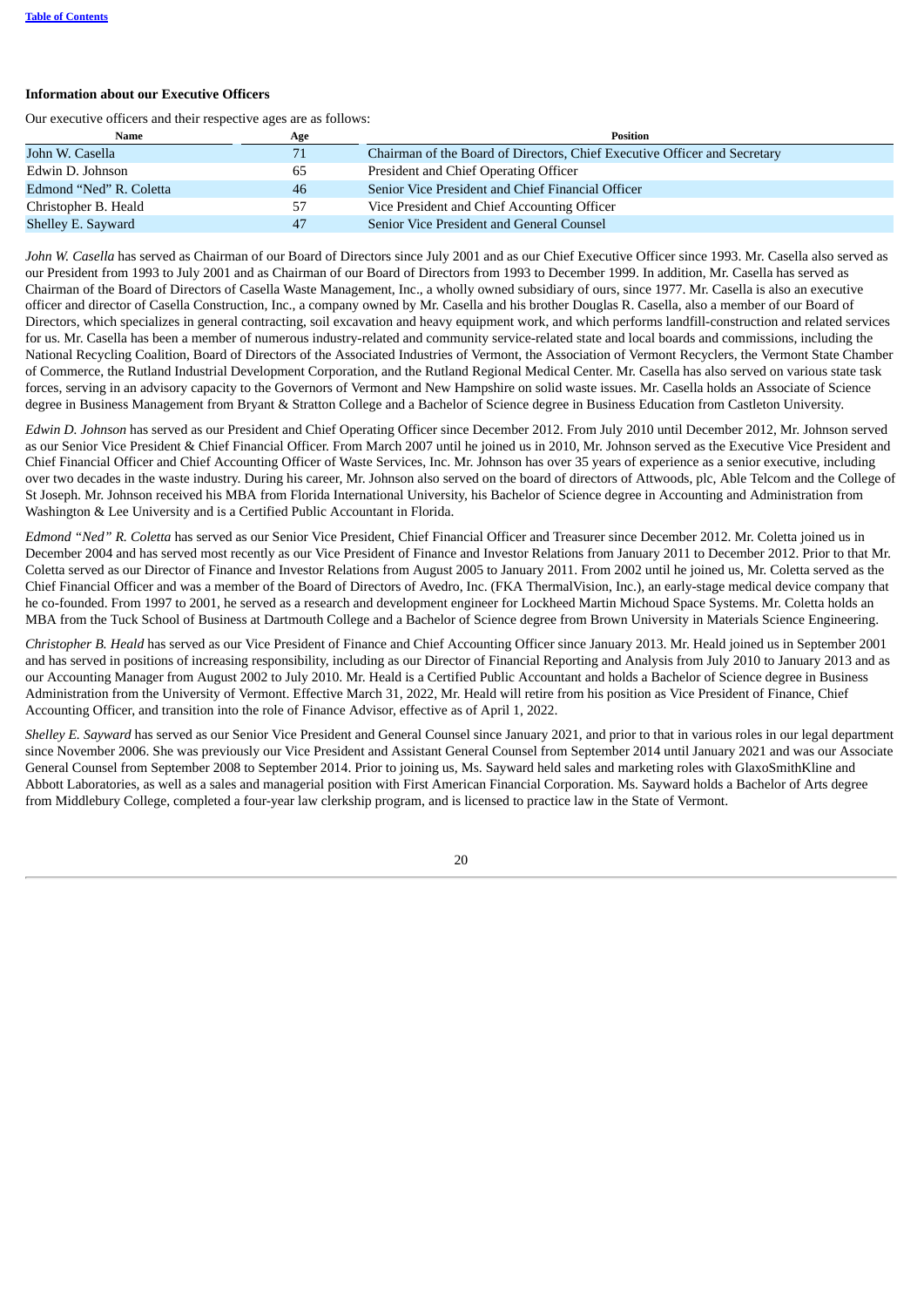[Table of Contents](#)

### Information about our Executive Officers

Our executive officers and their respective ages are as follows:

| Name | Age | Position |
| --- | --- | --- |
| John W. Casella | 71 | Chairman of the Board of Directors, Chief Executive Officer and Secretary |
| Edwin D. Johnson | 65 | President and Chief Operating Officer |
| Edmond “Ned” R. Coletta | 46 | Senior Vice President and Chief Financial Officer |
| Christopher B. Heald | 57 | Vice President and Chief Accounting Officer |
| Shelley E. Sayward | 47 | Senior Vice President and General Counsel |

*John W. Casella* has served as Chairman of our Board of Directors since July 2001 and as our Chief Executive Officer since 1993. Mr. Casella also served as our President from 1993 to July 2001 and as Chairman of our Board of Directors from 1993 to December 1999. In addition, Mr. Casella has served as Chairman of the Board of Directors of Casella Waste Management, Inc., a wholly owned subsidiary of ours, since 1977. Mr. Casella is also an executive officer and director of Casella Construction, Inc., a company owned by Mr. Casella and his brother Douglas R. Casella, also a member of our Board of Directors, which specializes in general contracting, soil excavation and heavy equipment work, and which performs landfill-construction and related services for us. Mr. Casella has been a member of numerous industry-related and community service-related state and local boards and commissions, including the National Recycling Coalition, Board of Directors of the Associated Industries of Vermont, the Association of Vermont Recyclers, the Vermont State Chamber of Commerce, the Rutland Industrial Development Corporation, and the Rutland Regional Medical Center. Mr. Casella has also served on various state task forces, serving in an advisory capacity to the Governors of Vermont and New Hampshire on solid waste issues. Mr. Casella holds an Associate of Science degree in Business Management from Bryant & Stratton College and a Bachelor of Science degree in Business Education from Castleton University.

*Edwin D. Johnson* has served as our President and Chief Operating Officer since December 2012. From July 2010 until December 2012, Mr. Johnson served as our Senior Vice President & Chief Financial Officer. From March 2007 until he joined us in 2010, Mr. Johnson served as the Executive Vice President and Chief Financial Officer and Chief Accounting Officer of Waste Services, Inc. Mr. Johnson has over 35 years of experience as a senior executive, including over two decades in the waste industry. During his career, Mr. Johnson also served on the board of directors of Attwoods, plc, Able Telcom and the College of St Joseph. Mr. Johnson received his MBA from Florida International University, his Bachelor of Science degree in Accounting and Administration from Washington & Lee University and is a Certified Public Accountant in Florida.

*Edmond “Ned” R. Coletta* has served as our Senior Vice President, Chief Financial Officer and Treasurer since December 2012. Mr. Coletta joined us in December 2004 and has served most recently as our Vice President of Finance and Investor Relations from January 2011 to December 2012. Prior to that Mr. Coletta served as our Director of Finance and Investor Relations from August 2005 to January 2011. From 2002 until he joined us, Mr. Coletta served as the Chief Financial Officer and was a member of the Board of Directors of Avedro, Inc. (FKA ThermalVision, Inc.), an early-stage medical device company that he co-founded. From 1997 to 2001, he served as a research and development engineer for Lockheed Martin Michoud Space Systems. Mr. Coletta holds an MBA from the Tuck School of Business at Dartmouth College and a Bachelor of Science degree from Brown University in Materials Science Engineering.

*Christopher B. Heald* has served as our Vice President of Finance and Chief Accounting Officer since January 2013. Mr. Heald joined us in September 2001 and has served in positions of increasing responsibility, including as our Director of Financial Reporting and Analysis from July 2010 to January 2013 and as our Accounting Manager from August 2002 to July 2010. Mr. Heald is a Certified Public Accountant and holds a Bachelor of Science degree in Business Administration from the University of Vermont. Effective March 31, 2022, Mr. Heald will retire from his position as Vice President of Finance, Chief Accounting Officer, and transition into the role of Finance Advisor, effective as of April 1, 2022.

*Shelley E. Sayward* has served as our Senior Vice President and General Counsel since January 2021, and prior to that in various roles in our legal department since November 2006. She was previously our Vice President and Assistant General Counsel from September 2014 until January 2021 and was our Associate General Counsel from September 2008 to September 2014. Prior to joining us, Ms. Sayward held sales and marketing roles with GlaxoSmithKline and Abbott Laboratories, as well as a sales and managerial position with First American Financial Corporation. Ms. Sayward holds a Bachelor of Arts degree from Middlebury College, completed a four-year law clerkship program, and is licensed to practice law in the State of Vermont.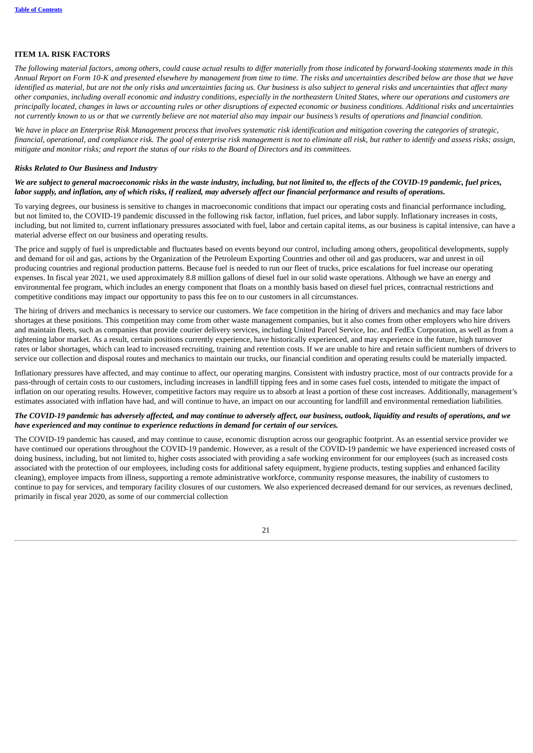## ITEM 1A. RISK FACTORS

*The following material factors, among others, could cause actual results to differ materially from those indicated by forward-looking statements made in this Annual Report on Form 10-K and presented elsewhere by management from time to time. The risks and uncertainties described below are those that we have identified as material, but are not the only risks and uncertainties facing us. Our business is also subject to general risks and uncertainties that affect many other companies, including overall economic and industry conditions, especially in the northeastern United States, where our operations and customers are principally located, changes in laws or accounting rules or other disruptions of expected economic or business conditions. Additional risks and uncertainties not currently known to us or that we currently believe are not material also may impair our business's results of operations and financial condition.*

*We have in place an Enterprise Risk Management process that involves systematic risk identification and mitigation covering the categories of strategic, financial, operational, and compliance risk. The goal of enterprise risk management is not to eliminate all risk, but rather to identify and assess risks; assign, mitigate and monitor risks; and report the status of our risks to the Board of Directors and its committees.*

### *Risks Related to Our Business and Industry*

***We are subject to general macroeconomic risks in the waste industry, including, but not limited to, the effects of the COVID-19 pandemic, fuel prices, labor supply, and inflation, any of which risks, if realized, may adversely affect our financial performance and results of operations.***

To varying degrees, our business is sensitive to changes in macroeconomic conditions that impact our operating costs and financial performance including, but not limited to, the COVID-19 pandemic discussed in the following risk factor, inflation, fuel prices, and labor supply. Inflationary increases in costs, including, but not limited to, current inflationary pressures associated with fuel, labor and certain capital items, as our business is capital intensive, can have a material adverse effect on our business and operating results.

The price and supply of fuel is unpredictable and fluctuates based on events beyond our control, including among others, geopolitical developments, supply and demand for oil and gas, actions by the Organization of the Petroleum Exporting Countries and other oil and gas producers, war and unrest in oil producing countries and regional production patterns. Because fuel is needed to run our fleet of trucks, price escalations for fuel increase our operating expenses. In fiscal year 2021, we used approximately 8.8 million gallons of diesel fuel in our solid waste operations. Although we have an energy and environmental fee program, which includes an energy component that floats on a monthly basis based on diesel fuel prices, contractual restrictions and competitive conditions may impact our opportunity to pass this fee on to our customers in all circumstances.

The hiring of drivers and mechanics is necessary to service our customers. We face competition in the hiring of drivers and mechanics and may face labor shortages at these positions. This competition may come from other waste management companies, but it also comes from other employers who hire drivers and maintain fleets, such as companies that provide courier delivery services, including United Parcel Service, Inc. and FedEx Corporation, as well as from a tightening labor market. As a result, certain positions currently experience, have historically experienced, and may experience in the future, high turnover rates or labor shortages, which can lead to increased recruiting, training and retention costs. If we are unable to hire and retain sufficient numbers of drivers to service our collection and disposal routes and mechanics to maintain our trucks, our financial condition and operating results could be materially impacted.

Inflationary pressures have affected, and may continue to affect, our operating margins. Consistent with industry practice, most of our contracts provide for a pass-through of certain costs to our customers, including increases in landfill tipping fees and in some cases fuel costs, intended to mitigate the impact of inflation on our operating results. However, competitive factors may require us to absorb at least a portion of these cost increases. Additionally, management's estimates associated with inflation have had, and will continue to have, an impact on our accounting for landfill and environmental remediation liabilities.

***The COVID-19 pandemic has adversely affected, and may continue to adversely affect, our business, outlook, liquidity and results of operations, and we have experienced and may continue to experience reductions in demand for certain of our services.***

The COVID-19 pandemic has caused, and may continue to cause, economic disruption across our geographic footprint. As an essential service provider we have continued our operations throughout the COVID-19 pandemic. However, as a result of the COVID-19 pandemic we have experienced increased costs of doing business, including, but not limited to, higher costs associated with providing a safe working environment for our employees (such as increased costs associated with the protection of our employees, including costs for additional safety equipment, hygiene products, testing supplies and enhanced facility cleaning), employee impacts from illness, supporting a remote administrative workforce, community response measures, the inability of customers to continue to pay for services, and temporary facility closures of our customers. We also experienced decreased demand for our services, as revenues declined, primarily in fiscal year 2020, as some of our commercial collection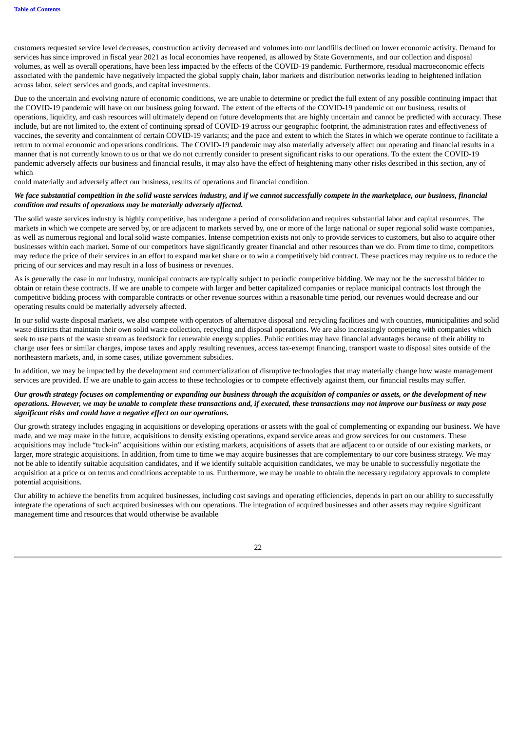customers requested service level decreases, construction activity decreased and volumes into our landfills declined on lower economic activity. Demand for services has since improved in fiscal year 2021 as local economies have reopened, as allowed by State Governments, and our collection and disposal volumes, as well as overall operations, have been less impacted by the effects of the COVID-19 pandemic. Furthermore, residual macroeconomic effects associated with the pandemic have negatively impacted the global supply chain, labor markets and distribution networks leading to heightened inflation across labor, select services and goods, and capital investments.

Due to the uncertain and evolving nature of economic conditions, we are unable to determine or predict the full extent of any possible continuing impact that the COVID-19 pandemic will have on our business going forward. The extent of the effects of the COVID-19 pandemic on our business, results of operations, liquidity, and cash resources will ultimately depend on future developments that are highly uncertain and cannot be predicted with accuracy. These include, but are not limited to, the extent of continuing spread of COVID-19 across our geographic footprint, the administration rates and effectiveness of vaccines, the severity and containment of certain COVID-19 variants; and the pace and extent to which the States in which we operate continue to facilitate a return to normal economic and operations conditions. The COVID-19 pandemic may also materially adversely affect our operating and financial results in a manner that is not currently known to us or that we do not currently consider to present significant risks to our operations. To the extent the COVID-19 pandemic adversely affects our business and financial results, it may also have the effect of heightening many other risks described in this section, any of which could materially and adversely affect our business, results of operations and financial condition.

***We face substantial competition in the solid waste services industry, and if we cannot successfully compete in the marketplace, our business, financial condition and results of operations may be materially adversely affected.***

The solid waste services industry is highly competitive, has undergone a period of consolidation and requires substantial labor and capital resources. The markets in which we compete are served by, or are adjacent to markets served by, one or more of the large national or super regional solid waste companies, as well as numerous regional and local solid waste companies. Intense competition exists not only to provide services to customers, but also to acquire other businesses within each market. Some of our competitors have significantly greater financial and other resources than we do. From time to time, competitors may reduce the price of their services in an effort to expand market share or to win a competitively bid contract. These practices may require us to reduce the pricing of our services and may result in a loss of business or revenues.

As is generally the case in our industry, municipal contracts are typically subject to periodic competitive bidding. We may not be the successful bidder to obtain or retain these contracts. If we are unable to compete with larger and better capitalized companies or replace municipal contracts lost through the competitive bidding process with comparable contracts or other revenue sources within a reasonable time period, our revenues would decrease and our operating results could be materially adversely affected.

In our solid waste disposal markets, we also compete with operators of alternative disposal and recycling facilities and with counties, municipalities and solid waste districts that maintain their own solid waste collection, recycling and disposal operations. We are also increasingly competing with companies which seek to use parts of the waste stream as feedstock for renewable energy supplies. Public entities may have financial advantages because of their ability to charge user fees or similar charges, impose taxes and apply resulting revenues, access tax-exempt financing, transport waste to disposal sites outside of the northeastern markets, and, in some cases, utilize government subsidies.

In addition, we may be impacted by the development and commercialization of disruptive technologies that may materially change how waste management services are provided. If we are unable to gain access to these technologies or to compete effectively against them, our financial results may suffer.

***Our growth strategy focuses on complementing or expanding our business through the acquisition of companies or assets, or the development of new operations. However, we may be unable to complete these transactions and, if executed, these transactions may not improve our business or may pose significant risks and could have a negative effect on our operations.***

Our growth strategy includes engaging in acquisitions or developing operations or assets with the goal of complementing or expanding our business. We have made, and we may make in the future, acquisitions to densify existing operations, expand service areas and grow services for our customers. These acquisitions may include "tuck-in" acquisitions within our existing markets, acquisitions of assets that are adjacent to or outside of our existing markets, or larger, more strategic acquisitions. In addition, from time to time we may acquire businesses that are complementary to our core business strategy. We may not be able to identify suitable acquisition candidates, and if we identify suitable acquisition candidates, we may be unable to successfully negotiate the acquisition at a price or on terms and conditions acceptable to us. Furthermore, we may be unable to obtain the necessary regulatory approvals to complete potential acquisitions.

Our ability to achieve the benefits from acquired businesses, including cost savings and operating efficiencies, depends in part on our ability to successfully integrate the operations of such acquired businesses with our operations. The integration of acquired businesses and other assets may require significant management time and resources that would otherwise be available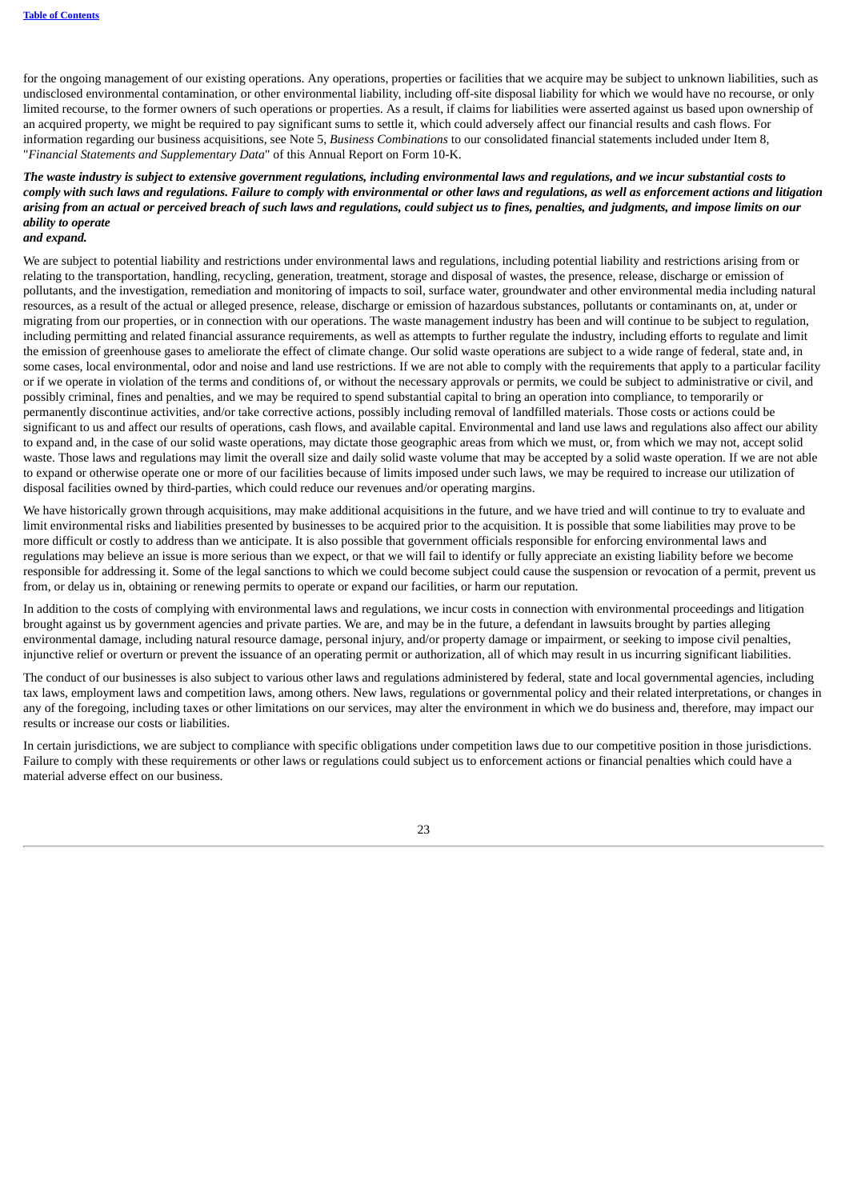for the ongoing management of our existing operations. Any operations, properties or facilities that we acquire may be subject to unknown liabilities, such as undisclosed environmental contamination, or other environmental liability, including off-site disposal liability for which we would have no recourse, or only limited recourse, to the former owners of such operations or properties. As a result, if claims for liabilities were asserted against us based upon ownership of an acquired property, we might be required to pay significant sums to settle it, which could adversely affect our financial results and cash flows. For information regarding our business acquisitions, see Note 5, *Business Combinations* to our consolidated financial statements included under Item 8, "*Financial Statements and Supplementary Data*" of this Annual Report on Form 10-K.

***The waste industry is subject to extensive government regulations, including environmental laws and regulations, and we incur substantial costs to comply with such laws and regulations. Failure to comply with environmental or other laws and regulations, as well as enforcement actions and litigation arising from an actual or perceived breach of such laws and regulations, could subject us to fines, penalties, and judgments, and impose limits on our ability to operate and expand.***

We are subject to potential liability and restrictions under environmental laws and regulations, including potential liability and restrictions arising from or relating to the transportation, handling, recycling, generation, treatment, storage and disposal of wastes, the presence, release, discharge or emission of pollutants, and the investigation, remediation and monitoring of impacts to soil, surface water, groundwater and other environmental media including natural resources, as a result of the actual or alleged presence, release, discharge or emission of hazardous substances, pollutants or contaminants on, at, under or migrating from our properties, or in connection with our operations. The waste management industry has been and will continue to be subject to regulation, including permitting and related financial assurance requirements, as well as attempts to further regulate the industry, including efforts to regulate and limit the emission of greenhouse gases to ameliorate the effect of climate change. Our solid waste operations are subject to a wide range of federal, state and, in some cases, local environmental, odor and noise and land use restrictions. If we are not able to comply with the requirements that apply to a particular facility or if we operate in violation of the terms and conditions of, or without the necessary approvals or permits, we could be subject to administrative or civil, and possibly criminal, fines and penalties, and we may be required to spend substantial capital to bring an operation into compliance, to temporarily or permanently discontinue activities, and/or take corrective actions, possibly including removal of landfilled materials. Those costs or actions could be significant to us and affect our results of operations, cash flows, and available capital. Environmental and land use laws and regulations also affect our ability to expand and, in the case of our solid waste operations, may dictate those geographic areas from which we must, or, from which we may not, accept solid waste. Those laws and regulations may limit the overall size and daily solid waste volume that may be accepted by a solid waste operation. If we are not able to expand or otherwise operate one or more of our facilities because of limits imposed under such laws, we may be required to increase our utilization of disposal facilities owned by third-parties, which could reduce our revenues and/or operating margins.

We have historically grown through acquisitions, may make additional acquisitions in the future, and we have tried and will continue to try to evaluate and limit environmental risks and liabilities presented by businesses to be acquired prior to the acquisition. It is possible that some liabilities may prove to be more difficult or costly to address than we anticipate. It is also possible that government officials responsible for enforcing environmental laws and regulations may believe an issue is more serious than we expect, or that we will fail to identify or fully appreciate an existing liability before we become responsible for addressing it. Some of the legal sanctions to which we could become subject could cause the suspension or revocation of a permit, prevent us from, or delay us in, obtaining or renewing permits to operate or expand our facilities, or harm our reputation.

In addition to the costs of complying with environmental laws and regulations, we incur costs in connection with environmental proceedings and litigation brought against us by government agencies and private parties. We are, and may be in the future, a defendant in lawsuits brought by parties alleging environmental damage, including natural resource damage, personal injury, and/or property damage or impairment, or seeking to impose civil penalties, injunctive relief or overturn or prevent the issuance of an operating permit or authorization, all of which may result in us incurring significant liabilities.

The conduct of our businesses is also subject to various other laws and regulations administered by federal, state and local governmental agencies, including tax laws, employment laws and competition laws, among others. New laws, regulations or governmental policy and their related interpretations, or changes in any of the foregoing, including taxes or other limitations on our services, may alter the environment in which we do business and, therefore, may impact our results or increase our costs or liabilities.

In certain jurisdictions, we are subject to compliance with specific obligations under competition laws due to our competitive position in those jurisdictions. Failure to comply with these requirements or other laws or regulations could subject us to enforcement actions or financial penalties which could have a material adverse effect on our business.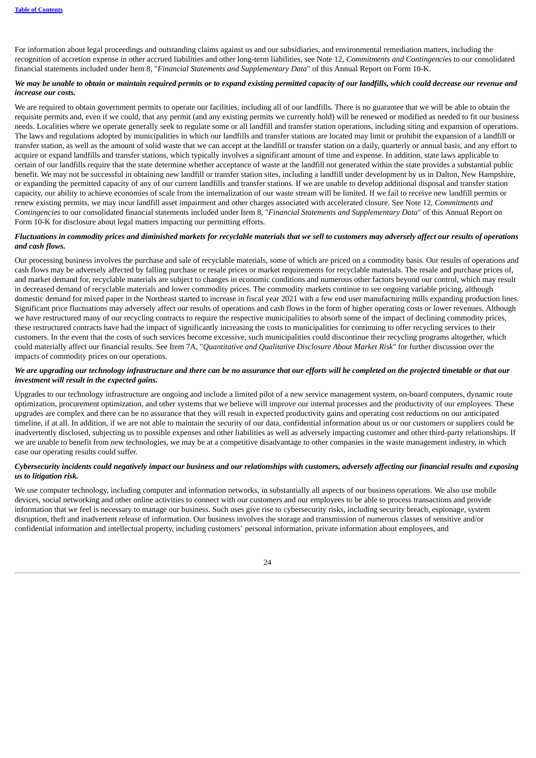For information about legal proceedings and outstanding claims against us and our subsidiaries, and environmental remediation matters, including the recognition of accretion expense in other accrued liabilities and other long-term liabilities, see Note 12, *Commitments and Contingencies* to our consolidated financial statements included under Item 8, "*Financial Statements and Supplementary Data*" of this Annual Report on Form 10-K.

***We may be unable to obtain or maintain required permits or to expand existing permitted capacity of our landfills, which could decrease our revenue and increase our costs.***

We are required to obtain government permits to operate our facilities, including all of our landfills. There is no guarantee that we will be able to obtain the requisite permits and, even if we could, that any permit (and any existing permits we currently hold) will be renewed or modified as needed to fit our business needs. Localities where we operate generally seek to regulate some or all landfill and transfer station operations, including siting and expansion of operations. The laws and regulations adopted by municipalities in which our landfills and transfer stations are located may limit or prohibit the expansion of a landfill or transfer station, as well as the amount of solid waste that we can accept at the landfill or transfer station on a daily, quarterly or annual basis, and any effort to acquire or expand landfills and transfer stations, which typically involves a significant amount of time and expense. In addition, state laws applicable to certain of our landfills require that the state determine whether acceptance of waste at the landfill not generated within the state provides a substantial public benefit. We may not be successful in obtaining new landfill or transfer station sites, including a landfill under development by us in Dalton, New Hampshire, or expanding the permitted capacity of any of our current landfills and transfer stations. If we are unable to develop additional disposal and transfer station capacity, our ability to achieve economies of scale from the internalization of our waste stream will be limited. If we fail to receive new landfill permits or renew existing permits, we may incur landfill asset impairment and other charges associated with accelerated closure. See Note 12, *Commitments and Contingencies* to our consolidated financial statements included under Item 8, "*Financial Statements and Supplementary Data*" of this Annual Report on Form 10-K for disclosure about legal matters impacting our permitting efforts.

***Fluctuations in commodity prices and diminished markets for recyclable materials that we sell to customers may adversely affect our results of operations and cash flows.***

Our processing business involves the purchase and sale of recyclable materials, some of which are priced on a commodity basis. Our results of operations and cash flows may be adversely affected by falling purchase or resale prices or market requirements for recyclable materials. The resale and purchase prices of, and market demand for, recyclable materials are subject to changes in economic conditions and numerous other factors beyond our control, which may result in decreased demand of recyclable materials and lower commodity prices. The commodity markets continue to see ongoing variable pricing, although domestic demand for mixed paper in the Northeast started to increase in fiscal year 2021 with a few end user manufacturing mills expanding production lines. Significant price fluctuations may adversely affect our results of operations and cash flows in the form of higher operating costs or lower revenues. Although we have restructured many of our recycling contracts to require the respective municipalities to absorb some of the impact of declining commodity prices, these restructured contracts have had the impact of significantly increasing the costs to municipalities for continuing to offer recycling services to their customers. In the event that the costs of such services become excessive, such municipalities could discontinue their recycling programs altogether, which could materially affect our financial results. See Item 7A, "*Quantitative and Qualitative Disclosure About Market Risk*" for further discussion over the impacts of commodity prices on our operations.

***We are upgrading our technology infrastructure and there can be no assurance that our efforts will be completed on the projected timetable or that our investment will result in the expected gains.***

Upgrades to our technology infrastructure are ongoing and include a limited pilot of a new service management system, on-board computers, dynamic route optimization, procurement optimization, and other systems that we believe will improve our internal processes and the productivity of our employees. These upgrades are complex and there can be no assurance that they will result in expected productivity gains and operating cost reductions on our anticipated timeline, if at all. In addition, if we are not able to maintain the security of our data, confidential information about us or our customers or suppliers could be inadvertently disclosed, subjecting us to possible expenses and other liabilities as well as adversely impacting customer and other third-party relationships. If we are unable to benefit from new technologies, we may be at a competitive disadvantage to other companies in the waste management industry, in which case our operating results could suffer.

***Cybersecurity incidents could negatively impact our business and our relationships with customers, adversely affecting our financial results and exposing us to litigation risk.***

We use computer technology, including computer and information networks, in substantially all aspects of our business operations. We also use mobile devices, social networking and other online activities to connect with our customers and our employees to be able to process transactions and provide information that we feel is necessary to manage our business. Such uses give rise to cybersecurity risks, including security breach, espionage, system disruption, theft and inadvertent release of information. Our business involves the storage and transmission of numerous classes of sensitive and/or confidential information and intellectual property, including customers' personal information, private information about employees, and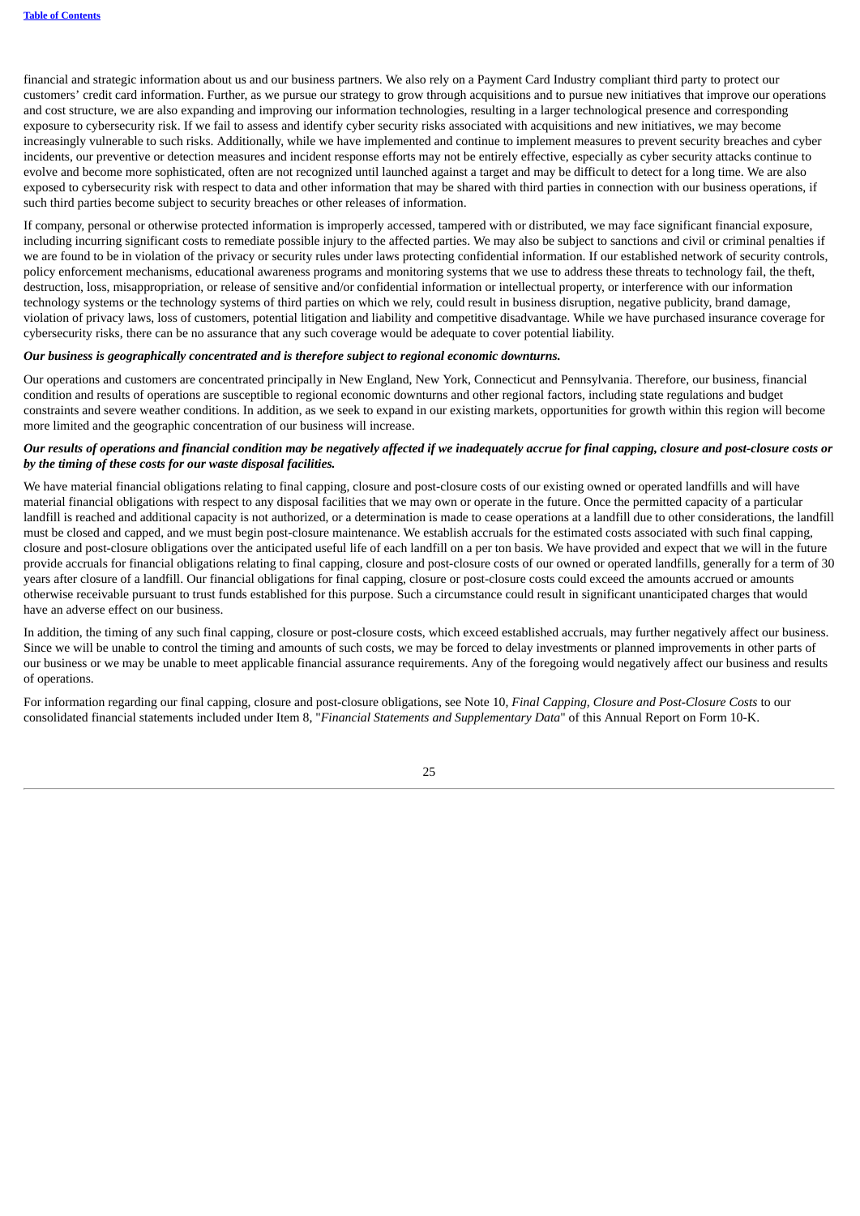financial and strategic information about us and our business partners. We also rely on a Payment Card Industry compliant third party to protect our customers' credit card information. Further, as we pursue our strategy to grow through acquisitions and to pursue new initiatives that improve our operations and cost structure, we are also expanding and improving our information technologies, resulting in a larger technological presence and corresponding exposure to cybersecurity risk. If we fail to assess and identify cyber security risks associated with acquisitions and new initiatives, we may become increasingly vulnerable to such risks. Additionally, while we have implemented and continue to implement measures to prevent security breaches and cyber incidents, our preventive or detection measures and incident response efforts may not be entirely effective, especially as cyber security attacks continue to evolve and become more sophisticated, often are not recognized until launched against a target and may be difficult to detect for a long time. We are also exposed to cybersecurity risk with respect to data and other information that may be shared with third parties in connection with our business operations, if such third parties become subject to security breaches or other releases of information.

If company, personal or otherwise protected information is improperly accessed, tampered with or distributed, we may face significant financial exposure, including incurring significant costs to remediate possible injury to the affected parties. We may also be subject to sanctions and civil or criminal penalties if we are found to be in violation of the privacy or security rules under laws protecting confidential information. If our established network of security controls, policy enforcement mechanisms, educational awareness programs and monitoring systems that we use to address these threats to technology fail, the theft, destruction, loss, misappropriation, or release of sensitive and/or confidential information or intellectual property, or interference with our information technology systems or the technology systems of third parties on which we rely, could result in business disruption, negative publicity, brand damage, violation of privacy laws, loss of customers, potential litigation and liability and competitive disadvantage. While we have purchased insurance coverage for cybersecurity risks, there can be no assurance that any such coverage would be adequate to cover potential liability.

***Our business is geographically concentrated and is therefore subject to regional economic downturns.***

Our operations and customers are concentrated principally in New England, New York, Connecticut and Pennsylvania. Therefore, our business, financial condition and results of operations are susceptible to regional economic downturns and other regional factors, including state regulations and budget constraints and severe weather conditions. In addition, as we seek to expand in our existing markets, opportunities for growth within this region will become more limited and the geographic concentration of our business will increase.

***Our results of operations and financial condition may be negatively affected if we inadequately accrue for final capping, closure and post-closure costs or by the timing of these costs for our waste disposal facilities.***

We have material financial obligations relating to final capping, closure and post-closure costs of our existing owned or operated landfills and will have material financial obligations with respect to any disposal facilities that we may own or operate in the future. Once the permitted capacity of a particular landfill is reached and additional capacity is not authorized, or a determination is made to cease operations at a landfill due to other considerations, the landfill must be closed and capped, and we must begin post-closure maintenance. We establish accruals for the estimated costs associated with such final capping, closure and post-closure obligations over the anticipated useful life of each landfill on a per ton basis. We have provided and expect that we will in the future provide accruals for financial obligations relating to final capping, closure and post-closure costs of our owned or operated landfills, generally for a term of 30 years after closure of a landfill. Our financial obligations for final capping, closure or post-closure costs could exceed the amounts accrued or amounts otherwise receivable pursuant to trust funds established for this purpose. Such a circumstance could result in significant unanticipated charges that would have an adverse effect on our business.

In addition, the timing of any such final capping, closure or post-closure costs, which exceed established accruals, may further negatively affect our business. Since we will be unable to control the timing and amounts of such costs, we may be forced to delay investments or planned improvements in other parts of our business or we may be unable to meet applicable financial assurance requirements. Any of the foregoing would negatively affect our business and results of operations.

For information regarding our final capping, closure and post-closure obligations, see Note 10, *Final Capping, Closure and Post-Closure Costs* to our consolidated financial statements included under Item 8, "*Financial Statements and Supplementary Data*" of this Annual Report on Form 10-K.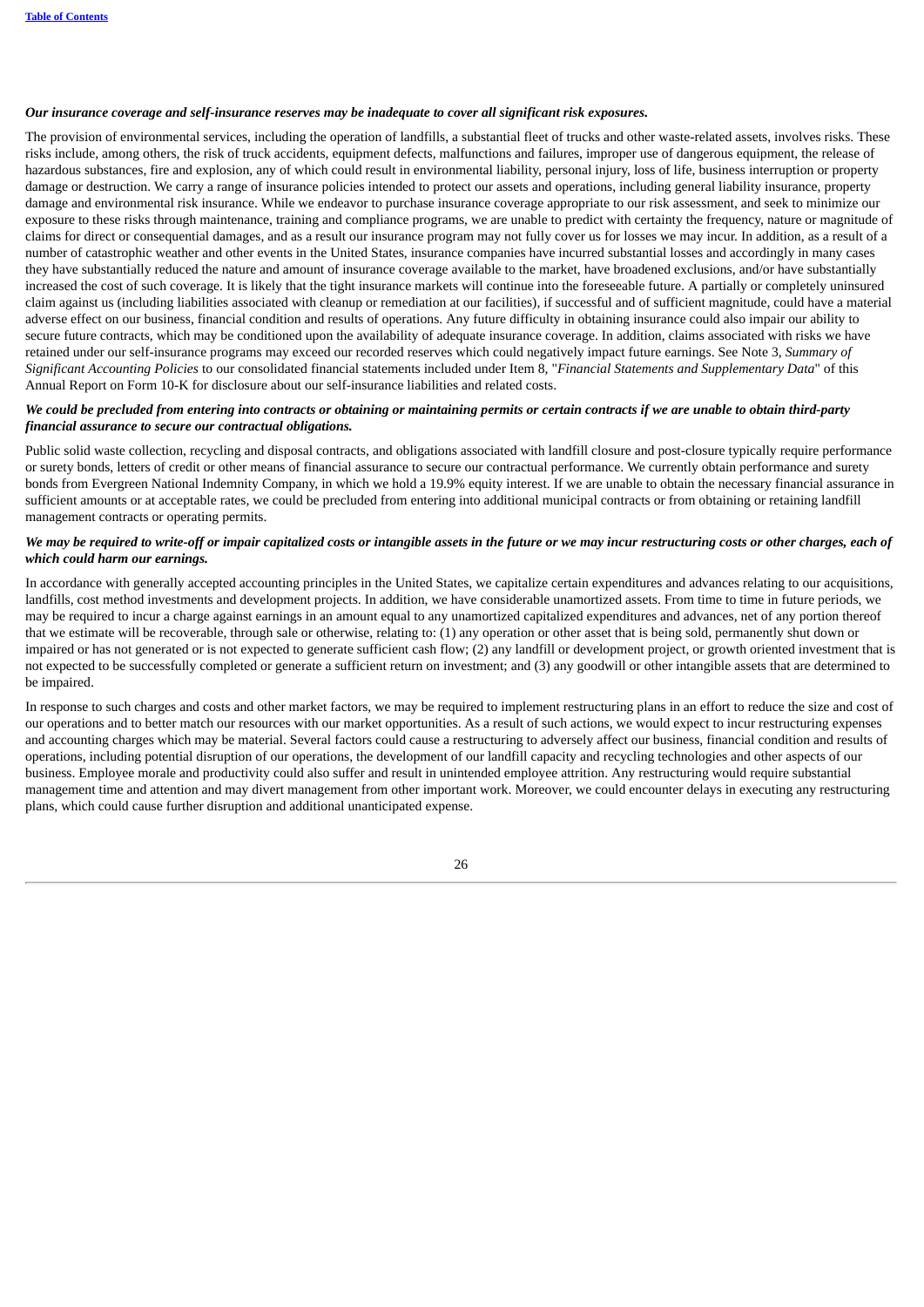***Our insurance coverage and self-insurance reserves may be inadequate to cover all significant risk exposures.***

The provision of environmental services, including the operation of landfills, a substantial fleet of trucks and other waste-related assets, involves risks. These risks include, among others, the risk of truck accidents, equipment defects, malfunctions and failures, improper use of dangerous equipment, the release of hazardous substances, fire and explosion, any of which could result in environmental liability, personal injury, loss of life, business interruption or property damage or destruction. We carry a range of insurance policies intended to protect our assets and operations, including general liability insurance, property damage and environmental risk insurance. While we endeavor to purchase insurance coverage appropriate to our risk assessment, and seek to minimize our exposure to these risks through maintenance, training and compliance programs, we are unable to predict with certainty the frequency, nature or magnitude of claims for direct or consequential damages, and as a result our insurance program may not fully cover us for losses we may incur. In addition, as a result of a number of catastrophic weather and other events in the United States, insurance companies have incurred substantial losses and accordingly in many cases they have substantially reduced the nature and amount of insurance coverage available to the market, have broadened exclusions, and/or have substantially increased the cost of such coverage. It is likely that the tight insurance markets will continue into the foreseeable future. A partially or completely uninsured claim against us (including liabilities associated with cleanup or remediation at our facilities), if successful and of sufficient magnitude, could have a material adverse effect on our business, financial condition and results of operations. Any future difficulty in obtaining insurance could also impair our ability to secure future contracts, which may be conditioned upon the availability of adequate insurance coverage. In addition, claims associated with risks we have retained under our self-insurance programs may exceed our recorded reserves which could negatively impact future earnings. See Note 3, *Summary of Significant Accounting Policies* to our consolidated financial statements included under Item 8, "*Financial Statements and Supplementary Data*" of this Annual Report on Form 10-K for disclosure about our self-insurance liabilities and related costs.

***We could be precluded from entering into contracts or obtaining or maintaining permits or certain contracts if we are unable to obtain third-party financial assurance to secure our contractual obligations.***

Public solid waste collection, recycling and disposal contracts, and obligations associated with landfill closure and post-closure typically require performance or surety bonds, letters of credit or other means of financial assurance to secure our contractual performance. We currently obtain performance and surety bonds from Evergreen National Indemnity Company, in which we hold a 19.9% equity interest. If we are unable to obtain the necessary financial assurance in sufficient amounts or at acceptable rates, we could be precluded from entering into additional municipal contracts or from obtaining or retaining landfill management contracts or operating permits.

***We may be required to write-off or impair capitalized costs or intangible assets in the future or we may incur restructuring costs or other charges, each of which could harm our earnings.***

In accordance with generally accepted accounting principles in the United States, we capitalize certain expenditures and advances relating to our acquisitions, landfills, cost method investments and development projects. In addition, we have considerable unamortized assets. From time to time in future periods, we may be required to incur a charge against earnings in an amount equal to any unamortized capitalized expenditures and advances, net of any portion thereof that we estimate will be recoverable, through sale or otherwise, relating to: (1) any operation or other asset that is being sold, permanently shut down or impaired or has not generated or is not expected to generate sufficient cash flow; (2) any landfill or development project, or growth oriented investment that is not expected to be successfully completed or generate a sufficient return on investment; and (3) any goodwill or other intangible assets that are determined to be impaired.

In response to such charges and costs and other market factors, we may be required to implement restructuring plans in an effort to reduce the size and cost of our operations and to better match our resources with our market opportunities. As a result of such actions, we would expect to incur restructuring expenses and accounting charges which may be material. Several factors could cause a restructuring to adversely affect our business, financial condition and results of operations, including potential disruption of our operations, the development of our landfill capacity and recycling technologies and other aspects of our business. Employee morale and productivity could also suffer and result in unintended employee attrition. Any restructuring would require substantial management time and attention and may divert management from other important work. Moreover, we could encounter delays in executing any restructuring plans, which could cause further disruption and additional unanticipated expense.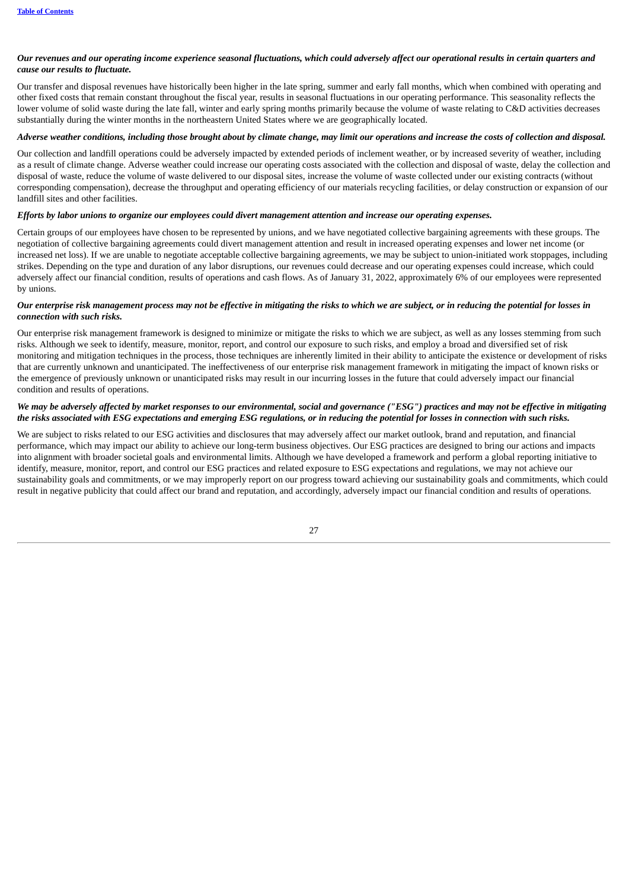***Our revenues and our operating income experience seasonal fluctuations, which could adversely affect our operational results in certain quarters and cause our results to fluctuate.***

Our transfer and disposal revenues have historically been higher in the late spring, summer and early fall months, which when combined with operating and other fixed costs that remain constant throughout the fiscal year, results in seasonal fluctuations in our operating performance. This seasonality reflects the lower volume of solid waste during the late fall, winter and early spring months primarily because the volume of waste relating to C&D activities decreases substantially during the winter months in the northeastern United States where we are geographically located.

***Adverse weather conditions, including those brought about by climate change, may limit our operations and increase the costs of collection and disposal.***

Our collection and landfill operations could be adversely impacted by extended periods of inclement weather, or by increased severity of weather, including as a result of climate change. Adverse weather could increase our operating costs associated with the collection and disposal of waste, delay the collection and disposal of waste, reduce the volume of waste delivered to our disposal sites, increase the volume of waste collected under our existing contracts (without corresponding compensation), decrease the throughput and operating efficiency of our materials recycling facilities, or delay construction or expansion of our landfill sites and other facilities.

***Efforts by labor unions to organize our employees could divert management attention and increase our operating expenses.***

Certain groups of our employees have chosen to be represented by unions, and we have negotiated collective bargaining agreements with these groups. The negotiation of collective bargaining agreements could divert management attention and result in increased operating expenses and lower net income (or increased net loss). If we are unable to negotiate acceptable collective bargaining agreements, we may be subject to union-initiated work stoppages, including strikes. Depending on the type and duration of any labor disruptions, our revenues could decrease and our operating expenses could increase, which could adversely affect our financial condition, results of operations and cash flows. As of January 31, 2022, approximately 6% of our employees were represented by unions.

***Our enterprise risk management process may not be effective in mitigating the risks to which we are subject, or in reducing the potential for losses in connection with such risks.***

Our enterprise risk management framework is designed to minimize or mitigate the risks to which we are subject, as well as any losses stemming from such risks. Although we seek to identify, measure, monitor, report, and control our exposure to such risks, and employ a broad and diversified set of risk monitoring and mitigation techniques in the process, those techniques are inherently limited in their ability to anticipate the existence or development of risks that are currently unknown and unanticipated. The ineffectiveness of our enterprise risk management framework in mitigating the impact of known risks or the emergence of previously unknown or unanticipated risks may result in our incurring losses in the future that could adversely impact our financial condition and results of operations.

***We may be adversely affected by market responses to our environmental, social and governance ("ESG") practices and may not be effective in mitigating the risks associated with ESG expectations and emerging ESG regulations, or in reducing the potential for losses in connection with such risks.***

We are subject to risks related to our ESG activities and disclosures that may adversely affect our market outlook, brand and reputation, and financial performance, which may impact our ability to achieve our long-term business objectives. Our ESG practices are designed to bring our actions and impacts into alignment with broader societal goals and environmental limits. Although we have developed a framework and perform a global reporting initiative to identify, measure, monitor, report, and control our ESG practices and related exposure to ESG expectations and regulations, we may not achieve our sustainability goals and commitments, or we may improperly report on our progress toward achieving our sustainability goals and commitments, which could result in negative publicity that could affect our brand and reputation, and accordingly, adversely impact our financial condition and results of operations.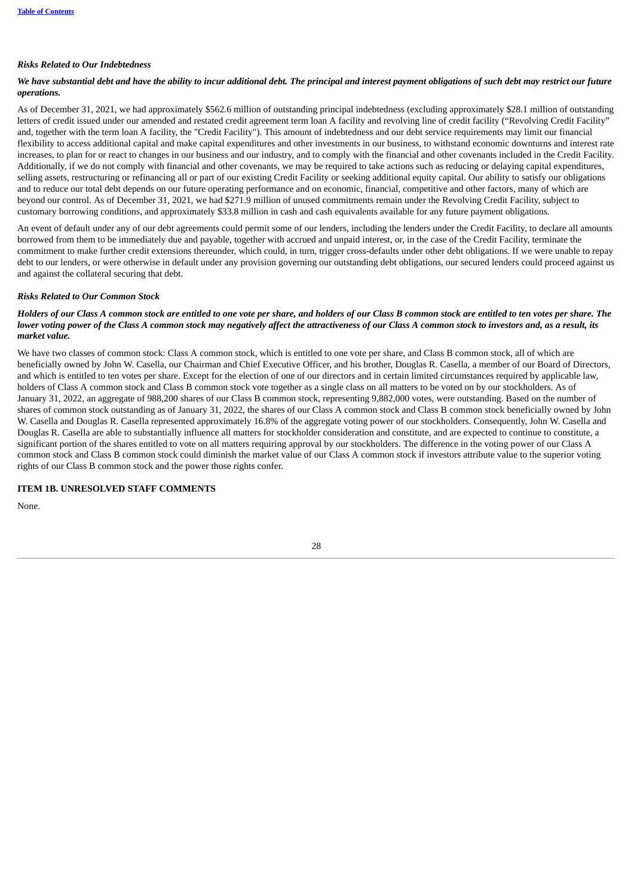*Risks Related to Our Indebtedness*

***We have substantial debt and have the ability to incur additional debt. The principal and interest payment obligations of such debt may restrict our future operations.***

As of December 31, 2021, we had approximately $562.6 million of outstanding principal indebtedness (excluding approximately $28.1 million of outstanding letters of credit issued under our amended and restated credit agreement term loan A facility and revolving line of credit facility ("Revolving Credit Facility" and, together with the term loan A facility, the "Credit Facility"). This amount of indebtedness and our debt service requirements may limit our financial flexibility to access additional capital and make capital expenditures and other investments in our business, to withstand economic downturns and interest rate increases, to plan for or react to changes in our business and our industry, and to comply with the financial and other covenants included in the Credit Facility. Additionally, if we do not comply with financial and other covenants, we may be required to take actions such as reducing or delaying capital expenditures, selling assets, restructuring or refinancing all or part of our existing Credit Facility or seeking additional equity capital. Our ability to satisfy our obligations and to reduce our total debt depends on our future operating performance and on economic, financial, competitive and other factors, many of which are beyond our control. As of December 31, 2021, we had $271.9 million of unused commitments remain under the Revolving Credit Facility, subject to customary borrowing conditions, and approximately $33.8 million in cash and cash equivalents available for any future payment obligations.

An event of default under any of our debt agreements could permit some of our lenders, including the lenders under the Credit Facility, to declare all amounts borrowed from them to be immediately due and payable, together with accrued and unpaid interest, or, in the case of the Credit Facility, terminate the commitment to make further credit extensions thereunder, which could, in turn, trigger cross-defaults under other debt obligations. If we were unable to repay debt to our lenders, or were otherwise in default under any provision governing our outstanding debt obligations, our secured lenders could proceed against us and against the collateral securing that debt.

*Risks Related to Our Common Stock*

***Holders of our Class A common stock are entitled to one vote per share, and holders of our Class B common stock are entitled to ten votes per share. The lower voting power of the Class A common stock may negatively affect the attractiveness of our Class A common stock to investors and, as a result, its market value.***

We have two classes of common stock: Class A common stock, which is entitled to one vote per share, and Class B common stock, all of which are beneficially owned by John W. Casella, our Chairman and Chief Executive Officer, and his brother, Douglas R. Casella, a member of our Board of Directors, and which is entitled to ten votes per share. Except for the election of one of our directors and in certain limited circumstances required by applicable law, holders of Class A common stock and Class B common stock vote together as a single class on all matters to be voted on by our stockholders. As of January 31, 2022, an aggregate of 988,200 shares of our Class B common stock, representing 9,882,000 votes, were outstanding. Based on the number of shares of common stock outstanding as of January 31, 2022, the shares of our Class A common stock and Class B common stock beneficially owned by John W. Casella and Douglas R. Casella represented approximately 16.8% of the aggregate voting power of our stockholders. Consequently, John W. Casella and Douglas R. Casella are able to substantially influence all matters for stockholder consideration and constitute, and are expected to continue to constitute, a significant portion of the shares entitled to vote on all matters requiring approval by our stockholders. The difference in the voting power of our Class A common stock and Class B common stock could diminish the market value of our Class A common stock if investors attribute value to the superior voting rights of our Class B common stock and the power those rights confer.

## ITEM 1B. UNRESOLVED STAFF COMMENTS

None.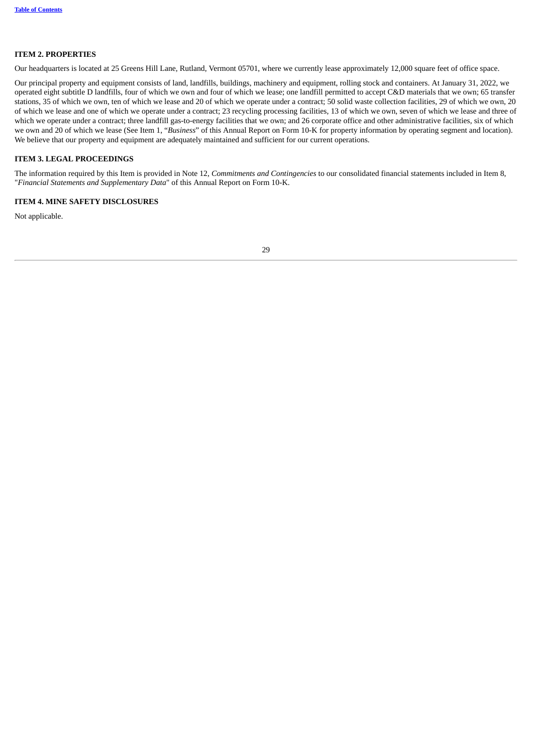## ITEM 2. PROPERTIES

Our headquarters is located at 25 Greens Hill Lane, Rutland, Vermont 05701, where we currently lease approximately 12,000 square feet of office space.

Our principal property and equipment consists of land, landfills, buildings, machinery and equipment, rolling stock and containers. At January 31, 2022, we operated eight subtitle D landfills, four of which we own and four of which we lease; one landfill permitted to accept C&D materials that we own; 65 transfer stations, 35 of which we own, ten of which we lease and 20 of which we operate under a contract; 50 solid waste collection facilities, 29 of which we own, 20 of which we lease and one of which we operate under a contract; 23 recycling processing facilities, 13 of which we own, seven of which we lease and three of which we operate under a contract; three landfill gas-to-energy facilities that we own; and 26 corporate office and other administrative facilities, six of which we own and 20 of which we lease (See Item 1, "*Business*" of this Annual Report on Form 10-K for property information by operating segment and location). We believe that our property and equipment are adequately maintained and sufficient for our current operations.

## ITEM 3. LEGAL PROCEEDINGS

The information required by this Item is provided in Note 12, *Commitments and Contingencies* to our consolidated financial statements included in Item 8, "*Financial Statements and Supplementary Data*" of this Annual Report on Form 10-K.

## ITEM 4. MINE SAFETY DISCLOSURES

Not applicable.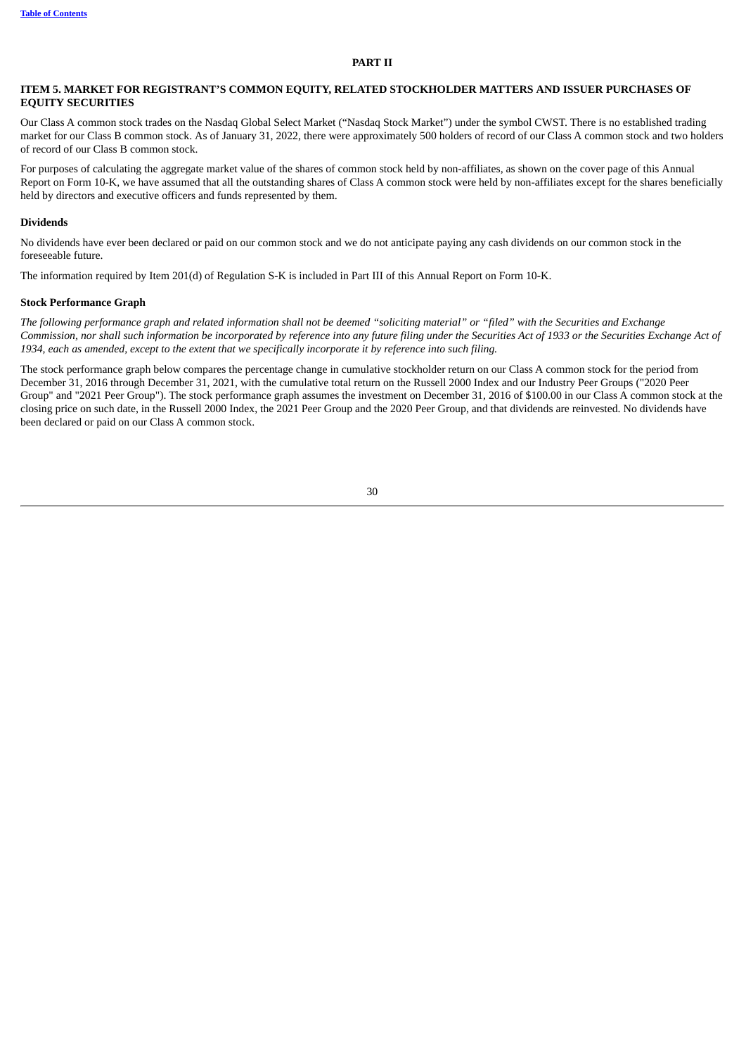# PART II

## ITEM 5. MARKET FOR REGISTRANT'S COMMON EQUITY, RELATED STOCKHOLDER MATTERS AND ISSUER PURCHASES OF EQUITY SECURITIES

Our Class A common stock trades on the Nasdaq Global Select Market ("Nasdaq Stock Market") under the symbol CWST. There is no established trading market for our Class B common stock. As of January 31, 2022, there were approximately 500 holders of record of our Class A common stock and two holders of record of our Class B common stock.

For purposes of calculating the aggregate market value of the shares of common stock held by non-affiliates, as shown on the cover page of this Annual Report on Form 10-K, we have assumed that all the outstanding shares of Class A common stock were held by non-affiliates except for the shares beneficially held by directors and executive officers and funds represented by them.

### Dividends

No dividends have ever been declared or paid on our common stock and we do not anticipate paying any cash dividends on our common stock in the foreseeable future.

The information required by Item 201(d) of Regulation S-K is included in Part III of this Annual Report on Form 10-K.

### Stock Performance Graph

*The following performance graph and related information shall not be deemed "soliciting material" or "filed" with the Securities and Exchange Commission, nor shall such information be incorporated by reference into any future filing under the Securities Act of 1933 or the Securities Exchange Act of 1934, each as amended, except to the extent that we specifically incorporate it by reference into such filing.*

The stock performance graph below compares the percentage change in cumulative stockholder return on our Class A common stock for the period from December 31, 2016 through December 31, 2021, with the cumulative total return on the Russell 2000 Index and our Industry Peer Groups ("2020 Peer Group" and "2021 Peer Group"). The stock performance graph assumes the investment on December 31, 2016 of $100.00 in our Class A common stock at the closing price on such date, in the Russell 2000 Index, the 2021 Peer Group and the 2020 Peer Group, and that dividends are reinvested. No dividends have been declared or paid on our Class A common stock.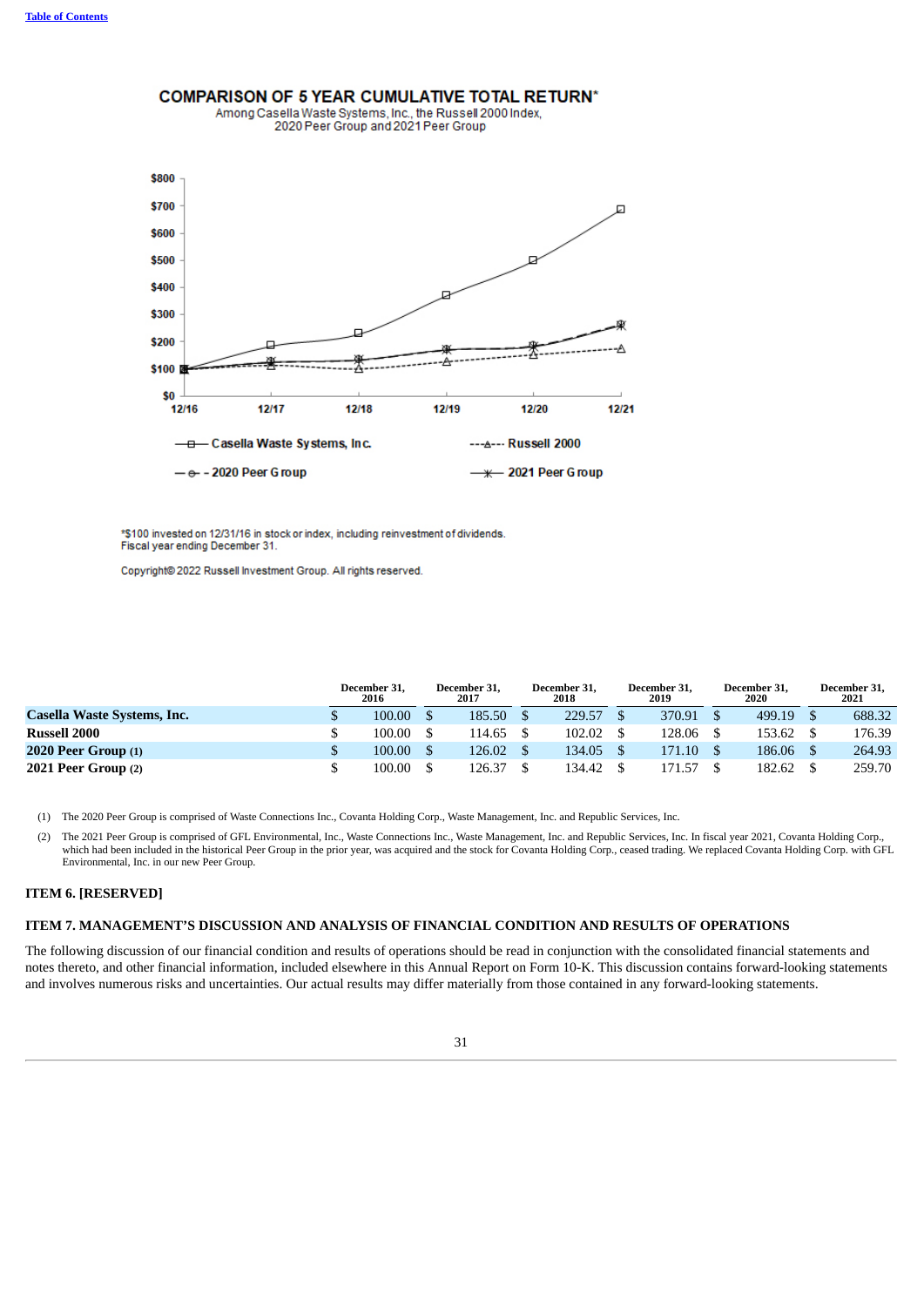**COMPARISON OF 5 YEAR CUMULATIVE TOTAL RETURN***

Among Casella Waste Systems, Inc., the Russell 2000 Index, 2020 Peer Group and 2021 Peer Group

*$100 invested on 12/31/16 in stock or index, including reinvestment of dividends.
Fiscal year ending December 31.

Copyright© 2022 Russell Investment Group. All rights reserved.

| | December 31, 2016 | December 31, 2017 | December 31, 2018 | December 31, 2019 | December 31, 2020 | December 31, 2021 |
|---|---|---|---|---|---|---|
| **Casella Waste Systems, Inc.** | $ 100.00 | $ 185.50 | $ 229.57 | $ 370.91 | $ 499.19 | $ 688.32 |
| **Russell 2000** | $ 100.00 | $ 114.65 | $ 102.02 | $ 128.06 | $ 153.62 | $ 176.39 |
| **2020 Peer Group (1)** | $ 100.00 | $ 126.02 | $ 134.05 | $ 171.10 | $ 186.06 | $ 264.93 |
| **2021 Peer Group (2)** | $ 100.00 | $ 126.37 | $ 134.42 | $ 171.57 | $ 182.62 | $ 259.70 |

(1) The 2020 Peer Group is comprised of Waste Connections Inc., Covanta Holding Corp., Waste Management, Inc. and Republic Services, Inc.

(2) The 2021 Peer Group is comprised of GFL Environmental, Inc., Waste Connections Inc., Waste Management, Inc. and Republic Services, Inc. In fiscal year 2021, Covanta Holding Corp., which had been included in the historical Peer Group in the prior year, was acquired and the stock for Covanta Holding Corp., ceased trading. We replaced Covanta Holding Corp. with GFL Environmental, Inc. in our new Peer Group.

## ITEM 6. [RESERVED]

## ITEM 7. MANAGEMENT'S DISCUSSION AND ANALYSIS OF FINANCIAL CONDITION AND RESULTS OF OPERATIONS

The following discussion of our financial condition and results of operations should be read in conjunction with the consolidated financial statements and notes thereto, and other financial information, included elsewhere in this Annual Report on Form 10-K. This discussion contains forward-looking statements and involves numerous risks and uncertainties. Our actual results may differ materially from those contained in any forward-looking statements.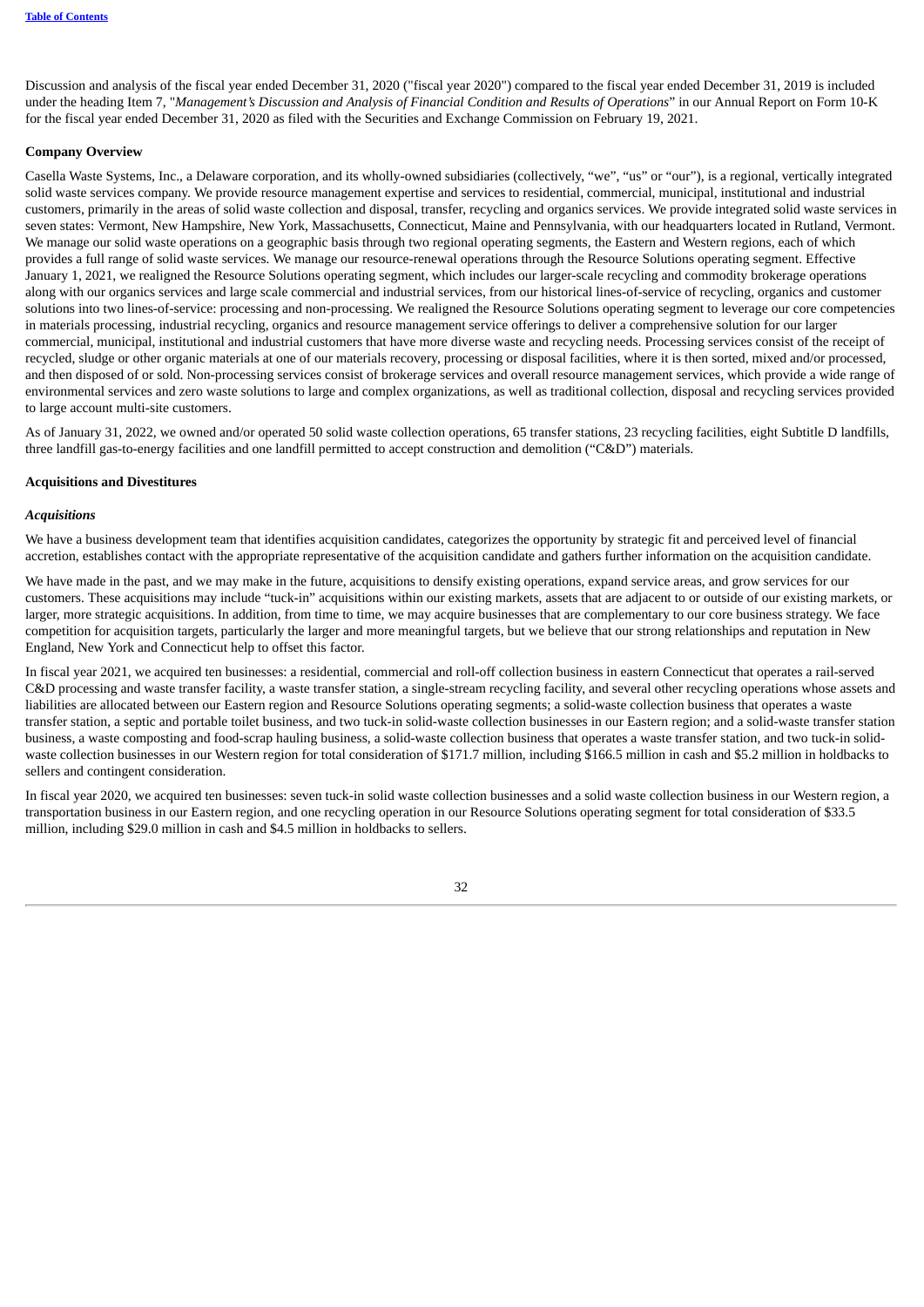Discussion and analysis of the fiscal year ended December 31, 2020 ("fiscal year 2020") compared to the fiscal year ended December 31, 2019 is included under the heading Item 7, "*Management's Discussion and Analysis of Financial Condition and Results of Operations*" in our Annual Report on Form 10-K for the fiscal year ended December 31, 2020 as filed with the Securities and Exchange Commission on February 19, 2021.

**Company Overview**

Casella Waste Systems, Inc., a Delaware corporation, and its wholly-owned subsidiaries (collectively, "we", "us" or "our"), is a regional, vertically integrated solid waste services company. We provide resource management expertise and services to residential, commercial, municipal, institutional and industrial customers, primarily in the areas of solid waste collection and disposal, transfer, recycling and organics services. We provide integrated solid waste services in seven states: Vermont, New Hampshire, New York, Massachusetts, Connecticut, Maine and Pennsylvania, with our headquarters located in Rutland, Vermont. We manage our solid waste operations on a geographic basis through two regional operating segments, the Eastern and Western regions, each of which provides a full range of solid waste services. We manage our resource-renewal operations through the Resource Solutions operating segment. Effective January 1, 2021, we realigned the Resource Solutions operating segment, which includes our larger-scale recycling and commodity brokerage operations along with our organics services and large scale commercial and industrial services, from our historical lines-of-service of recycling, organics and customer solutions into two lines-of-service: processing and non-processing. We realigned the Resource Solutions operating segment to leverage our core competencies in materials processing, industrial recycling, organics and resource management service offerings to deliver a comprehensive solution for our larger commercial, municipal, institutional and industrial customers that have more diverse waste and recycling needs. Processing services consist of the receipt of recycled, sludge or other organic materials at one of our materials recovery, processing or disposal facilities, where it is then sorted, mixed and/or processed, and then disposed of or sold. Non-processing services consist of brokerage services and overall resource management services, which provide a wide range of environmental services and zero waste solutions to large and complex organizations, as well as traditional collection, disposal and recycling services provided to large account multi-site customers.

As of January 31, 2022, we owned and/or operated 50 solid waste collection operations, 65 transfer stations, 23 recycling facilities, eight Subtitle D landfills, three landfill gas-to-energy facilities and one landfill permitted to accept construction and demolition ("C&D") materials.

**Acquisitions and Divestitures**

***Acquisitions***

We have a business development team that identifies acquisition candidates, categorizes the opportunity by strategic fit and perceived level of financial accretion, establishes contact with the appropriate representative of the acquisition candidate and gathers further information on the acquisition candidate.

We have made in the past, and we may make in the future, acquisitions to densify existing operations, expand service areas, and grow services for our customers. These acquisitions may include "tuck-in" acquisitions within our existing markets, assets that are adjacent to or outside of our existing markets, or larger, more strategic acquisitions. In addition, from time to time, we may acquire businesses that are complementary to our core business strategy. We face competition for acquisition targets, particularly the larger and more meaningful targets, but we believe that our strong relationships and reputation in New England, New York and Connecticut help to offset this factor.

In fiscal year 2021, we acquired ten businesses: a residential, commercial and roll-off collection business in eastern Connecticut that operates a rail-served C&D processing and waste transfer facility, a waste transfer station, a single-stream recycling facility, and several other recycling operations whose assets and liabilities are allocated between our Eastern region and Resource Solutions operating segments; a solid-waste collection business that operates a waste transfer station, a septic and portable toilet business, and two tuck-in solid-waste collection businesses in our Eastern region; and a solid-waste transfer station business, a waste composting and food-scrap hauling business, a solid-waste collection business that operates a waste transfer station, and two tuck-in solid-waste collection businesses in our Western region for total consideration of $171.7 million, including $166.5 million in cash and $5.2 million in holdbacks to sellers and contingent consideration.

In fiscal year 2020, we acquired ten businesses: seven tuck-in solid waste collection businesses and a solid waste collection business in our Western region, a transportation business in our Eastern region, and one recycling operation in our Resource Solutions operating segment for total consideration of $33.5 million, including $29.0 million in cash and $4.5 million in holdbacks to sellers.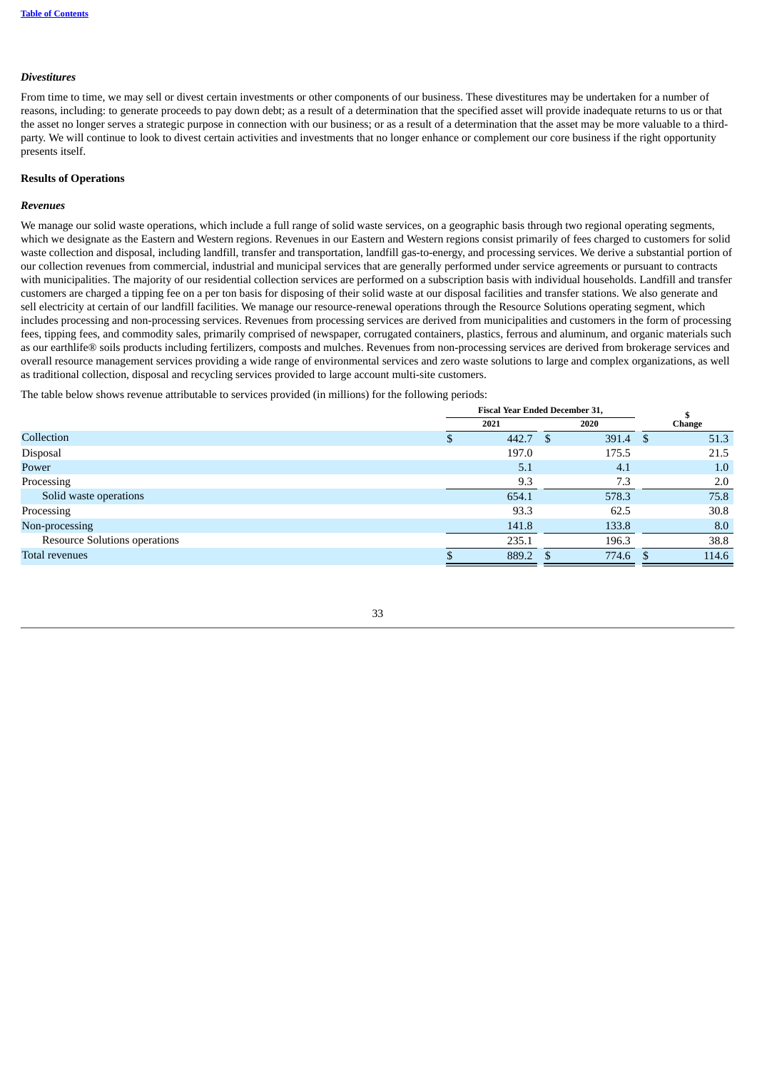### *Divestitures*

From time to time, we may sell or divest certain investments or other components of our business. These divestitures may be undertaken for a number of reasons, including: to generate proceeds to pay down debt; as a result of a determination that the specified asset will provide inadequate returns to us or that the asset no longer serves a strategic purpose in connection with our business; or as a result of a determination that the asset may be more valuable to a third-party. We will continue to look to divest certain activities and investments that no longer enhance or complement our core business if the right opportunity presents itself.

## Results of Operations

### *Revenues*

We manage our solid waste operations, which include a full range of solid waste services, on a geographic basis through two regional operating segments, which we designate as the Eastern and Western regions. Revenues in our Eastern and Western regions consist primarily of fees charged to customers for solid waste collection and disposal, including landfill, transfer and transportation, landfill gas-to-energy, and processing services. We derive a substantial portion of our collection revenues from commercial, industrial and municipal services that are generally performed under service agreements or pursuant to contracts with municipalities. The majority of our residential collection services are performed on a subscription basis with individual households. Landfill and transfer customers are charged a tipping fee on a per ton basis for disposing of their solid waste at our disposal facilities and transfer stations. We also generate and sell electricity at certain of our landfill facilities. We manage our resource-renewal operations through the Resource Solutions operating segment, which includes processing and non-processing services. Revenues from processing services are derived from municipalities and customers in the form of processing fees, tipping fees, and commodity sales, primarily comprised of newspaper, corrugated containers, plastics, ferrous and aluminum, and organic materials such as our earthlife® soils products including fertilizers, composts and mulches. Revenues from non-processing services are derived from brokerage services and overall resource management services providing a wide range of environmental services and zero waste solutions to large and complex organizations, as well as traditional collection, disposal and recycling services provided to large account multi-site customers.

The table below shows revenue attributable to services provided (in millions) for the following periods:

| | Fiscal Year Ended December 31, | | $ |
|---|---|---|---|
| | 2021 | 2020 | Change |
| Collection | $ 442.7 | $ 391.4 | $ 51.3 |
| Disposal | 197.0 | 175.5 | 21.5 |
| Power | 5.1 | 4.1 | 1.0 |
| Processing | 9.3 | 7.3 | 2.0 |
| Solid waste operations | 654.1 | 578.3 | 75.8 |
| Processing | 93.3 | 62.5 | 30.8 |
| Non-processing | 141.8 | 133.8 | 8.0 |
| Resource Solutions operations | 235.1 | 196.3 | 38.8 |
| Total revenues | $ 889.2 | $ 774.6 | $ 114.6 |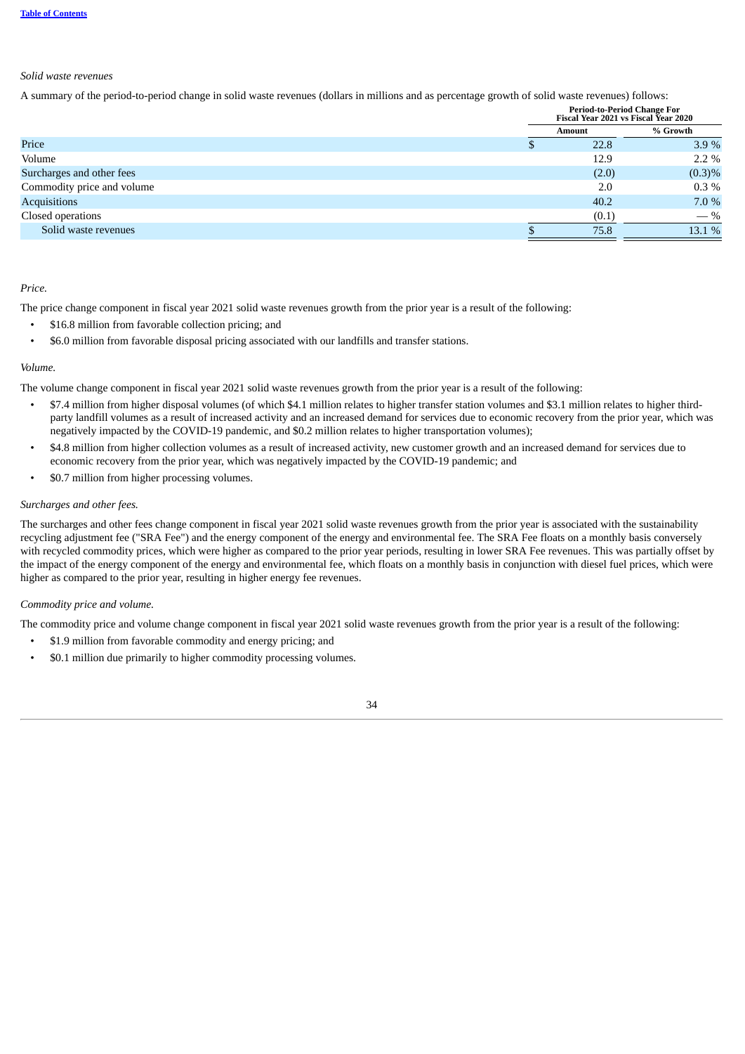*Solid waste revenues*

A summary of the period-to-period change in solid waste revenues (dollars in millions and as percentage growth of solid waste revenues) follows:

| | Period-to-Period Change For Fiscal Year 2021 vs Fiscal Year 2020 | |
|---|---|---|
| | Amount | % Growth |
| Price | $ 22.8 | 3.9 % |
| Volume | 12.9 | 2.2 % |
| Surcharges and other fees | (2.0) | (0.3)% |
| Commodity price and volume | 2.0 | 0.3 % |
| Acquisitions | 40.2 | 7.0 % |
| Closed operations | (0.1) | — % |
| Solid waste revenues | $ 75.8 | 13.1 % |

*Price.*

The price change component in fiscal year 2021 solid waste revenues growth from the prior year is a result of the following:

- $16.8 million from favorable collection pricing; and
- $6.0 million from favorable disposal pricing associated with our landfills and transfer stations.

*Volume.*

The volume change component in fiscal year 2021 solid waste revenues growth from the prior year is a result of the following:

- $7.4 million from higher disposal volumes (of which $4.1 million relates to higher transfer station volumes and $3.1 million relates to higher third-party landfill volumes as a result of increased activity and an increased demand for services due to economic recovery from the prior year, which was negatively impacted by the COVID-19 pandemic, and $0.2 million relates to higher transportation volumes);
- $4.8 million from higher collection volumes as a result of increased activity, new customer growth and an increased demand for services due to economic recovery from the prior year, which was negatively impacted by the COVID-19 pandemic; and
- $0.7 million from higher processing volumes.

*Surcharges and other fees.*

The surcharges and other fees change component in fiscal year 2021 solid waste revenues growth from the prior year is associated with the sustainability recycling adjustment fee ("SRA Fee") and the energy component of the energy and environmental fee. The SRA Fee floats on a monthly basis conversely with recycled commodity prices, which were higher as compared to the prior year periods, resulting in lower SRA Fee revenues. This was partially offset by the impact of the energy component of the energy and environmental fee, which floats on a monthly basis in conjunction with diesel fuel prices, which were higher as compared to the prior year, resulting in higher energy fee revenues.

*Commodity price and volume.*

The commodity price and volume change component in fiscal year 2021 solid waste revenues growth from the prior year is a result of the following:

- $1.9 million from favorable commodity and energy pricing; and
- $0.1 million due primarily to higher commodity processing volumes.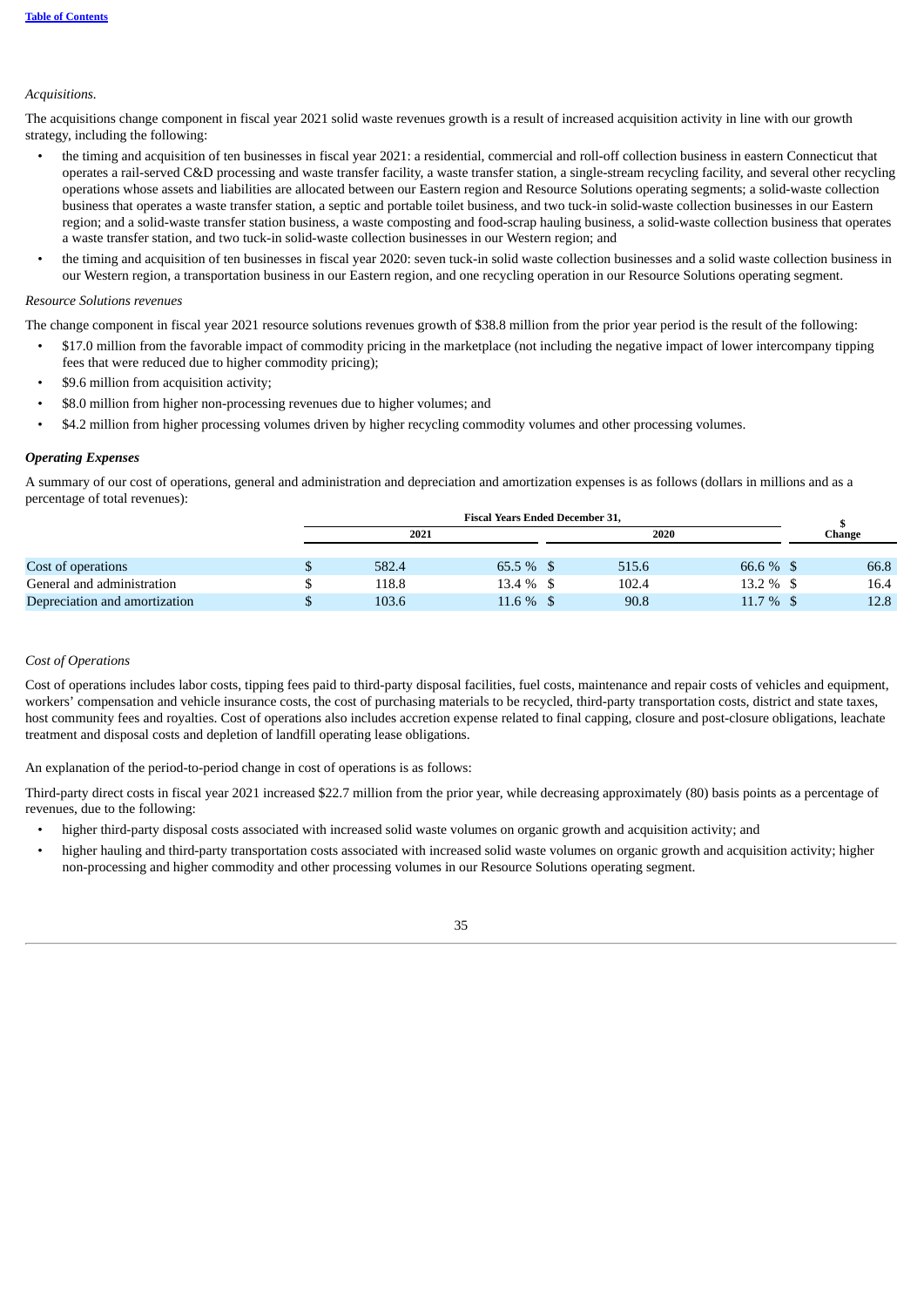*Acquisitions.*

The acquisitions change component in fiscal year 2021 solid waste revenues growth is a result of increased acquisition activity in line with our growth strategy, including the following:

- the timing and acquisition of ten businesses in fiscal year 2021: a residential, commercial and roll-off collection business in eastern Connecticut that operates a rail-served C&D processing and waste transfer facility, a waste transfer station, a single-stream recycling facility, and several other recycling operations whose assets and liabilities are allocated between our Eastern region and Resource Solutions operating segments; a solid-waste collection business that operates a waste transfer station, a septic and portable toilet business, and two tuck-in solid-waste collection businesses in our Eastern region; and a solid-waste transfer station business, a waste composting and food-scrap hauling business, a solid-waste collection business that operates a waste transfer station, and two tuck-in solid-waste collection businesses in our Western region; and
- the timing and acquisition of ten businesses in fiscal year 2020: seven tuck-in solid waste collection businesses and a solid waste collection business in our Western region, a transportation business in our Eastern region, and one recycling operation in our Resource Solutions operating segment.

*Resource Solutions revenues*

The change component in fiscal year 2021 resource solutions revenues growth of $38.8 million from the prior year period is the result of the following:

- $17.0 million from the favorable impact of commodity pricing in the marketplace (not including the negative impact of lower intercompany tipping fees that were reduced due to higher commodity pricing);
- $9.6 million from acquisition activity;
- $8.0 million from higher non-processing revenues due to higher volumes; and
- $4.2 million from higher processing volumes driven by higher recycling commodity volumes and other processing volumes.

***Operating Expenses***

A summary of our cost of operations, general and administration and depreciation and amortization expenses is as follows (dollars in millions and as a percentage of total revenues):

| | Fiscal Years Ended December 31, | | | | $ |
|---|---|---|---|---|---|
| | 2021 | | 2020 | | Change |
| Cost of operations | $ 582.4 | 65.5 % | $ 515.6 | 66.6 % | $ 66.8 |
| General and administration | $ 118.8 | 13.4 % | $ 102.4 | 13.2 % | $ 16.4 |
| Depreciation and amortization | $ 103.6 | 11.6 % | $ 90.8 | 11.7 % | $ 12.8 |

*Cost of Operations*

Cost of operations includes labor costs, tipping fees paid to third-party disposal facilities, fuel costs, maintenance and repair costs of vehicles and equipment, workers' compensation and vehicle insurance costs, the cost of purchasing materials to be recycled, third-party transportation costs, district and state taxes, host community fees and royalties. Cost of operations also includes accretion expense related to final capping, closure and post-closure obligations, leachate treatment and disposal costs and depletion of landfill operating lease obligations.

An explanation of the period-to-period change in cost of operations is as follows:

Third-party direct costs in fiscal year 2021 increased $22.7 million from the prior year, while decreasing approximately (80) basis points as a percentage of revenues, due to the following:

- higher third-party disposal costs associated with increased solid waste volumes on organic growth and acquisition activity; and
- higher hauling and third-party transportation costs associated with increased solid waste volumes on organic growth and acquisition activity; higher non-processing and higher commodity and other processing volumes in our Resource Solutions operating segment.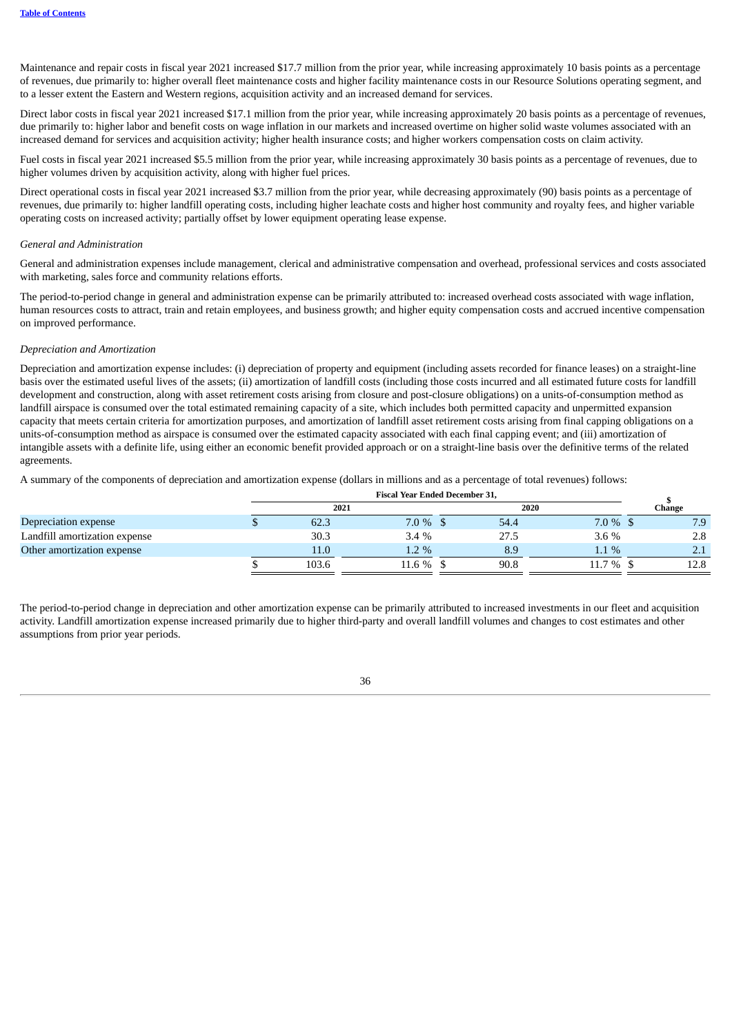Maintenance and repair costs in fiscal year 2021 increased $17.7 million from the prior year, while increasing approximately 10 basis points as a percentage of revenues, due primarily to: higher overall fleet maintenance costs and higher facility maintenance costs in our Resource Solutions operating segment, and to a lesser extent the Eastern and Western regions, acquisition activity and an increased demand for services.

Direct labor costs in fiscal year 2021 increased $17.1 million from the prior year, while increasing approximately 20 basis points as a percentage of revenues, due primarily to: higher labor and benefit costs on wage inflation in our markets and increased overtime on higher solid waste volumes associated with an increased demand for services and acquisition activity; higher health insurance costs; and higher workers compensation costs on claim activity.

Fuel costs in fiscal year 2021 increased $5.5 million from the prior year, while increasing approximately 30 basis points as a percentage of revenues, due to higher volumes driven by acquisition activity, along with higher fuel prices.

Direct operational costs in fiscal year 2021 increased $3.7 million from the prior year, while decreasing approximately (90) basis points as a percentage of revenues, due primarily to: higher landfill operating costs, including higher leachate costs and higher host community and royalty fees, and higher variable operating costs on increased activity; partially offset by lower equipment operating lease expense.

*General and Administration*

General and administration expenses include management, clerical and administrative compensation and overhead, professional services and costs associated with marketing, sales force and community relations efforts.

The period-to-period change in general and administration expense can be primarily attributed to: increased overhead costs associated with wage inflation, human resources costs to attract, train and retain employees, and business growth; and higher equity compensation costs and accrued incentive compensation on improved performance.

*Depreciation and Amortization*

Depreciation and amortization expense includes: (i) depreciation of property and equipment (including assets recorded for finance leases) on a straight-line basis over the estimated useful lives of the assets; (ii) amortization of landfill costs (including those costs incurred and all estimated future costs for landfill development and construction, along with asset retirement costs arising from closure and post-closure obligations) on a units-of-consumption method as landfill airspace is consumed over the total estimated remaining capacity of a site, which includes both permitted capacity and unpermitted expansion capacity that meets certain criteria for amortization purposes, and amortization of landfill asset retirement costs arising from final capping obligations on a units-of-consumption method as airspace is consumed over the estimated capacity associated with each final capping event; and (iii) amortization of intangible assets with a definite life, using either an economic benefit provided approach or on a straight-line basis over the definitive terms of the related agreements.

A summary of the components of depreciation and amortization expense (dollars in millions and as a percentage of total revenues) follows:

| | Fiscal Year Ended December 31, | | | | $ Change |
|---|---|---|---|---|---|
| | 2021 | | 2020 | | |
| Depreciation expense | $ 62.3 | 7.0 % | $ 54.4 | 7.0 % | $ 7.9 |
| Landfill amortization expense | 30.3 | 3.4 % | 27.5 | 3.6 % | 2.8 |
| Other amortization expense | 11.0 | 1.2 % | 8.9 | 1.1 % | 2.1 |
| | $ 103.6 | 11.6 % | $ 90.8 | 11.7 % | $ 12.8 |

The period-to-period change in depreciation and other amortization expense can be primarily attributed to increased investments in our fleet and acquisition activity. Landfill amortization expense increased primarily due to higher third-party and overall landfill volumes and changes to cost estimates and other assumptions from prior year periods.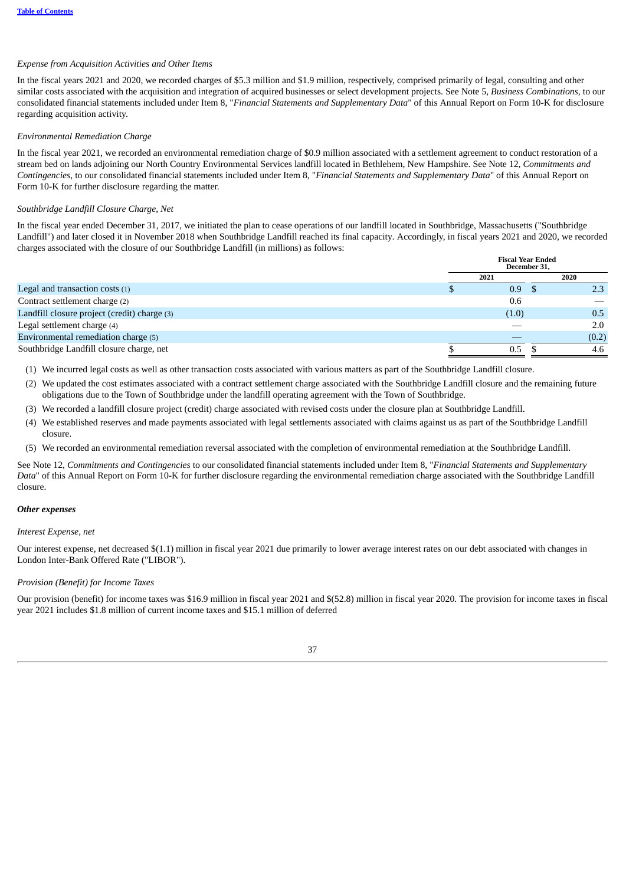*Expense from Acquisition Activities and Other Items*

In the fiscal years 2021 and 2020, we recorded charges of $5.3 million and $1.9 million, respectively, comprised primarily of legal, consulting and other similar costs associated with the acquisition and integration of acquired businesses or select development projects. See Note 5, *Business Combinations,* to our consolidated financial statements included under Item 8, "*Financial Statements and Supplementary Data*" of this Annual Report on Form 10-K for disclosure regarding acquisition activity.

*Environmental Remediation Charge*

In the fiscal year 2021, we recorded an environmental remediation charge of $0.9 million associated with a settlement agreement to conduct restoration of a stream bed on lands adjoining our North Country Environmental Services landfill located in Bethlehem, New Hampshire. See Note 12, *Commitments and Contingencies*, to our consolidated financial statements included under Item 8, "*Financial Statements and Supplementary Data*" of this Annual Report on Form 10-K for further disclosure regarding the matter.

*Southbridge Landfill Closure Charge, Net*

In the fiscal year ended December 31, 2017, we initiated the plan to cease operations of our landfill located in Southbridge, Massachusetts ("Southbridge Landfill") and later closed it in November 2018 when Southbridge Landfill reached its final capacity. Accordingly, in fiscal years 2021 and 2020, we recorded charges associated with the closure of our Southbridge Landfill (in millions) as follows:

| | Fiscal Year Ended December 31, | |
|---|---|---|
| | 2021 | 2020 |
| Legal and transaction costs (1) | $ 0.9 | $ 2.3 |
| Contract settlement charge (2) | 0.6 | — |
| Landfill closure project (credit) charge (3) | (1.0) | 0.5 |
| Legal settlement charge (4) | — | 2.0 |
| Environmental remediation charge (5) | — | (0.2) |
| Southbridge Landfill closure charge, net | $ 0.5 | $ 4.6 |

(1) We incurred legal costs as well as other transaction costs associated with various matters as part of the Southbridge Landfill closure.

(2) We updated the cost estimates associated with a contract settlement charge associated with the Southbridge Landfill closure and the remaining future obligations due to the Town of Southbridge under the landfill operating agreement with the Town of Southbridge.

(3) We recorded a landfill closure project (credit) charge associated with revised costs under the closure plan at Southbridge Landfill.

(4) We established reserves and made payments associated with legal settlements associated with claims against us as part of the Southbridge Landfill closure.

(5) We recorded an environmental remediation reversal associated with the completion of environmental remediation at the Southbridge Landfill.

See Note 12, *Commitments and Contingencies* to our consolidated financial statements included under Item 8, "*Financial Statements and Supplementary Data*" of this Annual Report on Form 10-K for further disclosure regarding the environmental remediation charge associated with the Southbridge Landfill closure.

***Other expenses***

*Interest Expense, net*

Our interest expense, net decreased $(1.1) million in fiscal year 2021 due primarily to lower average interest rates on our debt associated with changes in London Inter-Bank Offered Rate ("LIBOR").

*Provision (Benefit) for Income Taxes*

Our provision (benefit) for income taxes was $16.9 million in fiscal year 2021 and $(52.8) million in fiscal year 2020. The provision for income taxes in fiscal year 2021 includes $1.8 million of current income taxes and $15.1 million of deferred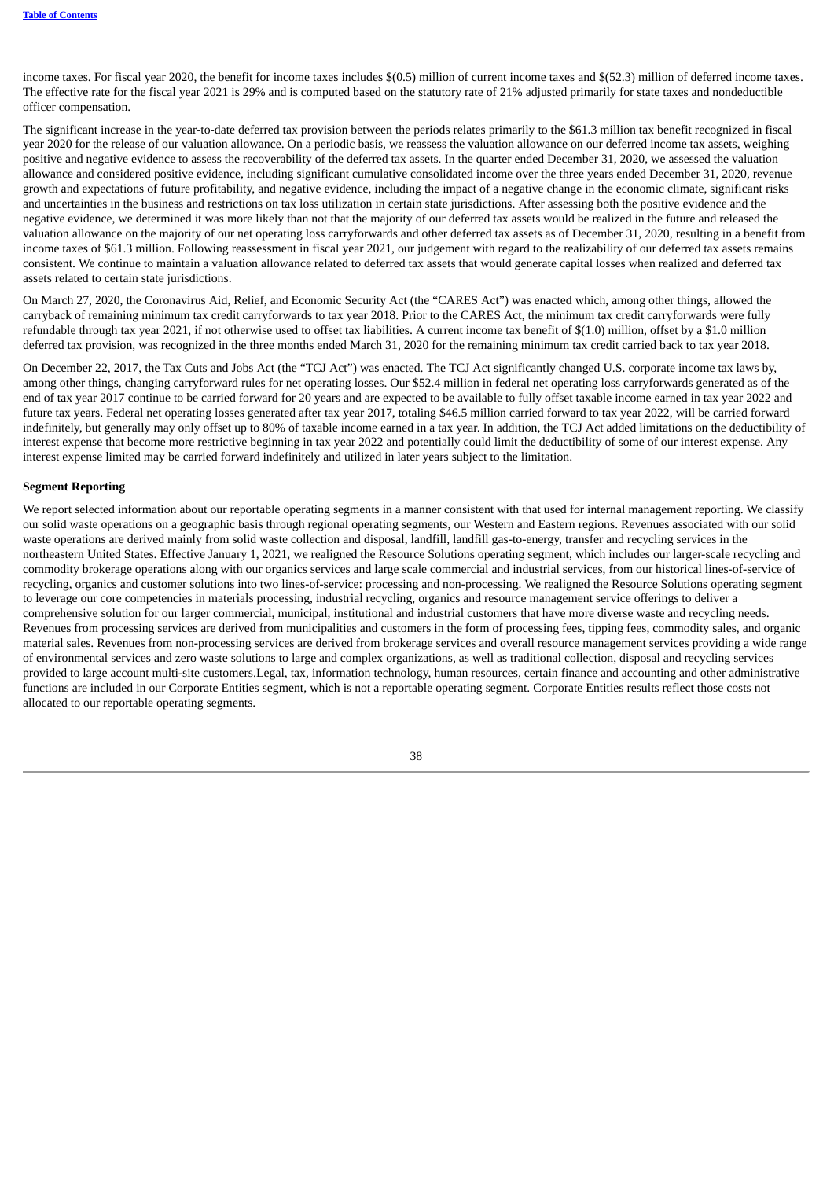income taxes. For fiscal year 2020, the benefit for income taxes includes $(0.5) million of current income taxes and $(52.3) million of deferred income taxes. The effective rate for the fiscal year 2021 is 29% and is computed based on the statutory rate of 21% adjusted primarily for state taxes and nondeductible officer compensation.

The significant increase in the year-to-date deferred tax provision between the periods relates primarily to the $61.3 million tax benefit recognized in fiscal year 2020 for the release of our valuation allowance. On a periodic basis, we reassess the valuation allowance on our deferred income tax assets, weighing positive and negative evidence to assess the recoverability of the deferred tax assets. In the quarter ended December 31, 2020, we assessed the valuation allowance and considered positive evidence, including significant cumulative consolidated income over the three years ended December 31, 2020, revenue growth and expectations of future profitability, and negative evidence, including the impact of a negative change in the economic climate, significant risks and uncertainties in the business and restrictions on tax loss utilization in certain state jurisdictions. After assessing both the positive evidence and the negative evidence, we determined it was more likely than not that the majority of our deferred tax assets would be realized in the future and released the valuation allowance on the majority of our net operating loss carryforwards and other deferred tax assets as of December 31, 2020, resulting in a benefit from income taxes of $61.3 million. Following reassessment in fiscal year 2021, our judgement with regard to the realizability of our deferred tax assets remains consistent. We continue to maintain a valuation allowance related to deferred tax assets that would generate capital losses when realized and deferred tax assets related to certain state jurisdictions.

On March 27, 2020, the Coronavirus Aid, Relief, and Economic Security Act (the "CARES Act") was enacted which, among other things, allowed the carryback of remaining minimum tax credit carryforwards to tax year 2018. Prior to the CARES Act, the minimum tax credit carryforwards were fully refundable through tax year 2021, if not otherwise used to offset tax liabilities. A current income tax benefit of $(1.0) million, offset by a $1.0 million deferred tax provision, was recognized in the three months ended March 31, 2020 for the remaining minimum tax credit carried back to tax year 2018.

On December 22, 2017, the Tax Cuts and Jobs Act (the "TCJ Act") was enacted. The TCJ Act significantly changed U.S. corporate income tax laws by, among other things, changing carryforward rules for net operating losses. Our $52.4 million in federal net operating loss carryforwards generated as of the end of tax year 2017 continue to be carried forward for 20 years and are expected to be available to fully offset taxable income earned in tax year 2022 and future tax years. Federal net operating losses generated after tax year 2017, totaling $46.5 million carried forward to tax year 2022, will be carried forward indefinitely, but generally may only offset up to 80% of taxable income earned in a tax year. In addition, the TCJ Act added limitations on the deductibility of interest expense that become more restrictive beginning in tax year 2022 and potentially could limit the deductibility of some of our interest expense. Any interest expense limited may be carried forward indefinitely and utilized in later years subject to the limitation.

**Segment Reporting**

We report selected information about our reportable operating segments in a manner consistent with that used for internal management reporting. We classify our solid waste operations on a geographic basis through regional operating segments, our Western and Eastern regions. Revenues associated with our solid waste operations are derived mainly from solid waste collection and disposal, landfill, landfill gas-to-energy, transfer and recycling services in the northeastern United States. Effective January 1, 2021, we realigned the Resource Solutions operating segment, which includes our larger-scale recycling and commodity brokerage operations along with our organics services and large scale commercial and industrial services, from our historical lines-of-service of recycling, organics and customer solutions into two lines-of-service: processing and non-processing. We realigned the Resource Solutions operating segment to leverage our core competencies in materials processing, industrial recycling, organics and resource management service offerings to deliver a comprehensive solution for our larger commercial, municipal, institutional and industrial customers that have more diverse waste and recycling needs. Revenues from processing services are derived from municipalities and customers in the form of processing fees, tipping fees, commodity sales, and organic material sales. Revenues from non-processing services are derived from brokerage services and overall resource management services providing a wide range of environmental services and zero waste solutions to large and complex organizations, as well as traditional collection, disposal and recycling services provided to large account multi-site customers.Legal, tax, information technology, human resources, certain finance and accounting and other administrative functions are included in our Corporate Entities segment, which is not a reportable operating segment. Corporate Entities results reflect those costs not allocated to our reportable operating segments.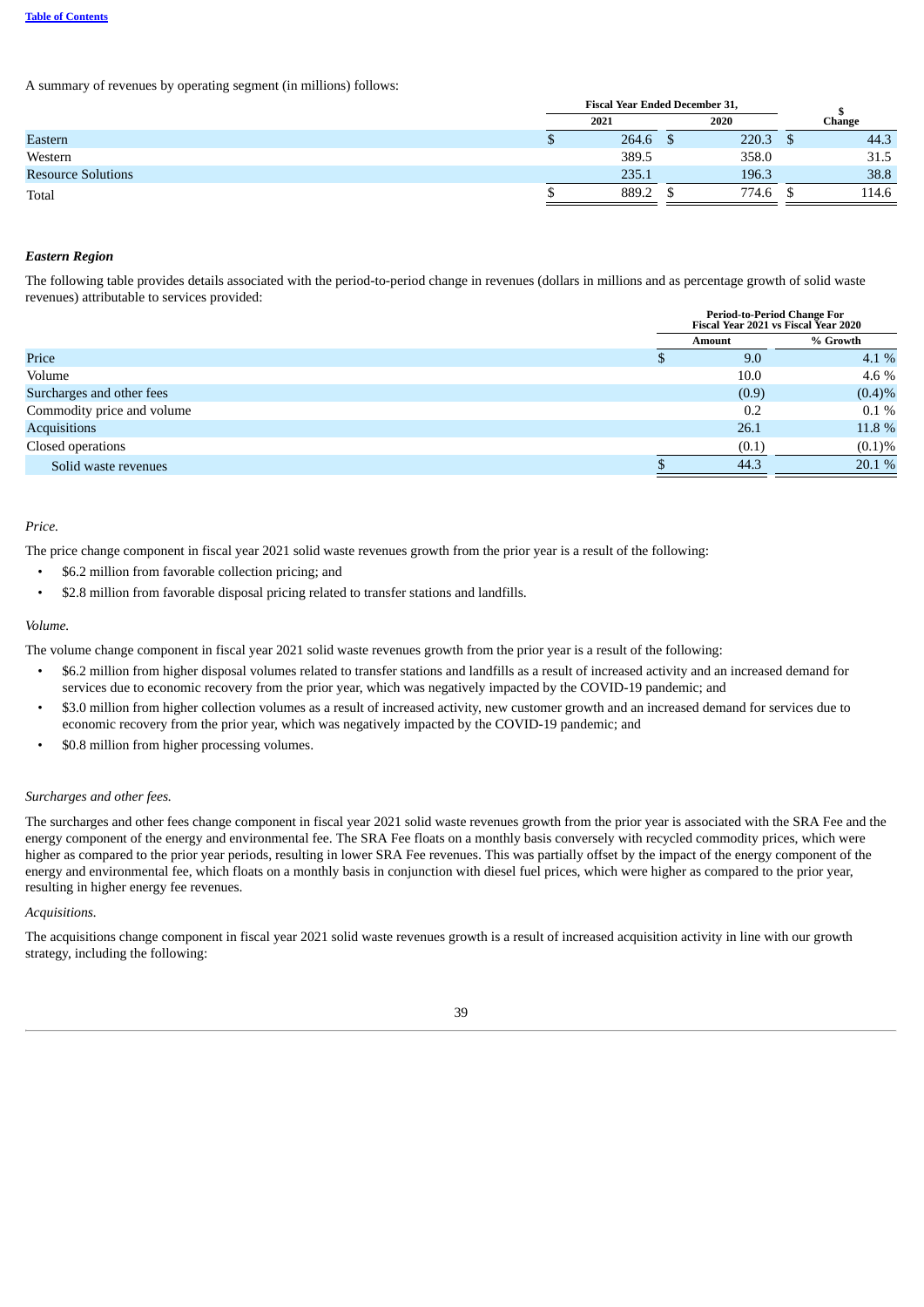A summary of revenues by operating segment (in millions) follows:

| | Fiscal Year Ended December 31, | | $ Change |
|---|---|---|---|
| | 2021 | 2020 | |
| Eastern | $ 264.6 | $ 220.3 | $ 44.3 |
| Western | 389.5 | 358.0 | 31.5 |
| Resource Solutions | 235.1 | 196.3 | 38.8 |
| Total | $ 889.2 | $ 774.6 | $ 114.6 |

***Eastern Region***

The following table provides details associated with the period-to-period change in revenues (dollars in millions and as percentage growth of solid waste revenues) attributable to services provided:

| | Period-to-Period Change For Fiscal Year 2021 vs Fiscal Year 2020 | |
|---|---|---|
| | Amount | % Growth |
| Price | $ 9.0 | 4.1 % |
| Volume | 10.0 | 4.6 % |
| Surcharges and other fees | (0.9) | (0.4)% |
| Commodity price and volume | 0.2 | 0.1 % |
| Acquisitions | 26.1 | 11.8 % |
| Closed operations | (0.1) | (0.1)% |
| Solid waste revenues | $ 44.3 | 20.1 % |

*Price.*

The price change component in fiscal year 2021 solid waste revenues growth from the prior year is a result of the following:

- $6.2 million from favorable collection pricing; and
- $2.8 million from favorable disposal pricing related to transfer stations and landfills.

*Volume.*

The volume change component in fiscal year 2021 solid waste revenues growth from the prior year is a result of the following:

- $6.2 million from higher disposal volumes related to transfer stations and landfills as a result of increased activity and an increased demand for services due to economic recovery from the prior year, which was negatively impacted by the COVID-19 pandemic; and
- $3.0 million from higher collection volumes as a result of increased activity, new customer growth and an increased demand for services due to economic recovery from the prior year, which was negatively impacted by the COVID-19 pandemic; and
- $0.8 million from higher processing volumes.

*Surcharges and other fees.*

The surcharges and other fees change component in fiscal year 2021 solid waste revenues growth from the prior year is associated with the SRA Fee and the energy component of the energy and environmental fee. The SRA Fee floats on a monthly basis conversely with recycled commodity prices, which were higher as compared to the prior year periods, resulting in lower SRA Fee revenues. This was partially offset by the impact of the energy component of the energy and environmental fee, which floats on a monthly basis in conjunction with diesel fuel prices, which were higher as compared to the prior year, resulting in higher energy fee revenues.

*Acquisitions.*

The acquisitions change component in fiscal year 2021 solid waste revenues growth is a result of increased acquisition activity in line with our growth strategy, including the following: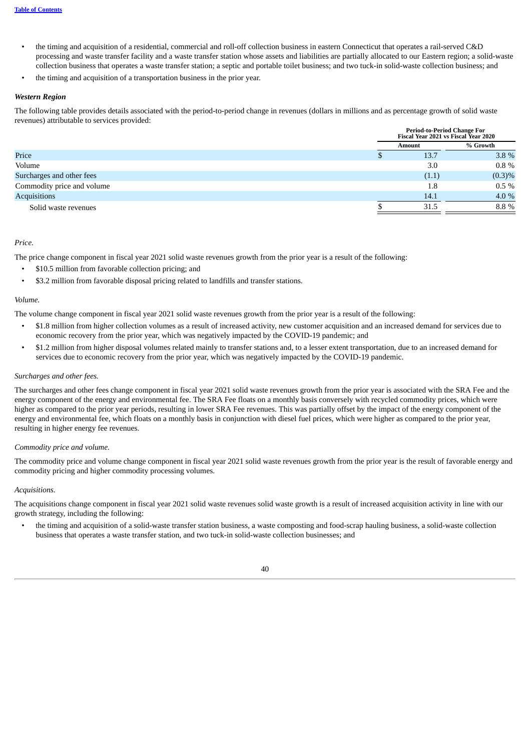- the timing and acquisition of a residential, commercial and roll-off collection business in eastern Connecticut that operates a rail-served C&D processing and waste transfer facility and a waste transfer station whose assets and liabilities are partially allocated to our Eastern region; a solid-waste collection business that operates a waste transfer station; a septic and portable toilet business; and two tuck-in solid-waste collection business; and
- the timing and acquisition of a transportation business in the prior year.

***Western Region***

The following table provides details associated with the period-to-period change in revenues (dollars in millions and as percentage growth of solid waste revenues) attributable to services provided:

| | Period-to-Period Change For Fiscal Year 2021 vs Fiscal Year 2020 | |
|---|---|---|
| | Amount | % Growth |
| Price | $ 13.7 | 3.8 % |
| Volume | 3.0 | 0.8 % |
| Surcharges and other fees | (1.1) | (0.3)% |
| Commodity price and volume | 1.8 | 0.5 % |
| Acquisitions | 14.1 | 4.0 % |
| Solid waste revenues | $ 31.5 | 8.8 % |

*Price.*

The price change component in fiscal year 2021 solid waste revenues growth from the prior year is a result of the following:

- $10.5 million from favorable collection pricing; and
- $3.2 million from favorable disposal pricing related to landfills and transfer stations.

*Volume.*

The volume change component in fiscal year 2021 solid waste revenues growth from the prior year is a result of the following:

- $1.8 million from higher collection volumes as a result of increased activity, new customer acquisition and an increased demand for services due to economic recovery from the prior year, which was negatively impacted by the COVID-19 pandemic; and
- $1.2 million from higher disposal volumes related mainly to transfer stations and, to a lesser extent transportation, due to an increased demand for services due to economic recovery from the prior year, which was negatively impacted by the COVID-19 pandemic.

*Surcharges and other fees.*

The surcharges and other fees change component in fiscal year 2021 solid waste revenues growth from the prior year is associated with the SRA Fee and the energy component of the energy and environmental fee. The SRA Fee floats on a monthly basis conversely with recycled commodity prices, which were higher as compared to the prior year periods, resulting in lower SRA Fee revenues. This was partially offset by the impact of the energy component of the energy and environmental fee, which floats on a monthly basis in conjunction with diesel fuel prices, which were higher as compared to the prior year, resulting in higher energy fee revenues.

*Commodity price and volume.*

The commodity price and volume change component in fiscal year 2021 solid waste revenues growth from the prior year is the result of favorable energy and commodity pricing and higher commodity processing volumes.

*Acquisitions.*

The acquisitions change component in fiscal year 2021 solid waste revenues solid waste growth is a result of increased acquisition activity in line with our growth strategy, including the following:

- the timing and acquisition of a solid-waste transfer station business, a waste composting and food-scrap hauling business, a solid-waste collection business that operates a waste transfer station, and two tuck-in solid-waste collection businesses; and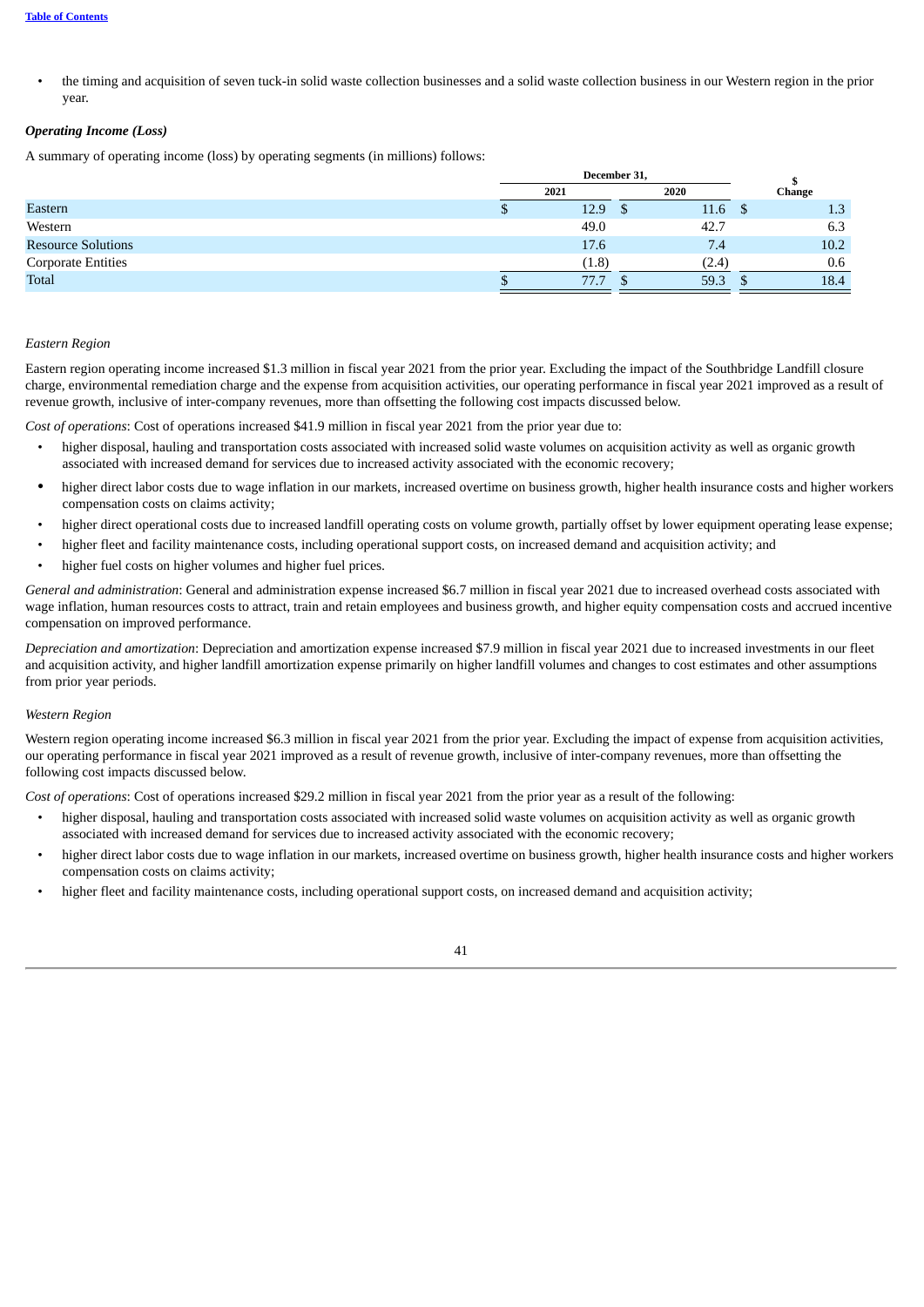- the timing and acquisition of seven tuck-in solid waste collection businesses and a solid waste collection business in our Western region in the prior year.

***Operating Income (Loss)***

A summary of operating income (loss) by operating segments (in millions) follows:

| | December 31, | | $ Change |
|---|---|---|---|
| | 2021 | 2020 | |
| Eastern | $ 12.9 | $ 11.6 | $ 1.3 |
| Western | 49.0 | 42.7 | 6.3 |
| Resource Solutions | 17.6 | 7.4 | 10.2 |
| Corporate Entities | (1.8) | (2.4) | 0.6 |
| Total | $ 77.7 | $ 59.3 | $ 18.4 |

*Eastern Region*

Eastern region operating income increased $1.3 million in fiscal year 2021 from the prior year. Excluding the impact of the Southbridge Landfill closure charge, environmental remediation charge and the expense from acquisition activities, our operating performance in fiscal year 2021 improved as a result of revenue growth, inclusive of inter-company revenues, more than offsetting the following cost impacts discussed below.

*Cost of operations*: Cost of operations increased $41.9 million in fiscal year 2021 from the prior year due to:

- higher disposal, hauling and transportation costs associated with increased solid waste volumes on acquisition activity as well as organic growth associated with increased demand for services due to increased activity associated with the economic recovery;
- higher direct labor costs due to wage inflation in our markets, increased overtime on business growth, higher health insurance costs and higher workers compensation costs on claims activity;
- higher direct operational costs due to increased landfill operating costs on volume growth, partially offset by lower equipment operating lease expense;
- higher fleet and facility maintenance costs, including operational support costs, on increased demand and acquisition activity; and
- higher fuel costs on higher volumes and higher fuel prices.

*General and administration*: General and administration expense increased $6.7 million in fiscal year 2021 due to increased overhead costs associated with wage inflation, human resources costs to attract, train and retain employees and business growth, and higher equity compensation costs and accrued incentive compensation on improved performance.

*Depreciation and amortization*: Depreciation and amortization expense increased $7.9 million in fiscal year 2021 due to increased investments in our fleet and acquisition activity, and higher landfill amortization expense primarily on higher landfill volumes and changes to cost estimates and other assumptions from prior year periods.

*Western Region*

Western region operating income increased $6.3 million in fiscal year 2021 from the prior year. Excluding the impact of expense from acquisition activities, our operating performance in fiscal year 2021 improved as a result of revenue growth, inclusive of inter-company revenues, more than offsetting the following cost impacts discussed below.

*Cost of operations*: Cost of operations increased $29.2 million in fiscal year 2021 from the prior year as a result of the following:

- higher disposal, hauling and transportation costs associated with increased solid waste volumes on acquisition activity as well as organic growth associated with increased demand for services due to increased activity associated with the economic recovery;
- higher direct labor costs due to wage inflation in our markets, increased overtime on business growth, higher health insurance costs and higher workers compensation costs on claims activity;
- higher fleet and facility maintenance costs, including operational support costs, on increased demand and acquisition activity;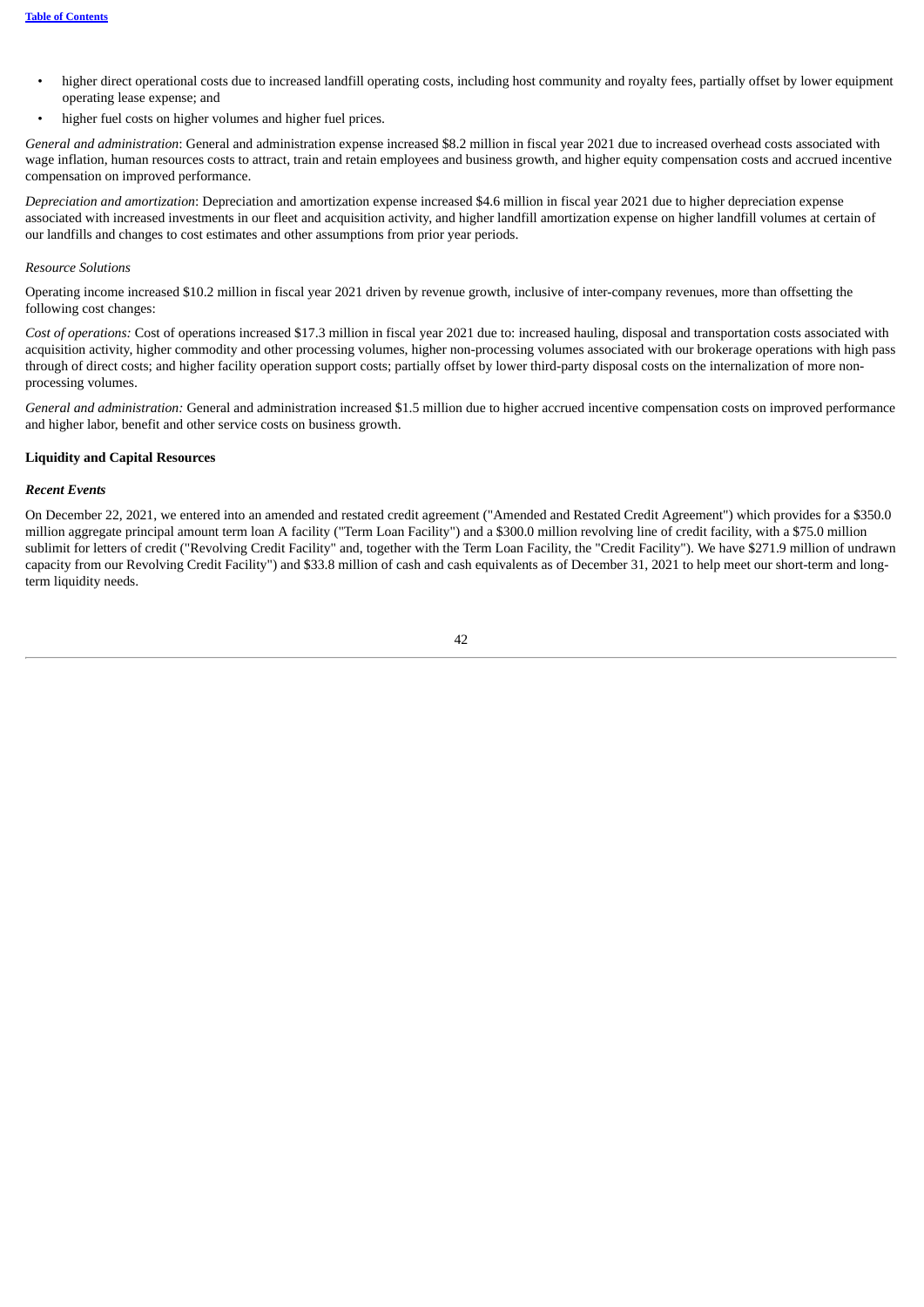- higher direct operational costs due to increased landfill operating costs, including host community and royalty fees, partially offset by lower equipment operating lease expense; and
- higher fuel costs on higher volumes and higher fuel prices.

*General and administration*: General and administration expense increased $8.2 million in fiscal year 2021 due to increased overhead costs associated with wage inflation, human resources costs to attract, train and retain employees and business growth, and higher equity compensation costs and accrued incentive compensation on improved performance.

*Depreciation and amortization*: Depreciation and amortization expense increased $4.6 million in fiscal year 2021 due to higher depreciation expense associated with increased investments in our fleet and acquisition activity, and higher landfill amortization expense on higher landfill volumes at certain of our landfills and changes to cost estimates and other assumptions from prior year periods.

*Resource Solutions*

Operating income increased $10.2 million in fiscal year 2021 driven by revenue growth, inclusive of inter-company revenues, more than offsetting the following cost changes:

*Cost of operations:* Cost of operations increased $17.3 million in fiscal year 2021 due to: increased hauling, disposal and transportation costs associated with acquisition activity, higher commodity and other processing volumes, higher non-processing volumes associated with our brokerage operations with high pass through of direct costs; and higher facility operation support costs; partially offset by lower third-party disposal costs on the internalization of more non-processing volumes.

*General and administration:* General and administration increased $1.5 million due to higher accrued incentive compensation costs on improved performance and higher labor, benefit and other service costs on business growth.

**Liquidity and Capital Resources**

***Recent Events***

On December 22, 2021, we entered into an amended and restated credit agreement ("Amended and Restated Credit Agreement") which provides for a $350.0 million aggregate principal amount term loan A facility ("Term Loan Facility") and a $300.0 million revolving line of credit facility, with a $75.0 million sublimit for letters of credit ("Revolving Credit Facility" and, together with the Term Loan Facility, the "Credit Facility"). We have $271.9 million of undrawn capacity from our Revolving Credit Facility") and $33.8 million of cash and cash equivalents as of December 31, 2021 to help meet our short-term and long-term liquidity needs.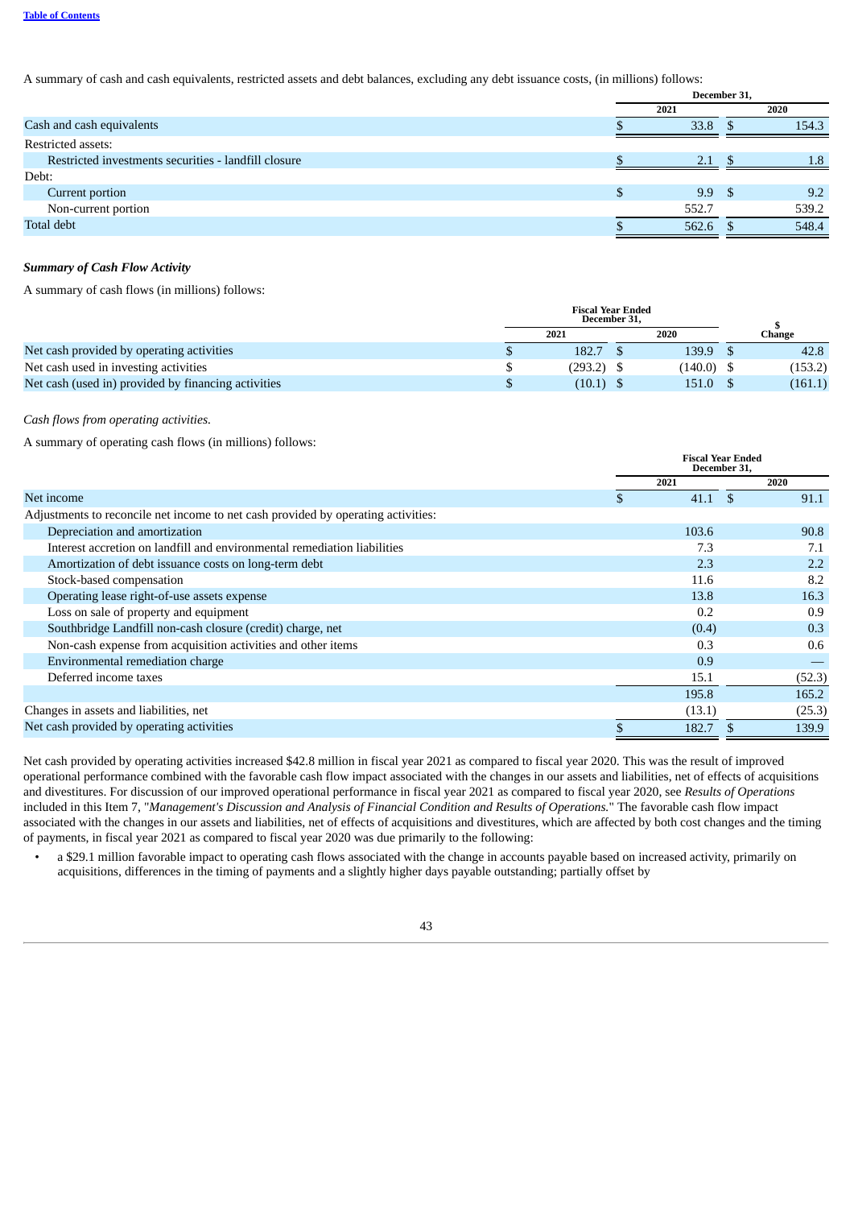A summary of cash and cash equivalents, restricted assets and debt balances, excluding any debt issuance costs, (in millions) follows:

| | December 31, | |
|---|---|---|
| | 2021 | 2020 |
| Cash and cash equivalents | $ 33.8 | $ 154.3 |
| Restricted assets: | | |
| Restricted investments securities - landfill closure | $ 2.1 | $ 1.8 |
| Debt: | | |
| Current portion | $ 9.9 | $ 9.2 |
| Non-current portion | 552.7 | 539.2 |
| Total debt | $ 562.6 | $ 548.4 |

***Summary of Cash Flow Activity***

A summary of cash flows (in millions) follows:

| | Fiscal Year Ended December 31, | | $ Change |
|---|---|---|---|
| | 2021 | 2020 | |
| Net cash provided by operating activities | $ 182.7 | $ 139.9 | $ 42.8 |
| Net cash used in investing activities | $ (293.2) | $ (140.0) | $ (153.2) |
| Net cash (used in) provided by financing activities | $ (10.1) | $ 151.0 | $ (161.1) |

*Cash flows from operating activities.*

A summary of operating cash flows (in millions) follows:

| | Fiscal Year Ended December 31, | |
|---|---|---|
| | 2021 | 2020 |
| Net income | $ 41.1 | $ 91.1 |
| Adjustments to reconcile net income to net cash provided by operating activities: | | |
| Depreciation and amortization | 103.6 | 90.8 |
| Interest accretion on landfill and environmental remediation liabilities | 7.3 | 7.1 |
| Amortization of debt issuance costs on long-term debt | 2.3 | 2.2 |
| Stock-based compensation | 11.6 | 8.2 |
| Operating lease right-of-use assets expense | 13.8 | 16.3 |
| Loss on sale of property and equipment | 0.2 | 0.9 |
| Southbridge Landfill non-cash closure (credit) charge, net | (0.4) | 0.3 |
| Non-cash expense from acquisition activities and other items | 0.3 | 0.6 |
| Environmental remediation charge | 0.9 | — |
| Deferred income taxes | 15.1 | (52.3) |
| | 195.8 | 165.2 |
| Changes in assets and liabilities, net | (13.1) | (25.3) |
| Net cash provided by operating activities | $ 182.7 | $ 139.9 |

Net cash provided by operating activities increased $42.8 million in fiscal year 2021 as compared to fiscal year 2020. This was the result of improved operational performance combined with the favorable cash flow impact associated with the changes in our assets and liabilities, net of effects of acquisitions and divestitures. For discussion of our improved operational performance in fiscal year 2021 as compared to fiscal year 2020, see *Results of Operations* included in this Item 7, "*Management's Discussion and Analysis of Financial Condition and Results of Operations.*" The favorable cash flow impact associated with the changes in our assets and liabilities, net of effects of acquisitions and divestitures, which are affected by both cost changes and the timing of payments, in fiscal year 2021 as compared to fiscal year 2020 was due primarily to the following:

- a $29.1 million favorable impact to operating cash flows associated with the change in accounts payable based on increased activity, primarily on acquisitions, differences in the timing of payments and a slightly higher days payable outstanding; partially offset by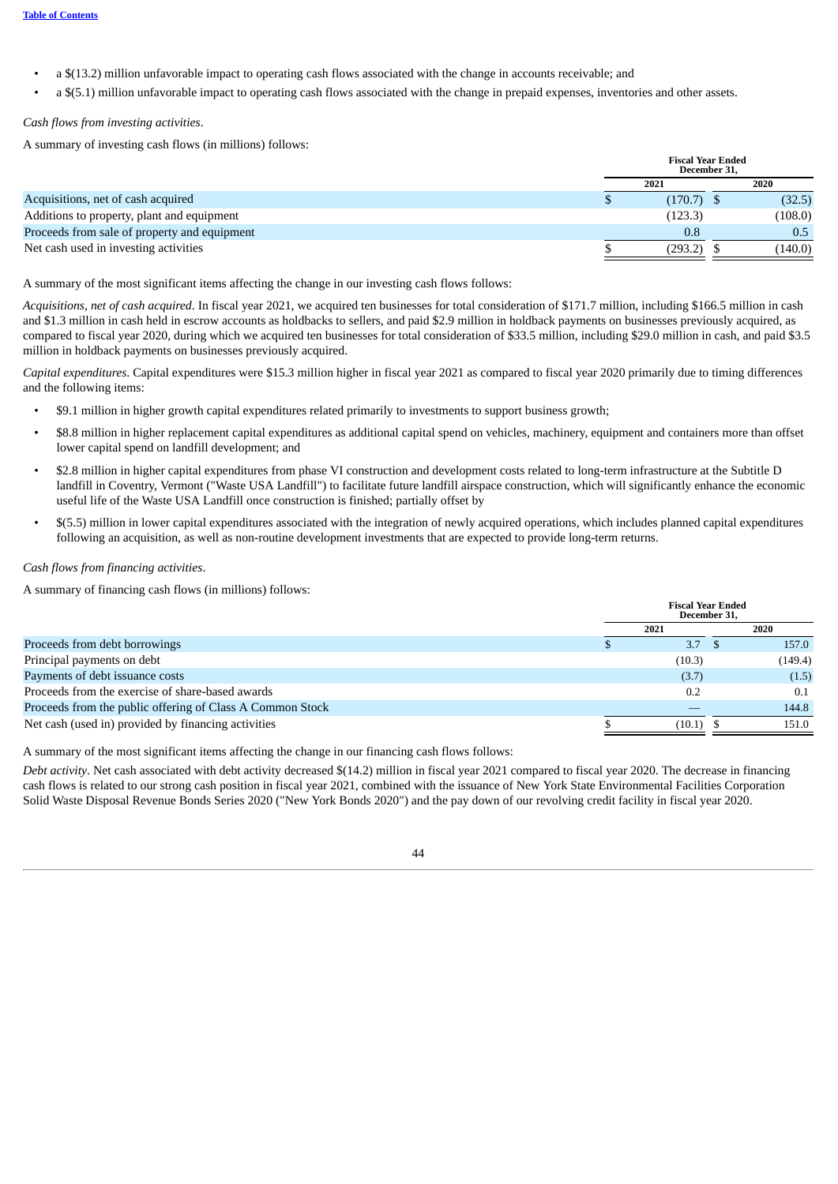- a $(13.2) million unfavorable impact to operating cash flows associated with the change in accounts receivable; and
- a $(5.1) million unfavorable impact to operating cash flows associated with the change in prepaid expenses, inventories and other assets.

*Cash flows from investing activities*.

A summary of investing cash flows (in millions) follows:

| | Fiscal Year Ended December 31, | |
|---|---|---|
| | 2021 | 2020 |
| Acquisitions, net of cash acquired | $ (170.7) | $ (32.5) |
| Additions to property, plant and equipment | (123.3) | (108.0) |
| Proceeds from sale of property and equipment | 0.8 | 0.5 |
| Net cash used in investing activities | $ (293.2) | $ (140.0) |

A summary of the most significant items affecting the change in our investing cash flows follows:

*Acquisitions, net of cash acquired*. In fiscal year 2021, we acquired ten businesses for total consideration of $171.7 million, including $166.5 million in cash and $1.3 million in cash held in escrow accounts as holdbacks to sellers, and paid $2.9 million in holdback payments on businesses previously acquired, as compared to fiscal year 2020, during which we acquired ten businesses for total consideration of $33.5 million, including $29.0 million in cash, and paid $3.5 million in holdback payments on businesses previously acquired.

*Capital expenditures*. Capital expenditures were $15.3 million higher in fiscal year 2021 as compared to fiscal year 2020 primarily due to timing differences and the following items:

- $9.1 million in higher growth capital expenditures related primarily to investments to support business growth;
- $8.8 million in higher replacement capital expenditures as additional capital spend on vehicles, machinery, equipment and containers more than offset lower capital spend on landfill development; and
- $2.8 million in higher capital expenditures from phase VI construction and development costs related to long-term infrastructure at the Subtitle D landfill in Coventry, Vermont ("Waste USA Landfill") to facilitate future landfill airspace construction, which will significantly enhance the economic useful life of the Waste USA Landfill once construction is finished; partially offset by
- $(5.5) million in lower capital expenditures associated with the integration of newly acquired operations, which includes planned capital expenditures following an acquisition, as well as non-routine development investments that are expected to provide long-term returns.

*Cash flows from financing activities*.

A summary of financing cash flows (in millions) follows:

| | Fiscal Year Ended December 31, | |
|---|---|---|
| | 2021 | 2020 |
| Proceeds from debt borrowings | $ 3.7 | $ 157.0 |
| Principal payments on debt | (10.3) | (149.4) |
| Payments of debt issuance costs | (3.7) | (1.5) |
| Proceeds from the exercise of share-based awards | 0.2 | 0.1 |
| Proceeds from the public offering of Class A Common Stock | — | 144.8 |
| Net cash (used in) provided by financing activities | $ (10.1) | $ 151.0 |

A summary of the most significant items affecting the change in our financing cash flows follows:

*Debt activity*. Net cash associated with debt activity decreased $(14.2) million in fiscal year 2021 compared to fiscal year 2020. The decrease in financing cash flows is related to our strong cash position in fiscal year 2021, combined with the issuance of New York State Environmental Facilities Corporation Solid Waste Disposal Revenue Bonds Series 2020 ("New York Bonds 2020") and the pay down of our revolving credit facility in fiscal year 2020.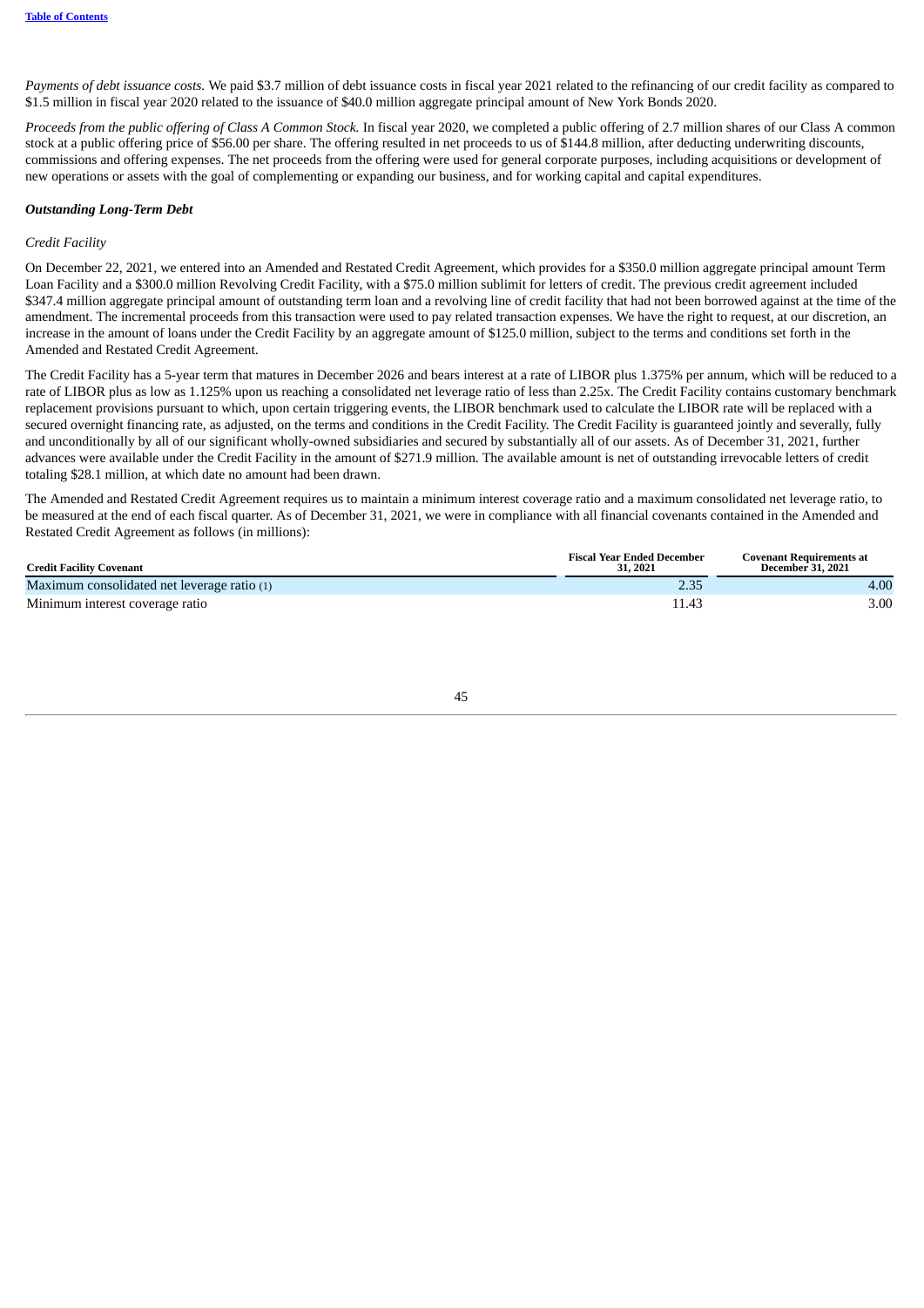*Payments of debt issuance costs.* We paid $3.7 million of debt issuance costs in fiscal year 2021 related to the refinancing of our credit facility as compared to $1.5 million in fiscal year 2020 related to the issuance of $40.0 million aggregate principal amount of New York Bonds 2020.

*Proceeds from the public offering of Class A Common Stock.* In fiscal year 2020, we completed a public offering of 2.7 million shares of our Class A common stock at a public offering price of $56.00 per share. The offering resulted in net proceeds to us of $144.8 million, after deducting underwriting discounts, commissions and offering expenses. The net proceeds from the offering were used for general corporate purposes, including acquisitions or development of new operations or assets with the goal of complementing or expanding our business, and for working capital and capital expenditures.

***Outstanding Long-Term Debt***

*Credit Facility*

On December 22, 2021, we entered into an Amended and Restated Credit Agreement, which provides for a $350.0 million aggregate principal amount Term Loan Facility and a $300.0 million Revolving Credit Facility, with a $75.0 million sublimit for letters of credit. The previous credit agreement included $347.4 million aggregate principal amount of outstanding term loan and a revolving line of credit facility that had not been borrowed against at the time of the amendment. The incremental proceeds from this transaction were used to pay related transaction expenses. We have the right to request, at our discretion, an increase in the amount of loans under the Credit Facility by an aggregate amount of $125.0 million, subject to the terms and conditions set forth in the Amended and Restated Credit Agreement.

The Credit Facility has a 5-year term that matures in December 2026 and bears interest at a rate of LIBOR plus 1.375% per annum, which will be reduced to a rate of LIBOR plus as low as 1.125% upon us reaching a consolidated net leverage ratio of less than 2.25x. The Credit Facility contains customary benchmark replacement provisions pursuant to which, upon certain triggering events, the LIBOR benchmark used to calculate the LIBOR rate will be replaced with a secured overnight financing rate, as adjusted, on the terms and conditions in the Credit Facility. The Credit Facility is guaranteed jointly and severally, fully and unconditionally by all of our significant wholly-owned subsidiaries and secured by substantially all of our assets. As of December 31, 2021, further advances were available under the Credit Facility in the amount of $271.9 million. The available amount is net of outstanding irrevocable letters of credit totaling $28.1 million, at which date no amount had been drawn.

The Amended and Restated Credit Agreement requires us to maintain a minimum interest coverage ratio and a maximum consolidated net leverage ratio, to be measured at the end of each fiscal quarter. As of December 31, 2021, we were in compliance with all financial covenants contained in the Amended and Restated Credit Agreement as follows (in millions):

| Credit Facility Covenant | Fiscal Year Ended December 31, 2021 | Covenant Requirements at December 31, 2021 |
|---|---|---|
| Maximum consolidated net leverage ratio (1) | 2.35 | 4.00 |
| Minimum interest coverage ratio | 11.43 | 3.00 |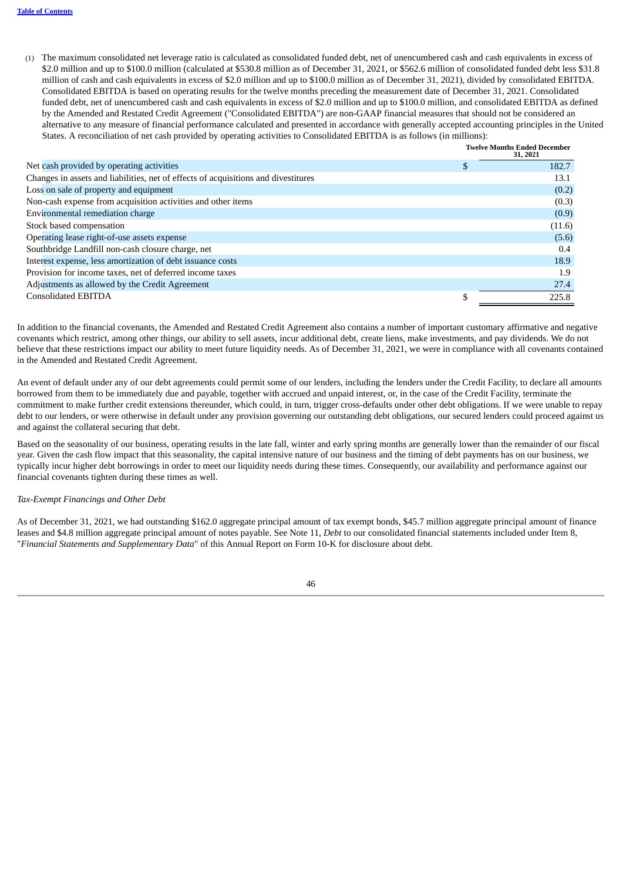(1) The maximum consolidated net leverage ratio is calculated as consolidated funded debt, net of unencumbered cash and cash equivalents in excess of $2.0 million and up to $100.0 million (calculated at $530.8 million as of December 31, 2021, or $562.6 million of consolidated funded debt less $31.8 million of cash and cash equivalents in excess of $2.0 million and up to $100.0 million as of December 31, 2021), divided by consolidated EBITDA. Consolidated EBITDA is based on operating results for the twelve months preceding the measurement date of December 31, 2021. Consolidated funded debt, net of unencumbered cash and cash equivalents in excess of $2.0 million and up to $100.0 million, and consolidated EBITDA as defined by the Amended and Restated Credit Agreement ("Consolidated EBITDA") are non-GAAP financial measures that should not be considered an alternative to any measure of financial performance calculated and presented in accordance with generally accepted accounting principles in the United States. A reconciliation of net cash provided by operating activities to Consolidated EBITDA is as follows (in millions):

| | Twelve Months Ended December 31, 2021 |
|---|---|
| Net cash provided by operating activities | $ 182.7 |
| Changes in assets and liabilities, net of effects of acquisitions and divestitures | 13.1 |
| Loss on sale of property and equipment | (0.2) |
| Non-cash expense from acquisition activities and other items | (0.3) |
| Environmental remediation charge | (0.9) |
| Stock based compensation | (11.6) |
| Operating lease right-of-use assets expense | (5.6) |
| Southbridge Landfill non-cash closure charge, net | 0.4 |
| Interest expense, less amortization of debt issuance costs | 18.9 |
| Provision for income taxes, net of deferred income taxes | 1.9 |
| Adjustments as allowed by the Credit Agreement | 27.4 |
| Consolidated EBITDA | $ 225.8 |

In addition to the financial covenants, the Amended and Restated Credit Agreement also contains a number of important customary affirmative and negative covenants which restrict, among other things, our ability to sell assets, incur additional debt, create liens, make investments, and pay dividends. We do not believe that these restrictions impact our ability to meet future liquidity needs. As of December 31, 2021, we were in compliance with all covenants contained in the Amended and Restated Credit Agreement.

An event of default under any of our debt agreements could permit some of our lenders, including the lenders under the Credit Facility, to declare all amounts borrowed from them to be immediately due and payable, together with accrued and unpaid interest, or, in the case of the Credit Facility, terminate the commitment to make further credit extensions thereunder, which could, in turn, trigger cross-defaults under other debt obligations. If we were unable to repay debt to our lenders, or were otherwise in default under any provision governing our outstanding debt obligations, our secured lenders could proceed against us and against the collateral securing that debt.

Based on the seasonality of our business, operating results in the late fall, winter and early spring months are generally lower than the remainder of our fiscal year. Given the cash flow impact that this seasonality, the capital intensive nature of our business and the timing of debt payments has on our business, we typically incur higher debt borrowings in order to meet our liquidity needs during these times. Consequently, our availability and performance against our financial covenants tighten during these times as well.

*Tax-Exempt Financings and Other Debt*

As of December 31, 2021, we had outstanding $162.0 aggregate principal amount of tax exempt bonds, $45.7 million aggregate principal amount of finance leases and $4.8 million aggregate principal amount of notes payable. See Note 11, *Debt* to our consolidated financial statements included under Item 8, "*Financial Statements and Supplementary Data*" of this Annual Report on Form 10-K for disclosure about debt.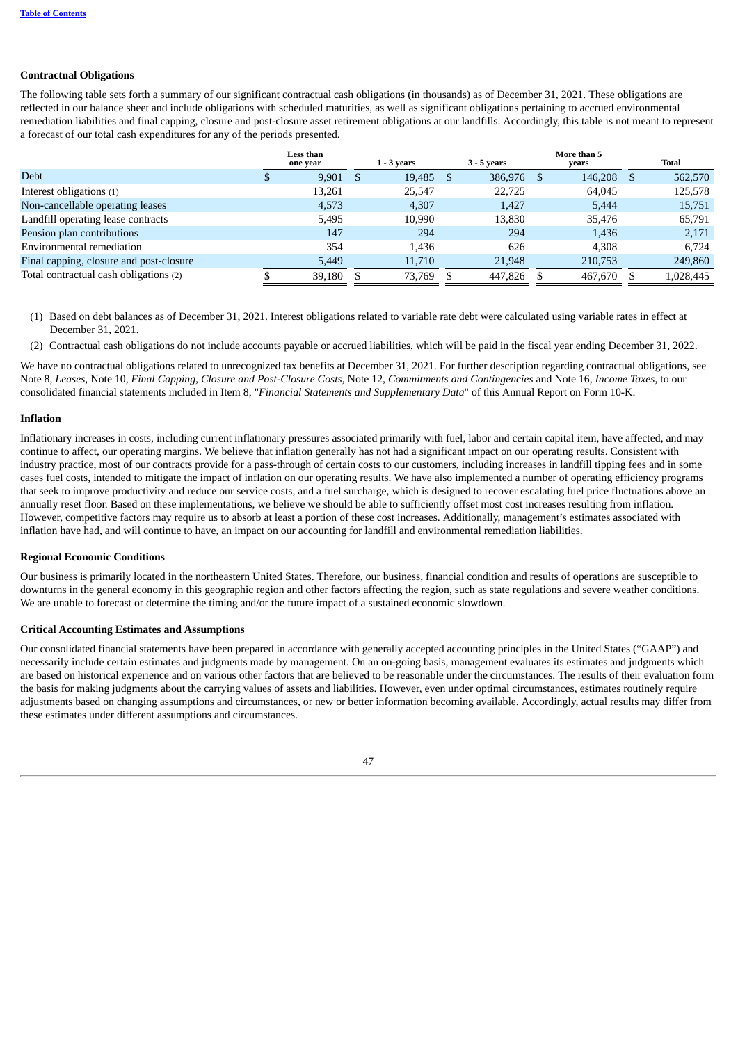### Contractual Obligations

The following table sets forth a summary of our significant contractual cash obligations (in thousands) as of December 31, 2021. These obligations are reflected in our balance sheet and include obligations with scheduled maturities, as well as significant obligations pertaining to accrued environmental remediation liabilities and final capping, closure and post-closure asset retirement obligations at our landfills. Accordingly, this table is not meant to represent a forecast of our total cash expenditures for any of the periods presented.

| | Less than one year | 1 - 3 years | 3 - 5 years | More than 5 years | Total |
|---|---|---|---|---|---|
| Debt | $ 9,901 | $ 19,485 | $ 386,976 | $ 146,208 | $ 562,570 |
| Interest obligations (1) | 13,261 | 25,547 | 22,725 | 64,045 | 125,578 |
| Non-cancellable operating leases | 4,573 | 4,307 | 1,427 | 5,444 | 15,751 |
| Landfill operating lease contracts | 5,495 | 10,990 | 13,830 | 35,476 | 65,791 |
| Pension plan contributions | 147 | 294 | 294 | 1,436 | 2,171 |
| Environmental remediation | 354 | 1,436 | 626 | 4,308 | 6,724 |
| Final capping, closure and post-closure | 5,449 | 11,710 | 21,948 | 210,753 | 249,860 |
| Total contractual cash obligations (2) | $ 39,180 | $ 73,769 | $ 447,826 | $ 467,670 | $ 1,028,445 |

(1) Based on debt balances as of December 31, 2021. Interest obligations related to variable rate debt were calculated using variable rates in effect at December 31, 2021.

(2) Contractual cash obligations do not include accounts payable or accrued liabilities, which will be paid in the fiscal year ending December 31, 2022.

We have no contractual obligations related to unrecognized tax benefits at December 31, 2021. For further description regarding contractual obligations, see Note 8, *Leases*, Note 10, *Final Capping, Closure and Post-Closure Costs,* Note 12, *Commitments and Contingencies* and Note 16, *Income Taxes,* to our consolidated financial statements included in Item 8, "*Financial Statements and Supplementary Data*" of this Annual Report on Form 10-K.

### Inflation

Inflationary increases in costs, including current inflationary pressures associated primarily with fuel, labor and certain capital item, have affected, and may continue to affect, our operating margins. We believe that inflation generally has not had a significant impact on our operating results. Consistent with industry practice, most of our contracts provide for a pass-through of certain costs to our customers, including increases in landfill tipping fees and in some cases fuel costs, intended to mitigate the impact of inflation on our operating results. We have also implemented a number of operating efficiency programs that seek to improve productivity and reduce our service costs, and a fuel surcharge, which is designed to recover escalating fuel price fluctuations above an annually reset floor. Based on these implementations, we believe we should be able to sufficiently offset most cost increases resulting from inflation. However, competitive factors may require us to absorb at least a portion of these cost increases. Additionally, management's estimates associated with inflation have had, and will continue to have, an impact on our accounting for landfill and environmental remediation liabilities.

### Regional Economic Conditions

Our business is primarily located in the northeastern United States. Therefore, our business, financial condition and results of operations are susceptible to downturns in the general economy in this geographic region and other factors affecting the region, such as state regulations and severe weather conditions. We are unable to forecast or determine the timing and/or the future impact of a sustained economic slowdown.

### Critical Accounting Estimates and Assumptions

Our consolidated financial statements have been prepared in accordance with generally accepted accounting principles in the United States ("GAAP") and necessarily include certain estimates and judgments made by management. On an on-going basis, management evaluates its estimates and judgments which are based on historical experience and on various other factors that are believed to be reasonable under the circumstances. The results of their evaluation form the basis for making judgments about the carrying values of assets and liabilities. However, even under optimal circumstances, estimates routinely require adjustments based on changing assumptions and circumstances, or new or better information becoming available. Accordingly, actual results may differ from these estimates under different assumptions and circumstances.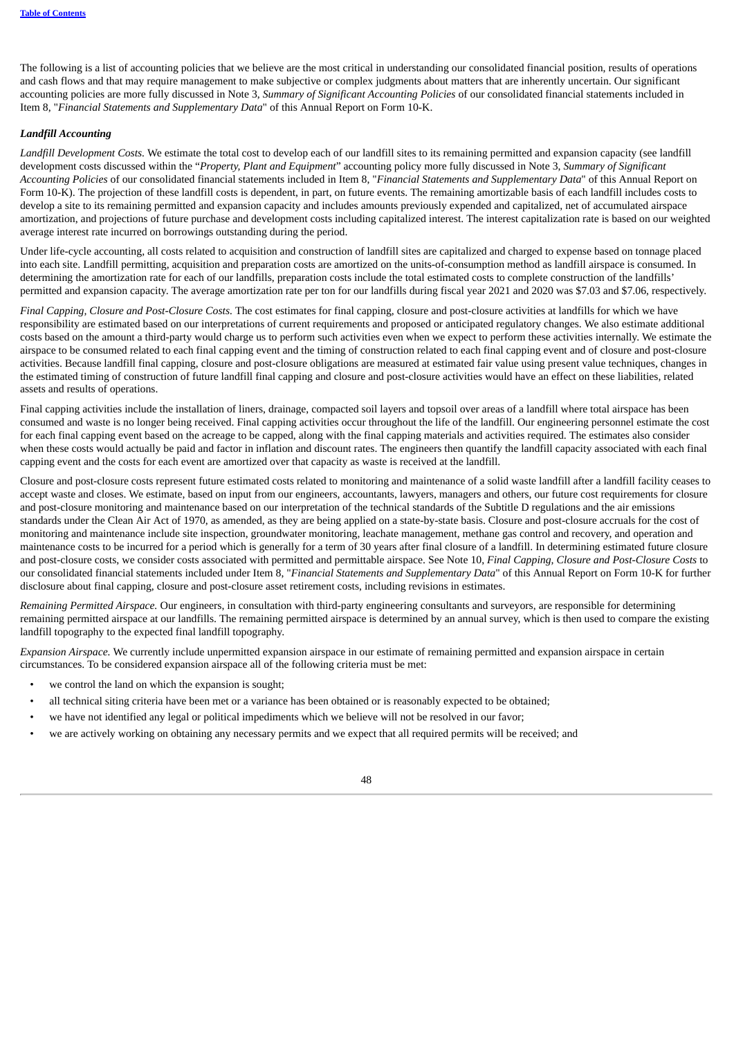The following is a list of accounting policies that we believe are the most critical in understanding our consolidated financial position, results of operations and cash flows and that may require management to make subjective or complex judgments about matters that are inherently uncertain. Our significant accounting policies are more fully discussed in Note 3, *Summary of Significant Accounting Policies* of our consolidated financial statements included in Item 8, "*Financial Statements and Supplementary Data*" of this Annual Report on Form 10-K.

### *Landfill Accounting*

*Landfill Development Costs.* We estimate the total cost to develop each of our landfill sites to its remaining permitted and expansion capacity (see landfill development costs discussed within the "*Property, Plant and Equipment*" accounting policy more fully discussed in Note 3, *Summary of Significant Accounting Policies* of our consolidated financial statements included in Item 8, "*Financial Statements and Supplementary Data*" of this Annual Report on Form 10-K). The projection of these landfill costs is dependent, in part, on future events. The remaining amortizable basis of each landfill includes costs to develop a site to its remaining permitted and expansion capacity and includes amounts previously expended and capitalized, net of accumulated airspace amortization, and projections of future purchase and development costs including capitalized interest. The interest capitalization rate is based on our weighted average interest rate incurred on borrowings outstanding during the period.

Under life-cycle accounting, all costs related to acquisition and construction of landfill sites are capitalized and charged to expense based on tonnage placed into each site. Landfill permitting, acquisition and preparation costs are amortized on the units-of-consumption method as landfill airspace is consumed. In determining the amortization rate for each of our landfills, preparation costs include the total estimated costs to complete construction of the landfills' permitted and expansion capacity. The average amortization rate per ton for our landfills during fiscal year 2021 and 2020 was $7.03 and $7.06, respectively.

*Final Capping, Closure and Post-Closure Costs.* The cost estimates for final capping, closure and post-closure activities at landfills for which we have responsibility are estimated based on our interpretations of current requirements and proposed or anticipated regulatory changes. We also estimate additional costs based on the amount a third-party would charge us to perform such activities even when we expect to perform these activities internally. We estimate the airspace to be consumed related to each final capping event and the timing of construction related to each final capping event and of closure and post-closure activities. Because landfill final capping, closure and post-closure obligations are measured at estimated fair value using present value techniques, changes in the estimated timing of construction of future landfill final capping and closure and post-closure activities would have an effect on these liabilities, related assets and results of operations.

Final capping activities include the installation of liners, drainage, compacted soil layers and topsoil over areas of a landfill where total airspace has been consumed and waste is no longer being received. Final capping activities occur throughout the life of the landfill. Our engineering personnel estimate the cost for each final capping event based on the acreage to be capped, along with the final capping materials and activities required. The estimates also consider when these costs would actually be paid and factor in inflation and discount rates. The engineers then quantify the landfill capacity associated with each final capping event and the costs for each event are amortized over that capacity as waste is received at the landfill.

Closure and post-closure costs represent future estimated costs related to monitoring and maintenance of a solid waste landfill after a landfill facility ceases to accept waste and closes. We estimate, based on input from our engineers, accountants, lawyers, managers and others, our future cost requirements for closure and post-closure monitoring and maintenance based on our interpretation of the technical standards of the Subtitle D regulations and the air emissions standards under the Clean Air Act of 1970, as amended, as they are being applied on a state-by-state basis. Closure and post-closure accruals for the cost of monitoring and maintenance include site inspection, groundwater monitoring, leachate management, methane gas control and recovery, and operation and maintenance costs to be incurred for a period which is generally for a term of 30 years after final closure of a landfill. In determining estimated future closure and post-closure costs, we consider costs associated with permitted and permittable airspace. See Note 10, *Final Capping, Closure and Post-Closure Costs* to our consolidated financial statements included under Item 8, "*Financial Statements and Supplementary Data*" of this Annual Report on Form 10-K for further disclosure about final capping, closure and post-closure asset retirement costs, including revisions in estimates.

*Remaining Permitted Airspace.* Our engineers, in consultation with third-party engineering consultants and surveyors, are responsible for determining remaining permitted airspace at our landfills. The remaining permitted airspace is determined by an annual survey, which is then used to compare the existing landfill topography to the expected final landfill topography.

*Expansion Airspace.* We currently include unpermitted expansion airspace in our estimate of remaining permitted and expansion airspace in certain circumstances. To be considered expansion airspace all of the following criteria must be met:

- we control the land on which the expansion is sought;
- all technical siting criteria have been met or a variance has been obtained or is reasonably expected to be obtained;
- we have not identified any legal or political impediments which we believe will not be resolved in our favor;
- we are actively working on obtaining any necessary permits and we expect that all required permits will be received; and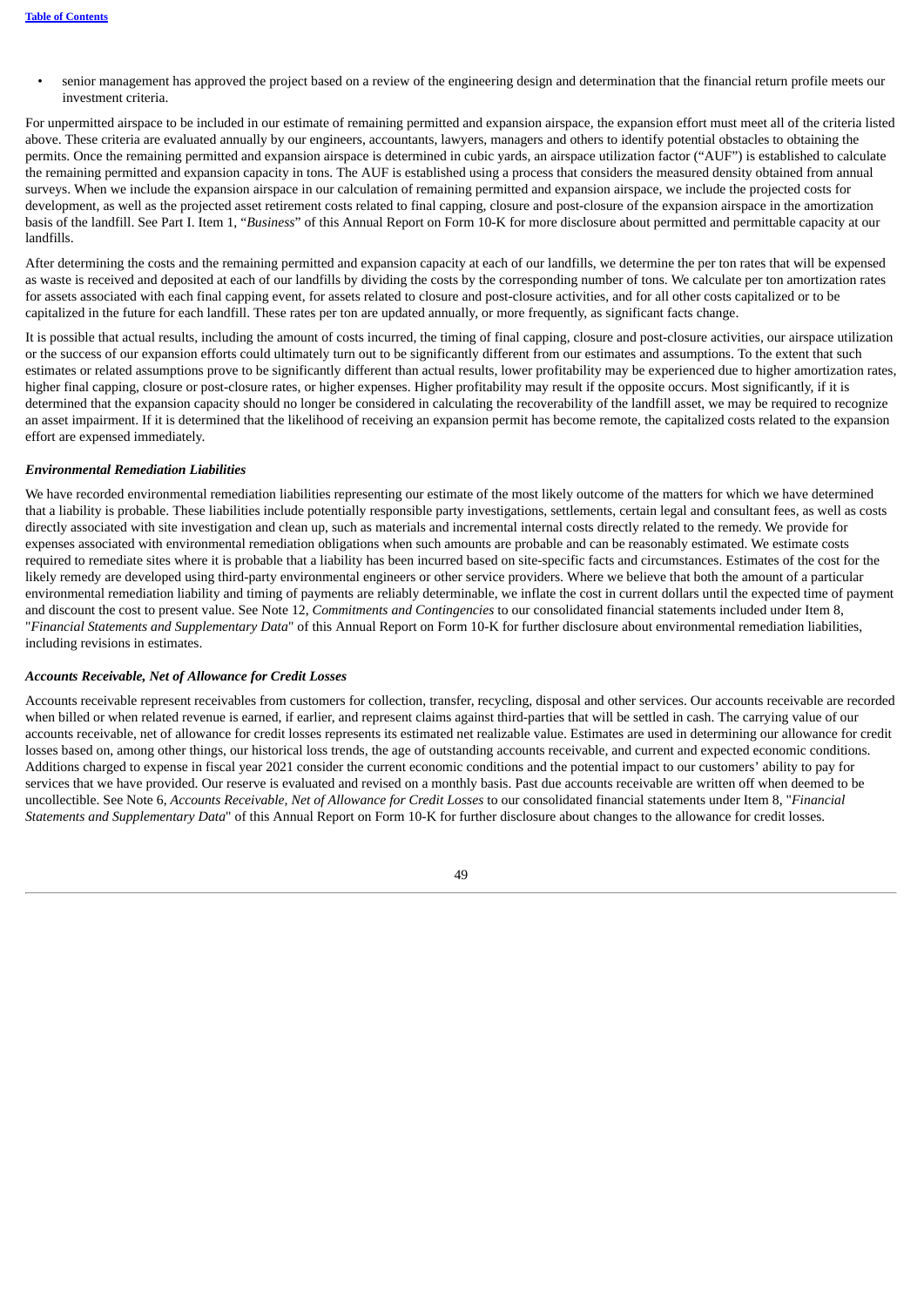- senior management has approved the project based on a review of the engineering design and determination that the financial return profile meets our investment criteria.

For unpermitted airspace to be included in our estimate of remaining permitted and expansion airspace, the expansion effort must meet all of the criteria listed above. These criteria are evaluated annually by our engineers, accountants, lawyers, managers and others to identify potential obstacles to obtaining the permits. Once the remaining permitted and expansion airspace is determined in cubic yards, an airspace utilization factor ("AUF") is established to calculate the remaining permitted and expansion capacity in tons. The AUF is established using a process that considers the measured density obtained from annual surveys. When we include the expansion airspace in our calculation of remaining permitted and expansion airspace, we include the projected costs for development, as well as the projected asset retirement costs related to final capping, closure and post-closure of the expansion airspace in the amortization basis of the landfill. See Part I. Item 1, "*Business*" of this Annual Report on Form 10-K for more disclosure about permitted and permittable capacity at our landfills.

After determining the costs and the remaining permitted and expansion capacity at each of our landfills, we determine the per ton rates that will be expensed as waste is received and deposited at each of our landfills by dividing the costs by the corresponding number of tons. We calculate per ton amortization rates for assets associated with each final capping event, for assets related to closure and post-closure activities, and for all other costs capitalized or to be capitalized in the future for each landfill. These rates per ton are updated annually, or more frequently, as significant facts change.

It is possible that actual results, including the amount of costs incurred, the timing of final capping, closure and post-closure activities, our airspace utilization or the success of our expansion efforts could ultimately turn out to be significantly different from our estimates and assumptions. To the extent that such estimates or related assumptions prove to be significantly different than actual results, lower profitability may be experienced due to higher amortization rates, higher final capping, closure or post-closure rates, or higher expenses. Higher profitability may result if the opposite occurs. Most significantly, if it is determined that the expansion capacity should no longer be considered in calculating the recoverability of the landfill asset, we may be required to recognize an asset impairment. If it is determined that the likelihood of receiving an expansion permit has become remote, the capitalized costs related to the expansion effort are expensed immediately.

### *Environmental Remediation Liabilities*

We have recorded environmental remediation liabilities representing our estimate of the most likely outcome of the matters for which we have determined that a liability is probable. These liabilities include potentially responsible party investigations, settlements, certain legal and consultant fees, as well as costs directly associated with site investigation and clean up, such as materials and incremental internal costs directly related to the remedy. We provide for expenses associated with environmental remediation obligations when such amounts are probable and can be reasonably estimated. We estimate costs required to remediate sites where it is probable that a liability has been incurred based on site-specific facts and circumstances. Estimates of the cost for the likely remedy are developed using third-party environmental engineers or other service providers. Where we believe that both the amount of a particular environmental remediation liability and timing of payments are reliably determinable, we inflate the cost in current dollars until the expected time of payment and discount the cost to present value. See Note 12, *Commitments and Contingencies* to our consolidated financial statements included under Item 8, "*Financial Statements and Supplementary Data*" of this Annual Report on Form 10-K for further disclosure about environmental remediation liabilities, including revisions in estimates.

### *Accounts Receivable, Net of Allowance for Credit Losses*

Accounts receivable represent receivables from customers for collection, transfer, recycling, disposal and other services. Our accounts receivable are recorded when billed or when related revenue is earned, if earlier, and represent claims against third-parties that will be settled in cash. The carrying value of our accounts receivable, net of allowance for credit losses represents its estimated net realizable value. Estimates are used in determining our allowance for credit losses based on, among other things, our historical loss trends, the age of outstanding accounts receivable, and current and expected economic conditions. Additions charged to expense in fiscal year 2021 consider the current economic conditions and the potential impact to our customers' ability to pay for services that we have provided. Our reserve is evaluated and revised on a monthly basis. Past due accounts receivable are written off when deemed to be uncollectible. See Note 6, *Accounts Receivable, Net of Allowance for Credit Losses* to our consolidated financial statements under Item 8, "*Financial Statements and Supplementary Data*" of this Annual Report on Form 10-K for further disclosure about changes to the allowance for credit losses.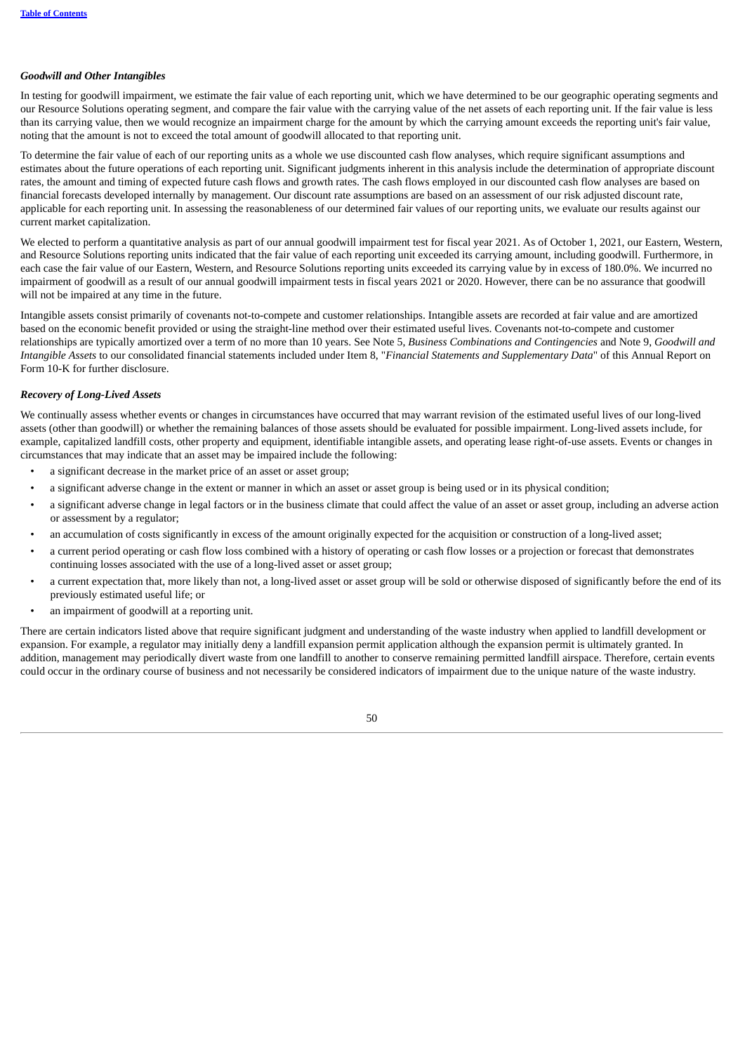### *Goodwill and Other Intangibles*

In testing for goodwill impairment, we estimate the fair value of each reporting unit, which we have determined to be our geographic operating segments and our Resource Solutions operating segment, and compare the fair value with the carrying value of the net assets of each reporting unit. If the fair value is less than its carrying value, then we would recognize an impairment charge for the amount by which the carrying amount exceeds the reporting unit's fair value, noting that the amount is not to exceed the total amount of goodwill allocated to that reporting unit.

To determine the fair value of each of our reporting units as a whole we use discounted cash flow analyses, which require significant assumptions and estimates about the future operations of each reporting unit. Significant judgments inherent in this analysis include the determination of appropriate discount rates, the amount and timing of expected future cash flows and growth rates. The cash flows employed in our discounted cash flow analyses are based on financial forecasts developed internally by management. Our discount rate assumptions are based on an assessment of our risk adjusted discount rate, applicable for each reporting unit. In assessing the reasonableness of our determined fair values of our reporting units, we evaluate our results against our current market capitalization.

We elected to perform a quantitative analysis as part of our annual goodwill impairment test for fiscal year 2021. As of October 1, 2021, our Eastern, Western, and Resource Solutions reporting units indicated that the fair value of each reporting unit exceeded its carrying amount, including goodwill. Furthermore, in each case the fair value of our Eastern, Western, and Resource Solutions reporting units exceeded its carrying value by in excess of 180.0%. We incurred no impairment of goodwill as a result of our annual goodwill impairment tests in fiscal years 2021 or 2020. However, there can be no assurance that goodwill will not be impaired at any time in the future.

Intangible assets consist primarily of covenants not-to-compete and customer relationships. Intangible assets are recorded at fair value and are amortized based on the economic benefit provided or using the straight-line method over their estimated useful lives. Covenants not-to-compete and customer relationships are typically amortized over a term of no more than 10 years. See Note 5, *Business Combinations and Contingencies* and Note 9, *Goodwill and Intangible Assets* to our consolidated financial statements included under Item 8, "*Financial Statements and Supplementary Data*" of this Annual Report on Form 10-K for further disclosure.

### *Recovery of Long-Lived Assets*

We continually assess whether events or changes in circumstances have occurred that may warrant revision of the estimated useful lives of our long-lived assets (other than goodwill) or whether the remaining balances of those assets should be evaluated for possible impairment. Long-lived assets include, for example, capitalized landfill costs, other property and equipment, identifiable intangible assets, and operating lease right-of-use assets. Events or changes in circumstances that may indicate that an asset may be impaired include the following:

- a significant decrease in the market price of an asset or asset group;
- a significant adverse change in the extent or manner in which an asset or asset group is being used or in its physical condition;
- a significant adverse change in legal factors or in the business climate that could affect the value of an asset or asset group, including an adverse action or assessment by a regulator;
- an accumulation of costs significantly in excess of the amount originally expected for the acquisition or construction of a long-lived asset;
- a current period operating or cash flow loss combined with a history of operating or cash flow losses or a projection or forecast that demonstrates continuing losses associated with the use of a long-lived asset or asset group;
- a current expectation that, more likely than not, a long-lived asset or asset group will be sold or otherwise disposed of significantly before the end of its previously estimated useful life; or
- an impairment of goodwill at a reporting unit.

There are certain indicators listed above that require significant judgment and understanding of the waste industry when applied to landfill development or expansion. For example, a regulator may initially deny a landfill expansion permit application although the expansion permit is ultimately granted. In addition, management may periodically divert waste from one landfill to another to conserve remaining permitted landfill airspace. Therefore, certain events could occur in the ordinary course of business and not necessarily be considered indicators of impairment due to the unique nature of the waste industry.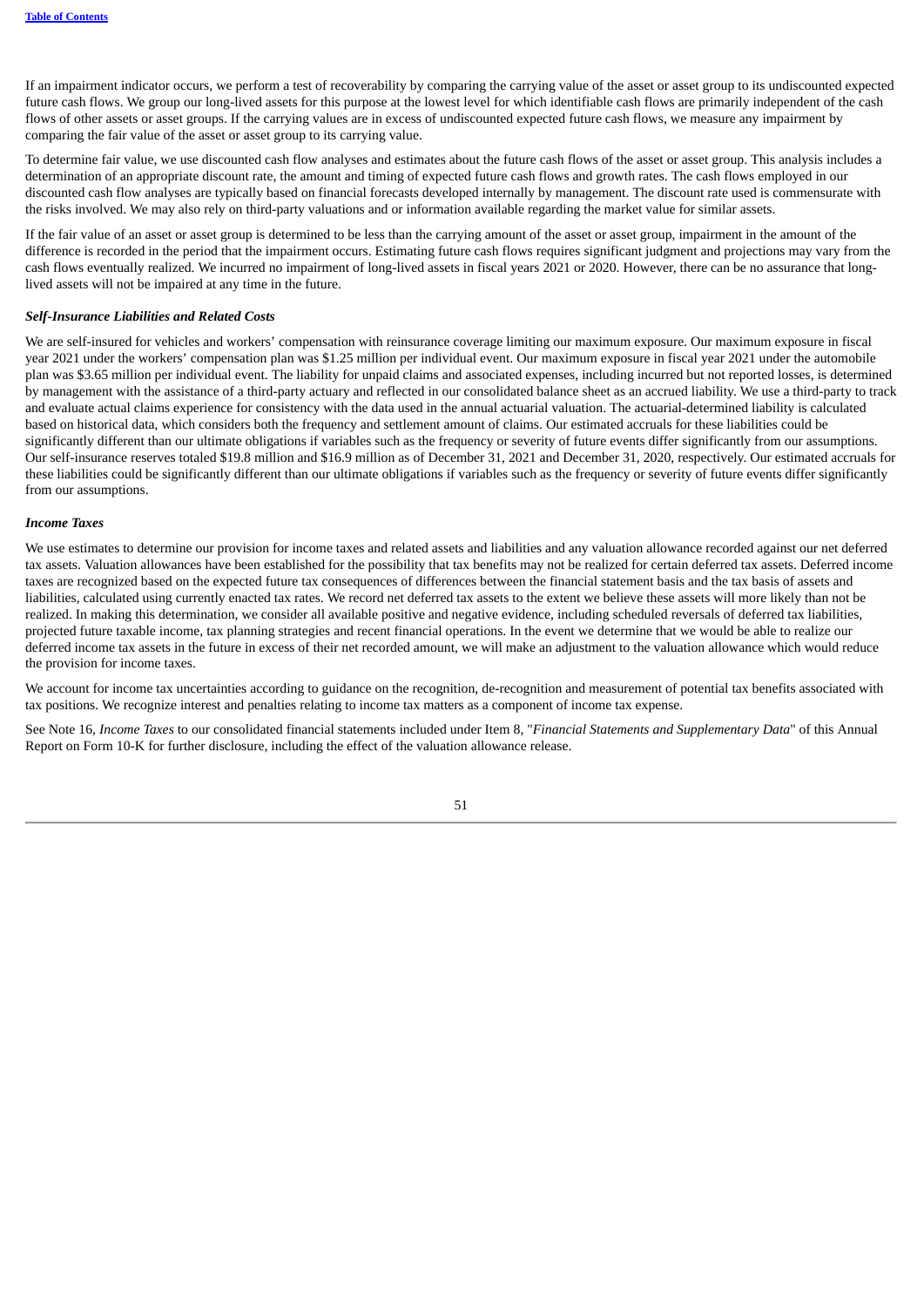If an impairment indicator occurs, we perform a test of recoverability by comparing the carrying value of the asset or asset group to its undiscounted expected future cash flows. We group our long-lived assets for this purpose at the lowest level for which identifiable cash flows are primarily independent of the cash flows of other assets or asset groups. If the carrying values are in excess of undiscounted expected future cash flows, we measure any impairment by comparing the fair value of the asset or asset group to its carrying value.

To determine fair value, we use discounted cash flow analyses and estimates about the future cash flows of the asset or asset group. This analysis includes a determination of an appropriate discount rate, the amount and timing of expected future cash flows and growth rates. The cash flows employed in our discounted cash flow analyses are typically based on financial forecasts developed internally by management. The discount rate used is commensurate with the risks involved. We may also rely on third-party valuations and or information available regarding the market value for similar assets.

If the fair value of an asset or asset group is determined to be less than the carrying amount of the asset or asset group, impairment in the amount of the difference is recorded in the period that the impairment occurs. Estimating future cash flows requires significant judgment and projections may vary from the cash flows eventually realized. We incurred no impairment of long-lived assets in fiscal years 2021 or 2020. However, there can be no assurance that long-lived assets will not be impaired at any time in the future.

***Self-Insurance Liabilities and Related Costs***

We are self-insured for vehicles and workers' compensation with reinsurance coverage limiting our maximum exposure. Our maximum exposure in fiscal year 2021 under the workers' compensation plan was $1.25 million per individual event. Our maximum exposure in fiscal year 2021 under the automobile plan was $3.65 million per individual event. The liability for unpaid claims and associated expenses, including incurred but not reported losses, is determined by management with the assistance of a third-party actuary and reflected in our consolidated balance sheet as an accrued liability. We use a third-party to track and evaluate actual claims experience for consistency with the data used in the annual actuarial valuation. The actuarial-determined liability is calculated based on historical data, which considers both the frequency and settlement amount of claims. Our estimated accruals for these liabilities could be significantly different than our ultimate obligations if variables such as the frequency or severity of future events differ significantly from our assumptions. Our self-insurance reserves totaled $19.8 million and $16.9 million as of December 31, 2021 and December 31, 2020, respectively. Our estimated accruals for these liabilities could be significantly different than our ultimate obligations if variables such as the frequency or severity of future events differ significantly from our assumptions.

***Income Taxes***

We use estimates to determine our provision for income taxes and related assets and liabilities and any valuation allowance recorded against our net deferred tax assets. Valuation allowances have been established for the possibility that tax benefits may not be realized for certain deferred tax assets. Deferred income taxes are recognized based on the expected future tax consequences of differences between the financial statement basis and the tax basis of assets and liabilities, calculated using currently enacted tax rates. We record net deferred tax assets to the extent we believe these assets will more likely than not be realized. In making this determination, we consider all available positive and negative evidence, including scheduled reversals of deferred tax liabilities, projected future taxable income, tax planning strategies and recent financial operations. In the event we determine that we would be able to realize our deferred income tax assets in the future in excess of their net recorded amount, we will make an adjustment to the valuation allowance which would reduce the provision for income taxes.

We account for income tax uncertainties according to guidance on the recognition, de-recognition and measurement of potential tax benefits associated with tax positions. We recognize interest and penalties relating to income tax matters as a component of income tax expense.

See Note 16, *Income Taxes* to our consolidated financial statements included under Item 8, "*Financial Statements and Supplementary Data*" of this Annual Report on Form 10-K for further disclosure, including the effect of the valuation allowance release.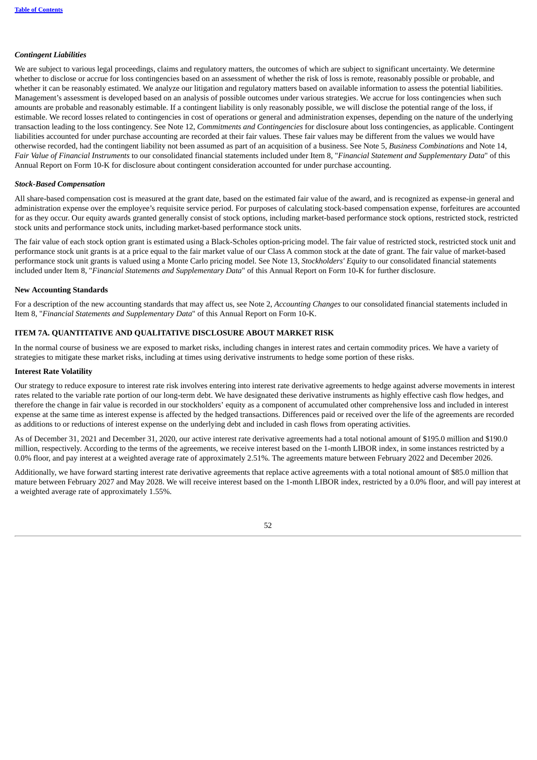*Contingent Liabilities*

We are subject to various legal proceedings, claims and regulatory matters, the outcomes of which are subject to significant uncertainty. We determine whether to disclose or accrue for loss contingencies based on an assessment of whether the risk of loss is remote, reasonably possible or probable, and whether it can be reasonably estimated. We analyze our litigation and regulatory matters based on available information to assess the potential liabilities. Management's assessment is developed based on an analysis of possible outcomes under various strategies. We accrue for loss contingencies when such amounts are probable and reasonably estimable. If a contingent liability is only reasonably possible, we will disclose the potential range of the loss, if estimable. We record losses related to contingencies in cost of operations or general and administration expenses, depending on the nature of the underlying transaction leading to the loss contingency. See Note 12, *Commitments and Contingencies* for disclosure about loss contingencies, as applicable. Contingent liabilities accounted for under purchase accounting are recorded at their fair values. These fair values may be different from the values we would have otherwise recorded, had the contingent liability not been assumed as part of an acquisition of a business. See Note 5, *Business Combinations* and Note 14, *Fair Value of Financial Instruments* to our consolidated financial statements included under Item 8, "*Financial Statement and Supplementary Data*" of this Annual Report on Form 10-K for disclosure about contingent consideration accounted for under purchase accounting.

*Stock-Based Compensation*

All share-based compensation cost is measured at the grant date, based on the estimated fair value of the award, and is recognized as expense-in general and administration expense over the employee's requisite service period. For purposes of calculating stock-based compensation expense, forfeitures are accounted for as they occur. Our equity awards granted generally consist of stock options, including market-based performance stock options, restricted stock, restricted stock units and performance stock units, including market-based performance stock units.

The fair value of each stock option grant is estimated using a Black-Scholes option-pricing model. The fair value of restricted stock, restricted stock unit and performance stock unit grants is at a price equal to the fair market value of our Class A common stock at the date of grant. The fair value of market-based performance stock unit grants is valued using a Monte Carlo pricing model. See Note 13, *Stockholders' Equity* to our consolidated financial statements included under Item 8, "*Financial Statements and Supplementary Data*" of this Annual Report on Form 10-K for further disclosure.

**New Accounting Standards**

For a description of the new accounting standards that may affect us, see Note 2, *Accounting Changes* to our consolidated financial statements included in Item 8, "*Financial Statements and Supplementary Data*" of this Annual Report on Form 10-K.

## ITEM 7A. QUANTITATIVE AND QUALITATIVE DISCLOSURE ABOUT MARKET RISK

In the normal course of business we are exposed to market risks, including changes in interest rates and certain commodity prices. We have a variety of strategies to mitigate these market risks, including at times using derivative instruments to hedge some portion of these risks.

**Interest Rate Volatility**

Our strategy to reduce exposure to interest rate risk involves entering into interest rate derivative agreements to hedge against adverse movements in interest rates related to the variable rate portion of our long-term debt. We have designated these derivative instruments as highly effective cash flow hedges, and therefore the change in fair value is recorded in our stockholders' equity as a component of accumulated other comprehensive loss and included in interest expense at the same time as interest expense is affected by the hedged transactions. Differences paid or received over the life of the agreements are recorded as additions to or reductions of interest expense on the underlying debt and included in cash flows from operating activities.

As of December 31, 2021 and December 31, 2020, our active interest rate derivative agreements had a total notional amount of $195.0 million and $190.0 million, respectively. According to the terms of the agreements, we receive interest based on the 1-month LIBOR index, in some instances restricted by a 0.0% floor, and pay interest at a weighted average rate of approximately 2.51%. The agreements mature between February 2022 and December 2026.

Additionally, we have forward starting interest rate derivative agreements that replace active agreements with a total notional amount of $85.0 million that mature between February 2027 and May 2028. We will receive interest based on the 1-month LIBOR index, restricted by a 0.0% floor, and will pay interest at a weighted average rate of approximately 1.55%.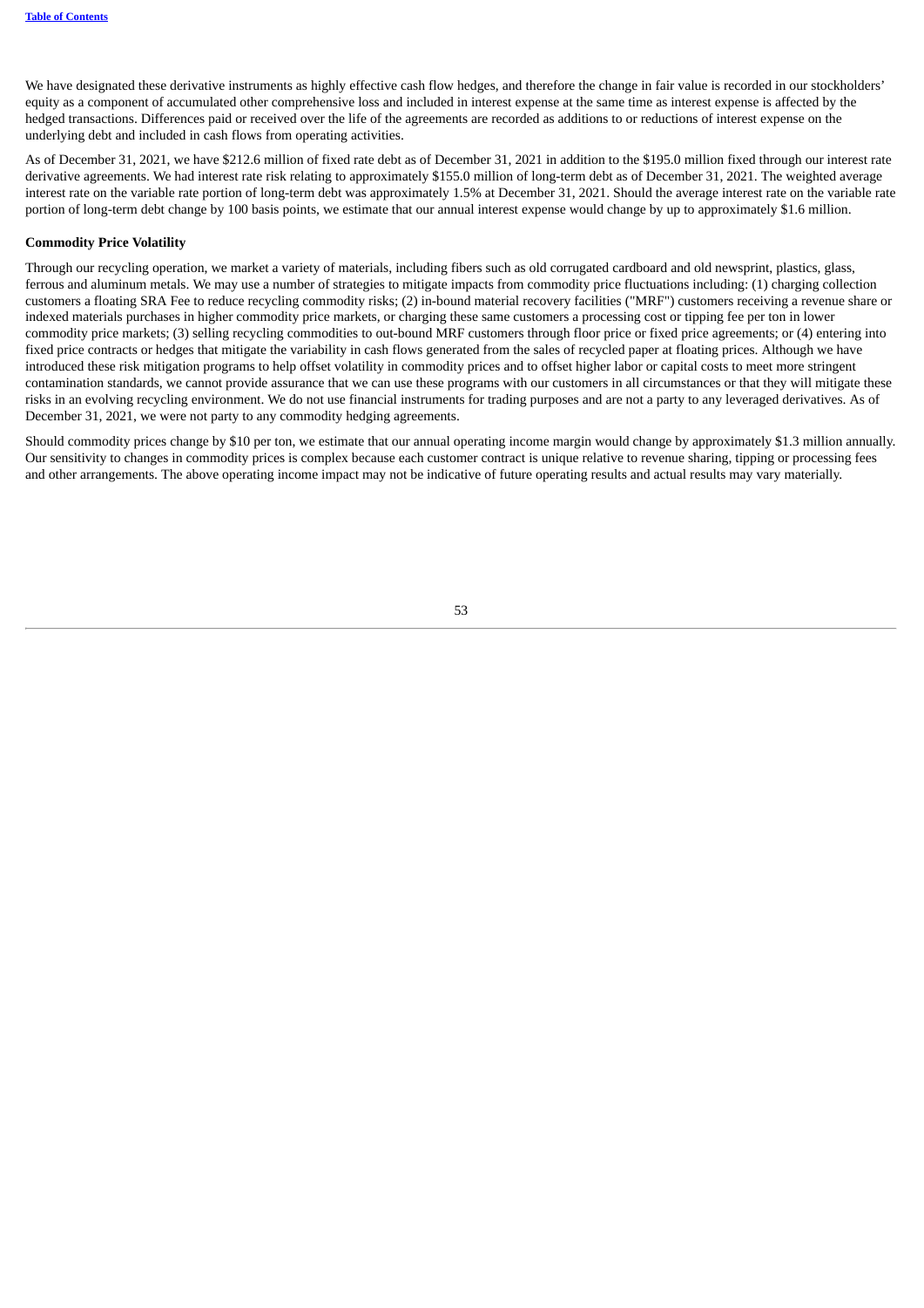We have designated these derivative instruments as highly effective cash flow hedges, and therefore the change in fair value is recorded in our stockholders' equity as a component of accumulated other comprehensive loss and included in interest expense at the same time as interest expense is affected by the hedged transactions. Differences paid or received over the life of the agreements are recorded as additions to or reductions of interest expense on the underlying debt and included in cash flows from operating activities.

As of December 31, 2021, we have $212.6 million of fixed rate debt as of December 31, 2021 in addition to the $195.0 million fixed through our interest rate derivative agreements. We had interest rate risk relating to approximately $155.0 million of long-term debt as of December 31, 2021. The weighted average interest rate on the variable rate portion of long-term debt was approximately 1.5% at December 31, 2021. Should the average interest rate on the variable rate portion of long-term debt change by 100 basis points, we estimate that our annual interest expense would change by up to approximately $1.6 million.

**Commodity Price Volatility**

Through our recycling operation, we market a variety of materials, including fibers such as old corrugated cardboard and old newsprint, plastics, glass, ferrous and aluminum metals. We may use a number of strategies to mitigate impacts from commodity price fluctuations including: (1) charging collection customers a floating SRA Fee to reduce recycling commodity risks; (2) in-bound material recovery facilities ("MRF") customers receiving a revenue share or indexed materials purchases in higher commodity price markets, or charging these same customers a processing cost or tipping fee per ton in lower commodity price markets; (3) selling recycling commodities to out-bound MRF customers through floor price or fixed price agreements; or (4) entering into fixed price contracts or hedges that mitigate the variability in cash flows generated from the sales of recycled paper at floating prices. Although we have introduced these risk mitigation programs to help offset volatility in commodity prices and to offset higher labor or capital costs to meet more stringent contamination standards, we cannot provide assurance that we can use these programs with our customers in all circumstances or that they will mitigate these risks in an evolving recycling environment. We do not use financial instruments for trading purposes and are not a party to any leveraged derivatives. As of December 31, 2021, we were not party to any commodity hedging agreements.

Should commodity prices change by $10 per ton, we estimate that our annual operating income margin would change by approximately $1.3 million annually. Our sensitivity to changes in commodity prices is complex because each customer contract is unique relative to revenue sharing, tipping or processing fees and other arrangements. The above operating income impact may not be indicative of future operating results and actual results may vary materially.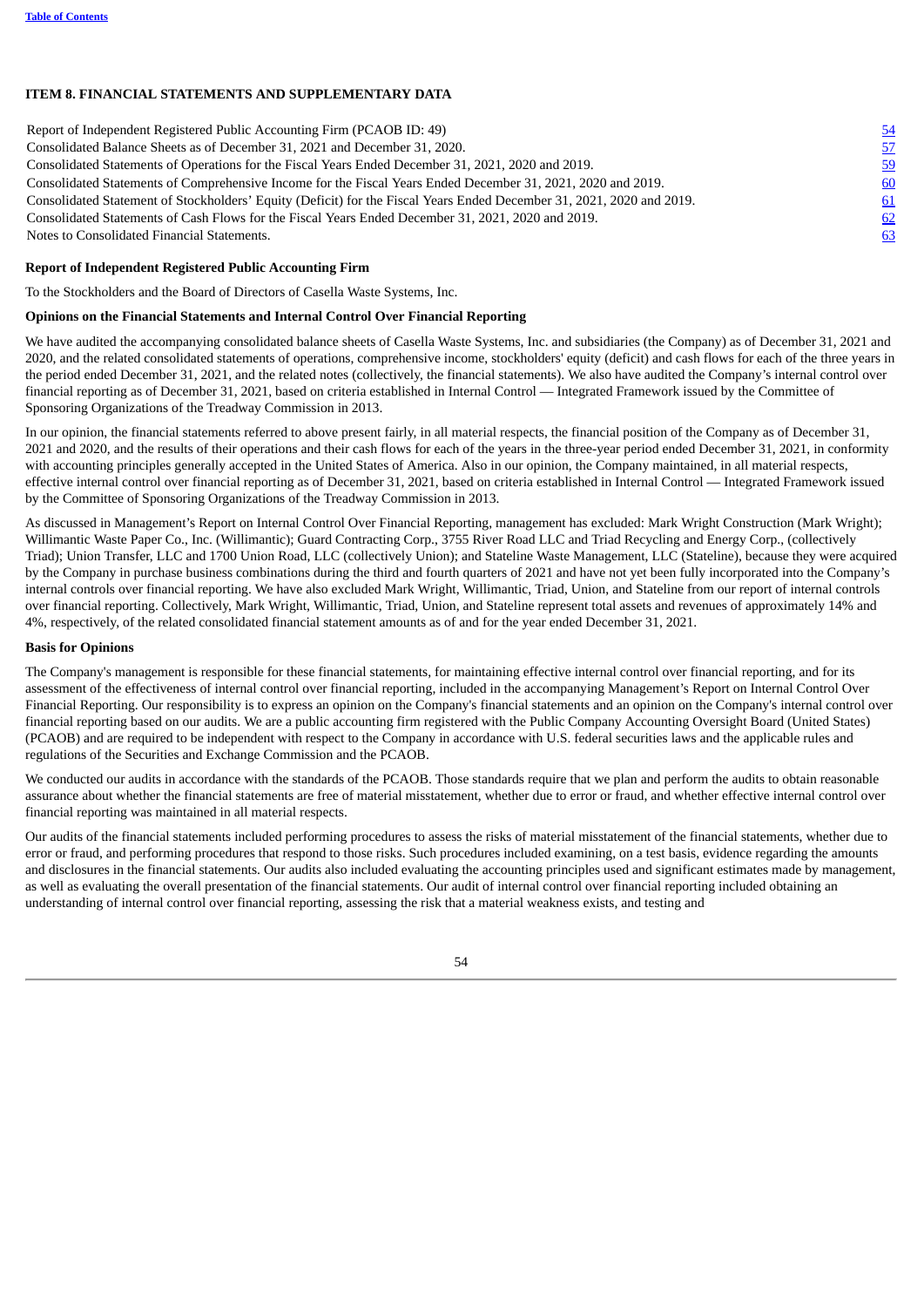## ITEM 8. FINANCIAL STATEMENTS AND SUPPLEMENTARY DATA

| | |
|---|---|
| Report of Independent Registered Public Accounting Firm (PCAOB ID: 49) | 54 |
| Consolidated Balance Sheets as of December 31, 2021 and December 31, 2020. | 57 |
| Consolidated Statements of Operations for the Fiscal Years Ended December 31, 2021, 2020 and 2019. | 59 |
| Consolidated Statements of Comprehensive Income for the Fiscal Years Ended December 31, 2021, 2020 and 2019. | 60 |
| Consolidated Statement of Stockholders' Equity (Deficit) for the Fiscal Years Ended December 31, 2021, 2020 and 2019. | 61 |
| Consolidated Statements of Cash Flows for the Fiscal Years Ended December 31, 2021, 2020 and 2019. | 62 |
| Notes to Consolidated Financial Statements. | 63 |

### Report of Independent Registered Public Accounting Firm

To the Stockholders and the Board of Directors of Casella Waste Systems, Inc.

#### Opinions on the Financial Statements and Internal Control Over Financial Reporting

We have audited the accompanying consolidated balance sheets of Casella Waste Systems, Inc. and subsidiaries (the Company) as of December 31, 2021 and 2020, the related consolidated statements of operations, comprehensive income, stockholders' equity (deficit) and cash flows for each of the three years in the period ended December 31, 2021, and the related notes (collectively, the financial statements). We also have audited the Company's internal control over financial reporting as of December 31, 2021, based on criteria established in Internal Control — Integrated Framework issued by the Committee of Sponsoring Organizations of the Treadway Commission in 2013.

In our opinion, the financial statements referred to above present fairly, in all material respects, the financial position of the Company as of December 31, 2021 and 2020, and the results of their operations and their cash flows for each of the years in the three-year period ended December 31, 2021, in conformity with accounting principles generally accepted in the United States of America. Also in our opinion, the Company maintained, in all material respects, effective internal control over financial reporting as of December 31, 2021, based on criteria established in Internal Control — Integrated Framework issued by the Committee of Sponsoring Organizations of the Treadway Commission in 2013.

As discussed in Management's Report on Internal Control Over Financial Reporting, management has excluded: Mark Wright Construction (Mark Wright); Willimantic Waste Paper Co., Inc. (Willimantic); Guard Contracting Corp., 3755 River Road LLC and Triad Recycling and Energy Corp., (collectively Triad); Union Transfer, LLC and 1700 Union Road, LLC (collectively Union); and Stateline Waste Management, LLC (Stateline), because they were acquired by the Company in purchase business combinations during the third and fourth quarters of 2021 and have not yet been fully incorporated into the Company's internal controls over financial reporting. We have also excluded Mark Wright, Willimantic, Triad, Union, and Stateline from our report of internal controls over financial reporting. Collectively, Mark Wright, Willimantic, Triad, Union, and Stateline represent total assets and revenues of approximately 14% and 4%, respectively, of the related consolidated financial statement amounts as of and for the year ended December 31, 2021.

#### Basis for Opinions

The Company's management is responsible for these financial statements, for maintaining effective internal control over financial reporting, and for its assessment of the effectiveness of internal control over financial reporting, included in the accompanying Management's Report on Internal Control Over Financial Reporting. Our responsibility is to express an opinion on the Company's financial statements and an opinion on the Company's internal control over financial reporting based on our audits. We are a public accounting firm registered with the Public Company Accounting Oversight Board (United States) (PCAOB) and are required to be independent with respect to the Company in accordance with U.S. federal securities laws and the applicable rules and regulations of the Securities and Exchange Commission and the PCAOB.

We conducted our audits in accordance with the standards of the PCAOB. Those standards require that we plan and perform the audits to obtain reasonable assurance about whether the financial statements are free of material misstatement, whether due to error or fraud, and whether effective internal control over financial reporting was maintained in all material respects.

Our audits of the financial statements included performing procedures to assess the risks of material misstatement of the financial statements, whether due to error or fraud, and performing procedures that respond to those risks. Such procedures included examining, on a test basis, evidence regarding the amounts and disclosures in the financial statements. Our audits also included evaluating the accounting principles used and significant estimates made by management, as well as evaluating the overall presentation of the financial statements. Our audit of internal control over financial reporting included obtaining an understanding of internal control over financial reporting, assessing the risk that a material weakness exists, and testing and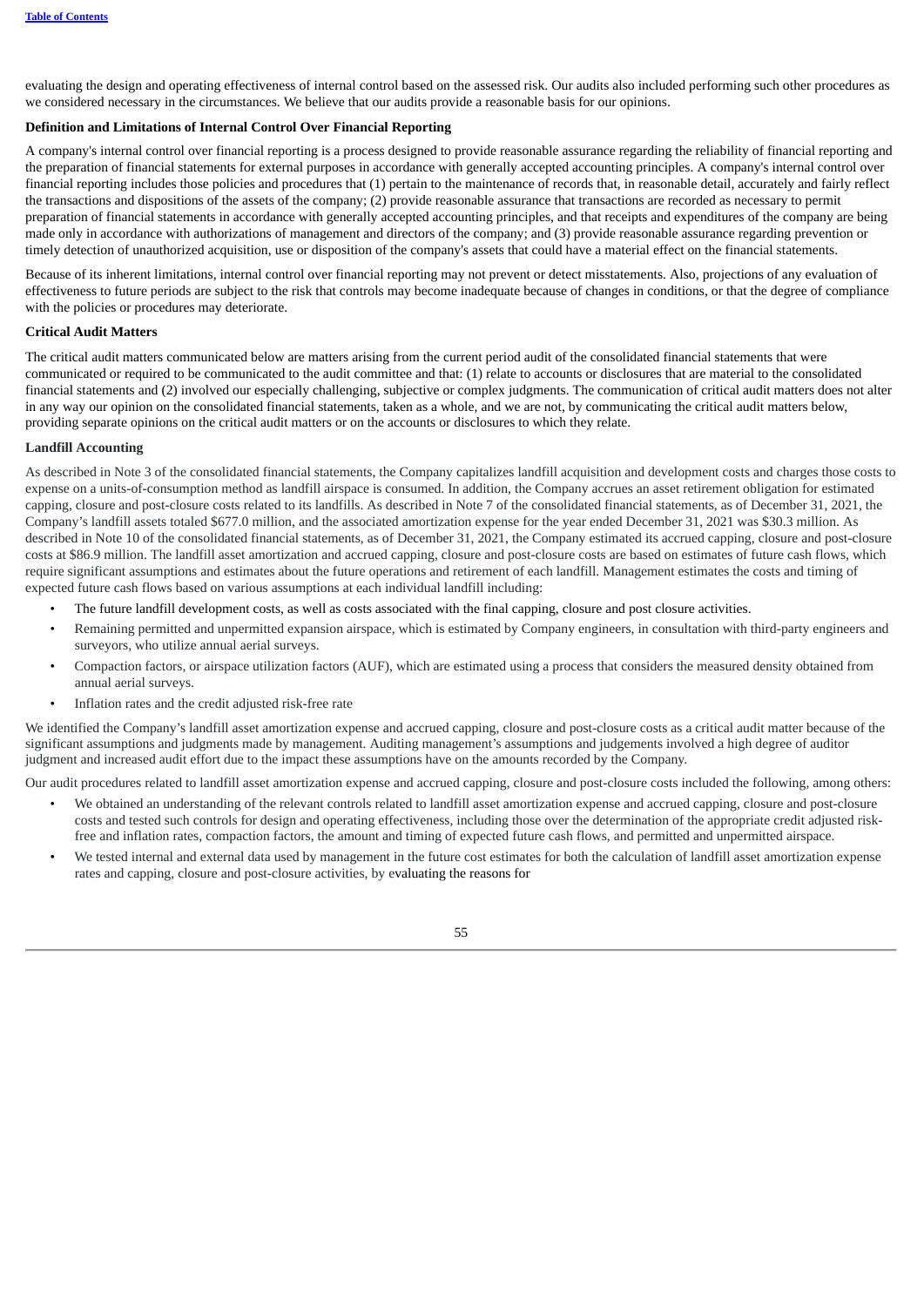evaluating the design and operating effectiveness of internal control based on the assessed risk. Our audits also included performing such other procedures as we considered necessary in the circumstances. We believe that our audits provide a reasonable basis for our opinions.

**Definition and Limitations of Internal Control Over Financial Reporting**

A company's internal control over financial reporting is a process designed to provide reasonable assurance regarding the reliability of financial reporting and the preparation of financial statements for external purposes in accordance with generally accepted accounting principles. A company's internal control over financial reporting includes those policies and procedures that (1) pertain to the maintenance of records that, in reasonable detail, accurately and fairly reflect the transactions and dispositions of the assets of the company; (2) provide reasonable assurance that transactions are recorded as necessary to permit preparation of financial statements in accordance with generally accepted accounting principles, and that receipts and expenditures of the company are being made only in accordance with authorizations of management and directors of the company; and (3) provide reasonable assurance regarding prevention or timely detection of unauthorized acquisition, use or disposition of the company's assets that could have a material effect on the financial statements.

Because of its inherent limitations, internal control over financial reporting may not prevent or detect misstatements. Also, projections of any evaluation of effectiveness to future periods are subject to the risk that controls may become inadequate because of changes in conditions, or that the degree of compliance with the policies or procedures may deteriorate.

**Critical Audit Matters**

The critical audit matters communicated below are matters arising from the current period audit of the consolidated financial statements that were communicated or required to be communicated to the audit committee and that: (1) relate to accounts or disclosures that are material to the consolidated financial statements and (2) involved our especially challenging, subjective or complex judgments. The communication of critical audit matters does not alter in any way our opinion on the consolidated financial statements, taken as a whole, and we are not, by communicating the critical audit matters below, providing separate opinions on the critical audit matters or on the accounts or disclosures to which they relate.

**Landfill Accounting**

As described in Note 3 of the consolidated financial statements, the Company capitalizes landfill acquisition and development costs and charges those costs to expense on a units-of-consumption method as landfill airspace is consumed. In addition, the Company accrues an asset retirement obligation for estimated capping, closure and post-closure costs related to its landfills. As described in Note 7 of the consolidated financial statements, as of December 31, 2021, the Company's landfill assets totaled $677.0 million, and the associated amortization expense for the year ended December 31, 2021 was $30.3 million. As described in Note 10 of the consolidated financial statements, as of December 31, 2021, the Company estimated its accrued capping, closure and post-closure costs at $86.9 million. The landfill asset amortization and accrued capping, closure and post-closure costs are based on estimates of future cash flows, which require significant assumptions and estimates about the future operations and retirement of each landfill. Management estimates the costs and timing of expected future cash flows based on various assumptions at each individual landfill including:

- The future landfill development costs, as well as costs associated with the final capping, closure and post closure activities.
- Remaining permitted and unpermitted expansion airspace, which is estimated by Company engineers, in consultation with third-party engineers and surveyors, who utilize annual aerial surveys.
- Compaction factors, or airspace utilization factors (AUF), which are estimated using a process that considers the measured density obtained from annual aerial surveys.
- Inflation rates and the credit adjusted risk-free rate

We identified the Company's landfill asset amortization expense and accrued capping, closure and post-closure costs as a critical audit matter because of the significant assumptions and judgments made by management. Auditing management's assumptions and judgements involved a high degree of auditor judgment and increased audit effort due to the impact these assumptions have on the amounts recorded by the Company.

Our audit procedures related to landfill asset amortization expense and accrued capping, closure and post-closure costs included the following, among others:

- We obtained an understanding of the relevant controls related to landfill asset amortization expense and accrued capping, closure and post-closure costs and tested such controls for design and operating effectiveness, including those over the determination of the appropriate credit adjusted risk-free and inflation rates, compaction factors, the amount and timing of expected future cash flows, and permitted and unpermitted airspace.
- We tested internal and external data used by management in the future cost estimates for both the calculation of landfill asset amortization expense rates and capping, closure and post-closure activities, by evaluating the reasons for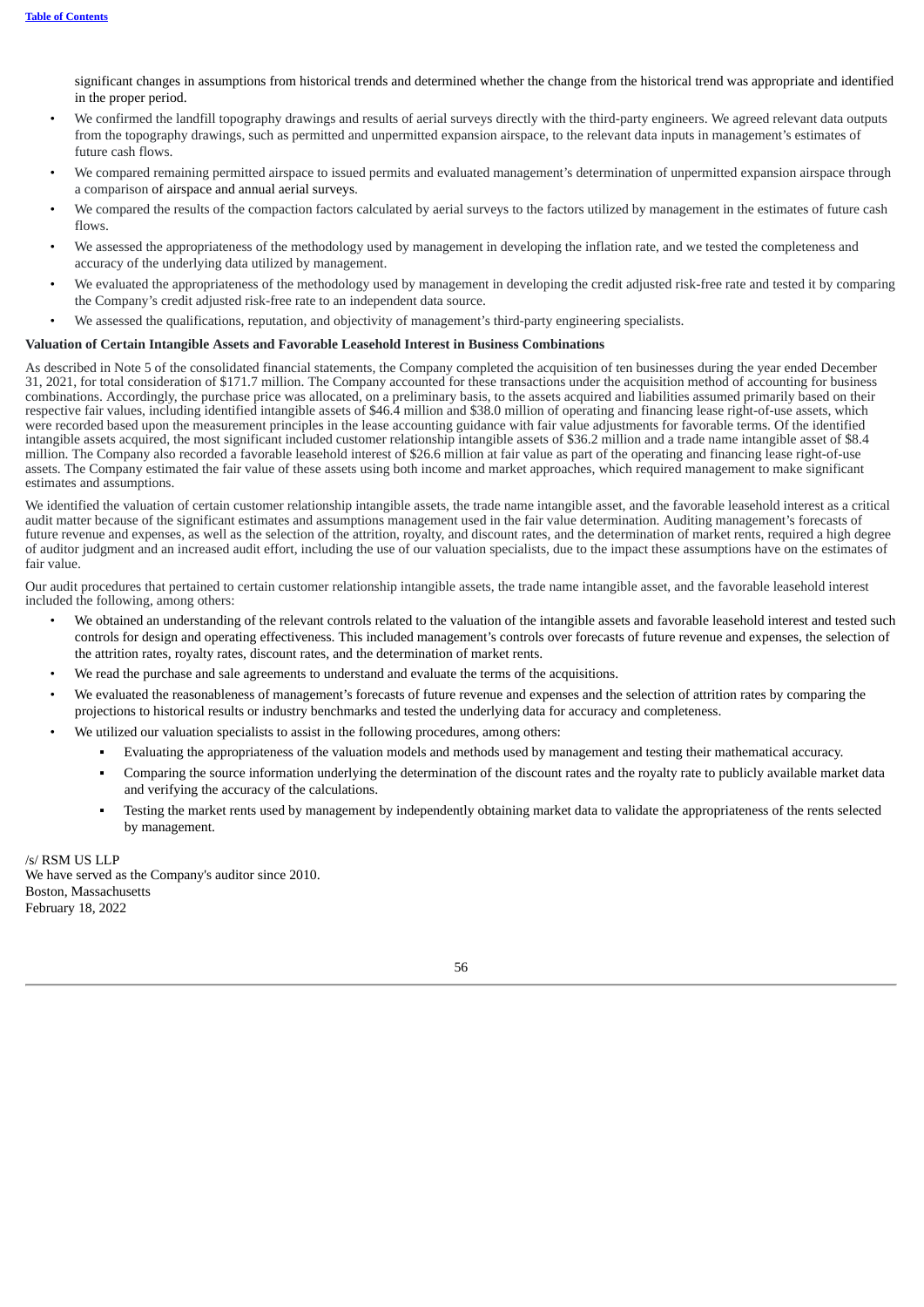significant changes in assumptions from historical trends and determined whether the change from the historical trend was appropriate and identified in the proper period.

- We confirmed the landfill topography drawings and results of aerial surveys directly with the third-party engineers. We agreed relevant data outputs from the topography drawings, such as permitted and unpermitted expansion airspace, to the relevant data inputs in management's estimates of future cash flows.
- We compared remaining permitted airspace to issued permits and evaluated management's determination of unpermitted expansion airspace through a comparison of airspace and annual aerial surveys.
- We compared the results of the compaction factors calculated by aerial surveys to the factors utilized by management in the estimates of future cash flows.
- We assessed the appropriateness of the methodology used by management in developing the inflation rate, and we tested the completeness and accuracy of the underlying data utilized by management.
- We evaluated the appropriateness of the methodology used by management in developing the credit adjusted risk-free rate and tested it by comparing the Company's credit adjusted risk-free rate to an independent data source.
- We assessed the qualifications, reputation, and objectivity of management's third-party engineering specialists.

**Valuation of Certain Intangible Assets and Favorable Leasehold Interest in Business Combinations**

As described in Note 5 of the consolidated financial statements, the Company completed the acquisition of ten businesses during the year ended December 31, 2021, for total consideration of $171.7 million. The Company accounted for these transactions under the acquisition method of accounting for business combinations. Accordingly, the purchase price was allocated, on a preliminary basis, to the assets acquired and liabilities assumed primarily based on their respective fair values, including identified intangible assets of $46.4 million and $38.0 million of operating and financing lease right-of-use assets, which were recorded based upon the measurement principles in the lease accounting guidance with fair value adjustments for favorable terms. Of the identified intangible assets acquired, the most significant included customer relationship intangible assets of $36.2 million and a trade name intangible asset of $8.4 million. The Company also recorded a favorable leasehold interest of $26.6 million at fair value as part of the operating and financing lease right-of-use assets. The Company estimated the fair value of these assets using both income and market approaches, which required management to make significant estimates and assumptions.

We identified the valuation of certain customer relationship intangible assets, the trade name intangible asset, and the favorable leasehold interest as a critical audit matter because of the significant estimates and assumptions management used in the fair value determination. Auditing management's forecasts of future revenue and expenses, as well as the selection of the attrition, royalty, and discount rates, and the determination of market rents, required a high degree of auditor judgment and an increased audit effort, including the use of our valuation specialists, due to the impact these assumptions have on the estimates of fair value.

Our audit procedures that pertained to certain customer relationship intangible assets, the trade name intangible asset, and the favorable leasehold interest included the following, among others:

- We obtained an understanding of the relevant controls related to the valuation of the intangible assets and favorable leasehold interest and tested such controls for design and operating effectiveness. This included management's controls over forecasts of future revenue and expenses, the selection of the attrition rates, royalty rates, discount rates, and the determination of market rents.
- We read the purchase and sale agreements to understand and evaluate the terms of the acquisitions.
- We evaluated the reasonableness of management's forecasts of future revenue and expenses and the selection of attrition rates by comparing the projections to historical results or industry benchmarks and tested the underlying data for accuracy and completeness.
- We utilized our valuation specialists to assist in the following procedures, among others:
  - Evaluating the appropriateness of the valuation models and methods used by management and testing their mathematical accuracy.
  - Comparing the source information underlying the determination of the discount rates and the royalty rate to publicly available market data and verifying the accuracy of the calculations.
  - Testing the market rents used by management by independently obtaining market data to validate the appropriateness of the rents selected by management.

/s/ RSM US LLP
We have served as the Company's auditor since 2010.
Boston, Massachusetts
February 18, 2022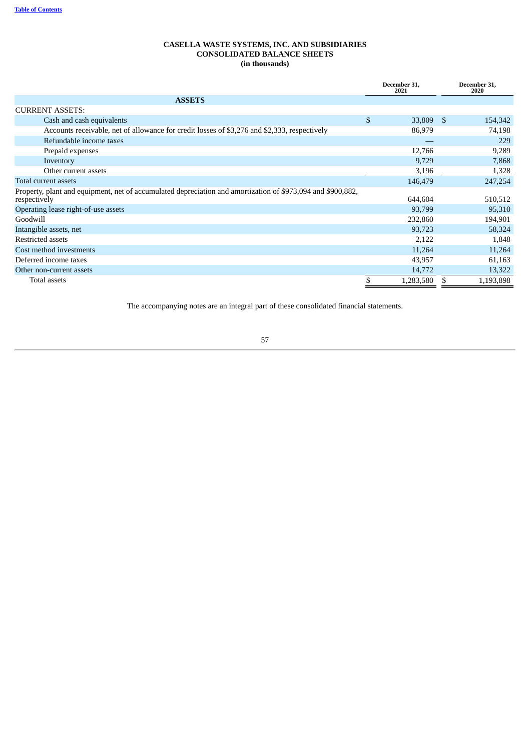**Table of Contents**

**CASELLA WASTE SYSTEMS, INC. AND SUBSIDIARIES**
**CONSOLIDATED BALANCE SHEETS**
**(in thousands)**

| | December 31, 2021 | December 31, 2020 |
|---|---|---|
| **ASSETS** | | |
| CURRENT ASSETS: | | |
| Cash and cash equivalents | $ 33,809 | $ 154,342 |
| Accounts receivable, net of allowance for credit losses of $3,276 and $2,333, respectively | 86,979 | 74,198 |
| Refundable income taxes | — | 229 |
| Prepaid expenses | 12,766 | 9,289 |
| Inventory | 9,729 | 7,868 |
| Other current assets | 3,196 | 1,328 |
| Total current assets | 146,479 | 247,254 |
| Property, plant and equipment, net of accumulated depreciation and amortization of $973,094 and $900,882, respectively | 644,604 | 510,512 |
| Operating lease right-of-use assets | 93,799 | 95,310 |
| Goodwill | 232,860 | 194,901 |
| Intangible assets, net | 93,723 | 58,324 |
| Restricted assets | 2,122 | 1,848 |
| Cost method investments | 11,264 | 11,264 |
| Deferred income taxes | 43,957 | 61,163 |
| Other non-current assets | 14,772 | 13,322 |
| Total assets | $ 1,283,580 | $ 1,193,898 |

The accompanying notes are an integral part of these consolidated financial statements.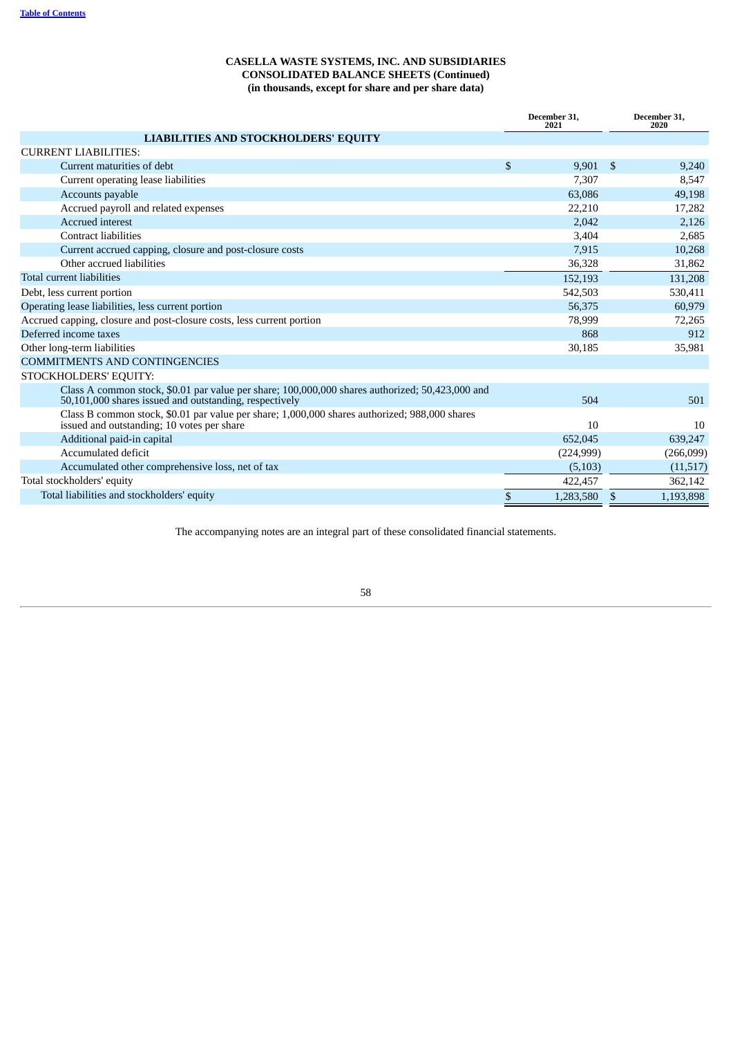**CASELLA WASTE SYSTEMS, INC. AND SUBSIDIARIES**
**CONSOLIDATED BALANCE SHEETS (Continued)**
**(in thousands, except for share and per share data)**

| | December 31, 2021 | December 31, 2020 |
|---|---|---|
| **LIABILITIES AND STOCKHOLDERS' EQUITY** | | |
| CURRENT LIABILITIES: | | |
| Current maturities of debt | $ 9,901 | $ 9,240 |
| Current operating lease liabilities | 7,307 | 8,547 |
| Accounts payable | 63,086 | 49,198 |
| Accrued payroll and related expenses | 22,210 | 17,282 |
| Accrued interest | 2,042 | 2,126 |
| Contract liabilities | 3,404 | 2,685 |
| Current accrued capping, closure and post-closure costs | 7,915 | 10,268 |
| Other accrued liabilities | 36,328 | 31,862 |
| Total current liabilities | 152,193 | 131,208 |
| Debt, less current portion | 542,503 | 530,411 |
| Operating lease liabilities, less current portion | 56,375 | 60,979 |
| Accrued capping, closure and post-closure costs, less current portion | 78,999 | 72,265 |
| Deferred income taxes | 868 | 912 |
| Other long-term liabilities | 30,185 | 35,981 |
| COMMITMENTS AND CONTINGENCIES | | |
| STOCKHOLDERS' EQUITY: | | |
| Class A common stock, $0.01 par value per share; 100,000,000 shares authorized; 50,423,000 and 50,101,000 shares issued and outstanding, respectively | 504 | 501 |
| Class B common stock, $0.01 par value per share; 1,000,000 shares authorized; 988,000 shares issued and outstanding; 10 votes per share | 10 | 10 |
| Additional paid-in capital | 652,045 | 639,247 |
| Accumulated deficit | (224,999) | (266,099) |
| Accumulated other comprehensive loss, net of tax | (5,103) | (11,517) |
| Total stockholders' equity | 422,457 | 362,142 |
| Total liabilities and stockholders' equity | $ 1,283,580 | $ 1,193,898 |

The accompanying notes are an integral part of these consolidated financial statements.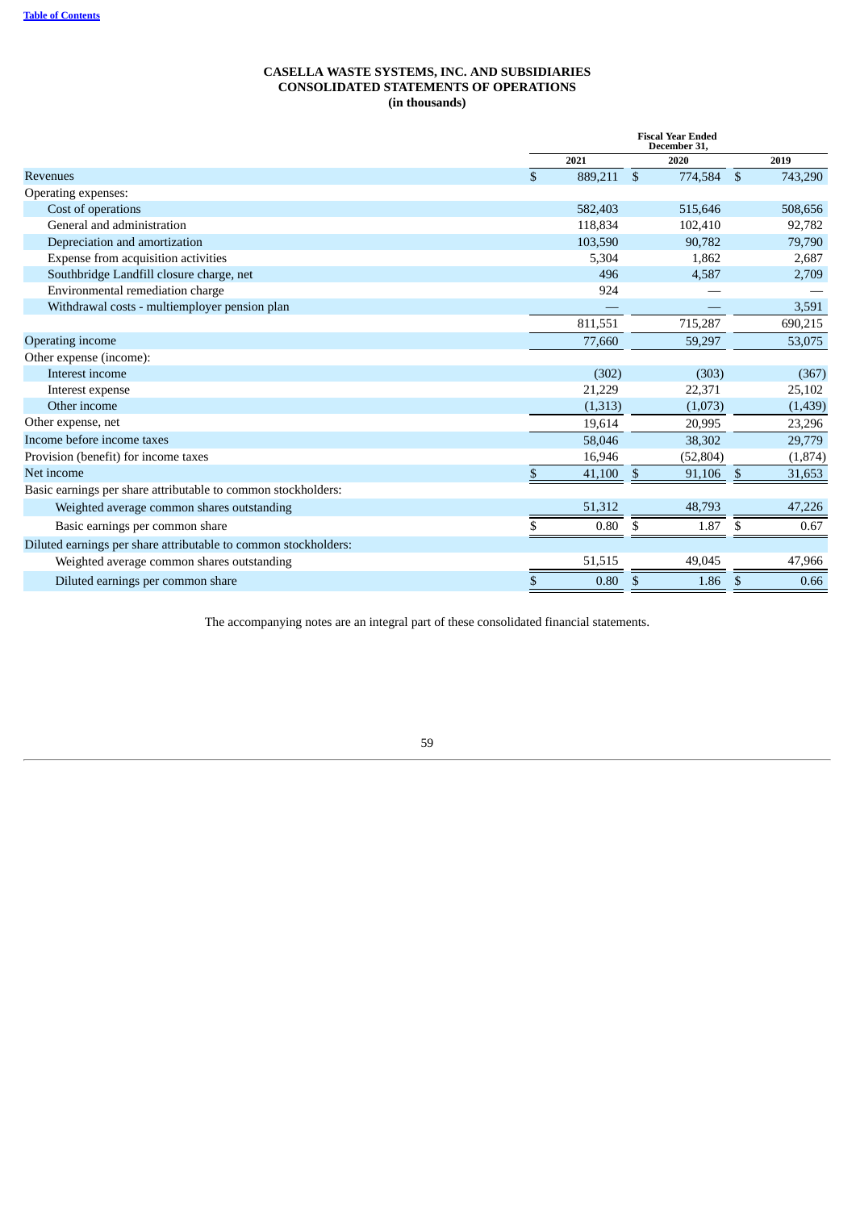**CASELLA WASTE SYSTEMS, INC. AND SUBSIDIARIES**
**CONSOLIDATED STATEMENTS OF OPERATIONS**
**(in thousands)**

| | Fiscal Year Ended December 31, | | |
|---|---|---|---|
| | 2021 | 2020 | 2019 |
| Revenues | $ 889,211 | $ 774,584 | $ 743,290 |
| Operating expenses: | | | |
| Cost of operations | 582,403 | 515,646 | 508,656 |
| General and administration | 118,834 | 102,410 | 92,782 |
| Depreciation and amortization | 103,590 | 90,782 | 79,790 |
| Expense from acquisition activities | 5,304 | 1,862 | 2,687 |
| Southbridge Landfill closure charge, net | 496 | 4,587 | 2,709 |
| Environmental remediation charge | 924 | — | — |
| Withdrawal costs - multiemployer pension plan | — | — | 3,591 |
| | 811,551 | 715,287 | 690,215 |
| Operating income | 77,660 | 59,297 | 53,075 |
| Other expense (income): | | | |
| Interest income | (302) | (303) | (367) |
| Interest expense | 21,229 | 22,371 | 25,102 |
| Other income | (1,313) | (1,073) | (1,439) |
| Other expense, net | 19,614 | 20,995 | 23,296 |
| Income before income taxes | 58,046 | 38,302 | 29,779 |
| Provision (benefit) for income taxes | 16,946 | (52,804) | (1,874) |
| Net income | $ 41,100 | $ 91,106 | $ 31,653 |
| Basic earnings per share attributable to common stockholders: | | | |
| Weighted average common shares outstanding | 51,312 | 48,793 | 47,226 |
| Basic earnings per common share | $ 0.80 | $ 1.87 | $ 0.67 |
| Diluted earnings per share attributable to common stockholders: | | | |
| Weighted average common shares outstanding | 51,515 | 49,045 | 47,966 |
| Diluted earnings per common share | $ 0.80 | $ 1.86 | $ 0.66 |

The accompanying notes are an integral part of these consolidated financial statements.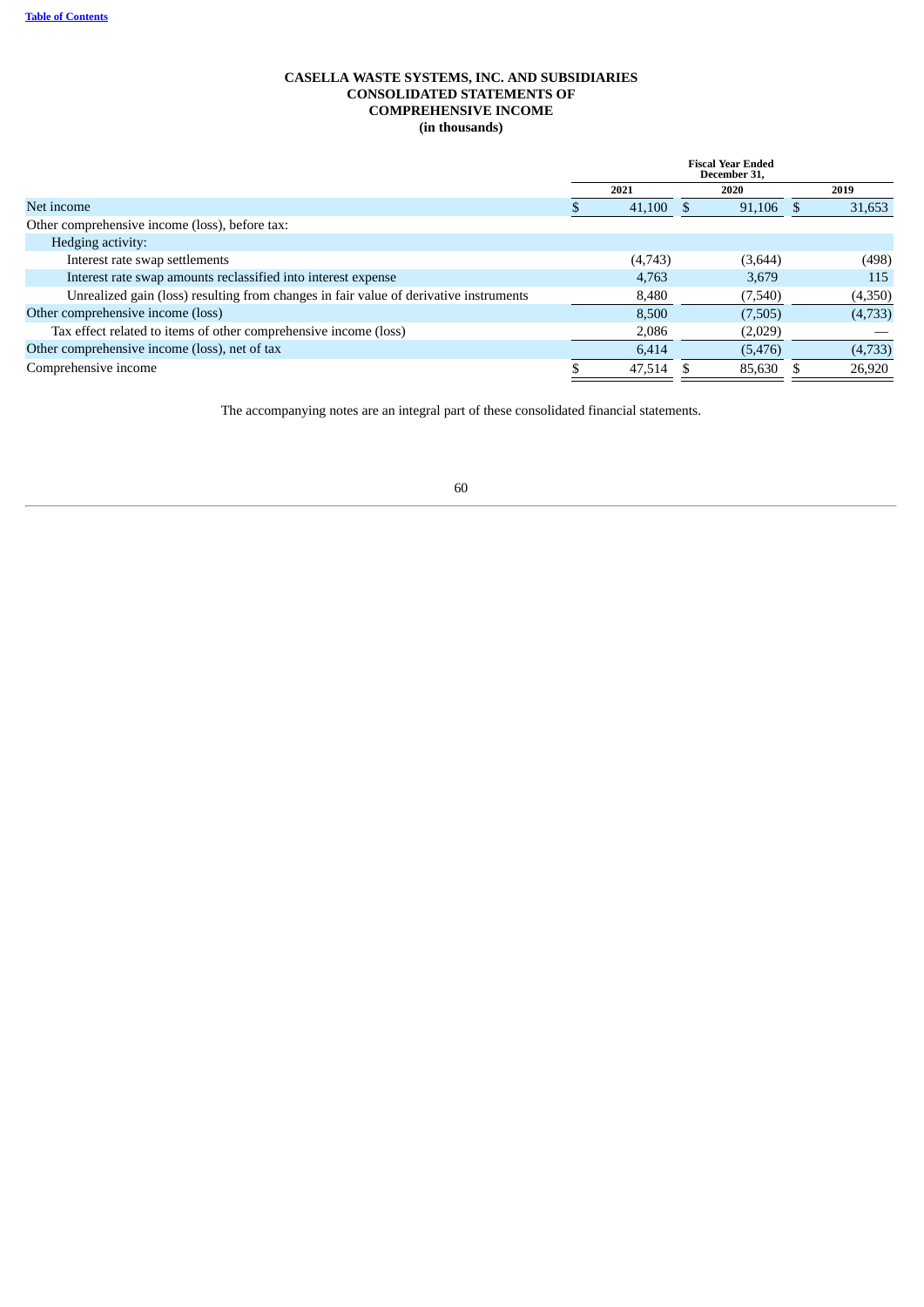**CASELLA WASTE SYSTEMS, INC. AND SUBSIDIARIES**
**CONSOLIDATED STATEMENTS OF**
**COMPREHENSIVE INCOME**
**(in thousands)**

| | Fiscal Year Ended December 31, | | |
|---|---|---|---|
| | 2021 | 2020 | 2019 |
| Net income | $ 41,100 | $ 91,106 | $ 31,653 |
| Other comprehensive income (loss), before tax: | | | |
| Hedging activity: | | | |
| Interest rate swap settlements | (4,743) | (3,644) | (498) |
| Interest rate swap amounts reclassified into interest expense | 4,763 | 3,679 | 115 |
| Unrealized gain (loss) resulting from changes in fair value of derivative instruments | 8,480 | (7,540) | (4,350) |
| Other comprehensive income (loss) | 8,500 | (7,505) | (4,733) |
| Tax effect related to items of other comprehensive income (loss) | 2,086 | (2,029) | — |
| Other comprehensive income (loss), net of tax | 6,414 | (5,476) | (4,733) |
| Comprehensive income | $ 47,514 | $ 85,630 | $ 26,920 |

The accompanying notes are an integral part of these consolidated financial statements.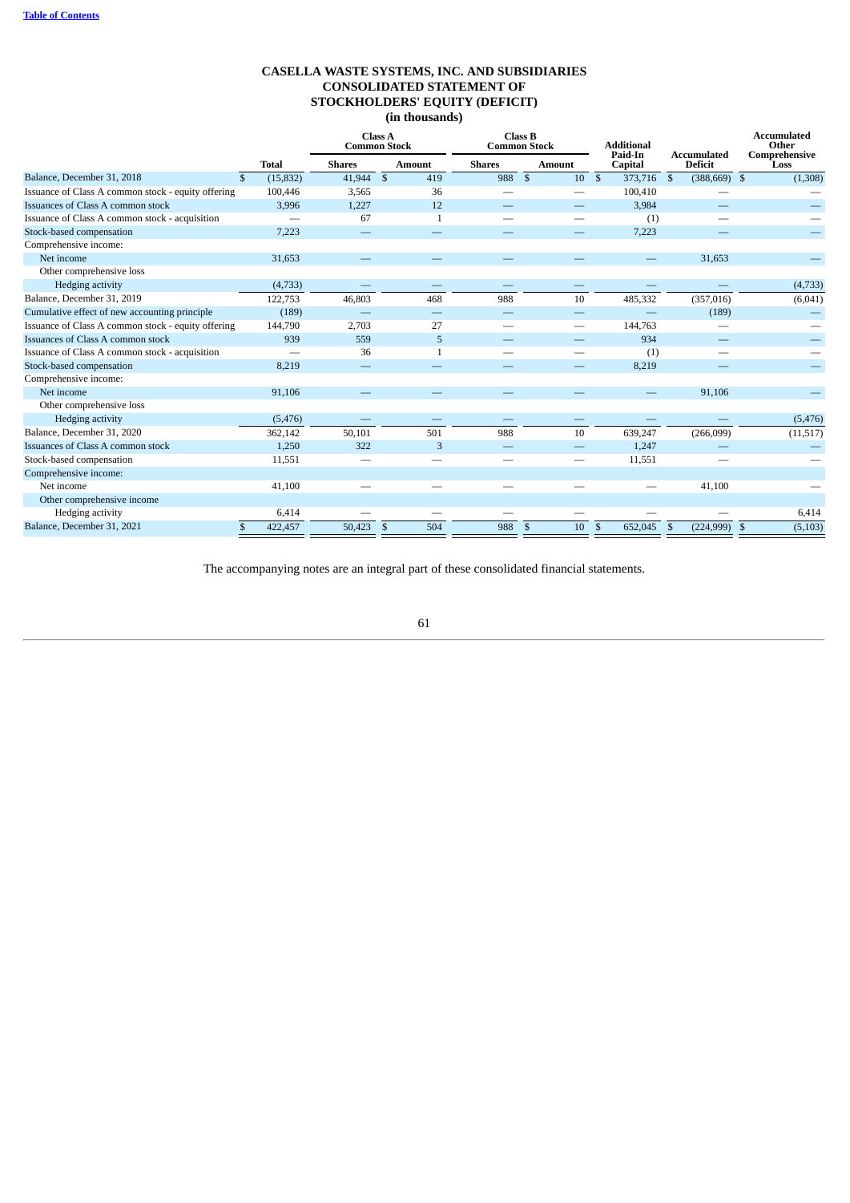[Table of Contents](#)

# CASELLA WASTE SYSTEMS, INC. AND SUBSIDIARIES
## CONSOLIDATED STATEMENT OF STOCKHOLDERS' EQUITY (DEFICIT)
### (in thousands)

| | Total | Class A Common Stock | | Class B Common Stock | | Additional Paid-In Capital | Accumulated Deficit | Accumulated Other Comprehensive Loss |
|---|---|---|---|---|---|---|---|---|
| | | Shares | Amount | Shares | Amount | | | |
| Balance, December 31, 2018 | $ (15,832) | 41,944 | $ 419 | 988 | $ 10 | $ 373,716 | $ (388,669) | $ (1,308) |
| Issuance of Class A common stock - equity offering | 100,446 | 3,565 | 36 | — | — | 100,410 | — | — |
| Issuances of Class A common stock | 3,996 | 1,227 | 12 | — | — | 3,984 | — | — |
| Issuance of Class A common stock - acquisition | — | 67 | 1 | — | — | (1) | — | — |
| Stock-based compensation | 7,223 | — | — | — | — | 7,223 | — | — |
| Comprehensive income: | | | | | | | | |
| Net income | 31,653 | — | — | — | — | — | 31,653 | — |
| Other comprehensive loss | | | | | | | | |
| Hedging activity | (4,733) | — | — | — | — | — | — | (4,733) |
| Balance, December 31, 2019 | 122,753 | 46,803 | 468 | 988 | 10 | 485,332 | (357,016) | (6,041) |
| Cumulative effect of new accounting principle | (189) | — | — | — | — | — | (189) | — |
| Issuance of Class A common stock - equity offering | 144,790 | 2,703 | 27 | — | — | 144,763 | — | — |
| Issuances of Class A common stock | 939 | 559 | 5 | — | — | 934 | — | — |
| Issuance of Class A common stock - acquisition | — | 36 | 1 | — | — | (1) | — | — |
| Stock-based compensation | 8,219 | — | — | — | — | 8,219 | — | — |
| Comprehensive income: | | | | | | | | |
| Net income | 91,106 | — | — | — | — | — | 91,106 | — |
| Other comprehensive loss | | | | | | | | |
| Hedging activity | (5,476) | — | — | — | — | — | — | (5,476) |
| Balance, December 31, 2020 | 362,142 | 50,101 | 501 | 988 | 10 | 639,247 | (266,099) | (11,517) |
| Issuances of Class A common stock | 1,250 | 322 | 3 | — | — | 1,247 | — | — |
| Stock-based compensation | 11,551 | — | — | — | — | 11,551 | — | — |
| Comprehensive income: | | | | | | | | |
| Net income | 41,100 | — | — | — | — | — | 41,100 | — |
| Other comprehensive income | | | | | | | | |
| Hedging activity | 6,414 | — | — | — | — | — | — | 6,414 |
| Balance, December 31, 2021 | $ 422,457 | 50,423 | $ 504 | 988 | $ 10 | $ 652,045 | $ (224,999) | $ (5,103) |

The accompanying notes are an integral part of these consolidated financial statements.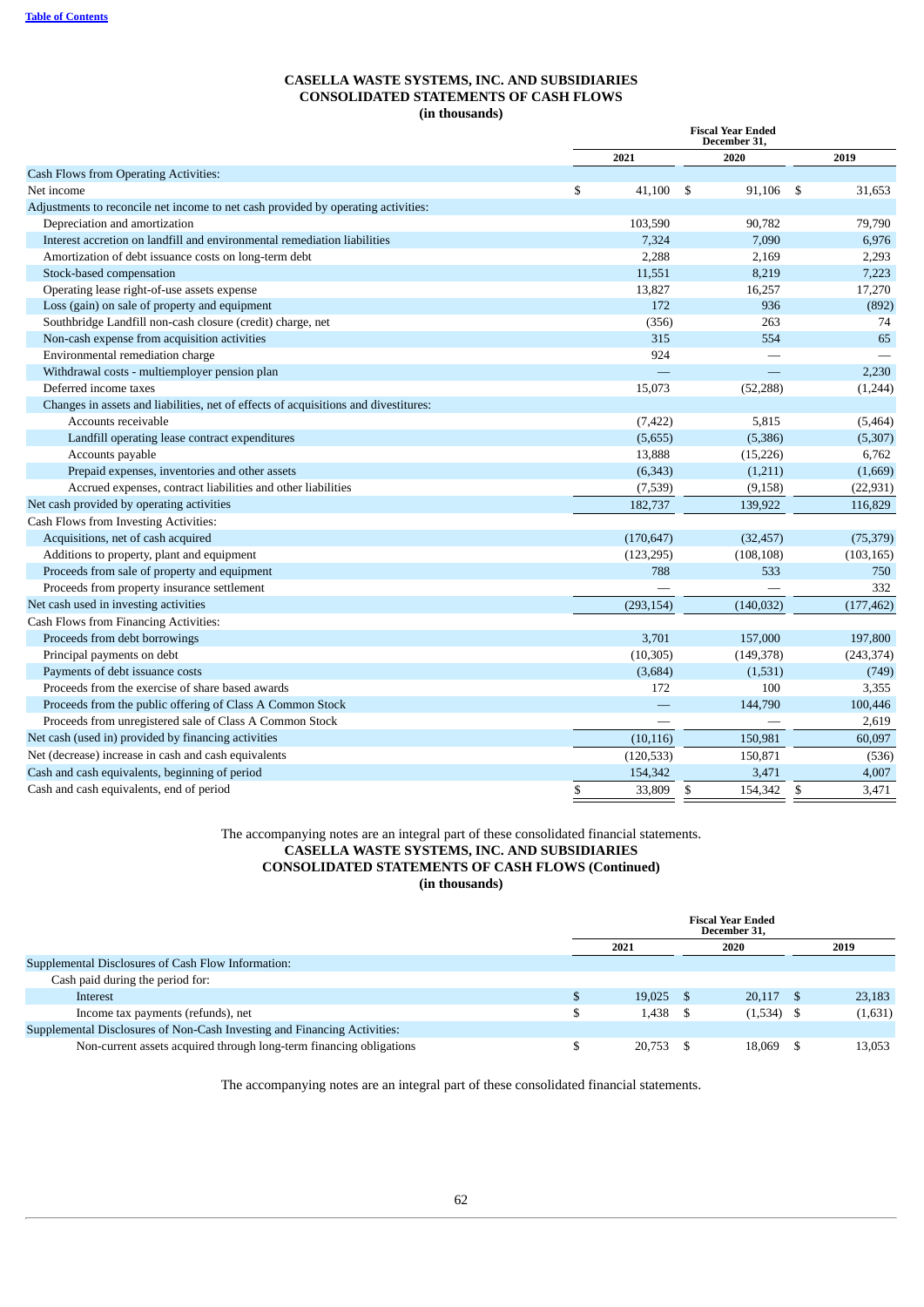**Table of Contents**

# CASELLA WASTE SYSTEMS, INC. AND SUBSIDIARIES
## CONSOLIDATED STATEMENTS OF CASH FLOWS
**(in thousands)**

| | Fiscal Year Ended December 31, | | |
|---|---|---|---|
| | 2021 | 2020 | 2019 |
| Cash Flows from Operating Activities: | | | |
| Net income | $ 41,100 | $ 91,106 | $ 31,653 |
| Adjustments to reconcile net income to net cash provided by operating activities: | | | |
| Depreciation and amortization | 103,590 | 90,782 | 79,790 |
| Interest accretion on landfill and environmental remediation liabilities | 7,324 | 7,090 | 6,976 |
| Amortization of debt issuance costs on long-term debt | 2,288 | 2,169 | 2,293 |
| Stock-based compensation | 11,551 | 8,219 | 7,223 |
| Operating lease right-of-use assets expense | 13,827 | 16,257 | 17,270 |
| Loss (gain) on sale of property and equipment | 172 | 936 | (892) |
| Southbridge Landfill non-cash closure (credit) charge, net | (356) | 263 | 74 |
| Non-cash expense from acquisition activities | 315 | 554 | 65 |
| Environmental remediation charge | 924 | — | — |
| Withdrawal costs - multiemployer pension plan | — | — | 2,230 |
| Deferred income taxes | 15,073 | (52,288) | (1,244) |
| Changes in assets and liabilities, net of effects of acquisitions and divestitures: | | | |
| Accounts receivable | (7,422) | 5,815 | (5,464) |
| Landfill operating lease contract expenditures | (5,655) | (5,386) | (5,307) |
| Accounts payable | 13,888 | (15,226) | 6,762 |
| Prepaid expenses, inventories and other assets | (6,343) | (1,211) | (1,669) |
| Accrued expenses, contract liabilities and other liabilities | (7,539) | (9,158) | (22,931) |
| Net cash provided by operating activities | 182,737 | 139,922 | 116,829 |
| Cash Flows from Investing Activities: | | | |
| Acquisitions, net of cash acquired | (170,647) | (32,457) | (75,379) |
| Additions to property, plant and equipment | (123,295) | (108,108) | (103,165) |
| Proceeds from sale of property and equipment | 788 | 533 | 750 |
| Proceeds from property insurance settlement | — | — | 332 |
| Net cash used in investing activities | (293,154) | (140,032) | (177,462) |
| Cash Flows from Financing Activities: | | | |
| Proceeds from debt borrowings | 3,701 | 157,000 | 197,800 |
| Principal payments on debt | (10,305) | (149,378) | (243,374) |
| Payments of debt issuance costs | (3,684) | (1,531) | (749) |
| Proceeds from the exercise of share based awards | 172 | 100 | 3,355 |
| Proceeds from the public offering of Class A Common Stock | — | 144,790 | 100,446 |
| Proceeds from unregistered sale of Class A Common Stock | — | — | 2,619 |
| Net cash (used in) provided by financing activities | (10,116) | 150,981 | 60,097 |
| Net (decrease) increase in cash and cash equivalents | (120,533) | 150,871 | (536) |
| Cash and cash equivalents, beginning of period | 154,342 | 3,471 | 4,007 |
| Cash and cash equivalents, end of period | $ 33,809 | $ 154,342 | $ 3,471 |

The accompanying notes are an integral part of these consolidated financial statements.

# CASELLA WASTE SYSTEMS, INC. AND SUBSIDIARIES
## CONSOLIDATED STATEMENTS OF CASH FLOWS (Continued)
**(in thousands)**

| | Fiscal Year Ended December 31, | | |
|---|---|---|---|
| | 2021 | 2020 | 2019 |
| Supplemental Disclosures of Cash Flow Information: | | | |
| Cash paid during the period for: | | | |
| Interest | $ 19,025 | $ 20,117 | $ 23,183 |
| Income tax payments (refunds), net | $ 1,438 | $ (1,534) | $ (1,631) |
| Supplemental Disclosures of Non-Cash Investing and Financing Activities: | | | |
| Non-current assets acquired through long-term financing obligations | $ 20,753 | $ 18,069 | $ 13,053 |

The accompanying notes are an integral part of these consolidated financial statements.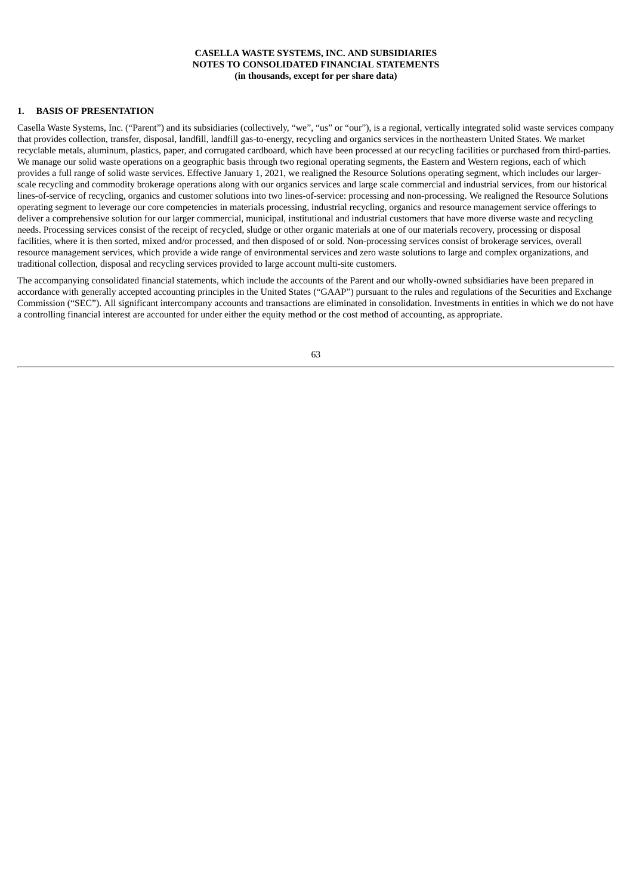**CASELLA WASTE SYSTEMS, INC. AND SUBSIDIARIES**
**NOTES TO CONSOLIDATED FINANCIAL STATEMENTS**
**(in thousands, except for per share data)**

## 1. BASIS OF PRESENTATION

Casella Waste Systems, Inc. ("Parent") and its subsidiaries (collectively, "we", "us" or "our"), is a regional, vertically integrated solid waste services company that provides collection, transfer, disposal, landfill, landfill gas-to-energy, recycling and organics services in the northeastern United States. We market recyclable metals, aluminum, plastics, paper, and corrugated cardboard, which have been processed at our recycling facilities or purchased from third-parties. We manage our solid waste operations on a geographic basis through two regional operating segments, the Eastern and Western regions, each of which provides a full range of solid waste services. Effective January 1, 2021, we realigned the Resource Solutions operating segment, which includes our larger-scale recycling and commodity brokerage operations along with our organics services and large scale commercial and industrial services, from our historical lines-of-service of recycling, organics and customer solutions into two lines-of-service: processing and non-processing. We realigned the Resource Solutions operating segment to leverage our core competencies in materials processing, industrial recycling, organics and resource management service offerings to deliver a comprehensive solution for our larger commercial, municipal, institutional and industrial customers that have more diverse waste and recycling needs. Processing services consist of the receipt of recycled, sludge or other organic materials at one of our materials recovery, processing or disposal facilities, where it is then sorted, mixed and/or processed, and then disposed of or sold. Non-processing services consist of brokerage services, overall resource management services, which provide a wide range of environmental services and zero waste solutions to large and complex organizations, and traditional collection, disposal and recycling services provided to large account multi-site customers.

The accompanying consolidated financial statements, which include the accounts of the Parent and our wholly-owned subsidiaries have been prepared in accordance with generally accepted accounting principles in the United States ("GAAP") pursuant to the rules and regulations of the Securities and Exchange Commission ("SEC"). All significant intercompany accounts and transactions are eliminated in consolidation. Investments in entities in which we do not have a controlling financial interest are accounted for under either the equity method or the cost method of accounting, as appropriate.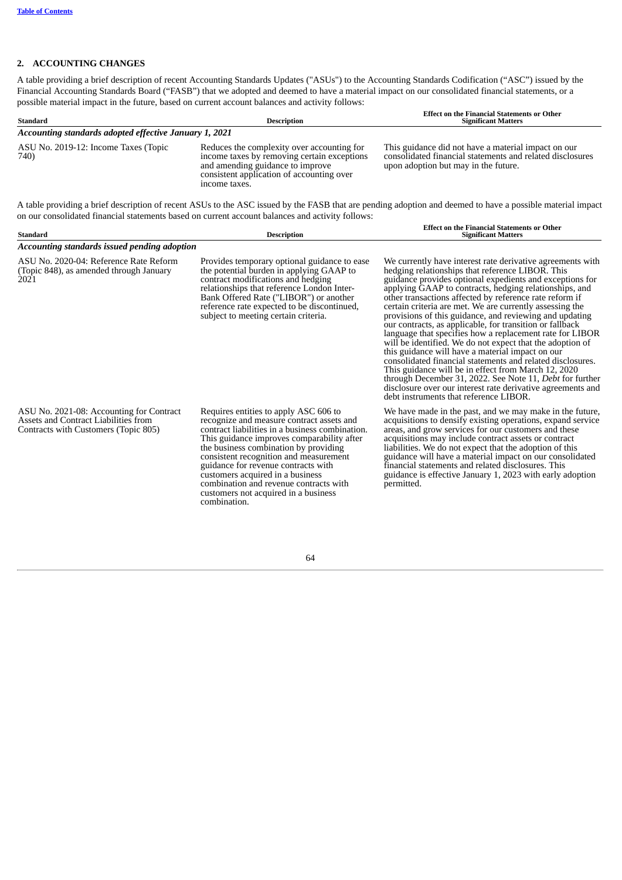## 2. ACCOUNTING CHANGES

A table providing a brief description of recent Accounting Standards Updates ("ASUs") to the Accounting Standards Codification ("ASC") issued by the Financial Accounting Standards Board ("FASB") that we adopted and deemed to have a material impact on our consolidated financial statements, or a possible material impact in the future, based on current account balances and activity follows:

| Standard | Description | Effect on the Financial Statements or Other Significant Matters |
|---|---|---|
| ***Accounting standards adopted effective January 1, 2021*** | | |
| ASU No. 2019-12: Income Taxes (Topic 740) | Reduces the complexity over accounting for income taxes by removing certain exceptions and amending guidance to improve consistent application of accounting over income taxes. | This guidance did not have a material impact on our consolidated financial statements and related disclosures upon adoption but may in the future. |

A table providing a brief description of recent ASUs to the ASC issued by the FASB that are pending adoption and deemed to have a possible material impact on our consolidated financial statements based on current account balances and activity follows:

| Standard | Description | Effect on the Financial Statements or Other Significant Matters |
|---|---|---|
| ***Accounting standards issued pending adoption*** | | |
| ASU No. 2020-04: Reference Rate Reform (Topic 848), as amended through January 2021 | Provides temporary optional guidance to ease the potential burden in applying GAAP to contract modifications and hedging relationships that reference London Inter-Bank Offered Rate ("LIBOR") or another reference rate expected to be discontinued, subject to meeting certain criteria. | We currently have interest rate derivative agreements with hedging relationships that reference LIBOR. This guidance provides optional expedients and exceptions for applying GAAP to contracts, hedging relationships, and other transactions affected by reference rate reform if certain criteria are met. We are currently assessing the provisions of this guidance, and reviewing and updating our contracts, as applicable, for transition or fallback language that specifies how a replacement rate for LIBOR will be identified. We do not expect that the adoption of this guidance will have a material impact on our consolidated financial statements and related disclosures. This guidance will be in effect from March 12, 2020 through December 31, 2022. See Note 11, *Debt* for further disclosure over our interest rate derivative agreements and debt instruments that reference LIBOR. |
| ASU No. 2021-08: Accounting for Contract Assets and Contract Liabilities from Contracts with Customers (Topic 805) | Requires entities to apply ASC 606 to recognize and measure contract assets and contract liabilities in a business combination. This guidance improves comparability after the business combination by providing consistent recognition and measurement guidance for revenue contracts with customers acquired in a business combination and revenue contracts with customers not acquired in a business combination. | We have made in the past, and we may make in the future, acquisitions to densify existing operations, expand service areas, and grow services for our customers and these acquisitions may include contract assets or contract liabilities. We do not expect that the adoption of this guidance will have a material impact on our consolidated financial statements and related disclosures. This guidance is effective January 1, 2023 with early adoption permitted. |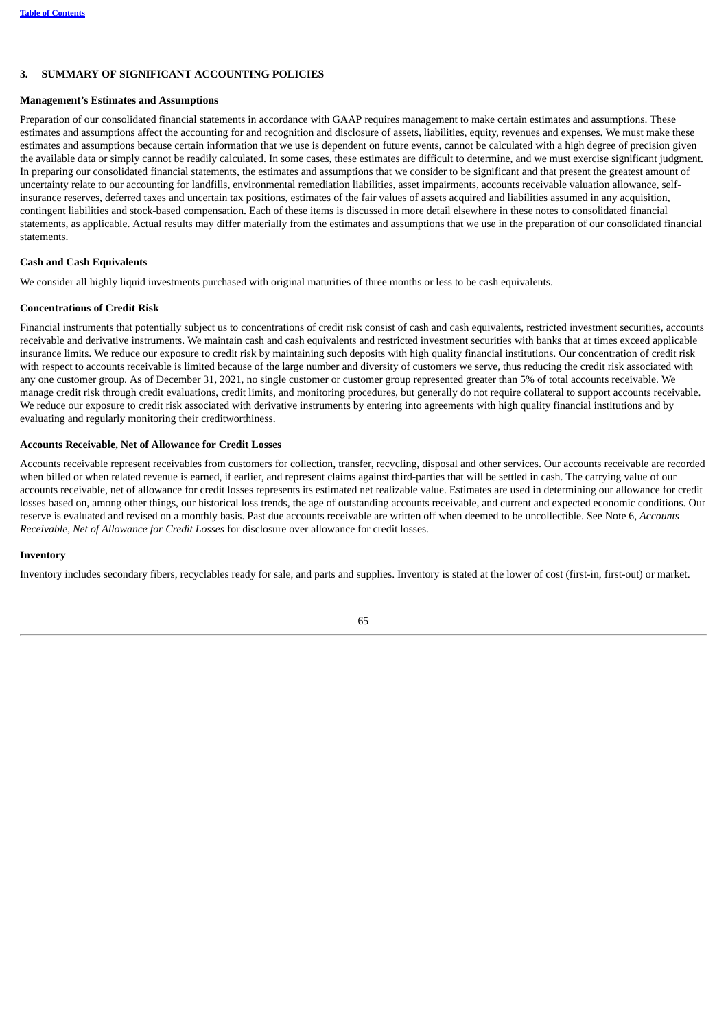## 3. SUMMARY OF SIGNIFICANT ACCOUNTING POLICIES

### Management's Estimates and Assumptions

Preparation of our consolidated financial statements in accordance with GAAP requires management to make certain estimates and assumptions. These estimates and assumptions affect the accounting for and recognition and disclosure of assets, liabilities, equity, revenues and expenses. We must make these estimates and assumptions because certain information that we use is dependent on future events, cannot be calculated with a high degree of precision given the available data or simply cannot be readily calculated. In some cases, these estimates are difficult to determine, and we must exercise significant judgment. In preparing our consolidated financial statements, the estimates and assumptions that we consider to be significant and that present the greatest amount of uncertainty relate to our accounting for landfills, environmental remediation liabilities, asset impairments, accounts receivable valuation allowance, self-insurance reserves, deferred taxes and uncertain tax positions, estimates of the fair values of assets acquired and liabilities assumed in any acquisition, contingent liabilities and stock-based compensation. Each of these items is discussed in more detail elsewhere in these notes to consolidated financial statements, as applicable. Actual results may differ materially from the estimates and assumptions that we use in the preparation of our consolidated financial statements.

### Cash and Cash Equivalents

We consider all highly liquid investments purchased with original maturities of three months or less to be cash equivalents.

### Concentrations of Credit Risk

Financial instruments that potentially subject us to concentrations of credit risk consist of cash and cash equivalents, restricted investment securities, accounts receivable and derivative instruments. We maintain cash and cash equivalents and restricted investment securities with banks that at times exceed applicable insurance limits. We reduce our exposure to credit risk by maintaining such deposits with high quality financial institutions. Our concentration of credit risk with respect to accounts receivable is limited because of the large number and diversity of customers we serve, thus reducing the credit risk associated with any one customer group. As of December 31, 2021, no single customer or customer group represented greater than 5% of total accounts receivable. We manage credit risk through credit evaluations, credit limits, and monitoring procedures, but generally do not require collateral to support accounts receivable. We reduce our exposure to credit risk associated with derivative instruments by entering into agreements with high quality financial institutions and by evaluating and regularly monitoring their creditworthiness.

### Accounts Receivable, Net of Allowance for Credit Losses

Accounts receivable represent receivables from customers for collection, transfer, recycling, disposal and other services. Our accounts receivable are recorded when billed or when related revenue is earned, if earlier, and represent claims against third-parties that will be settled in cash. The carrying value of our accounts receivable, net of allowance for credit losses represents its estimated net realizable value. Estimates are used in determining our allowance for credit losses based on, among other things, our historical loss trends, the age of outstanding accounts receivable, and current and expected economic conditions. Our reserve is evaluated and revised on a monthly basis. Past due accounts receivable are written off when deemed to be uncollectible. See Note 6, *Accounts Receivable, Net of Allowance for Credit Losses* for disclosure over allowance for credit losses.

### Inventory

Inventory includes secondary fibers, recyclables ready for sale, and parts and supplies. Inventory is stated at the lower of cost (first-in, first-out) or market.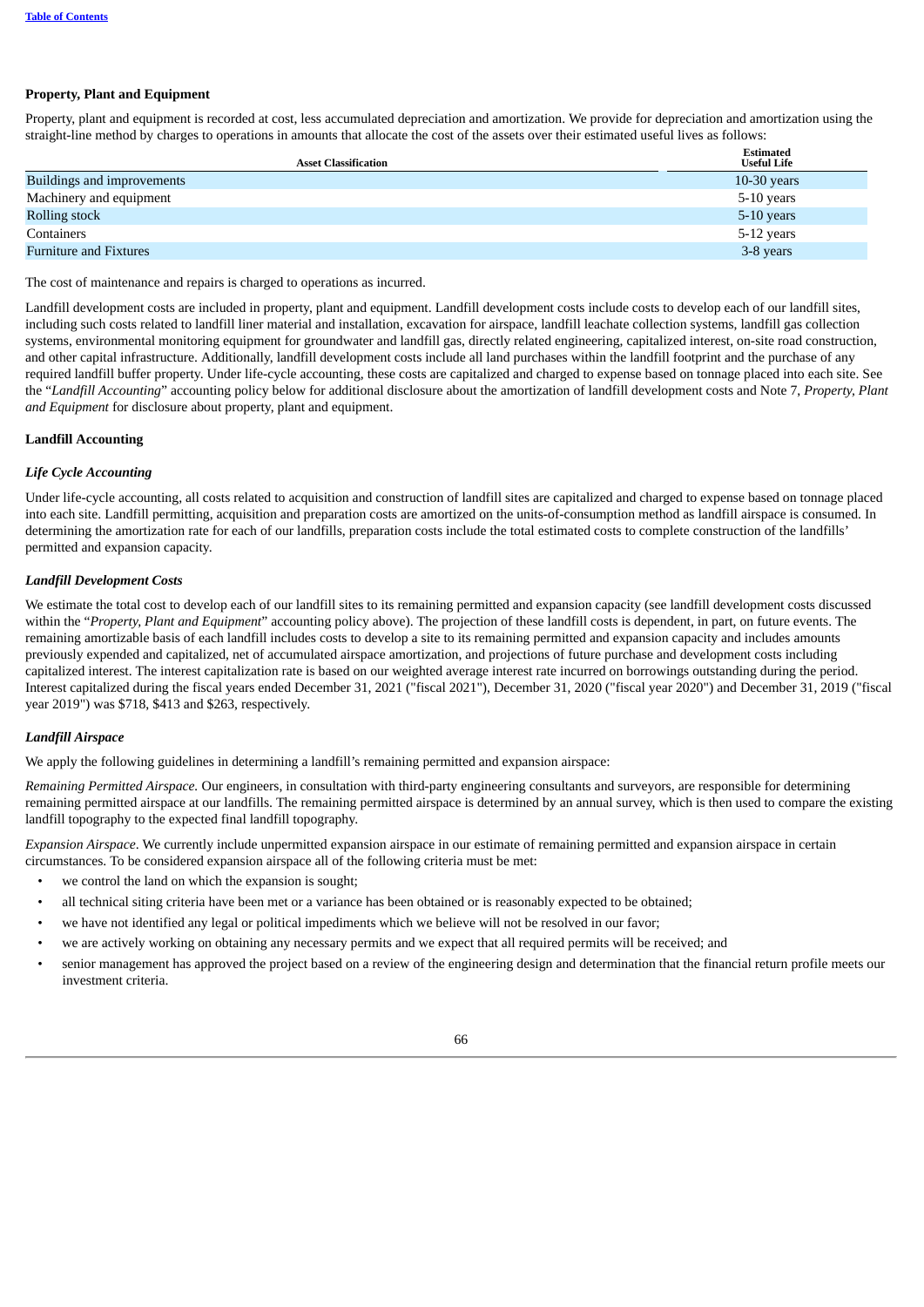### Property, Plant and Equipment

Property, plant and equipment is recorded at cost, less accumulated depreciation and amortization. We provide for depreciation and amortization using the straight-line method by charges to operations in amounts that allocate the cost of the assets over their estimated useful lives as follows:

| Asset Classification | Estimated Useful Life |
|---|---|
| Buildings and improvements | 10-30 years |
| Machinery and equipment | 5-10 years |
| Rolling stock | 5-10 years |
| Containers | 5-12 years |
| Furniture and Fixtures | 3-8 years |

The cost of maintenance and repairs is charged to operations as incurred.

Landfill development costs are included in property, plant and equipment. Landfill development costs include costs to develop each of our landfill sites, including such costs related to landfill liner material and installation, excavation for airspace, landfill leachate collection systems, landfill gas collection systems, environmental monitoring equipment for groundwater and landfill gas, directly related engineering, capitalized interest, on-site road construction, and other capital infrastructure. Additionally, landfill development costs include all land purchases within the landfill footprint and the purchase of any required landfill buffer property. Under life-cycle accounting, these costs are capitalized and charged to expense based on tonnage placed into each site. See the "*Landfill Accounting*" accounting policy below for additional disclosure about the amortization of landfill development costs and Note 7, *Property, Plant and Equipment* for disclosure about property, plant and equipment.

### Landfill Accounting

#### *Life Cycle Accounting*

Under life-cycle accounting, all costs related to acquisition and construction of landfill sites are capitalized and charged to expense based on tonnage placed into each site. Landfill permitting, acquisition and preparation costs are amortized on the units-of-consumption method as landfill airspace is consumed. In determining the amortization rate for each of our landfills, preparation costs include the total estimated costs to complete construction of the landfills' permitted and expansion capacity.

#### *Landfill Development Costs*

We estimate the total cost to develop each of our landfill sites to its remaining permitted and expansion capacity (see landfill development costs discussed within the "*Property, Plant and Equipment*" accounting policy above). The projection of these landfill costs is dependent, in part, on future events. The remaining amortizable basis of each landfill includes costs to develop a site to its remaining permitted and expansion capacity and includes amounts previously expended and capitalized, net of accumulated airspace amortization, and projections of future purchase and development costs including capitalized interest. The interest capitalization rate is based on our weighted average interest rate incurred on borrowings outstanding during the period. Interest capitalized during the fiscal years ended December 31, 2021 ("fiscal 2021"), December 31, 2020 ("fiscal year 2020") and December 31, 2019 ("fiscal year 2019") was $718, $413 and $263, respectively.

#### *Landfill Airspace*

We apply the following guidelines in determining a landfill's remaining permitted and expansion airspace:

*Remaining Permitted Airspace.* Our engineers, in consultation with third-party engineering consultants and surveyors, are responsible for determining remaining permitted airspace at our landfills. The remaining permitted airspace is determined by an annual survey, which is then used to compare the existing landfill topography to the expected final landfill topography.

*Expansion Airspace*. We currently include unpermitted expansion airspace in our estimate of remaining permitted and expansion airspace in certain circumstances. To be considered expansion airspace all of the following criteria must be met:

- we control the land on which the expansion is sought;
- all technical siting criteria have been met or a variance has been obtained or is reasonably expected to be obtained;
- we have not identified any legal or political impediments which we believe will not be resolved in our favor;
- we are actively working on obtaining any necessary permits and we expect that all required permits will be received; and
- senior management has approved the project based on a review of the engineering design and determination that the financial return profile meets our investment criteria.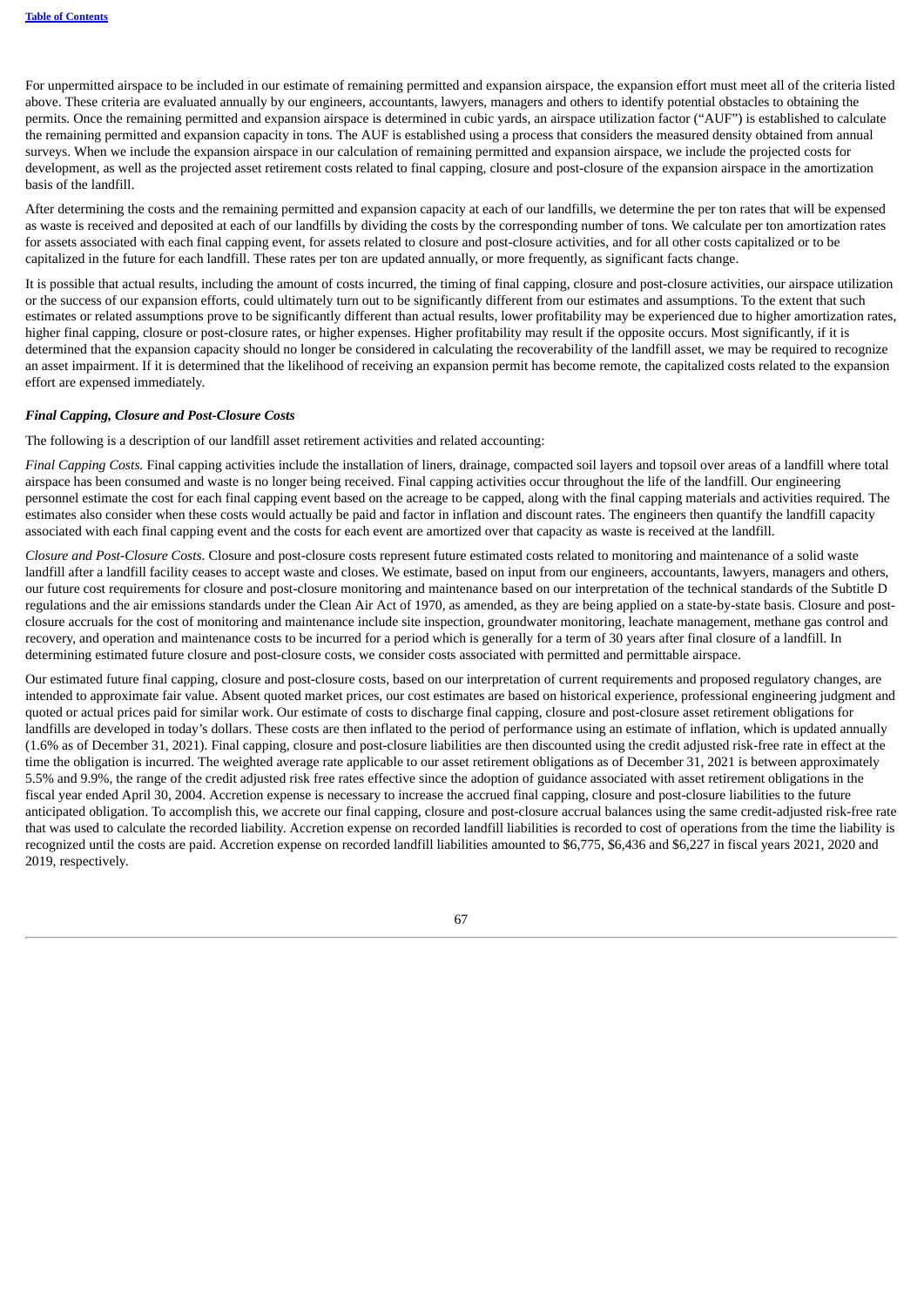For unpermitted airspace to be included in our estimate of remaining permitted and expansion airspace, the expansion effort must meet all of the criteria listed above. These criteria are evaluated annually by our engineers, accountants, lawyers, managers and others to identify potential obstacles to obtaining the permits. Once the remaining permitted and expansion airspace is determined in cubic yards, an airspace utilization factor ("AUF") is established to calculate the remaining permitted and expansion capacity in tons. The AUF is established using a process that considers the measured density obtained from annual surveys. When we include the expansion airspace in our calculation of remaining permitted and expansion airspace, we include the projected costs for development, as well as the projected asset retirement costs related to final capping, closure and post-closure of the expansion airspace in the amortization basis of the landfill.

After determining the costs and the remaining permitted and expansion capacity at each of our landfills, we determine the per ton rates that will be expensed as waste is received and deposited at each of our landfills by dividing the costs by the corresponding number of tons. We calculate per ton amortization rates for assets associated with each final capping event, for assets related to closure and post-closure activities, and for all other costs capitalized or to be capitalized in the future for each landfill. These rates per ton are updated annually, or more frequently, as significant facts change.

It is possible that actual results, including the amount of costs incurred, the timing of final capping, closure and post-closure activities, our airspace utilization or the success of our expansion efforts, could ultimately turn out to be significantly different from our estimates and assumptions. To the extent that such estimates or related assumptions prove to be significantly different than actual results, lower profitability may be experienced due to higher amortization rates, higher final capping, closure or post-closure rates, or higher expenses. Higher profitability may result if the opposite occurs. Most significantly, if it is determined that the expansion capacity should no longer be considered in calculating the recoverability of the landfill asset, we may be required to recognize an asset impairment. If it is determined that the likelihood of receiving an expansion permit has become remote, the capitalized costs related to the expansion effort are expensed immediately.

***Final Capping, Closure and Post-Closure Costs***

The following is a description of our landfill asset retirement activities and related accounting:

*Final Capping Costs.* Final capping activities include the installation of liners, drainage, compacted soil layers and topsoil over areas of a landfill where total airspace has been consumed and waste is no longer being received. Final capping activities occur throughout the life of the landfill. Our engineering personnel estimate the cost for each final capping event based on the acreage to be capped, along with the final capping materials and activities required. The estimates also consider when these costs would actually be paid and factor in inflation and discount rates. The engineers then quantify the landfill capacity associated with each final capping event and the costs for each event are amortized over that capacity as waste is received at the landfill.

*Closure and Post-Closure Costs.* Closure and post-closure costs represent future estimated costs related to monitoring and maintenance of a solid waste landfill after a landfill facility ceases to accept waste and closes. We estimate, based on input from our engineers, accountants, lawyers, managers and others, our future cost requirements for closure and post-closure monitoring and maintenance based on our interpretation of the technical standards of the Subtitle D regulations and the air emissions standards under the Clean Air Act of 1970, as amended, as they are being applied on a state-by-state basis. Closure and post-closure accruals for the cost of monitoring and maintenance include site inspection, groundwater monitoring, leachate management, methane gas control and recovery, and operation and maintenance costs to be incurred for a period which is generally for a term of 30 years after final closure of a landfill. In determining estimated future closure and post-closure costs, we consider costs associated with permitted and permittable airspace.

Our estimated future final capping, closure and post-closure costs, based on our interpretation of current requirements and proposed regulatory changes, are intended to approximate fair value. Absent quoted market prices, our cost estimates are based on historical experience, professional engineering judgment and quoted or actual prices paid for similar work. Our estimate of costs to discharge final capping, closure and post-closure asset retirement obligations for landfills are developed in today's dollars. These costs are then inflated to the period of performance using an estimate of inflation, which is updated annually (1.6% as of December 31, 2021). Final capping, closure and post-closure liabilities are then discounted using the credit adjusted risk-free rate in effect at the time the obligation is incurred. The weighted average rate applicable to our asset retirement obligations as of December 31, 2021 is between approximately 5.5% and 9.9%, the range of the credit adjusted risk free rates effective since the adoption of guidance associated with asset retirement obligations in the fiscal year ended April 30, 2004. Accretion expense is necessary to increase the accrued final capping, closure and post-closure liabilities to the future anticipated obligation. To accomplish this, we accrete our final capping, closure and post-closure accrual balances using the same credit-adjusted risk-free rate that was used to calculate the recorded liability. Accretion expense on recorded landfill liabilities is recorded to cost of operations from the time the liability is recognized until the costs are paid. Accretion expense on recorded landfill liabilities amounted to $6,775, $6,436 and $6,227 in fiscal years 2021, 2020 and 2019, respectively.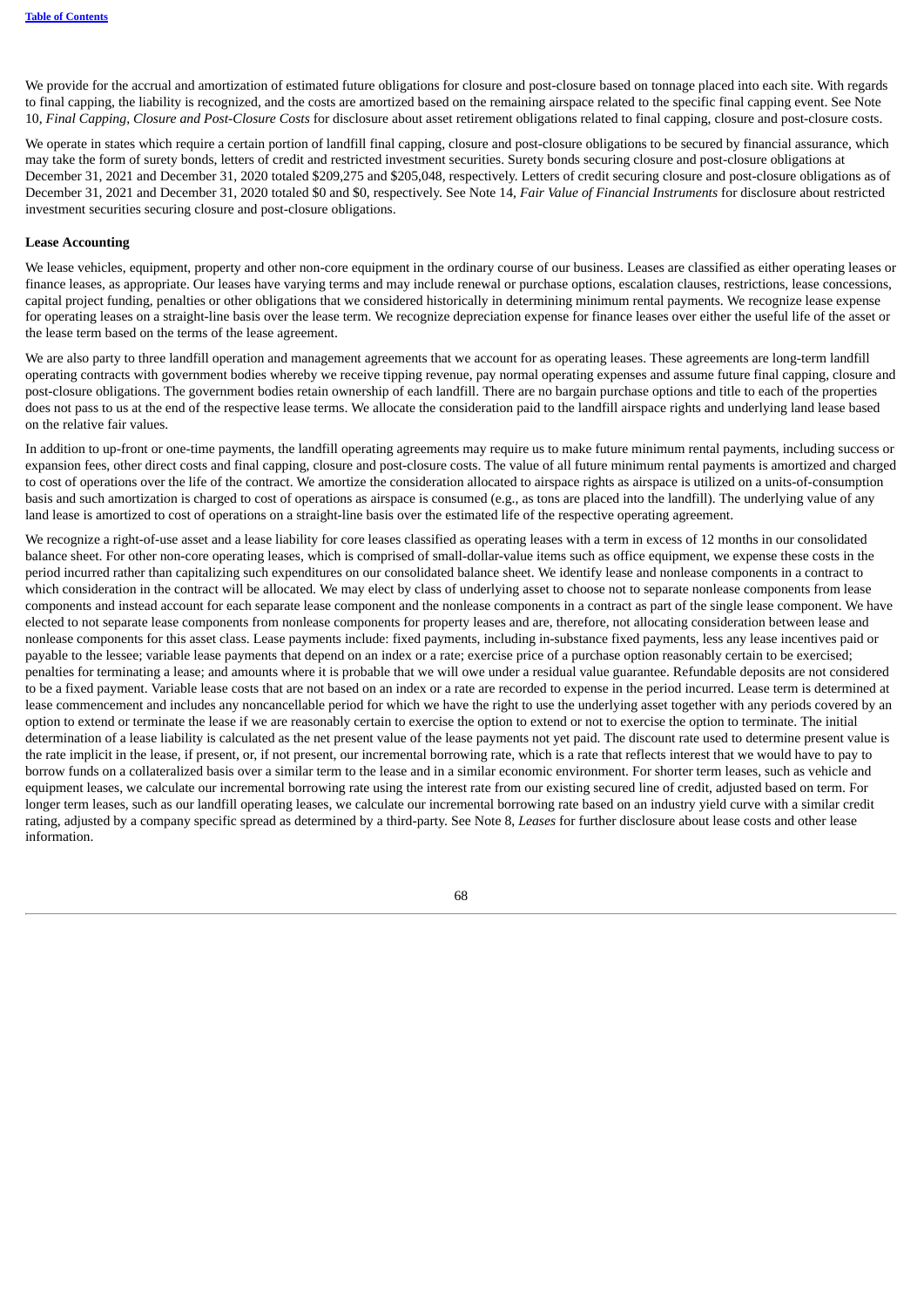We provide for the accrual and amortization of estimated future obligations for closure and post-closure based on tonnage placed into each site. With regards to final capping, the liability is recognized, and the costs are amortized based on the remaining airspace related to the specific final capping event. See Note 10, *Final Capping, Closure and Post-Closure Costs* for disclosure about asset retirement obligations related to final capping, closure and post-closure costs.

We operate in states which require a certain portion of landfill final capping, closure and post-closure obligations to be secured by financial assurance, which may take the form of surety bonds, letters of credit and restricted investment securities. Surety bonds securing closure and post-closure obligations at December 31, 2021 and December 31, 2020 totaled $209,275 and $205,048, respectively. Letters of credit securing closure and post-closure obligations as of December 31, 2021 and December 31, 2020 totaled $0 and $0, respectively. See Note 14, *Fair Value of Financial Instruments* for disclosure about restricted investment securities securing closure and post-closure obligations.

**Lease Accounting**

We lease vehicles, equipment, property and other non-core equipment in the ordinary course of our business. Leases are classified as either operating leases or finance leases, as appropriate. Our leases have varying terms and may include renewal or purchase options, escalation clauses, restrictions, lease concessions, capital project funding, penalties or other obligations that we considered historically in determining minimum rental payments. We recognize lease expense for operating leases on a straight-line basis over the lease term. We recognize depreciation expense for finance leases over either the useful life of the asset or the lease term based on the terms of the lease agreement.

We are also party to three landfill operation and management agreements that we account for as operating leases. These agreements are long-term landfill operating contracts with government bodies whereby we receive tipping revenue, pay normal operating expenses and assume future final capping, closure and post-closure obligations. The government bodies retain ownership of each landfill. There are no bargain purchase options and title to each of the properties does not pass to us at the end of the respective lease terms. We allocate the consideration paid to the landfill airspace rights and underlying land lease based on the relative fair values.

In addition to up-front or one-time payments, the landfill operating agreements may require us to make future minimum rental payments, including success or expansion fees, other direct costs and final capping, closure and post-closure costs. The value of all future minimum rental payments is amortized and charged to cost of operations over the life of the contract. We amortize the consideration allocated to airspace rights as airspace is utilized on a units-of-consumption basis and such amortization is charged to cost of operations as airspace is consumed (e.g., as tons are placed into the landfill). The underlying value of any land lease is amortized to cost of operations on a straight-line basis over the estimated life of the respective operating agreement.

We recognize a right-of-use asset and a lease liability for core leases classified as operating leases with a term in excess of 12 months in our consolidated balance sheet. For other non-core operating leases, which is comprised of small-dollar-value items such as office equipment, we expense these costs in the period incurred rather than capitalizing such expenditures on our consolidated balance sheet. We identify lease and nonlease components in a contract to which consideration in the contract will be allocated. We may elect by class of underlying asset to choose not to separate nonlease components from lease components and instead account for each separate lease component and the nonlease components in a contract as part of the single lease component. We have elected to not separate lease components from nonlease components for property leases and are, therefore, not allocating consideration between lease and nonlease components for this asset class. Lease payments include: fixed payments, including in-substance fixed payments, less any lease incentives paid or payable to the lessee; variable lease payments that depend on an index or a rate; exercise price of a purchase option reasonably certain to be exercised; penalties for terminating a lease; and amounts where it is probable that we will owe under a residual value guarantee. Refundable deposits are not considered to be a fixed payment. Variable lease costs that are not based on an index or a rate are recorded to expense in the period incurred. Lease term is determined at lease commencement and includes any noncancellable period for which we have the right to use the underlying asset together with any periods covered by an option to extend or terminate the lease if we are reasonably certain to exercise the option to extend or not to exercise the option to terminate. The initial determination of a lease liability is calculated as the net present value of the lease payments not yet paid. The discount rate used to determine present value is the rate implicit in the lease, if present, or, if not present, our incremental borrowing rate, which is a rate that reflects interest that we would have to pay to borrow funds on a collateralized basis over a similar term to the lease and in a similar economic environment. For shorter term leases, such as vehicle and equipment leases, we calculate our incremental borrowing rate using the interest rate from our existing secured line of credit, adjusted based on term. For longer term leases, such as our landfill operating leases, we calculate our incremental borrowing rate based on an industry yield curve with a similar credit rating, adjusted by a company specific spread as determined by a third-party. See Note 8, *Leases* for further disclosure about lease costs and other lease information.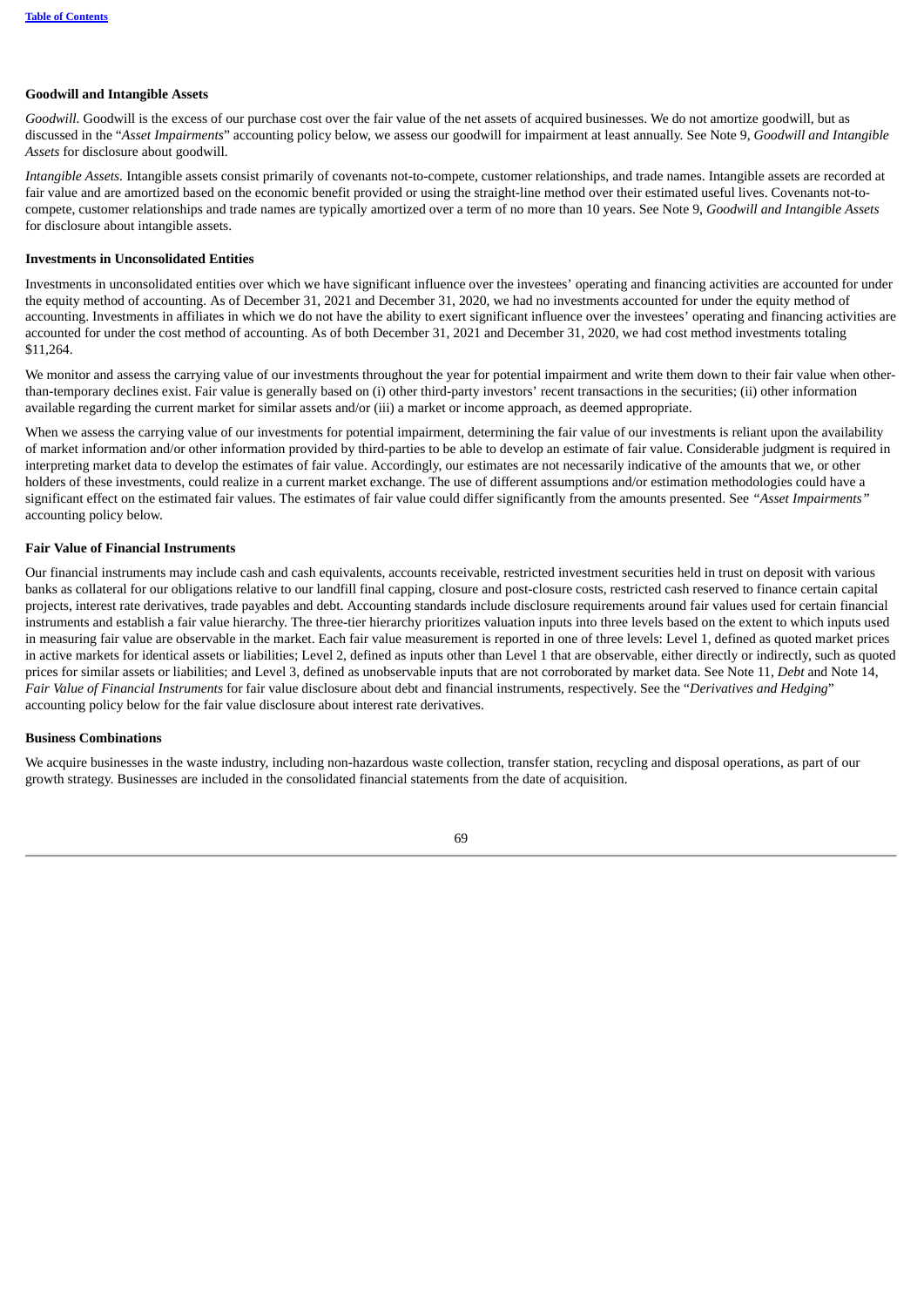**Goodwill and Intangible Assets**

*Goodwill.* Goodwill is the excess of our purchase cost over the fair value of the net assets of acquired businesses. We do not amortize goodwill, but as discussed in the "*Asset Impairments*" accounting policy below, we assess our goodwill for impairment at least annually. See Note 9, *Goodwill and Intangible Assets* for disclosure about goodwill.

*Intangible Assets.* Intangible assets consist primarily of covenants not-to-compete, customer relationships, and trade names. Intangible assets are recorded at fair value and are amortized based on the economic benefit provided or using the straight-line method over their estimated useful lives. Covenants not-to-compete, customer relationships and trade names are typically amortized over a term of no more than 10 years. See Note 9, *Goodwill and Intangible Assets* for disclosure about intangible assets.

**Investments in Unconsolidated Entities**

Investments in unconsolidated entities over which we have significant influence over the investees' operating and financing activities are accounted for under the equity method of accounting. As of December 31, 2021 and December 31, 2020, we had no investments accounted for under the equity method of accounting. Investments in affiliates in which we do not have the ability to exert significant influence over the investees' operating and financing activities are accounted for under the cost method of accounting. As of both December 31, 2021 and December 31, 2020, we had cost method investments totaling $11,264.

We monitor and assess the carrying value of our investments throughout the year for potential impairment and write them down to their fair value when other-than-temporary declines exist. Fair value is generally based on (i) other third-party investors' recent transactions in the securities; (ii) other information available regarding the current market for similar assets and/or (iii) a market or income approach, as deemed appropriate.

When we assess the carrying value of our investments for potential impairment, determining the fair value of our investments is reliant upon the availability of market information and/or other information provided by third-parties to be able to develop an estimate of fair value. Considerable judgment is required in interpreting market data to develop the estimates of fair value. Accordingly, our estimates are not necessarily indicative of the amounts that we, or other holders of these investments, could realize in a current market exchange. The use of different assumptions and/or estimation methodologies could have a significant effect on the estimated fair values. The estimates of fair value could differ significantly from the amounts presented. See *"Asset Impairments"* accounting policy below.

**Fair Value of Financial Instruments**

Our financial instruments may include cash and cash equivalents, accounts receivable, restricted investment securities held in trust on deposit with various banks as collateral for our obligations relative to our landfill final capping, closure and post-closure costs, restricted cash reserved to finance certain capital projects, interest rate derivatives, trade payables and debt. Accounting standards include disclosure requirements around fair values used for certain financial instruments and establish a fair value hierarchy. The three-tier hierarchy prioritizes valuation inputs into three levels based on the extent to which inputs used in measuring fair value are observable in the market. Each fair value measurement is reported in one of three levels: Level 1, defined as quoted market prices in active markets for identical assets or liabilities; Level 2, defined as inputs other than Level 1 that are observable, either directly or indirectly, such as quoted prices for similar assets or liabilities; and Level 3, defined as unobservable inputs that are not corroborated by market data. See Note 11, *Debt* and Note 14, *Fair Value of Financial Instruments* for fair value disclosure about debt and financial instruments, respectively. See the "*Derivatives and Hedging*" accounting policy below for the fair value disclosure about interest rate derivatives.

**Business Combinations**

We acquire businesses in the waste industry, including non-hazardous waste collection, transfer station, recycling and disposal operations, as part of our growth strategy. Businesses are included in the consolidated financial statements from the date of acquisition.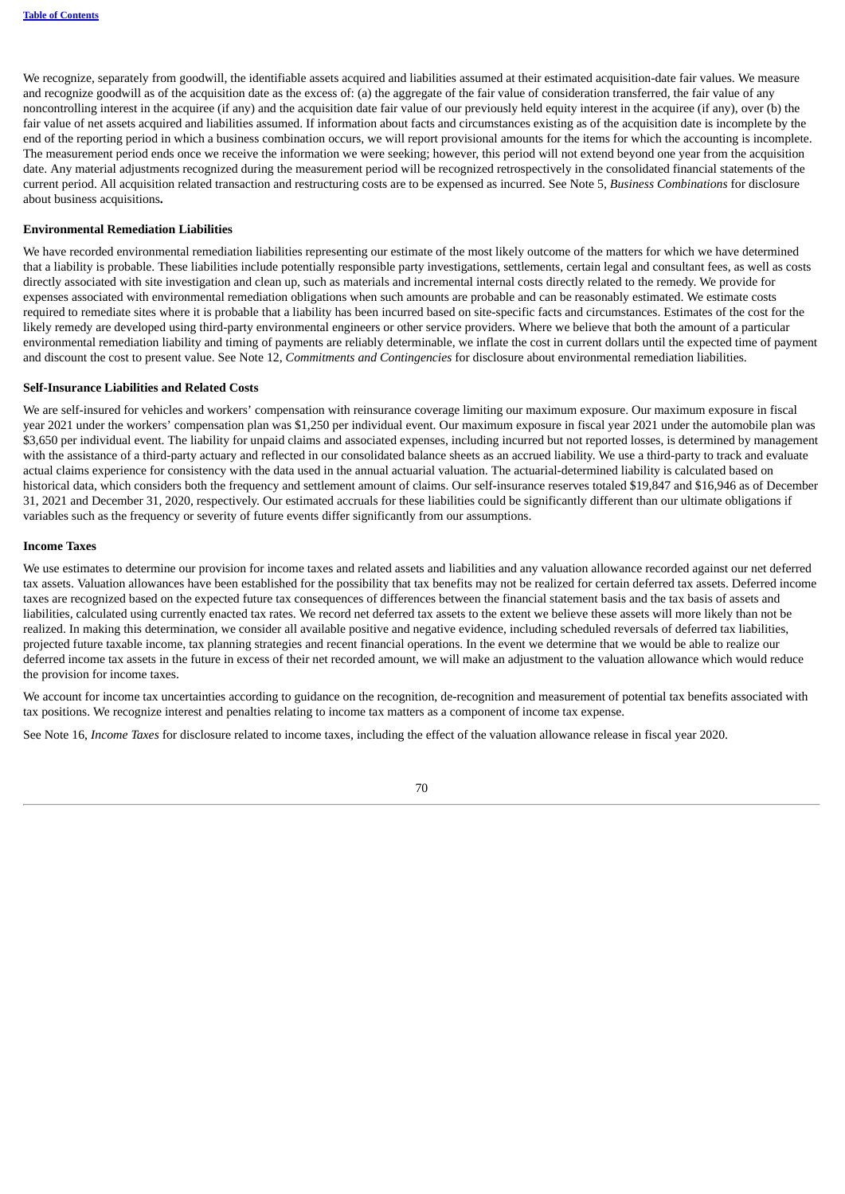We recognize, separately from goodwill, the identifiable assets acquired and liabilities assumed at their estimated acquisition-date fair values. We measure and recognize goodwill as of the acquisition date as the excess of: (a) the aggregate of the fair value of consideration transferred, the fair value of any noncontrolling interest in the acquiree (if any) and the acquisition date fair value of our previously held equity interest in the acquiree (if any), over (b) the fair value of net assets acquired and liabilities assumed. If information about facts and circumstances existing as of the acquisition date is incomplete by the end of the reporting period in which a business combination occurs, we will report provisional amounts for the items for which the accounting is incomplete. The measurement period ends once we receive the information we were seeking; however, this period will not extend beyond one year from the acquisition date. Any material adjustments recognized during the measurement period will be recognized retrospectively in the consolidated financial statements of the current period. All acquisition related transaction and restructuring costs are to be expensed as incurred. See Note 5, *Business Combinations* for disclosure about business acquisitions**.**

**Environmental Remediation Liabilities**

We have recorded environmental remediation liabilities representing our estimate of the most likely outcome of the matters for which we have determined that a liability is probable. These liabilities include potentially responsible party investigations, settlements, certain legal and consultant fees, as well as costs directly associated with site investigation and clean up, such as materials and incremental internal costs directly related to the remedy. We provide for expenses associated with environmental remediation obligations when such amounts are probable and can be reasonably estimated. We estimate costs required to remediate sites where it is probable that a liability has been incurred based on site-specific facts and circumstances. Estimates of the cost for the likely remedy are developed using third-party environmental engineers or other service providers. Where we believe that both the amount of a particular environmental remediation liability and timing of payments are reliably determinable, we inflate the cost in current dollars until the expected time of payment and discount the cost to present value. See Note 12, *Commitments and Contingencies* for disclosure about environmental remediation liabilities.

**Self-Insurance Liabilities and Related Costs**

We are self-insured for vehicles and workers' compensation with reinsurance coverage limiting our maximum exposure. Our maximum exposure in fiscal year 2021 under the workers' compensation plan was $1,250 per individual event. Our maximum exposure in fiscal year 2021 under the automobile plan was $3,650 per individual event. The liability for unpaid claims and associated expenses, including incurred but not reported losses, is determined by management with the assistance of a third-party actuary and reflected in our consolidated balance sheets as an accrued liability. We use a third-party to track and evaluate actual claims experience for consistency with the data used in the annual actuarial valuation. The actuarial-determined liability is calculated based on historical data, which considers both the frequency and settlement amount of claims. Our self-insurance reserves totaled $19,847 and $16,946 as of December 31, 2021 and December 31, 2020, respectively. Our estimated accruals for these liabilities could be significantly different than our ultimate obligations if variables such as the frequency or severity of future events differ significantly from our assumptions.

**Income Taxes**

We use estimates to determine our provision for income taxes and related assets and liabilities and any valuation allowance recorded against our net deferred tax assets. Valuation allowances have been established for the possibility that tax benefits may not be realized for certain deferred tax assets. Deferred income taxes are recognized based on the expected future tax consequences of differences between the financial statement basis and the tax basis of assets and liabilities, calculated using currently enacted tax rates. We record net deferred tax assets to the extent we believe these assets will more likely than not be realized. In making this determination, we consider all available positive and negative evidence, including scheduled reversals of deferred tax liabilities, projected future taxable income, tax planning strategies and recent financial operations. In the event we determine that we would be able to realize our deferred income tax assets in the future in excess of their net recorded amount, we will make an adjustment to the valuation allowance which would reduce the provision for income taxes.

We account for income tax uncertainties according to guidance on the recognition, de-recognition and measurement of potential tax benefits associated with tax positions. We recognize interest and penalties relating to income tax matters as a component of income tax expense.

See Note 16, *Income Taxes* for disclosure related to income taxes, including the effect of the valuation allowance release in fiscal year 2020.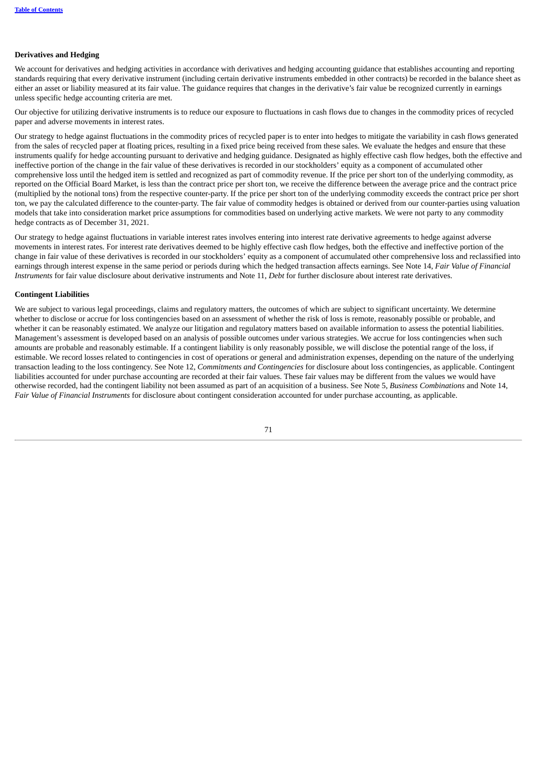**Derivatives and Hedging**

We account for derivatives and hedging activities in accordance with derivatives and hedging accounting guidance that establishes accounting and reporting standards requiring that every derivative instrument (including certain derivative instruments embedded in other contracts) be recorded in the balance sheet as either an asset or liability measured at its fair value. The guidance requires that changes in the derivative's fair value be recognized currently in earnings unless specific hedge accounting criteria are met.

Our objective for utilizing derivative instruments is to reduce our exposure to fluctuations in cash flows due to changes in the commodity prices of recycled paper and adverse movements in interest rates.

Our strategy to hedge against fluctuations in the commodity prices of recycled paper is to enter into hedges to mitigate the variability in cash flows generated from the sales of recycled paper at floating prices, resulting in a fixed price being received from these sales. We evaluate the hedges and ensure that these instruments qualify for hedge accounting pursuant to derivative and hedging guidance. Designated as highly effective cash flow hedges, both the effective and ineffective portion of the change in the fair value of these derivatives is recorded in our stockholders' equity as a component of accumulated other comprehensive loss until the hedged item is settled and recognized as part of commodity revenue. If the price per short ton of the underlying commodity, as reported on the Official Board Market, is less than the contract price per short ton, we receive the difference between the average price and the contract price (multiplied by the notional tons) from the respective counter-party. If the price per short ton of the underlying commodity exceeds the contract price per short ton, we pay the calculated difference to the counter-party. The fair value of commodity hedges is obtained or derived from our counter-parties using valuation models that take into consideration market price assumptions for commodities based on underlying active markets. We were not party to any commodity hedge contracts as of December 31, 2021.

Our strategy to hedge against fluctuations in variable interest rates involves entering into interest rate derivative agreements to hedge against adverse movements in interest rates. For interest rate derivatives deemed to be highly effective cash flow hedges, both the effective and ineffective portion of the change in fair value of these derivatives is recorded in our stockholders' equity as a component of accumulated other comprehensive loss and reclassified into earnings through interest expense in the same period or periods during which the hedged transaction affects earnings. See Note 14, *Fair Value of Financial Instruments* for fair value disclosure about derivative instruments and Note 11, *Debt* for further disclosure about interest rate derivatives.

**Contingent Liabilities**

We are subject to various legal proceedings, claims and regulatory matters, the outcomes of which are subject to significant uncertainty. We determine whether to disclose or accrue for loss contingencies based on an assessment of whether the risk of loss is remote, reasonably possible or probable, and whether it can be reasonably estimated. We analyze our litigation and regulatory matters based on available information to assess the potential liabilities. Management's assessment is developed based on an analysis of possible outcomes under various strategies. We accrue for loss contingencies when such amounts are probable and reasonably estimable. If a contingent liability is only reasonably possible, we will disclose the potential range of the loss, if estimable. We record losses related to contingencies in cost of operations or general and administration expenses, depending on the nature of the underlying transaction leading to the loss contingency. See Note 12, *Commitments and Contingencies* for disclosure about loss contingencies, as applicable. Contingent liabilities accounted for under purchase accounting are recorded at their fair values. These fair values may be different from the values we would have otherwise recorded, had the contingent liability not been assumed as part of an acquisition of a business. See Note 5, *Business Combinations* and Note 14, *Fair Value of Financial Instruments* for disclosure about contingent consideration accounted for under purchase accounting, as applicable.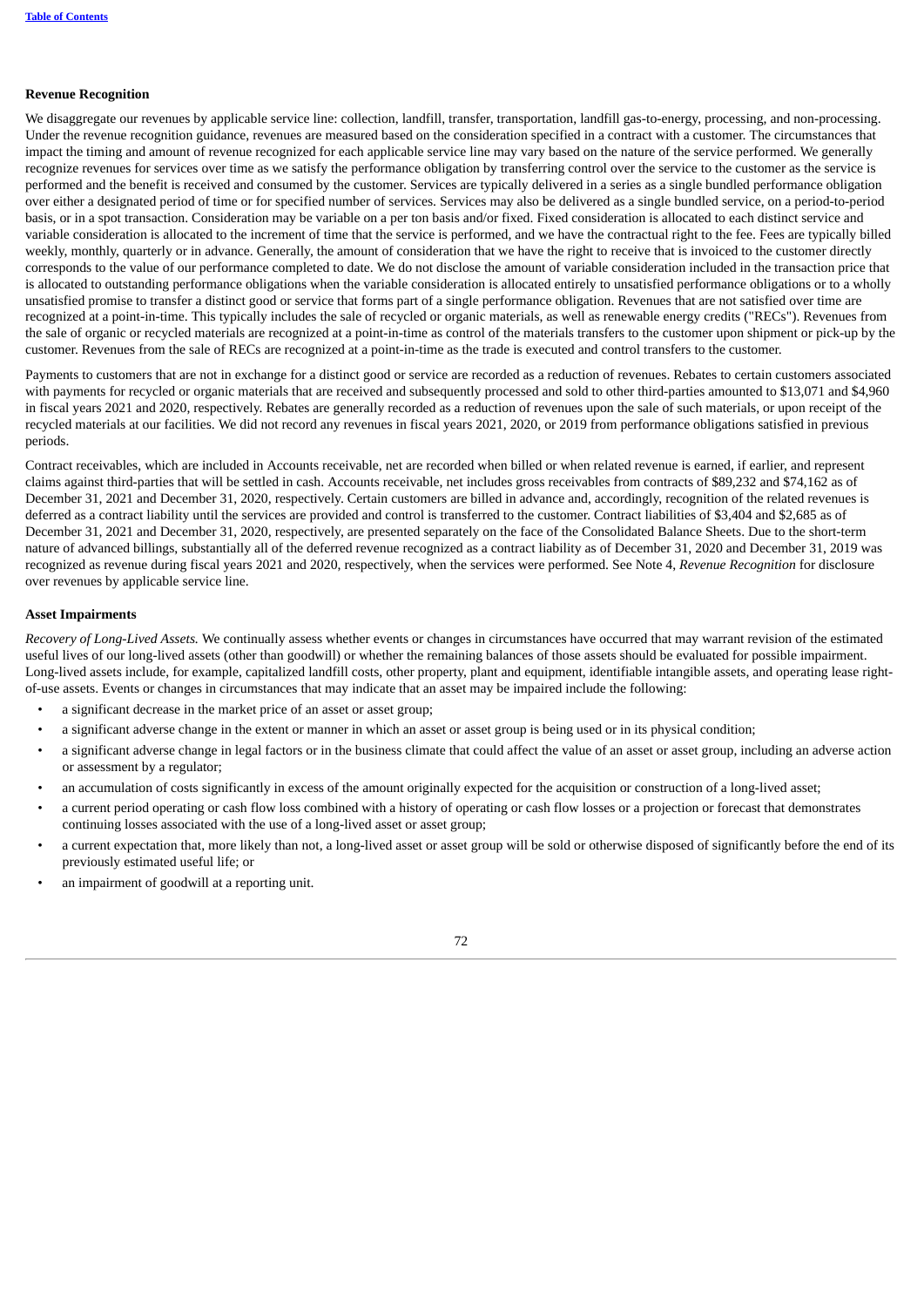**Revenue Recognition**

We disaggregate our revenues by applicable service line: collection, landfill, transfer, transportation, landfill gas-to-energy, processing, and non-processing. Under the revenue recognition guidance, revenues are measured based on the consideration specified in a contract with a customer. The circumstances that impact the timing and amount of revenue recognized for each applicable service line may vary based on the nature of the service performed. We generally recognize revenues for services over time as we satisfy the performance obligation by transferring control over the service to the customer as the service is performed and the benefit is received and consumed by the customer. Services are typically delivered in a series as a single bundled performance obligation over either a designated period of time or for specified number of services. Services may also be delivered as a single bundled service, on a period-to-period basis, or in a spot transaction. Consideration may be variable on a per ton basis and/or fixed. Fixed consideration is allocated to each distinct service and variable consideration is allocated to the increment of time that the service is performed, and we have the contractual right to the fee. Fees are typically billed weekly, monthly, quarterly or in advance. Generally, the amount of consideration that we have the right to receive that is invoiced to the customer directly corresponds to the value of our performance completed to date. We do not disclose the amount of variable consideration included in the transaction price that is allocated to outstanding performance obligations when the variable consideration is allocated entirely to unsatisfied performance obligations or to a wholly unsatisfied promise to transfer a distinct good or service that forms part of a single performance obligation. Revenues that are not satisfied over time are recognized at a point-in-time. This typically includes the sale of recycled or organic materials, as well as renewable energy credits ("RECs"). Revenues from the sale of organic or recycled materials are recognized at a point-in-time as control of the materials transfers to the customer upon shipment or pick-up by the customer. Revenues from the sale of RECs are recognized at a point-in-time as the trade is executed and control transfers to the customer.

Payments to customers that are not in exchange for a distinct good or service are recorded as a reduction of revenues. Rebates to certain customers associated with payments for recycled or organic materials that are received and subsequently processed and sold to other third-parties amounted to $13,071 and $4,960 in fiscal years 2021 and 2020, respectively. Rebates are generally recorded as a reduction of revenues upon the sale of such materials, or upon receipt of the recycled materials at our facilities. We did not record any revenues in fiscal years 2021, 2020, or 2019 from performance obligations satisfied in previous periods.

Contract receivables, which are included in Accounts receivable, net are recorded when billed or when related revenue is earned, if earlier, and represent claims against third-parties that will be settled in cash. Accounts receivable, net includes gross receivables from contracts of $89,232 and $74,162 as of December 31, 2021 and December 31, 2020, respectively. Certain customers are billed in advance and, accordingly, recognition of the related revenues is deferred as a contract liability until the services are provided and control is transferred to the customer. Contract liabilities of $3,404 and $2,685 as of December 31, 2021 and December 31, 2020, respectively, are presented separately on the face of the Consolidated Balance Sheets. Due to the short-term nature of advanced billings, substantially all of the deferred revenue recognized as a contract liability as of December 31, 2020 and December 31, 2019 was recognized as revenue during fiscal years 2021 and 2020, respectively, when the services were performed. See Note 4, *Revenue Recognition* for disclosure over revenues by applicable service line.

**Asset Impairments**

*Recovery of Long-Lived Assets.* We continually assess whether events or changes in circumstances have occurred that may warrant revision of the estimated useful lives of our long-lived assets (other than goodwill) or whether the remaining balances of those assets should be evaluated for possible impairment. Long-lived assets include, for example, capitalized landfill costs, other property, plant and equipment, identifiable intangible assets, and operating lease right-of-use assets. Events or changes in circumstances that may indicate that an asset may be impaired include the following:

- a significant decrease in the market price of an asset or asset group;
- a significant adverse change in the extent or manner in which an asset or asset group is being used or in its physical condition;
- a significant adverse change in legal factors or in the business climate that could affect the value of an asset or asset group, including an adverse action or assessment by a regulator;
- an accumulation of costs significantly in excess of the amount originally expected for the acquisition or construction of a long-lived asset;
- a current period operating or cash flow loss combined with a history of operating or cash flow losses or a projection or forecast that demonstrates continuing losses associated with the use of a long-lived asset or asset group;
- a current expectation that, more likely than not, a long-lived asset or asset group will be sold or otherwise disposed of significantly before the end of its previously estimated useful life; or
- an impairment of goodwill at a reporting unit.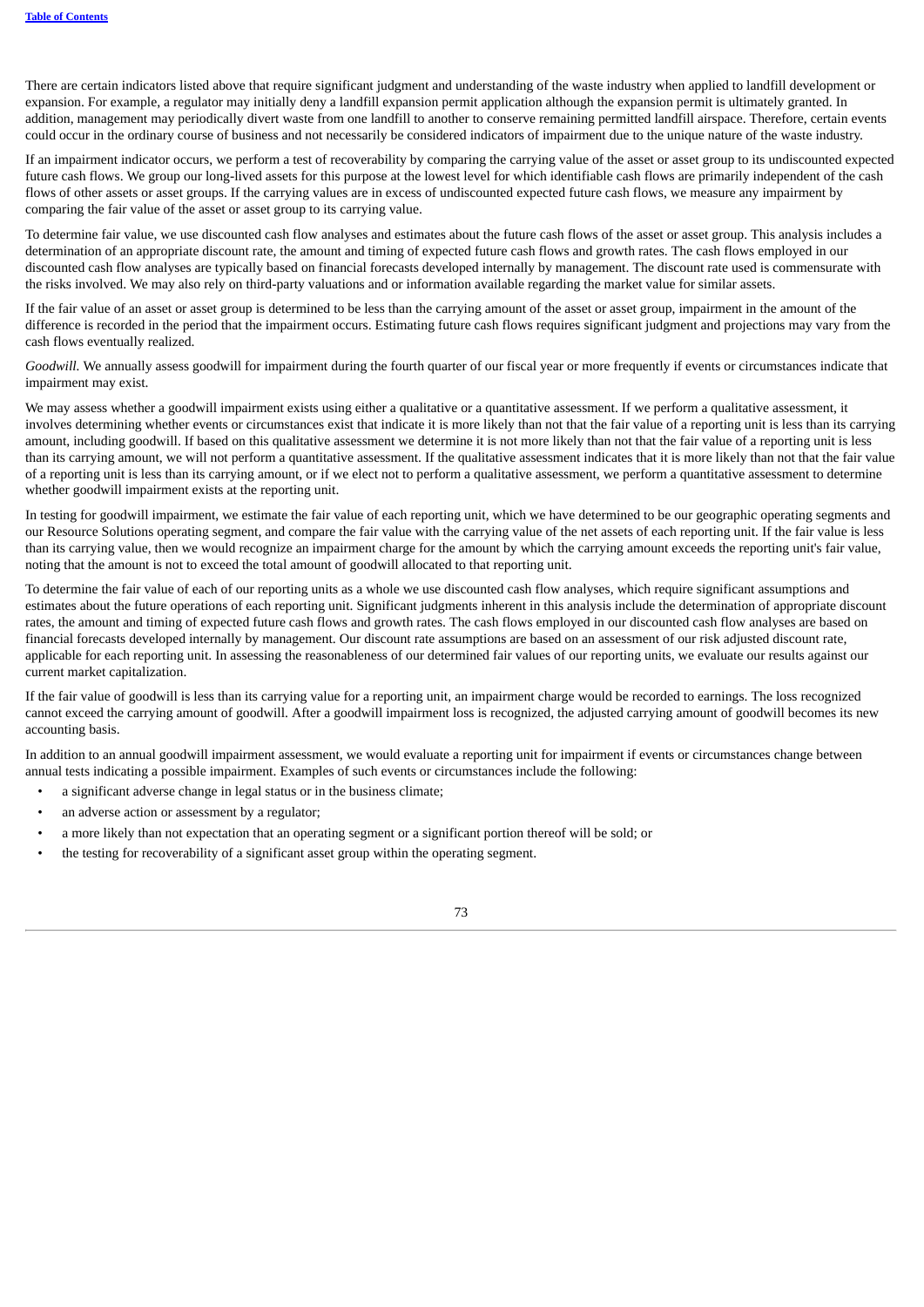There are certain indicators listed above that require significant judgment and understanding of the waste industry when applied to landfill development or expansion. For example, a regulator may initially deny a landfill expansion permit application although the expansion permit is ultimately granted. In addition, management may periodically divert waste from one landfill to another to conserve remaining permitted landfill airspace. Therefore, certain events could occur in the ordinary course of business and not necessarily be considered indicators of impairment due to the unique nature of the waste industry.

If an impairment indicator occurs, we perform a test of recoverability by comparing the carrying value of the asset or asset group to its undiscounted expected future cash flows. We group our long-lived assets for this purpose at the lowest level for which identifiable cash flows are primarily independent of the cash flows of other assets or asset groups. If the carrying values are in excess of undiscounted expected future cash flows, we measure any impairment by comparing the fair value of the asset or asset group to its carrying value.

To determine fair value, we use discounted cash flow analyses and estimates about the future cash flows of the asset or asset group. This analysis includes a determination of an appropriate discount rate, the amount and timing of expected future cash flows and growth rates. The cash flows employed in our discounted cash flow analyses are typically based on financial forecasts developed internally by management. The discount rate used is commensurate with the risks involved. We may also rely on third-party valuations and or information available regarding the market value for similar assets.

If the fair value of an asset or asset group is determined to be less than the carrying amount of the asset or asset group, impairment in the amount of the difference is recorded in the period that the impairment occurs. Estimating future cash flows requires significant judgment and projections may vary from the cash flows eventually realized.

*Goodwill.* We annually assess goodwill for impairment during the fourth quarter of our fiscal year or more frequently if events or circumstances indicate that impairment may exist.

We may assess whether a goodwill impairment exists using either a qualitative or a quantitative assessment. If we perform a qualitative assessment, it involves determining whether events or circumstances exist that indicate it is more likely than not that the fair value of a reporting unit is less than its carrying amount, including goodwill. If based on this qualitative assessment we determine it is not more likely than not that the fair value of a reporting unit is less than its carrying amount, we will not perform a quantitative assessment. If the qualitative assessment indicates that it is more likely than not that the fair value of a reporting unit is less than its carrying amount, or if we elect not to perform a qualitative assessment, we perform a quantitative assessment to determine whether goodwill impairment exists at the reporting unit.

In testing for goodwill impairment, we estimate the fair value of each reporting unit, which we have determined to be our geographic operating segments and our Resource Solutions operating segment, and compare the fair value with the carrying value of the net assets of each reporting unit. If the fair value is less than its carrying value, then we would recognize an impairment charge for the amount by which the carrying amount exceeds the reporting unit's fair value, noting that the amount is not to exceed the total amount of goodwill allocated to that reporting unit.

To determine the fair value of each of our reporting units as a whole we use discounted cash flow analyses, which require significant assumptions and estimates about the future operations of each reporting unit. Significant judgments inherent in this analysis include the determination of appropriate discount rates, the amount and timing of expected future cash flows and growth rates. The cash flows employed in our discounted cash flow analyses are based on financial forecasts developed internally by management. Our discount rate assumptions are based on an assessment of our risk adjusted discount rate, applicable for each reporting unit. In assessing the reasonableness of our determined fair values of our reporting units, we evaluate our results against our current market capitalization.

If the fair value of goodwill is less than its carrying value for a reporting unit, an impairment charge would be recorded to earnings. The loss recognized cannot exceed the carrying amount of goodwill. After a goodwill impairment loss is recognized, the adjusted carrying amount of goodwill becomes its new accounting basis.

In addition to an annual goodwill impairment assessment, we would evaluate a reporting unit for impairment if events or circumstances change between annual tests indicating a possible impairment. Examples of such events or circumstances include the following:

- a significant adverse change in legal status or in the business climate;
- an adverse action or assessment by a regulator;
- a more likely than not expectation that an operating segment or a significant portion thereof will be sold; or
- the testing for recoverability of a significant asset group within the operating segment.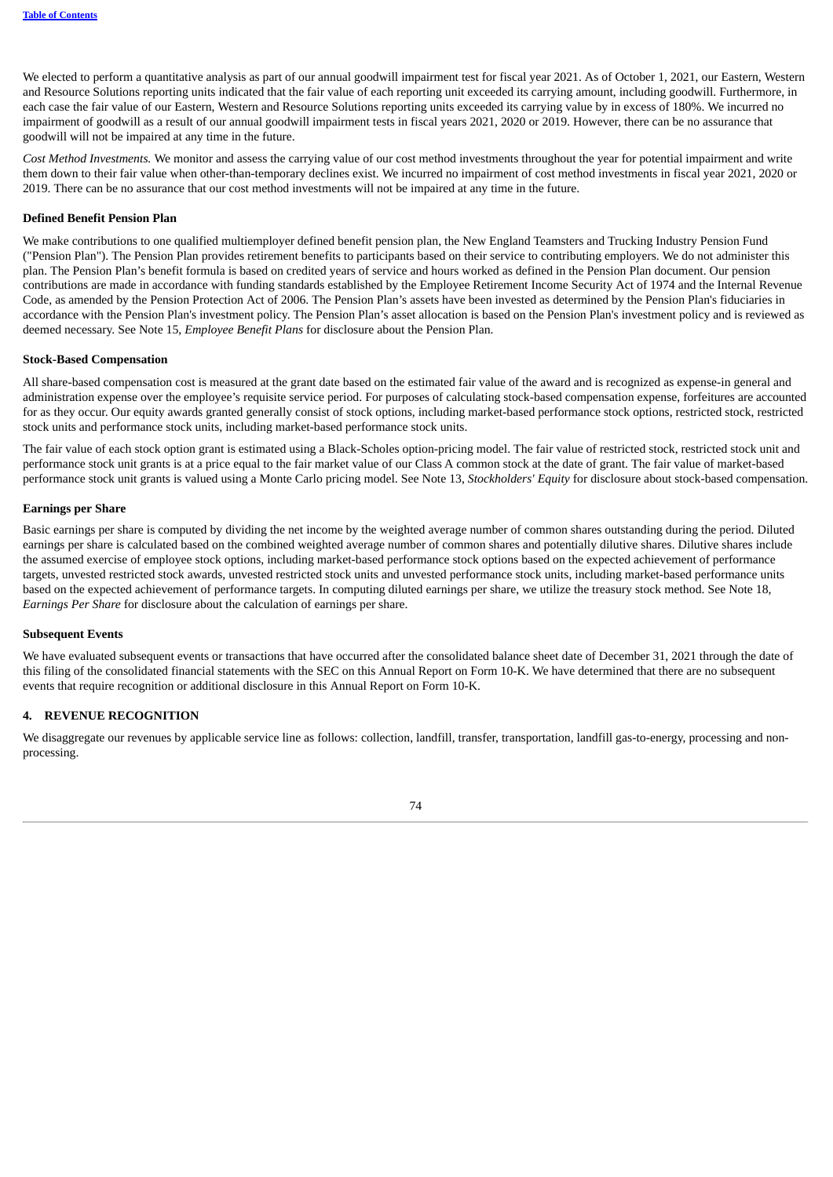We elected to perform a quantitative analysis as part of our annual goodwill impairment test for fiscal year 2021. As of October 1, 2021, our Eastern, Western and Resource Solutions reporting units indicated that the fair value of each reporting unit exceeded its carrying amount, including goodwill. Furthermore, in each case the fair value of our Eastern, Western and Resource Solutions reporting units exceeded its carrying value by in excess of 180%. We incurred no impairment of goodwill as a result of our annual goodwill impairment tests in fiscal years 2021, 2020 or 2019. However, there can be no assurance that goodwill will not be impaired at any time in the future.

*Cost Method Investments.* We monitor and assess the carrying value of our cost method investments throughout the year for potential impairment and write them down to their fair value when other-than-temporary declines exist. We incurred no impairment of cost method investments in fiscal year 2021, 2020 or 2019. There can be no assurance that our cost method investments will not be impaired at any time in the future.

**Defined Benefit Pension Plan**

We make contributions to one qualified multiemployer defined benefit pension plan, the New England Teamsters and Trucking Industry Pension Fund ("Pension Plan"). The Pension Plan provides retirement benefits to participants based on their service to contributing employers. We do not administer this plan. The Pension Plan's benefit formula is based on credited years of service and hours worked as defined in the Pension Plan document. Our pension contributions are made in accordance with funding standards established by the Employee Retirement Income Security Act of 1974 and the Internal Revenue Code, as amended by the Pension Protection Act of 2006. The Pension Plan's assets have been invested as determined by the Pension Plan's fiduciaries in accordance with the Pension Plan's investment policy. The Pension Plan's asset allocation is based on the Pension Plan's investment policy and is reviewed as deemed necessary. See Note 15, *Employee Benefit Plans* for disclosure about the Pension Plan.

**Stock-Based Compensation**

All share-based compensation cost is measured at the grant date based on the estimated fair value of the award and is recognized as expense-in general and administration expense over the employee's requisite service period. For purposes of calculating stock-based compensation expense, forfeitures are accounted for as they occur. Our equity awards granted generally consist of stock options, including market-based performance stock options, restricted stock, restricted stock units and performance stock units, including market-based performance stock units.

The fair value of each stock option grant is estimated using a Black-Scholes option-pricing model. The fair value of restricted stock, restricted stock unit and performance stock unit grants is at a price equal to the fair market value of our Class A common stock at the date of grant. The fair value of market-based performance stock unit grants is valued using a Monte Carlo pricing model. See Note 13, *Stockholders' Equity* for disclosure about stock-based compensation.

**Earnings per Share**

Basic earnings per share is computed by dividing the net income by the weighted average number of common shares outstanding during the period. Diluted earnings per share is calculated based on the combined weighted average number of common shares and potentially dilutive shares. Dilutive shares include the assumed exercise of employee stock options, including market-based performance stock options based on the expected achievement of performance targets, unvested restricted stock awards, unvested restricted stock units and unvested performance stock units, including market-based performance units based on the expected achievement of performance targets. In computing diluted earnings per share, we utilize the treasury stock method. See Note 18, *Earnings Per Share* for disclosure about the calculation of earnings per share.

**Subsequent Events**

We have evaluated subsequent events or transactions that have occurred after the consolidated balance sheet date of December 31, 2021 through the date of this filing of the consolidated financial statements with the SEC on this Annual Report on Form 10-K. We have determined that there are no subsequent events that require recognition or additional disclosure in this Annual Report on Form 10-K.

## 4. REVENUE RECOGNITION

We disaggregate our revenues by applicable service line as follows: collection, landfill, transfer, transportation, landfill gas-to-energy, processing and non-processing.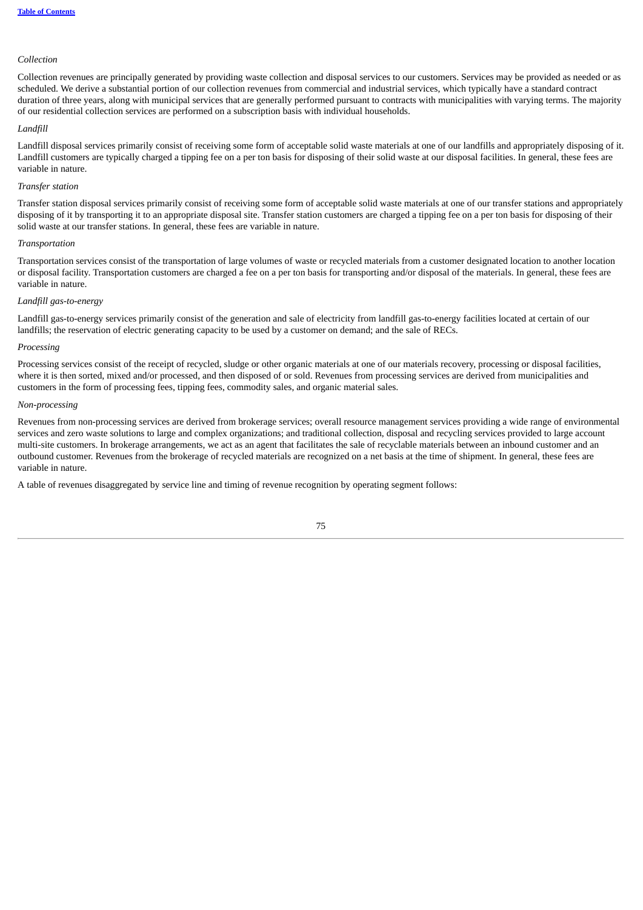*Collection*

Collection revenues are principally generated by providing waste collection and disposal services to our customers. Services may be provided as needed or as scheduled. We derive a substantial portion of our collection revenues from commercial and industrial services, which typically have a standard contract duration of three years, along with municipal services that are generally performed pursuant to contracts with municipalities with varying terms. The majority of our residential collection services are performed on a subscription basis with individual households.

*Landfill*

Landfill disposal services primarily consist of receiving some form of acceptable solid waste materials at one of our landfills and appropriately disposing of it. Landfill customers are typically charged a tipping fee on a per ton basis for disposing of their solid waste at our disposal facilities. In general, these fees are variable in nature.

*Transfer station*

Transfer station disposal services primarily consist of receiving some form of acceptable solid waste materials at one of our transfer stations and appropriately disposing of it by transporting it to an appropriate disposal site. Transfer station customers are charged a tipping fee on a per ton basis for disposing of their solid waste at our transfer stations. In general, these fees are variable in nature.

*Transportation*

Transportation services consist of the transportation of large volumes of waste or recycled materials from a customer designated location to another location or disposal facility. Transportation customers are charged a fee on a per ton basis for transporting and/or disposal of the materials. In general, these fees are variable in nature.

*Landfill gas-to-energy*

Landfill gas-to-energy services primarily consist of the generation and sale of electricity from landfill gas-to-energy facilities located at certain of our landfills; the reservation of electric generating capacity to be used by a customer on demand; and the sale of RECs.

*Processing*

Processing services consist of the receipt of recycled, sludge or other organic materials at one of our materials recovery, processing or disposal facilities, where it is then sorted, mixed and/or processed, and then disposed of or sold. Revenues from processing services are derived from municipalities and customers in the form of processing fees, tipping fees, commodity sales, and organic material sales.

*Non-processing*

Revenues from non-processing services are derived from brokerage services; overall resource management services providing a wide range of environmental services and zero waste solutions to large and complex organizations; and traditional collection, disposal and recycling services provided to large account multi-site customers. In brokerage arrangements, we act as an agent that facilitates the sale of recyclable materials between an inbound customer and an outbound customer. Revenues from the brokerage of recycled materials are recognized on a net basis at the time of shipment. In general, these fees are variable in nature.

A table of revenues disaggregated by service line and timing of revenue recognition by operating segment follows: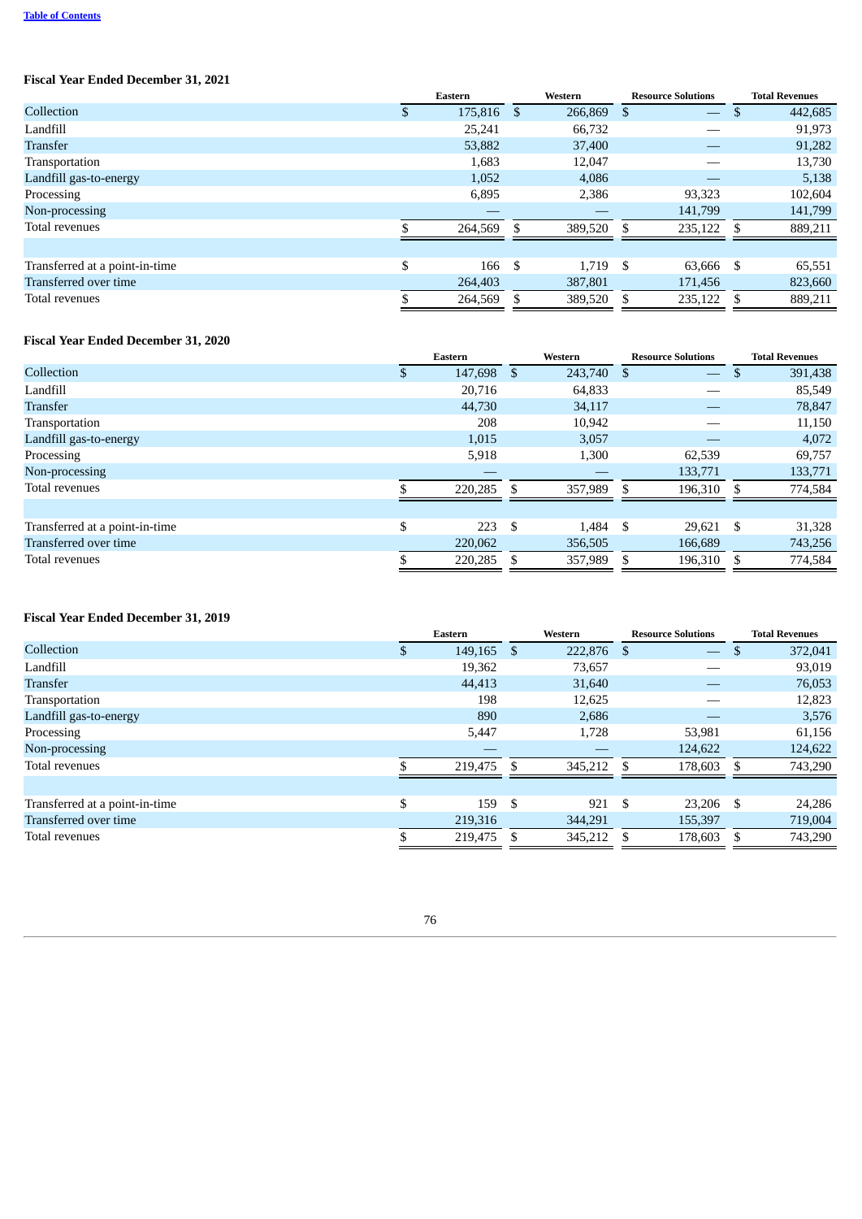**Fiscal Year Ended December 31, 2021**

| | Eastern | Western | Resource Solutions | Total Revenues |
|---|---|---|---|---|
| Collection | $ 175,816 | $ 266,869 | $ — | $ 442,685 |
| Landfill | 25,241 | 66,732 | — | 91,973 |
| Transfer | 53,882 | 37,400 | — | 91,282 |
| Transportation | 1,683 | 12,047 | — | 13,730 |
| Landfill gas-to-energy | 1,052 | 4,086 | — | 5,138 |
| Processing | 6,895 | 2,386 | 93,323 | 102,604 |
| Non-processing | — | — | 141,799 | 141,799 |
| Total revenues | $ 264,569 | $ 389,520 | $ 235,122 | $ 889,211 |
| | | | | |
| Transferred at a point-in-time | $ 166 | $ 1,719 | $ 63,666 | $ 65,551 |
| Transferred over time | 264,403 | 387,801 | 171,456 | 823,660 |
| Total revenues | $ 264,569 | $ 389,520 | $ 235,122 | $ 889,211 |

**Fiscal Year Ended December 31, 2020**

| | Eastern | Western | Resource Solutions | Total Revenues |
|---|---|---|---|---|
| Collection | $ 147,698 | $ 243,740 | $ — | $ 391,438 |
| Landfill | 20,716 | 64,833 | — | 85,549 |
| Transfer | 44,730 | 34,117 | — | 78,847 |
| Transportation | 208 | 10,942 | — | 11,150 |
| Landfill gas-to-energy | 1,015 | 3,057 | — | 4,072 |
| Processing | 5,918 | 1,300 | 62,539 | 69,757 |
| Non-processing | — | — | 133,771 | 133,771 |
| Total revenues | $ 220,285 | $ 357,989 | $ 196,310 | $ 774,584 |
| | | | | |
| Transferred at a point-in-time | $ 223 | $ 1,484 | $ 29,621 | $ 31,328 |
| Transferred over time | 220,062 | 356,505 | 166,689 | 743,256 |
| Total revenues | $ 220,285 | $ 357,989 | $ 196,310 | $ 774,584 |

**Fiscal Year Ended December 31, 2019**

| | Eastern | Western | Resource Solutions | Total Revenues |
|---|---|---|---|---|
| Collection | $ 149,165 | $ 222,876 | $ — | $ 372,041 |
| Landfill | 19,362 | 73,657 | — | 93,019 |
| Transfer | 44,413 | 31,640 | — | 76,053 |
| Transportation | 198 | 12,625 | — | 12,823 |
| Landfill gas-to-energy | 890 | 2,686 | — | 3,576 |
| Processing | 5,447 | 1,728 | 53,981 | 61,156 |
| Non-processing | — | — | 124,622 | 124,622 |
| Total revenues | $ 219,475 | $ 345,212 | $ 178,603 | $ 743,290 |
| | | | | |
| Transferred at a point-in-time | $ 159 | $ 921 | $ 23,206 | $ 24,286 |
| Transferred over time | 219,316 | 344,291 | 155,397 | 719,004 |
| Total revenues | $ 219,475 | $ 345,212 | $ 178,603 | $ 743,290 |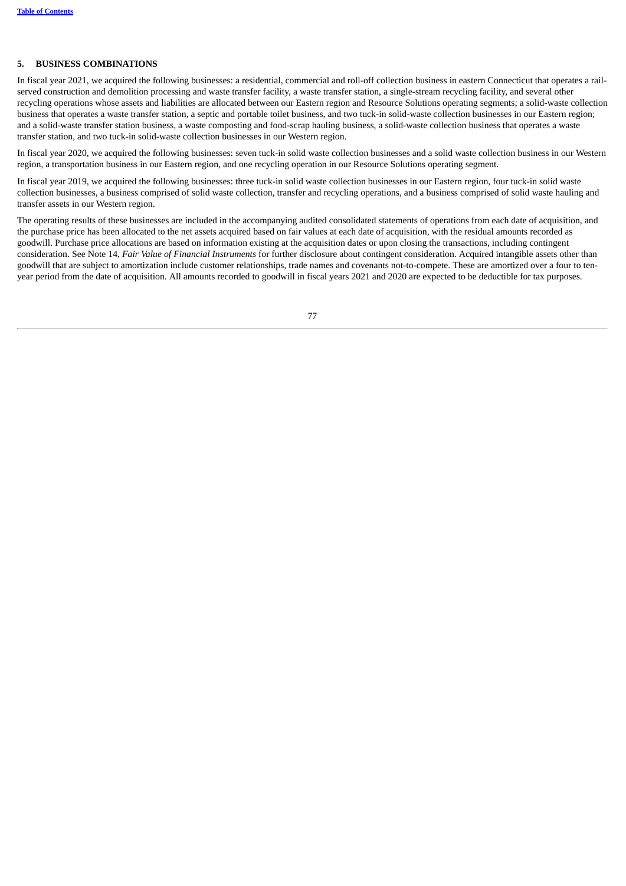## 5. BUSINESS COMBINATIONS

In fiscal year 2021, we acquired the following businesses: a residential, commercial and roll-off collection business in eastern Connecticut that operates a rail-served construction and demolition processing and waste transfer facility, a waste transfer station, a single-stream recycling facility, and several other recycling operations whose assets and liabilities are allocated between our Eastern region and Resource Solutions operating segments; a solid-waste collection business that operates a waste transfer station, a septic and portable toilet business, and two tuck-in solid-waste collection businesses in our Eastern region; and a solid-waste transfer station business, a waste composting and food-scrap hauling business, a solid-waste collection business that operates a waste transfer station, and two tuck-in solid-waste collection businesses in our Western region.

In fiscal year 2020, we acquired the following businesses: seven tuck-in solid waste collection businesses and a solid waste collection business in our Western region, a transportation business in our Eastern region, and one recycling operation in our Resource Solutions operating segment.

In fiscal year 2019, we acquired the following businesses: three tuck-in solid waste collection businesses in our Eastern region, four tuck-in solid waste collection businesses, a business comprised of solid waste collection, transfer and recycling operations, and a business comprised of solid waste hauling and transfer assets in our Western region.

The operating results of these businesses are included in the accompanying audited consolidated statements of operations from each date of acquisition, and the purchase price has been allocated to the net assets acquired based on fair values at each date of acquisition, with the residual amounts recorded as goodwill. Purchase price allocations are based on information existing at the acquisition dates or upon closing the transactions, including contingent consideration. See Note 14, *Fair Value of Financial Instruments* for further disclosure about contingent consideration. Acquired intangible assets other than goodwill that are subject to amortization include customer relationships, trade names and covenants not-to-compete. These are amortized over a four to ten-year period from the date of acquisition. All amounts recorded to goodwill in fiscal years 2021 and 2020 are expected to be deductible for tax purposes.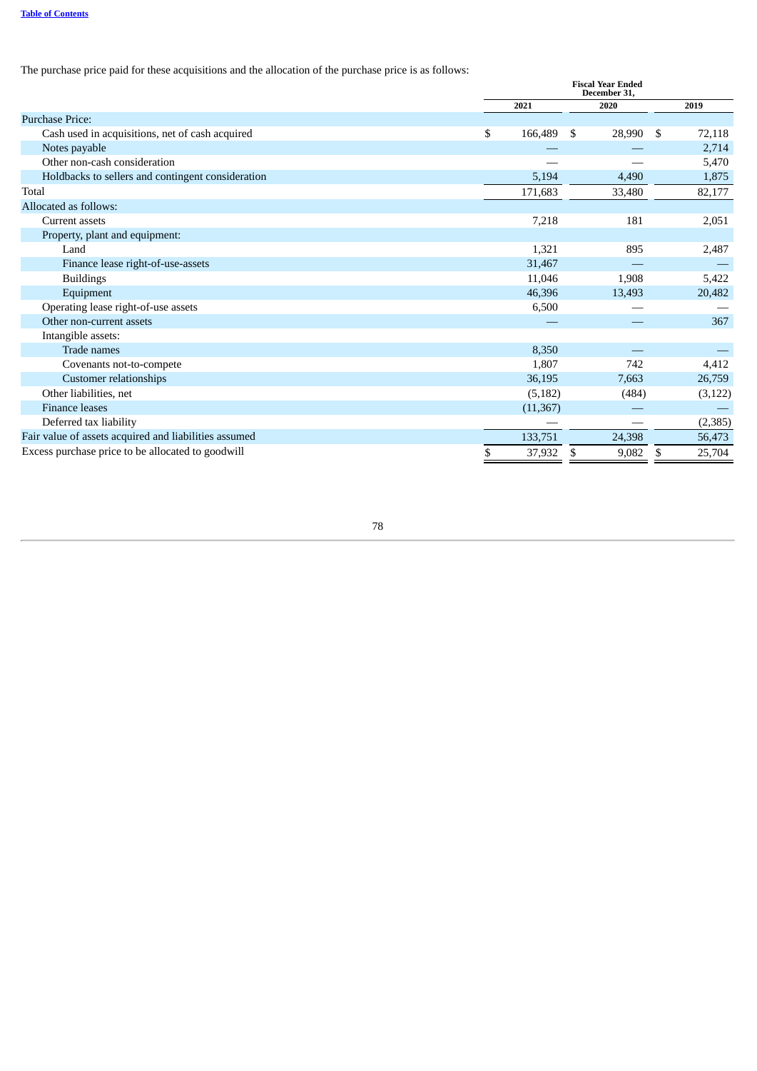The purchase price paid for these acquisitions and the allocation of the purchase price is as follows:

| | Fiscal Year Ended December 31, | | |
|---|---|---|---|
| | 2021 | 2020 | 2019 |
| Purchase Price: | | | |
| Cash used in acquisitions, net of cash acquired | $ 166,489 | $ 28,990 | $ 72,118 |
| Notes payable | — | — | 2,714 |
| Other non-cash consideration | — | — | 5,470 |
| Holdbacks to sellers and contingent consideration | 5,194 | 4,490 | 1,875 |
| Total | 171,683 | 33,480 | 82,177 |
| Allocated as follows: | | | |
| Current assets | 7,218 | 181 | 2,051 |
| Property, plant and equipment: | | | |
| Land | 1,321 | 895 | 2,487 |
| Finance lease right-of-use-assets | 31,467 | — | — |
| Buildings | 11,046 | 1,908 | 5,422 |
| Equipment | 46,396 | 13,493 | 20,482 |
| Operating lease right-of-use assets | 6,500 | — | — |
| Other non-current assets | — | — | 367 |
| Intangible assets: | | | |
| Trade names | 8,350 | — | — |
| Covenants not-to-compete | 1,807 | 742 | 4,412 |
| Customer relationships | 36,195 | 7,663 | 26,759 |
| Other liabilities, net | (5,182) | (484) | (3,122) |
| Finance leases | (11,367) | — | — |
| Deferred tax liability | — | — | (2,385) |
| Fair value of assets acquired and liabilities assumed | 133,751 | 24,398 | 56,473 |
| Excess purchase price to be allocated to goodwill | $ 37,932 | $ 9,082 | $ 25,704 |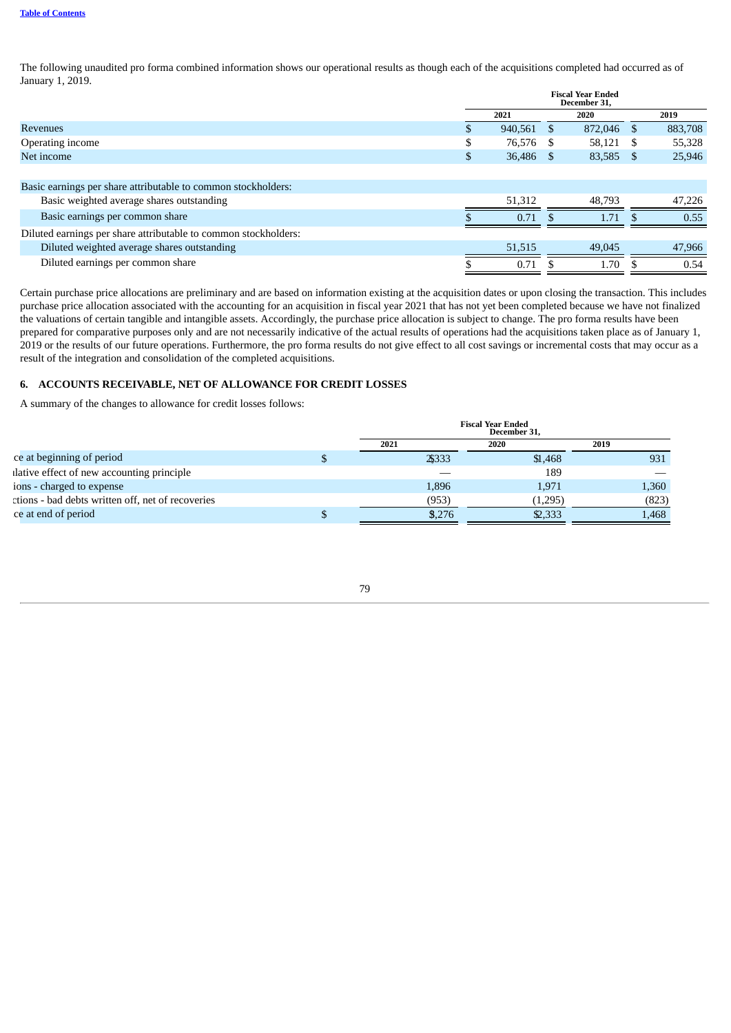Table of Contents

The following unaudited pro forma combined information shows our operational results as though each of the acquisitions completed had occurred as of January 1, 2019.

| | Fiscal Year Ended December 31, | | |
|---|---|---|---|
| | 2021 | 2020 | 2019 |
| Revenues | $ 940,561 | $ 872,046 | $ 883,708 |
| Operating income | $ 76,576 | $ 58,121 | $ 55,328 |
| Net income | $ 36,486 | $ 83,585 | $ 25,946 |
| | | | |
| Basic earnings per share attributable to common stockholders: | | | |
| Basic weighted average shares outstanding | 51,312 | 48,793 | 47,226 |
| Basic earnings per common share | $ 0.71 | $ 1.71 | $ 0.55 |
| Diluted earnings per share attributable to common stockholders: | | | |
| Diluted weighted average shares outstanding | 51,515 | 49,045 | 47,966 |
| Diluted earnings per common share | $ 0.71 | $ 1.70 | $ 0.54 |

Certain purchase price allocations are preliminary and are based on information existing at the acquisition dates or upon closing the transaction. This includes purchase price allocation associated with the accounting for an acquisition in fiscal year 2021 that has not yet been completed because we have not finalized the valuations of certain tangible and intangible assets. Accordingly, the purchase price allocation is subject to change. The pro forma results have been prepared for comparative purposes only and are not necessarily indicative of the actual results of operations had the acquisitions taken place as of January 1, 2019 or the results of our future operations. Furthermore, the pro forma results do not give effect to all cost savings or incremental costs that may occur as a result of the integration and consolidation of the completed acquisitions.

## 6. ACCOUNTS RECEIVABLE, NET OF ALLOWANCE FOR CREDIT LOSSES

A summary of the changes to allowance for credit losses follows:

| | Fiscal Year Ended December 31, | | |
|---|---|---|---|
| | 2021 | 2020 | 2019 |
| ce at beginning of period | $ 2,333 | $ 1,468 | $ 931 |
| ılative effect of new accounting principle | — | 189 | — |
| ions - charged to expense | 1,896 | 1,971 | 1,360 |
| ctions - bad debts written off, net of recoveries | (953) | (1,295) | (823) |
| ce at end of period | $ 3,276 | $ 2,333 | $ 1,468 |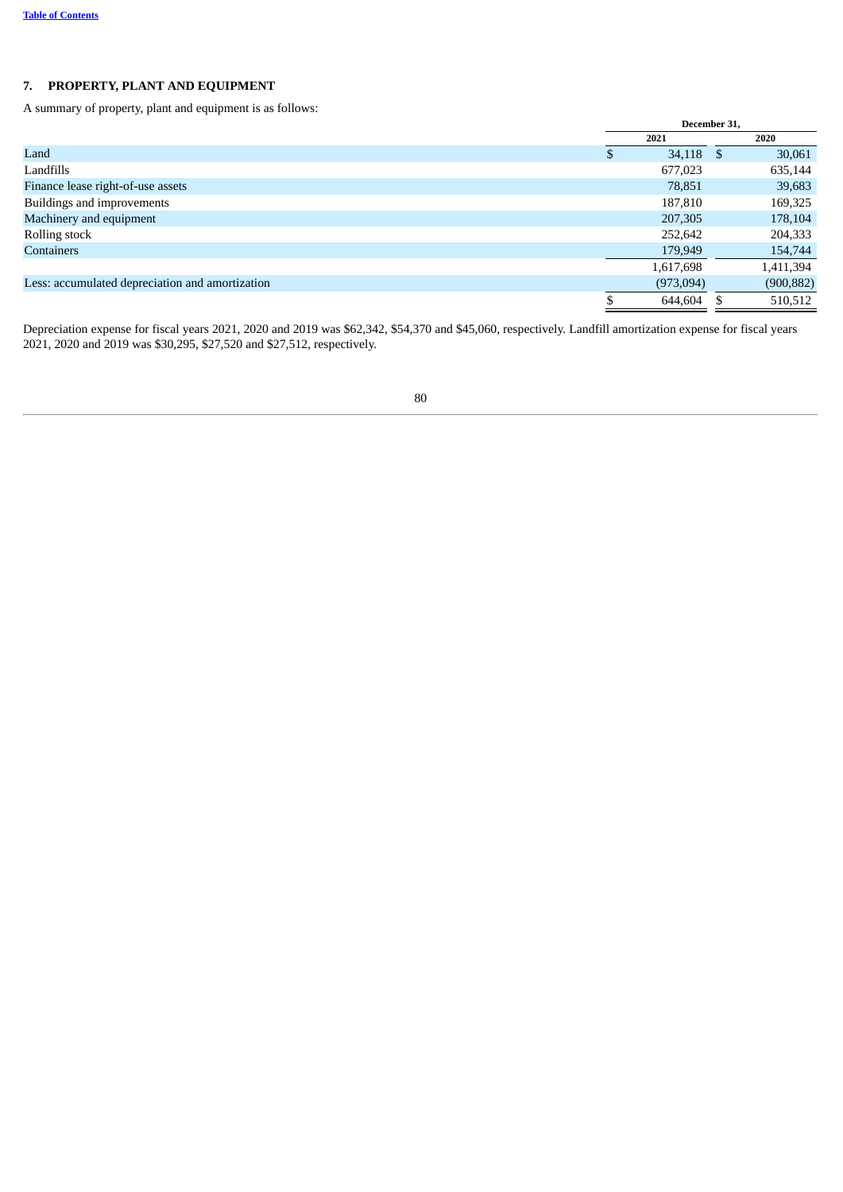## 7. PROPERTY, PLANT AND EQUIPMENT

A summary of property, plant and equipment is as follows:

| | December 31, | |
|---|---|---|
| | 2021 | 2020 |
| Land | $ 34,118 | $ 30,061 |
| Landfills | 677,023 | 635,144 |
| Finance lease right-of-use assets | 78,851 | 39,683 |
| Buildings and improvements | 187,810 | 169,325 |
| Machinery and equipment | 207,305 | 178,104 |
| Rolling stock | 252,642 | 204,333 |
| Containers | 179,949 | 154,744 |
| | 1,617,698 | 1,411,394 |
| Less: accumulated depreciation and amortization | (973,094) | (900,882) |
| | $ 644,604 | $ 510,512 |

Depreciation expense for fiscal years 2021, 2020 and 2019 was $62,342, $54,370 and $45,060, respectively. Landfill amortization expense for fiscal years 2021, 2020 and 2019 was $30,295, $27,520 and $27,512, respectively.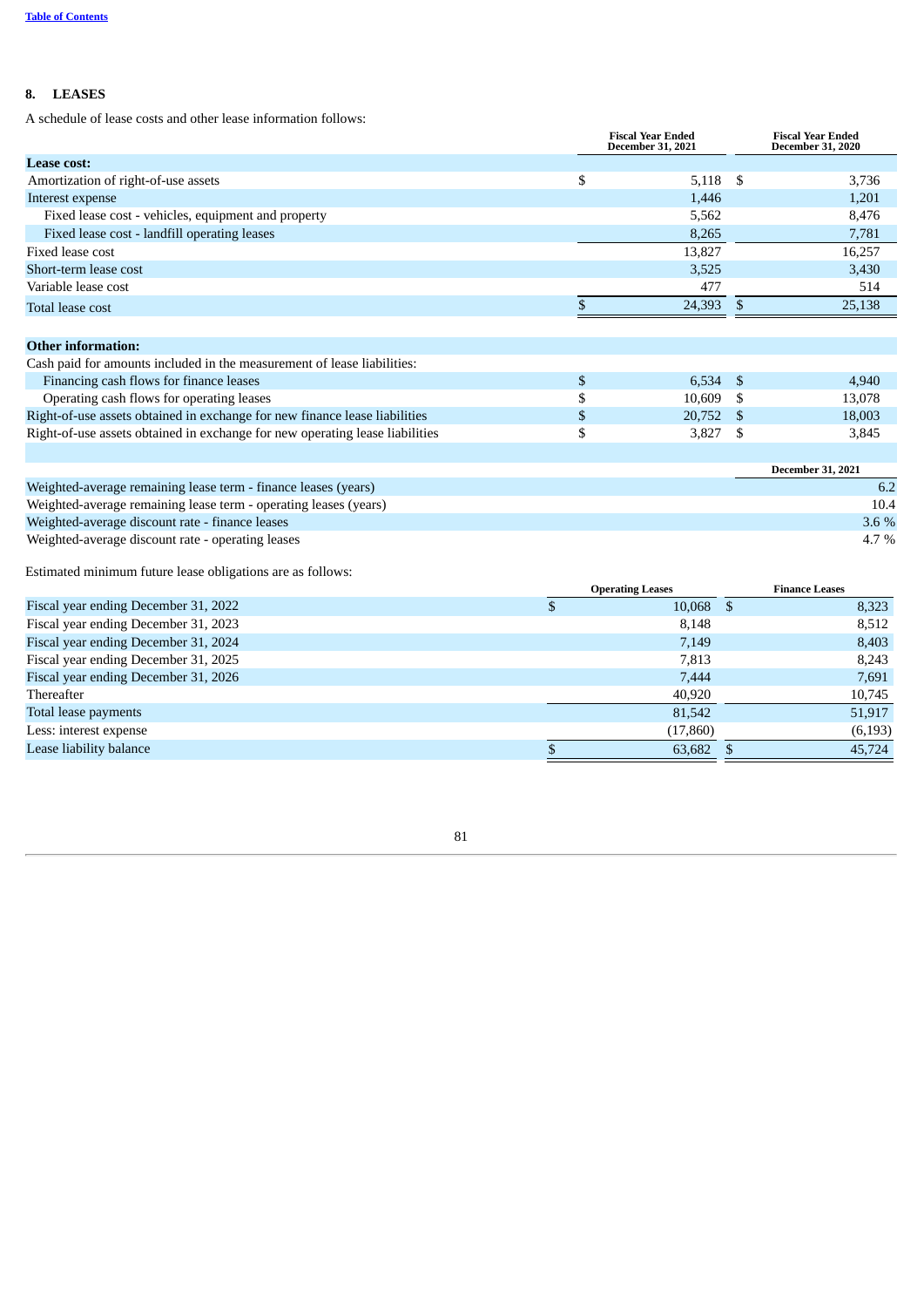## 8. LEASES

A schedule of lease costs and other lease information follows:

| | Fiscal Year Ended December 31, 2021 | Fiscal Year Ended December 31, 2020 |
|---|---|---|
| **Lease cost:** | | |
| Amortization of right-of-use assets | $ 5,118 | $ 3,736 |
| Interest expense | 1,446 | 1,201 |
| Fixed lease cost - vehicles, equipment and property | 5,562 | 8,476 |
| Fixed lease cost - landfill operating leases | 8,265 | 7,781 |
| Fixed lease cost | 13,827 | 16,257 |
| Short-term lease cost | 3,525 | 3,430 |
| Variable lease cost | 477 | 514 |
| Total lease cost | $ 24,393 | $ 25,138 |
| | | |
| **Other information:** | | |
| Cash paid for amounts included in the measurement of lease liabilities: | | |
| Financing cash flows for finance leases | $ 6,534 | $ 4,940 |
| Operating cash flows for operating leases | $ 10,609 | $ 13,078 |
| Right-of-use assets obtained in exchange for new finance lease liabilities | $ 20,752 | $ 18,003 |
| Right-of-use assets obtained in exchange for new operating lease liabilities | $ 3,827 | $ 3,845 |

| | December 31, 2021 |
|---|---|
| Weighted-average remaining lease term - finance leases (years) | 6.2 |
| Weighted-average remaining lease term - operating leases (years) | 10.4 |
| Weighted-average discount rate - finance leases | 3.6 % |
| Weighted-average discount rate - operating leases | 4.7 % |

Estimated minimum future lease obligations are as follows:

| | Operating Leases | Finance Leases |
|---|---|---|
| Fiscal year ending December 31, 2022 | $ 10,068 | $ 8,323 |
| Fiscal year ending December 31, 2023 | 8,148 | 8,512 |
| Fiscal year ending December 31, 2024 | 7,149 | 8,403 |
| Fiscal year ending December 31, 2025 | 7,813 | 8,243 |
| Fiscal year ending December 31, 2026 | 7,444 | 7,691 |
| Thereafter | 40,920 | 10,745 |
| Total lease payments | 81,542 | 51,917 |
| Less: interest expense | (17,860) | (6,193) |
| Lease liability balance | $ 63,682 | $ 45,724 |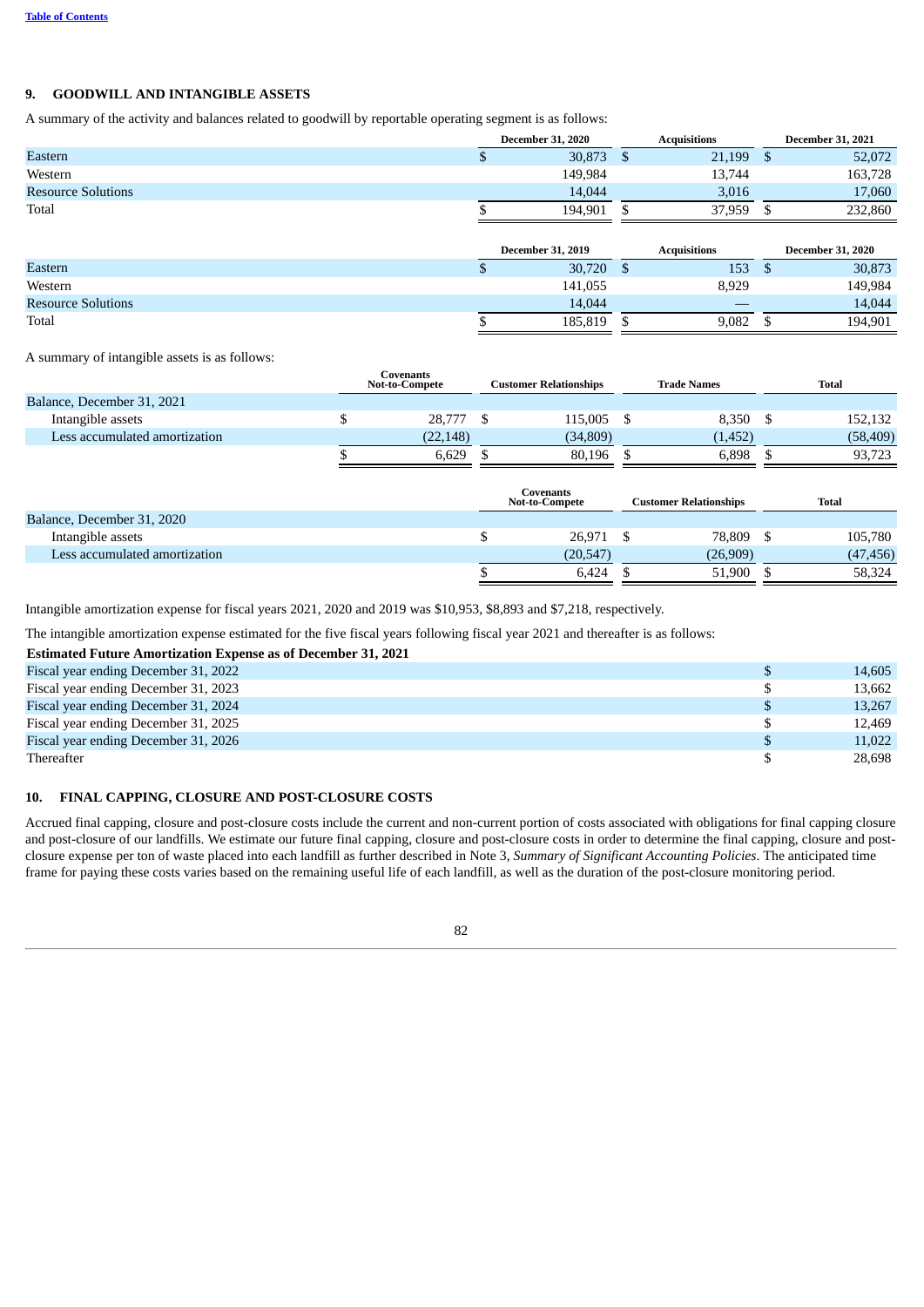## 9. GOODWILL AND INTANGIBLE ASSETS

A summary of the activity and balances related to goodwill by reportable operating segment is as follows:

| | December 31, 2020 | Acquisitions | December 31, 2021 |
|---|---|---|---|
| Eastern | $ 30,873 | $ 21,199 | $ 52,072 |
| Western | 149,984 | 13,744 | 163,728 |
| Resource Solutions | 14,044 | 3,016 | 17,060 |
| Total | $ 194,901 | $ 37,959 | $ 232,860 |

| | December 31, 2019 | Acquisitions | December 31, 2020 |
|---|---|---|---|
| Eastern | $ 30,720 | $ 153 | $ 30,873 |
| Western | 141,055 | 8,929 | 149,984 |
| Resource Solutions | 14,044 | — | 14,044 |
| Total | $ 185,819 | $ 9,082 | $ 194,901 |

A summary of intangible assets is as follows:

| | Covenants Not-to-Compete | Customer Relationships | Trade Names | Total |
|---|---|---|---|---|
| Balance, December 31, 2021 | | | | |
| Intangible assets | $ 28,777 | $ 115,005 | $ 8,350 | $ 152,132 |
| Less accumulated amortization | (22,148) | (34,809) | (1,452) | (58,409) |
| | $ 6,629 | $ 80,196 | $ 6,898 | $ 93,723 |

| | Covenants Not-to-Compete | Customer Relationships | Total |
|---|---|---|---|
| Balance, December 31, 2020 | | | |
| Intangible assets | $ 26,971 | $ 78,809 | $ 105,780 |
| Less accumulated amortization | (20,547) | (26,909) | (47,456) |
| | $ 6,424 | $ 51,900 | $ 58,324 |

Intangible amortization expense for fiscal years 2021, 2020 and 2019 was $10,953, $8,893 and $7,218, respectively.

The intangible amortization expense estimated for the five fiscal years following fiscal year 2021 and thereafter is as follows:

| Estimated Future Amortization Expense as of December 31, 2021 | |
|---|---|
| Fiscal year ending December 31, 2022 | $ 14,605 |
| Fiscal year ending December 31, 2023 | $ 13,662 |
| Fiscal year ending December 31, 2024 | $ 13,267 |
| Fiscal year ending December 31, 2025 | $ 12,469 |
| Fiscal year ending December 31, 2026 | $ 11,022 |
| Thereafter | $ 28,698 |

## 10. FINAL CAPPING, CLOSURE AND POST-CLOSURE COSTS

Accrued final capping, closure and post-closure costs include the current and non-current portion of costs associated with obligations for final capping closure and post-closure of our landfills. We estimate our future final capping, closure and post-closure costs in order to determine the final capping, closure and post-closure expense per ton of waste placed into each landfill as further described in Note 3, *Summary of Significant Accounting Policies*. The anticipated time frame for paying these costs varies based on the remaining useful life of each landfill, as well as the duration of the post-closure monitoring period.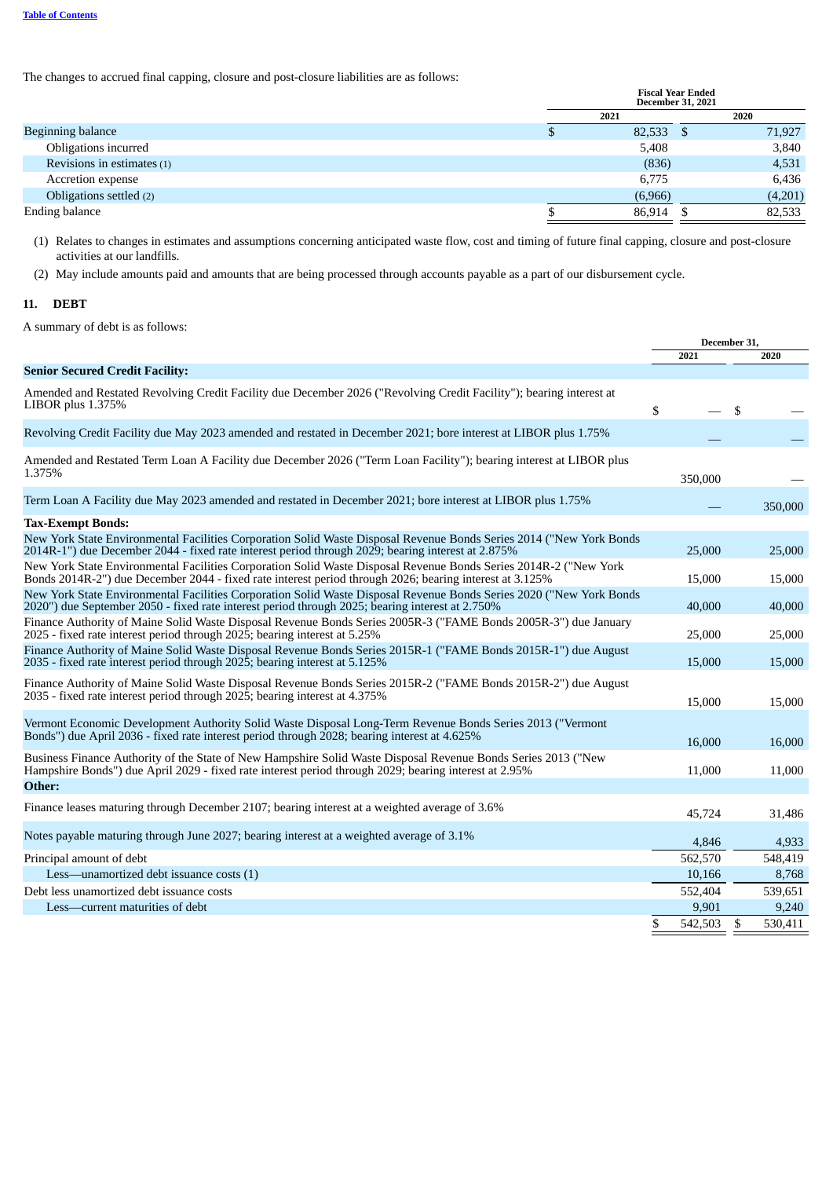The changes to accrued final capping, closure and post-closure liabilities are as follows:

| | Fiscal Year Ended December 31, 2021 | |
|---|---|---|
| | 2021 | 2020 |
| Beginning balance | $ 82,533 | $ 71,927 |
| Obligations incurred | 5,408 | 3,840 |
| Revisions in estimates (1) | (836) | 4,531 |
| Accretion expense | 6,775 | 6,436 |
| Obligations settled (2) | (6,966) | (4,201) |
| Ending balance | $ 86,914 | $ 82,533 |

(1) Relates to changes in estimates and assumptions concerning anticipated waste flow, cost and timing of future final capping, closure and post-closure activities at our landfills.

(2) May include amounts paid and amounts that are being processed through accounts payable as a part of our disbursement cycle.

## 11. DEBT

A summary of debt is as follows:

| | December 31, | |
|---|---|---|
| | 2021 | 2020 |
| **Senior Secured Credit Facility:** | | |
| Amended and Restated Revolving Credit Facility due December 2026 ("Revolving Credit Facility"); bearing interest at LIBOR plus 1.375% | $ — | $ — |
| Revolving Credit Facility due May 2023 amended and restated in December 2021; bore interest at LIBOR plus 1.75% | — | — |
| Amended and Restated Term Loan A Facility due December 2026 ("Term Loan Facility"); bearing interest at LIBOR plus 1.375% | 350,000 | — |
| Term Loan A Facility due May 2023 amended and restated in December 2021; bore interest at LIBOR plus 1.75% | — | 350,000 |
| **Tax-Exempt Bonds:** | | |
| New York State Environmental Facilities Corporation Solid Waste Disposal Revenue Bonds Series 2014 ("New York Bonds 2014R-1") due December 2044 - fixed rate interest period through 2029; bearing interest at 2.875% | 25,000 | 25,000 |
| New York State Environmental Facilities Corporation Solid Waste Disposal Revenue Bonds Series 2014R-2 ("New York Bonds 2014R-2") due December 2044 - fixed rate interest period through 2026; bearing interest at 3.125% | 15,000 | 15,000 |
| New York State Environmental Facilities Corporation Solid Waste Disposal Revenue Bonds Series 2020 ("New York Bonds 2020") due September 2050 - fixed rate interest period through 2025; bearing interest at 2.750% | 40,000 | 40,000 |
| Finance Authority of Maine Solid Waste Disposal Revenue Bonds Series 2005R-3 ("FAME Bonds 2005R-3") due January 2025 - fixed rate interest period through 2025; bearing interest at 5.25% | 25,000 | 25,000 |
| Finance Authority of Maine Solid Waste Disposal Revenue Bonds Series 2015R-1 ("FAME Bonds 2015R-1") due August 2035 - fixed rate interest period through 2025; bearing interest at 5.125% | 15,000 | 15,000 |
| Finance Authority of Maine Solid Waste Disposal Revenue Bonds Series 2015R-2 ("FAME Bonds 2015R-2") due August 2035 - fixed rate interest period through 2025; bearing interest at 4.375% | 15,000 | 15,000 |
| Vermont Economic Development Authority Solid Waste Disposal Long-Term Revenue Bonds Series 2013 ("Vermont Bonds") due April 2036 - fixed rate interest period through 2028; bearing interest at 4.625% | 16,000 | 16,000 |
| Business Finance Authority of the State of New Hampshire Solid Waste Disposal Revenue Bonds Series 2013 ("New Hampshire Bonds") due April 2029 - fixed rate interest period through 2029; bearing interest at 2.95% | 11,000 | 11,000 |
| **Other:** | | |
| Finance leases maturing through December 2107; bearing interest at a weighted average of 3.6% | 45,724 | 31,486 |
| Notes payable maturing through June 2027; bearing interest at a weighted average of 3.1% | 4,846 | 4,933 |
| Principal amount of debt | 562,570 | 548,419 |
| Less—unamortized debt issuance costs (1) | 10,166 | 8,768 |
| Debt less unamortized debt issuance costs | 552,404 | 539,651 |
| Less—current maturities of debt | 9,901 | 9,240 |
| | $ 542,503 | $ 530,411 |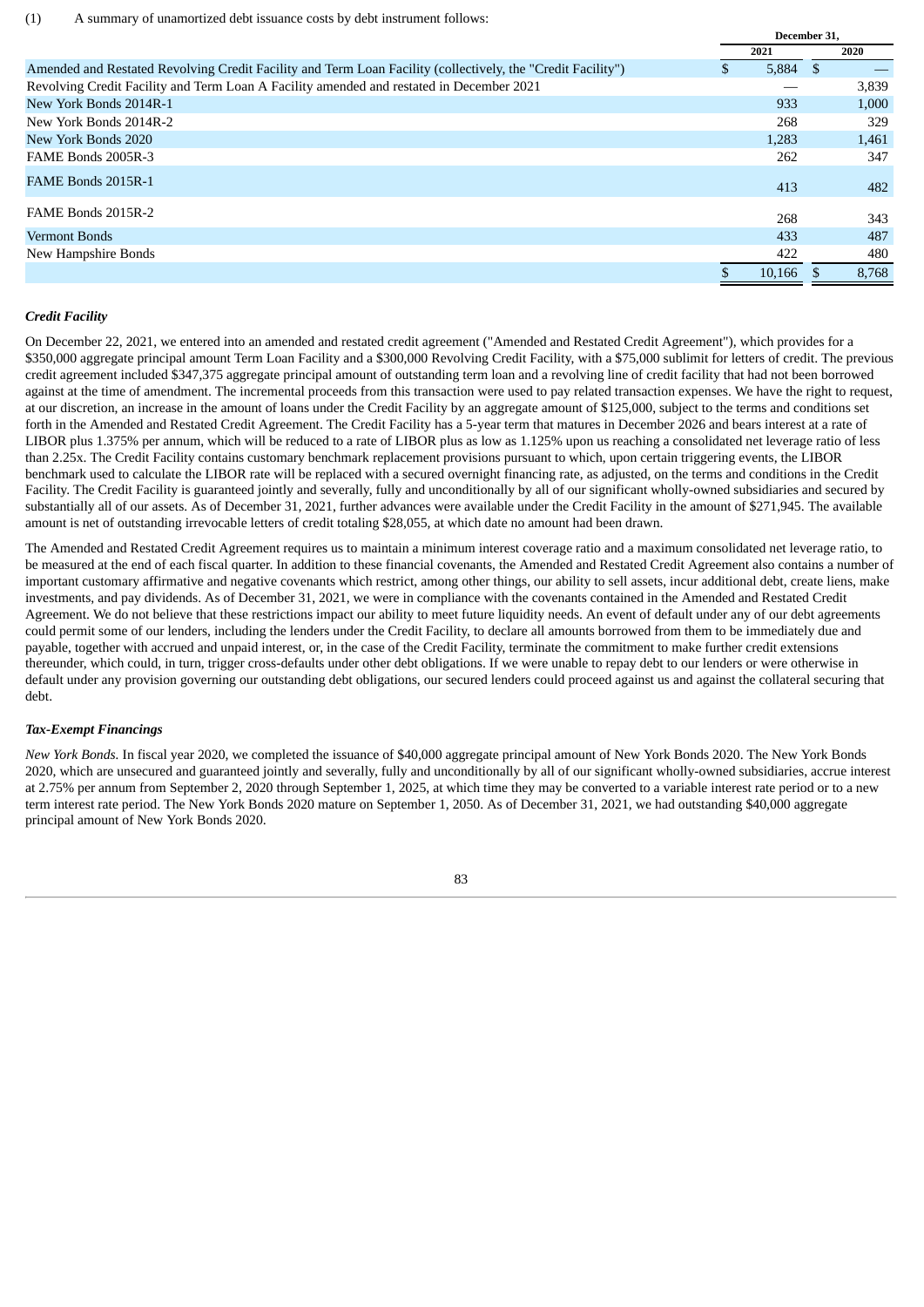(1) A summary of unamortized debt issuance costs by debt instrument follows:

| | December 31, | |
|---|---|---|
| | 2021 | 2020 |
| Amended and Restated Revolving Credit Facility and Term Loan Facility (collectively, the "Credit Facility") | $ 5,884 | $ — |
| Revolving Credit Facility and Term Loan A Facility amended and restated in December 2021 | — | 3,839 |
| New York Bonds 2014R-1 | 933 | 1,000 |
| New York Bonds 2014R-2 | 268 | 329 |
| New York Bonds 2020 | 1,283 | 1,461 |
| FAME Bonds 2005R-3 | 262 | 347 |
| FAME Bonds 2015R-1 | 413 | 482 |
| FAME Bonds 2015R-2 | 268 | 343 |
| Vermont Bonds | 433 | 487 |
| New Hampshire Bonds | 422 | 480 |
| | $ 10,166 | $ 8,768 |

***Credit Facility***

On December 22, 2021, we entered into an amended and restated credit agreement ("Amended and Restated Credit Agreement"), which provides for a $350,000 aggregate principal amount Term Loan Facility and a $300,000 Revolving Credit Facility, with a $75,000 sublimit for letters of credit. The previous credit agreement included $347,375 aggregate principal amount of outstanding term loan and a revolving line of credit facility that had not been borrowed against at the time of amendment. The incremental proceeds from this transaction were used to pay related transaction expenses. We have the right to request, at our discretion, an increase in the amount of loans under the Credit Facility by an aggregate amount of $125,000, subject to the terms and conditions set forth in the Amended and Restated Credit Agreement. The Credit Facility has a 5-year term that matures in December 2026 and bears interest at a rate of LIBOR plus 1.375% per annum, which will be reduced to a rate of LIBOR plus as low as 1.125% upon us reaching a consolidated net leverage ratio of less than 2.25x. The Credit Facility contains customary benchmark replacement provisions pursuant to which, upon certain triggering events, the LIBOR benchmark used to calculate the LIBOR rate will be replaced with a secured overnight financing rate, as adjusted, on the terms and conditions in the Credit Facility. The Credit Facility is guaranteed jointly and severally, fully and unconditionally by all of our significant wholly-owned subsidiaries and secured by substantially all of our assets. As of December 31, 2021, further advances were available under the Credit Facility in the amount of $271,945. The available amount is net of outstanding irrevocable letters of credit totaling $28,055, at which date no amount had been drawn.

The Amended and Restated Credit Agreement requires us to maintain a minimum interest coverage ratio and a maximum consolidated net leverage ratio, to be measured at the end of each fiscal quarter. In addition to these financial covenants, the Amended and Restated Credit Agreement also contains a number of important customary affirmative and negative covenants which restrict, among other things, our ability to sell assets, incur additional debt, create liens, make investments, and pay dividends. As of December 31, 2021, we were in compliance with the covenants contained in the Amended and Restated Credit Agreement. We do not believe that these restrictions impact our ability to meet future liquidity needs. An event of default under any of our debt agreements could permit some of our lenders, including the lenders under the Credit Facility, to declare all amounts borrowed from them to be immediately due and payable, together with accrued and unpaid interest, or, in the case of the Credit Facility, terminate the commitment to make further credit extensions thereunder, which could, in turn, trigger cross-defaults under other debt obligations. If we were unable to repay debt to our lenders or were otherwise in default under any provision governing our outstanding debt obligations, our secured lenders could proceed against us and against the collateral securing that debt.

***Tax-Exempt Financings***

*New York Bonds.* In fiscal year 2020, we completed the issuance of $40,000 aggregate principal amount of New York Bonds 2020. The New York Bonds 2020, which are unsecured and guaranteed jointly and severally, fully and unconditionally by all of our significant wholly-owned subsidiaries, accrue interest at 2.75% per annum from September 2, 2020 through September 1, 2025, at which time they may be converted to a variable interest rate period or to a new term interest rate period. The New York Bonds 2020 mature on September 1, 2050. As of December 31, 2021, we had outstanding $40,000 aggregate principal amount of New York Bonds 2020.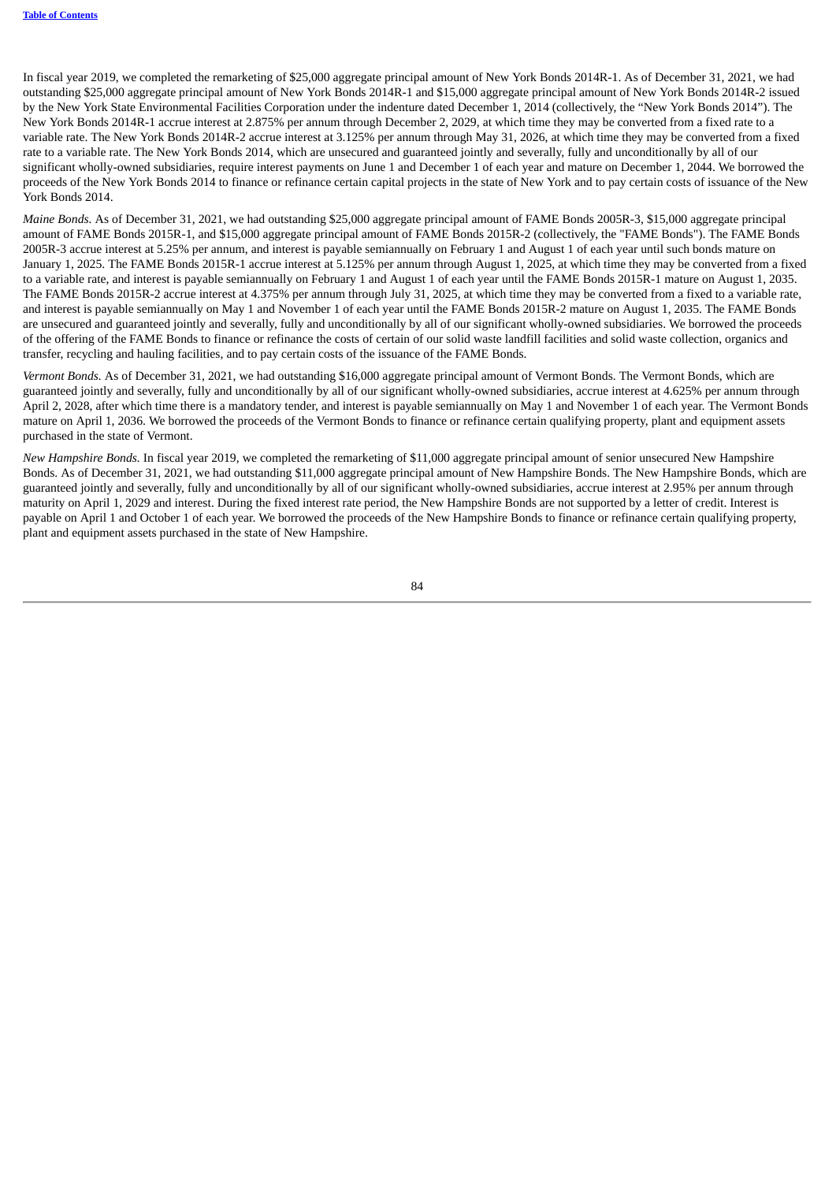In fiscal year 2019, we completed the remarketing of $25,000 aggregate principal amount of New York Bonds 2014R-1. As of December 31, 2021, we had outstanding $25,000 aggregate principal amount of New York Bonds 2014R-1 and $15,000 aggregate principal amount of New York Bonds 2014R-2 issued by the New York State Environmental Facilities Corporation under the indenture dated December 1, 2014 (collectively, the "New York Bonds 2014"). The New York Bonds 2014R-1 accrue interest at 2.875% per annum through December 2, 2029, at which time they may be converted from a fixed rate to a variable rate. The New York Bonds 2014R-2 accrue interest at 3.125% per annum through May 31, 2026, at which time they may be converted from a fixed rate to a variable rate. The New York Bonds 2014, which are unsecured and guaranteed jointly and severally, fully and unconditionally by all of our significant wholly-owned subsidiaries, require interest payments on June 1 and December 1 of each year and mature on December 1, 2044. We borrowed the proceeds of the New York Bonds 2014 to finance or refinance certain capital projects in the state of New York and to pay certain costs of issuance of the New York Bonds 2014.

*Maine Bonds.* As of December 31, 2021, we had outstanding $25,000 aggregate principal amount of FAME Bonds 2005R-3, $15,000 aggregate principal amount of FAME Bonds 2015R-1, and $15,000 aggregate principal amount of FAME Bonds 2015R-2 (collectively, the "FAME Bonds"). The FAME Bonds 2005R-3 accrue interest at 5.25% per annum, and interest is payable semiannually on February 1 and August 1 of each year until such bonds mature on January 1, 2025. The FAME Bonds 2015R-1 accrue interest at 5.125% per annum through August 1, 2025, at which time they may be converted from a fixed to a variable rate, and interest is payable semiannually on February 1 and August 1 of each year until the FAME Bonds 2015R-1 mature on August 1, 2035. The FAME Bonds 2015R-2 accrue interest at 4.375% per annum through July 31, 2025, at which time they may be converted from a fixed to a variable rate, and interest is payable semiannually on May 1 and November 1 of each year until the FAME Bonds 2015R-2 mature on August 1, 2035. The FAME Bonds are unsecured and guaranteed jointly and severally, fully and unconditionally by all of our significant wholly-owned subsidiaries. We borrowed the proceeds of the offering of the FAME Bonds to finance or refinance the costs of certain of our solid waste landfill facilities and solid waste collection, organics and transfer, recycling and hauling facilities, and to pay certain costs of the issuance of the FAME Bonds.

*Vermont Bonds.* As of December 31, 2021, we had outstanding $16,000 aggregate principal amount of Vermont Bonds. The Vermont Bonds, which are guaranteed jointly and severally, fully and unconditionally by all of our significant wholly-owned subsidiaries, accrue interest at 4.625% per annum through April 2, 2028, after which time there is a mandatory tender, and interest is payable semiannually on May 1 and November 1 of each year. The Vermont Bonds mature on April 1, 2036. We borrowed the proceeds of the Vermont Bonds to finance or refinance certain qualifying property, plant and equipment assets purchased in the state of Vermont.

*New Hampshire Bonds.* In fiscal year 2019, we completed the remarketing of $11,000 aggregate principal amount of senior unsecured New Hampshire Bonds. As of December 31, 2021, we had outstanding $11,000 aggregate principal amount of New Hampshire Bonds. The New Hampshire Bonds, which are guaranteed jointly and severally, fully and unconditionally by all of our significant wholly-owned subsidiaries, accrue interest at 2.95% per annum through maturity on April 1, 2029 and interest. During the fixed interest rate period, the New Hampshire Bonds are not supported by a letter of credit. Interest is payable on April 1 and October 1 of each year. We borrowed the proceeds of the New Hampshire Bonds to finance or refinance certain qualifying property, plant and equipment assets purchased in the state of New Hampshire.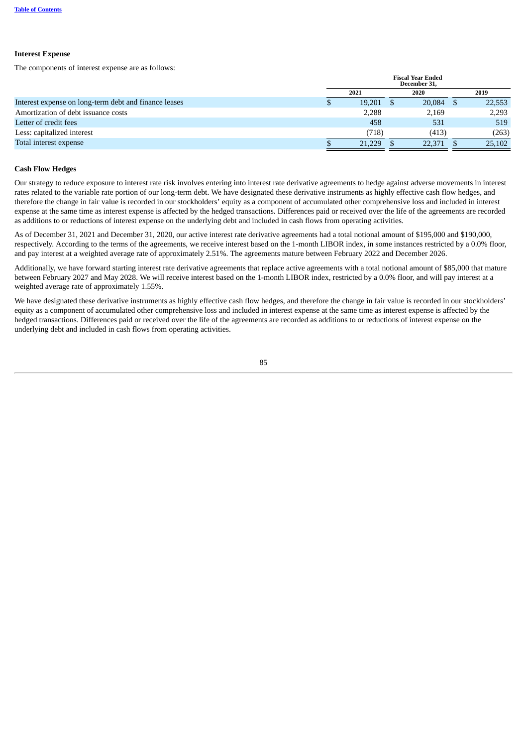### Interest Expense

The components of interest expense are as follows:

| | Fiscal Year Ended December 31, | | |
|---|---|---|---|
| | 2021 | 2020 | 2019 |
| Interest expense on long-term debt and finance leases | $ 19,201 | $ 20,084 | $ 22,553 |
| Amortization of debt issuance costs | 2,288 | 2,169 | 2,293 |
| Letter of credit fees | 458 | 531 | 519 |
| Less: capitalized interest | (718) | (413) | (263) |
| Total interest expense | $ 21,229 | $ 22,371 | $ 25,102 |

### Cash Flow Hedges

Our strategy to reduce exposure to interest rate risk involves entering into interest rate derivative agreements to hedge against adverse movements in interest rates related to the variable rate portion of our long-term debt. We have designated these derivative instruments as highly effective cash flow hedges, and therefore the change in fair value is recorded in our stockholders' equity as a component of accumulated other comprehensive loss and included in interest expense at the same time as interest expense is affected by the hedged transactions. Differences paid or received over the life of the agreements are recorded as additions to or reductions of interest expense on the underlying debt and included in cash flows from operating activities.

As of December 31, 2021 and December 31, 2020, our active interest rate derivative agreements had a total notional amount of $195,000 and $190,000, respectively. According to the terms of the agreements, we receive interest based on the 1-month LIBOR index, in some instances restricted by a 0.0% floor, and pay interest at a weighted average rate of approximately 2.51%. The agreements mature between February 2022 and December 2026.

Additionally, we have forward starting interest rate derivative agreements that replace active agreements with a total notional amount of $85,000 that mature between February 2027 and May 2028. We will receive interest based on the 1-month LIBOR index, restricted by a 0.0% floor, and will pay interest at a weighted average rate of approximately 1.55%.

We have designated these derivative instruments as highly effective cash flow hedges, and therefore the change in fair value is recorded in our stockholders' equity as a component of accumulated other comprehensive loss and included in interest expense at the same time as interest expense is affected by the hedged transactions. Differences paid or received over the life of the agreements are recorded as additions to or reductions of interest expense on the underlying debt and included in cash flows from operating activities.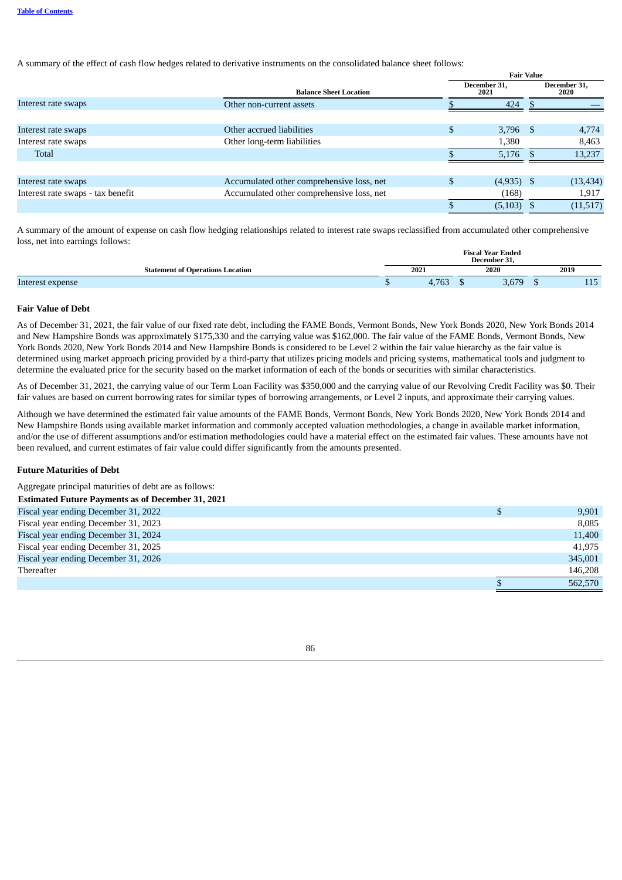A summary of the effect of cash flow hedges related to derivative instruments on the consolidated balance sheet follows:

| | Balance Sheet Location | Fair Value | |
|---|---|---|---|
| | | December 31, 2021 | December 31, 2020 |
| Interest rate swaps | Other non-current assets | $ 424 | $ — |
| | | | |
| Interest rate swaps | Other accrued liabilities | $ 3,796 | $ 4,774 |
| Interest rate swaps | Other long-term liabilities | 1,380 | 8,463 |
| Total | | $ 5,176 | $ 13,237 |
| | | | |
| Interest rate swaps | Accumulated other comprehensive loss, net | $ (4,935) | $ (13,434) |
| Interest rate swaps - tax benefit | Accumulated other comprehensive loss, net | (168) | 1,917 |
| | | $ (5,103) | $ (11,517) |

A summary of the amount of expense on cash flow hedging relationships related to interest rate swaps reclassified from accumulated other comprehensive loss, net into earnings follows:

| Statement of Operations Location | Fiscal Year Ended December 31, | | |
|---|---|---|---|
| | 2021 | 2020 | 2019 |
| Interest expense | $ 4,763 | $ 3,679 | $ 115 |

**Fair Value of Debt**

As of December 31, 2021, the fair value of our fixed rate debt, including the FAME Bonds, Vermont Bonds, New York Bonds 2020, New York Bonds 2014 and New Hampshire Bonds was approximately $175,330 and the carrying value was $162,000. The fair value of the FAME Bonds, Vermont Bonds, New York Bonds 2020, New York Bonds 2014 and New Hampshire Bonds is considered to be Level 2 within the fair value hierarchy as the fair value is determined using market approach pricing provided by a third-party that utilizes pricing models and pricing systems, mathematical tools and judgment to determine the evaluated price for the security based on the market information of each of the bonds or securities with similar characteristics.

As of December 31, 2021, the carrying value of our Term Loan Facility was $350,000 and the carrying value of our Revolving Credit Facility was $0. Their fair values are based on current borrowing rates for similar types of borrowing arrangements, or Level 2 inputs, and approximate their carrying values.

Although we have determined the estimated fair value amounts of the FAME Bonds, Vermont Bonds, New York Bonds 2020, New York Bonds 2014 and New Hampshire Bonds using available market information and commonly accepted valuation methodologies, a change in available market information, and/or the use of different assumptions and/or estimation methodologies could have a material effect on the estimated fair values. These amounts have not been revalued, and current estimates of fair value could differ significantly from the amounts presented.

**Future Maturities of Debt**

Aggregate principal maturities of debt are as follows:

| Estimated Future Payments as of December 31, 2021 | |
|---|---|
| Fiscal year ending December 31, 2022 | $ 9,901 |
| Fiscal year ending December 31, 2023 | 8,085 |
| Fiscal year ending December 31, 2024 | 11,400 |
| Fiscal year ending December 31, 2025 | 41,975 |
| Fiscal year ending December 31, 2026 | 345,001 |
| Thereafter | 146,208 |
| | $ 562,570 |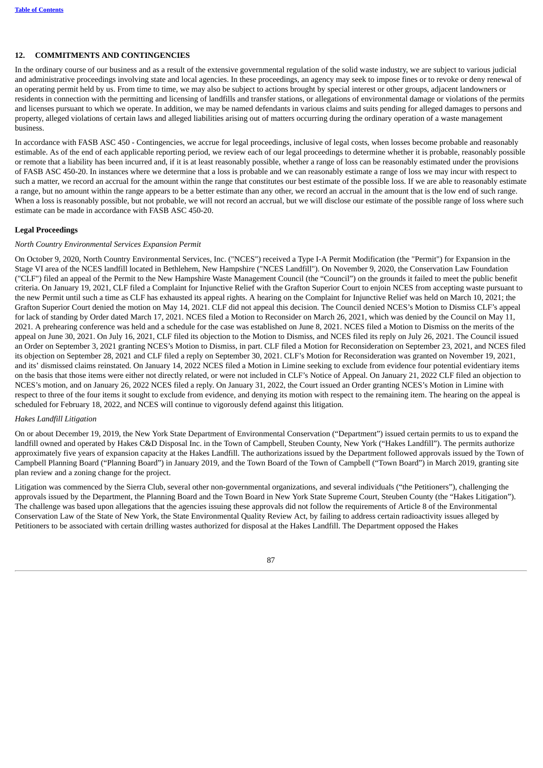## 12. COMMITMENTS AND CONTINGENCIES

In the ordinary course of our business and as a result of the extensive governmental regulation of the solid waste industry, we are subject to various judicial and administrative proceedings involving state and local agencies. In these proceedings, an agency may seek to impose fines or to revoke or deny renewal of an operating permit held by us. From time to time, we may also be subject to actions brought by special interest or other groups, adjacent landowners or residents in connection with the permitting and licensing of landfills and transfer stations, or allegations of environmental damage or violations of the permits and licenses pursuant to which we operate. In addition, we may be named defendants in various claims and suits pending for alleged damages to persons and property, alleged violations of certain laws and alleged liabilities arising out of matters occurring during the ordinary operation of a waste management business.

In accordance with FASB ASC 450 - Contingencies, we accrue for legal proceedings, inclusive of legal costs, when losses become probable and reasonably estimable. As of the end of each applicable reporting period, we review each of our legal proceedings to determine whether it is probable, reasonably possible or remote that a liability has been incurred and, if it is at least reasonably possible, whether a range of loss can be reasonably estimated under the provisions of FASB ASC 450-20. In instances where we determine that a loss is probable and we can reasonably estimate a range of loss we may incur with respect to such a matter, we record an accrual for the amount within the range that constitutes our best estimate of the possible loss. If we are able to reasonably estimate a range, but no amount within the range appears to be a better estimate than any other, we record an accrual in the amount that is the low end of such range. When a loss is reasonably possible, but not probable, we will not record an accrual, but we will disclose our estimate of the possible range of loss where such estimate can be made in accordance with FASB ASC 450-20.

### Legal Proceedings

*North Country Environmental Services Expansion Permit*

On October 9, 2020, North Country Environmental Services, Inc. ("NCES") received a Type I-A Permit Modification (the "Permit") for Expansion in the Stage VI area of the NCES landfill located in Bethlehem, New Hampshire ("NCES Landfill"). On November 9, 2020, the Conservation Law Foundation ("CLF") filed an appeal of the Permit to the New Hampshire Waste Management Council (the "Council") on the grounds it failed to meet the public benefit criteria. On January 19, 2021, CLF filed a Complaint for Injunctive Relief with the Grafton Superior Court to enjoin NCES from accepting waste pursuant to the new Permit until such a time as CLF has exhausted its appeal rights. A hearing on the Complaint for Injunctive Relief was held on March 10, 2021; the Grafton Superior Court denied the motion on May 14, 2021. CLF did not appeal this decision. The Council denied NCES's Motion to Dismiss CLF's appeal for lack of standing by Order dated March 17, 2021. NCES filed a Motion to Reconsider on March 26, 2021, which was denied by the Council on May 11, 2021. A prehearing conference was held and a schedule for the case was established on June 8, 2021. NCES filed a Motion to Dismiss on the merits of the appeal on June 30, 2021. On July 16, 2021, CLF filed its objection to the Motion to Dismiss, and NCES filed its reply on July 26, 2021. The Council issued an Order on September 3, 2021 granting NCES's Motion to Dismiss, in part. CLF filed a Motion for Reconsideration on September 23, 2021, and NCES filed its objection on September 28, 2021 and CLF filed a reply on September 30, 2021. CLF's Motion for Reconsideration was granted on November 19, 2021, and its' dismissed claims reinstated. On January 14, 2022 NCES filed a Motion in Limine seeking to exclude from evidence four potential evidentiary items on the basis that those items were either not directly related, or were not included in CLF's Notice of Appeal. On January 21, 2022 CLF filed an objection to NCES's motion, and on January 26, 2022 NCES filed a reply. On January 31, 2022, the Court issued an Order granting NCES's Motion in Limine with respect to three of the four items it sought to exclude from evidence, and denying its motion with respect to the remaining item. The hearing on the appeal is scheduled for February 18, 2022, and NCES will continue to vigorously defend against this litigation.

*Hakes Landfill Litigation*

On or about December 19, 2019, the New York State Department of Environmental Conservation ("Department") issued certain permits to us to expand the landfill owned and operated by Hakes C&D Disposal Inc. in the Town of Campbell, Steuben County, New York ("Hakes Landfill"). The permits authorize approximately five years of expansion capacity at the Hakes Landfill. The authorizations issued by the Department followed approvals issued by the Town of Campbell Planning Board ("Planning Board") in January 2019, and the Town Board of the Town of Campbell ("Town Board") in March 2019, granting site plan review and a zoning change for the project.

Litigation was commenced by the Sierra Club, several other non-governmental organizations, and several individuals ("the Petitioners"), challenging the approvals issued by the Department, the Planning Board and the Town Board in New York State Supreme Court, Steuben County (the "Hakes Litigation"). The challenge was based upon allegations that the agencies issuing these approvals did not follow the requirements of Article 8 of the Environmental Conservation Law of the State of New York, the State Environmental Quality Review Act, by failing to address certain radioactivity issues alleged by Petitioners to be associated with certain drilling wastes authorized for disposal at the Hakes Landfill. The Department opposed the Hakes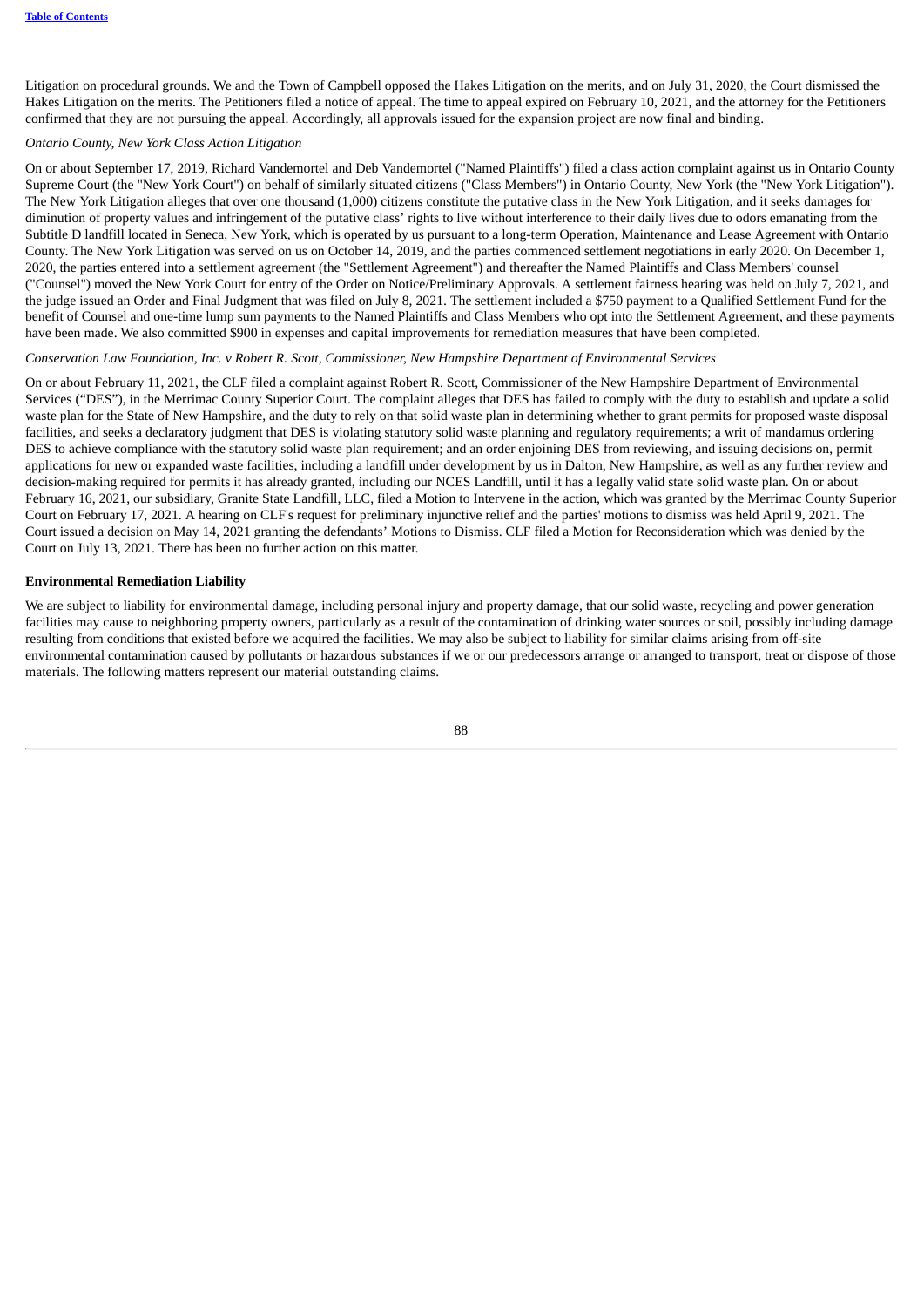Litigation on procedural grounds. We and the Town of Campbell opposed the Hakes Litigation on the merits, and on July 31, 2020, the Court dismissed the Hakes Litigation on the merits. The Petitioners filed a notice of appeal. The time to appeal expired on February 10, 2021, and the attorney for the Petitioners confirmed that they are not pursuing the appeal. Accordingly, all approvals issued for the expansion project are now final and binding.

*Ontario County, New York Class Action Litigation*

On or about September 17, 2019, Richard Vandemortel and Deb Vandemortel ("Named Plaintiffs") filed a class action complaint against us in Ontario County Supreme Court (the "New York Court") on behalf of similarly situated citizens ("Class Members") in Ontario County, New York (the "New York Litigation"). The New York Litigation alleges that over one thousand (1,000) citizens constitute the putative class in the New York Litigation, and it seeks damages for diminution of property values and infringement of the putative class' rights to live without interference to their daily lives due to odors emanating from the Subtitle D landfill located in Seneca, New York, which is operated by us pursuant to a long-term Operation, Maintenance and Lease Agreement with Ontario County. The New York Litigation was served on us on October 14, 2019, and the parties commenced settlement negotiations in early 2020. On December 1, 2020, the parties entered into a settlement agreement (the "Settlement Agreement") and thereafter the Named Plaintiffs and Class Members' counsel ("Counsel") moved the New York Court for entry of the Order on Notice/Preliminary Approvals. A settlement fairness hearing was held on July 7, 2021, and the judge issued an Order and Final Judgment that was filed on July 8, 2021. The settlement included a $750 payment to a Qualified Settlement Fund for the benefit of Counsel and one-time lump sum payments to the Named Plaintiffs and Class Members who opt into the Settlement Agreement, and these payments have been made. We also committed $900 in expenses and capital improvements for remediation measures that have been completed.

*Conservation Law Foundation, Inc. v Robert R. Scott, Commissioner, New Hampshire Department of Environmental Services*

On or about February 11, 2021, the CLF filed a complaint against Robert R. Scott, Commissioner of the New Hampshire Department of Environmental Services ("DES"), in the Merrimac County Superior Court. The complaint alleges that DES has failed to comply with the duty to establish and update a solid waste plan for the State of New Hampshire, and the duty to rely on that solid waste plan in determining whether to grant permits for proposed waste disposal facilities, and seeks a declaratory judgment that DES is violating statutory solid waste planning and regulatory requirements; a writ of mandamus ordering DES to achieve compliance with the statutory solid waste plan requirement; and an order enjoining DES from reviewing, and issuing decisions on, permit applications for new or expanded waste facilities, including a landfill under development by us in Dalton, New Hampshire, as well as any further review and decision-making required for permits it has already granted, including our NCES Landfill, until it has a legally valid state solid waste plan. On or about February 16, 2021, our subsidiary, Granite State Landfill, LLC, filed a Motion to Intervene in the action, which was granted by the Merrimac County Superior Court on February 17, 2021. A hearing on CLF's request for preliminary injunctive relief and the parties' motions to dismiss was held April 9, 2021. The Court issued a decision on May 14, 2021 granting the defendants' Motions to Dismiss. CLF filed a Motion for Reconsideration which was denied by the Court on July 13, 2021. There has been no further action on this matter.

**Environmental Remediation Liability**

We are subject to liability for environmental damage, including personal injury and property damage, that our solid waste, recycling and power generation facilities may cause to neighboring property owners, particularly as a result of the contamination of drinking water sources or soil, possibly including damage resulting from conditions that existed before we acquired the facilities. We may also be subject to liability for similar claims arising from off-site environmental contamination caused by pollutants or hazardous substances if we or our predecessors arrange or arranged to transport, treat or dispose of those materials. The following matters represent our material outstanding claims.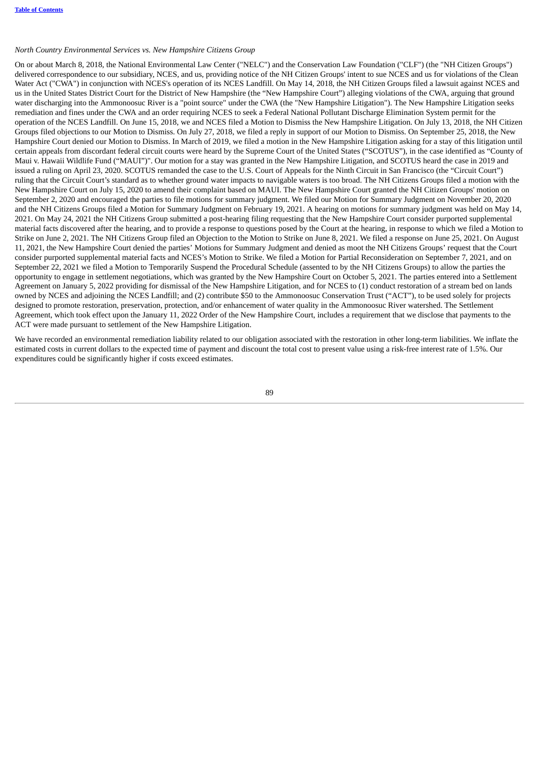*North Country Environmental Services vs. New Hampshire Citizens Group*

On or about March 8, 2018, the National Environmental Law Center ("NELC") and the Conservation Law Foundation ("CLF") (the "NH Citizen Groups") delivered correspondence to our subsidiary, NCES, and us, providing notice of the NH Citizen Groups' intent to sue NCES and us for violations of the Clean Water Act ("CWA") in conjunction with NCES's operation of its NCES Landfill. On May 14, 2018, the NH Citizen Groups filed a lawsuit against NCES and us in the United States District Court for the District of New Hampshire (the "New Hampshire Court") alleging violations of the CWA, arguing that ground water discharging into the Ammonoosuc River is a "point source" under the CWA (the "New Hampshire Litigation"). The New Hampshire Litigation seeks remediation and fines under the CWA and an order requiring NCES to seek a Federal National Pollutant Discharge Elimination System permit for the operation of the NCES Landfill. On June 15, 2018, we and NCES filed a Motion to Dismiss the New Hampshire Litigation. On July 13, 2018, the NH Citizen Groups filed objections to our Motion to Dismiss. On July 27, 2018, we filed a reply in support of our Motion to Dismiss. On September 25, 2018, the New Hampshire Court denied our Motion to Dismiss. In March of 2019, we filed a motion in the New Hampshire Litigation asking for a stay of this litigation until certain appeals from discordant federal circuit courts were heard by the Supreme Court of the United States ("SCOTUS"), in the case identified as "County of Maui v. Hawaii Wildlife Fund ("MAUI")". Our motion for a stay was granted in the New Hampshire Litigation, and SCOTUS heard the case in 2019 and issued a ruling on April 23, 2020. SCOTUS remanded the case to the U.S. Court of Appeals for the Ninth Circuit in San Francisco (the "Circuit Court") ruling that the Circuit Court's standard as to whether ground water impacts to navigable waters is too broad. The NH Citizens Groups filed a motion with the New Hampshire Court on July 15, 2020 to amend their complaint based on MAUI. The New Hampshire Court granted the NH Citizen Groups' motion on September 2, 2020 and encouraged the parties to file motions for summary judgment. We filed our Motion for Summary Judgment on November 20, 2020 and the NH Citizens Groups filed a Motion for Summary Judgment on February 19, 2021. A hearing on motions for summary judgment was held on May 14, 2021. On May 24, 2021 the NH Citizens Group submitted a post-hearing filing requesting that the New Hampshire Court consider purported supplemental material facts discovered after the hearing, and to provide a response to questions posed by the Court at the hearing, in response to which we filed a Motion to Strike on June 2, 2021. The NH Citizens Group filed an Objection to the Motion to Strike on June 8, 2021. We filed a response on June 25, 2021. On August 11, 2021, the New Hampshire Court denied the parties' Motions for Summary Judgment and denied as moot the NH Citizens Groups' request that the Court consider purported supplemental material facts and NCES's Motion to Strike. We filed a Motion for Partial Reconsideration on September 7, 2021, and on September 22, 2021 we filed a Motion to Temporarily Suspend the Procedural Schedule (assented to by the NH Citizens Groups) to allow the parties the opportunity to engage in settlement negotiations, which was granted by the New Hampshire Court on October 5, 2021. The parties entered into a Settlement Agreement on January 5, 2022 providing for dismissal of the New Hampshire Litigation, and for NCES to (1) conduct restoration of a stream bed on lands owned by NCES and adjoining the NCES Landfill; and (2) contribute $50 to the Ammonoosuc Conservation Trust ("ACT"), to be used solely for projects designed to promote restoration, preservation, protection, and/or enhancement of water quality in the Ammonoosuc River watershed. The Settlement Agreement, which took effect upon the January 11, 2022 Order of the New Hampshire Court, includes a requirement that we disclose that payments to the ACT were made pursuant to settlement of the New Hampshire Litigation.

We have recorded an environmental remediation liability related to our obligation associated with the restoration in other long-term liabilities. We inflate the estimated costs in current dollars to the expected time of payment and discount the total cost to present value using a risk-free interest rate of 1.5%. Our expenditures could be significantly higher if costs exceed estimates.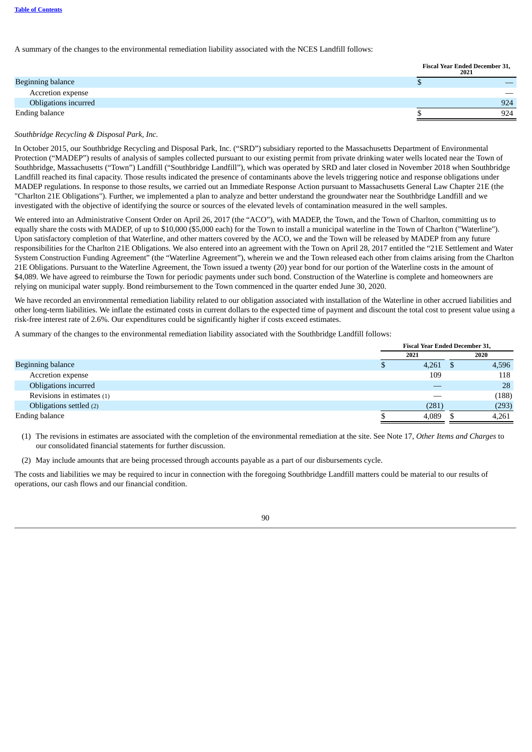A summary of the changes to the environmental remediation liability associated with the NCES Landfill follows:

| | Fiscal Year Ended December 31, 2021 |
|---|---|
| Beginning balance | $ — |
| Accretion expense | — |
| Obligations incurred | 924 |
| Ending balance | $ 924 |

*Southbridge Recycling & Disposal Park, Inc.*

In October 2015, our Southbridge Recycling and Disposal Park, Inc. ("SRD") subsidiary reported to the Massachusetts Department of Environmental Protection ("MADEP") results of analysis of samples collected pursuant to our existing permit from private drinking water wells located near the Town of Southbridge, Massachusetts ("Town") Landfill ("Southbridge Landfill"), which was operated by SRD and later closed in November 2018 when Southbridge Landfill reached its final capacity. Those results indicated the presence of contaminants above the levels triggering notice and response obligations under MADEP regulations. In response to those results, we carried out an Immediate Response Action pursuant to Massachusetts General Law Chapter 21E (the "Charlton 21E Obligations"). Further, we implemented a plan to analyze and better understand the groundwater near the Southbridge Landfill and we investigated with the objective of identifying the source or sources of the elevated levels of contamination measured in the well samples.

We entered into an Administrative Consent Order on April 26, 2017 (the "ACO"), with MADEP, the Town, and the Town of Charlton, committing us to equally share the costs with MADEP, of up to $10,000 ($5,000 each) for the Town to install a municipal waterline in the Town of Charlton ("Waterline"). Upon satisfactory completion of that Waterline, and other matters covered by the ACO, we and the Town will be released by MADEP from any future responsibilities for the Charlton 21E Obligations. We also entered into an agreement with the Town on April 28, 2017 entitled the "21E Settlement and Water System Construction Funding Agreement" (the "Waterline Agreement"), wherein we and the Town released each other from claims arising from the Charlton 21E Obligations. Pursuant to the Waterline Agreement, the Town issued a twenty (20) year bond for our portion of the Waterline costs in the amount of $4,089. We have agreed to reimburse the Town for periodic payments under such bond. Construction of the Waterline is complete and homeowners are relying on municipal water supply. Bond reimbursement to the Town commenced in the quarter ended June 30, 2020.

We have recorded an environmental remediation liability related to our obligation associated with installation of the Waterline in other accrued liabilities and other long-term liabilities. We inflate the estimated costs in current dollars to the expected time of payment and discount the total cost to present value using a risk-free interest rate of 2.6%. Our expenditures could be significantly higher if costs exceed estimates.

A summary of the changes to the environmental remediation liability associated with the Southbridge Landfill follows:

| | Fiscal Year Ended December 31, | |
|---|---|---|
| | 2021 | 2020 |
| Beginning balance | $ 4,261 | $ 4,596 |
| Accretion expense | 109 | 118 |
| Obligations incurred | — | 28 |
| Revisions in estimates (1) | — | (188) |
| Obligations settled (2) | (281) | (293) |
| Ending balance | $ 4,089 | $ 4,261 |

(1) The revisions in estimates are associated with the completion of the environmental remediation at the site. See Note 17, *Other Items and Charges* to our consolidated financial statements for further discussion.

(2) May include amounts that are being processed through accounts payable as a part of our disbursements cycle.

The costs and liabilities we may be required to incur in connection with the foregoing Southbridge Landfill matters could be material to our results of operations, our cash flows and our financial condition.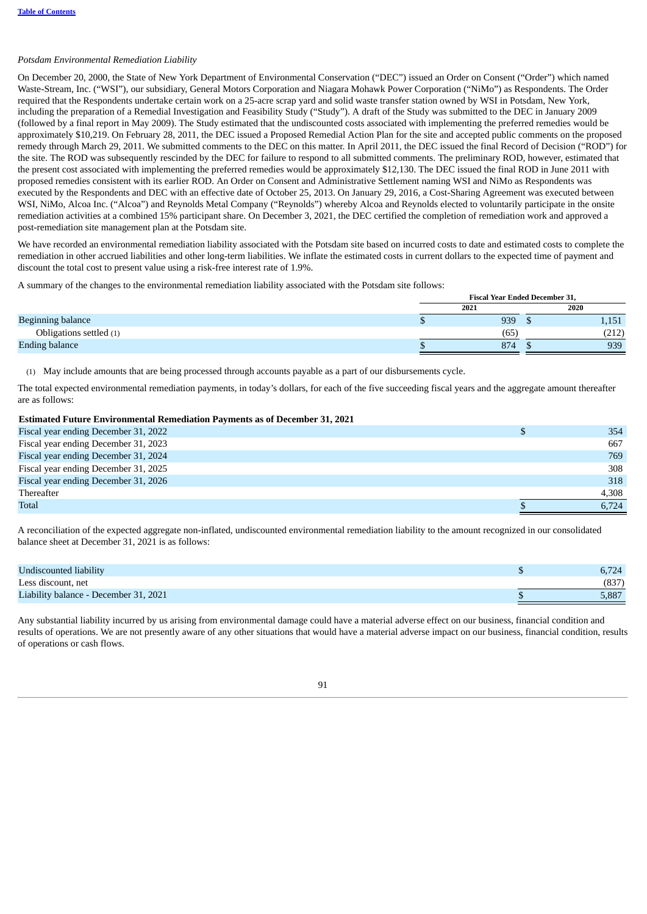*Potsdam Environmental Remediation Liability*

On December 20, 2000, the State of New York Department of Environmental Conservation ("DEC") issued an Order on Consent ("Order") which named Waste-Stream, Inc. ("WSI"), our subsidiary, General Motors Corporation and Niagara Mohawk Power Corporation ("NiMo") as Respondents. The Order required that the Respondents undertake certain work on a 25-acre scrap yard and solid waste transfer station owned by WSI in Potsdam, New York, including the preparation of a Remedial Investigation and Feasibility Study ("Study"). A draft of the Study was submitted to the DEC in January 2009 (followed by a final report in May 2009). The Study estimated that the undiscounted costs associated with implementing the preferred remedies would be approximately $10,219. On February 28, 2011, the DEC issued a Proposed Remedial Action Plan for the site and accepted public comments on the proposed remedy through March 29, 2011. We submitted comments to the DEC on this matter. In April 2011, the DEC issued the final Record of Decision ("ROD") for the site. The ROD was subsequently rescinded by the DEC for failure to respond to all submitted comments. The preliminary ROD, however, estimated that the present cost associated with implementing the preferred remedies would be approximately $12,130. The DEC issued the final ROD in June 2011 with proposed remedies consistent with its earlier ROD. An Order on Consent and Administrative Settlement naming WSI and NiMo as Respondents was executed by the Respondents and DEC with an effective date of October 25, 2013. On January 29, 2016, a Cost-Sharing Agreement was executed between WSI, NiMo, Alcoa Inc. ("Alcoa") and Reynolds Metal Company ("Reynolds") whereby Alcoa and Reynolds elected to voluntarily participate in the onsite remediation activities at a combined 15% participant share. On December 3, 2021, the DEC certified the completion of remediation work and approved a post-remediation site management plan at the Potsdam site.

We have recorded an environmental remediation liability associated with the Potsdam site based on incurred costs to date and estimated costs to complete the remediation in other accrued liabilities and other long-term liabilities. We inflate the estimated costs in current dollars to the expected time of payment and discount the total cost to present value using a risk-free interest rate of 1.9%.

A summary of the changes to the environmental remediation liability associated with the Potsdam site follows:

| | Fiscal Year Ended December 31, | |
|---|---|---|
| | 2021 | 2020 |
| Beginning balance | $ 939 | $ 1,151 |
| Obligations settled (1) | (65) | (212) |
| Ending balance | $ 874 | $ 939 |

(1) May include amounts that are being processed through accounts payable as a part of our disbursements cycle.

The total expected environmental remediation payments, in today's dollars, for each of the five succeeding fiscal years and the aggregate amount thereafter are as follows:

| Estimated Future Environmental Remediation Payments as of December 31, 2021 | |
|---|---|
| Fiscal year ending December 31, 2022 | $ 354 |
| Fiscal year ending December 31, 2023 | 667 |
| Fiscal year ending December 31, 2024 | 769 |
| Fiscal year ending December 31, 2025 | 308 |
| Fiscal year ending December 31, 2026 | 318 |
| Thereafter | 4,308 |
| Total | $ 6,724 |

A reconciliation of the expected aggregate non-inflated, undiscounted environmental remediation liability to the amount recognized in our consolidated balance sheet at December 31, 2021 is as follows:

| | |
|---|---|
| Undiscounted liability | $ 6,724 |
| Less discount, net | (837) |
| Liability balance - December 31, 2021 | $ 5,887 |

Any substantial liability incurred by us arising from environmental damage could have a material adverse effect on our business, financial condition and results of operations. We are not presently aware of any other situations that would have a material adverse impact on our business, financial condition, results of operations or cash flows.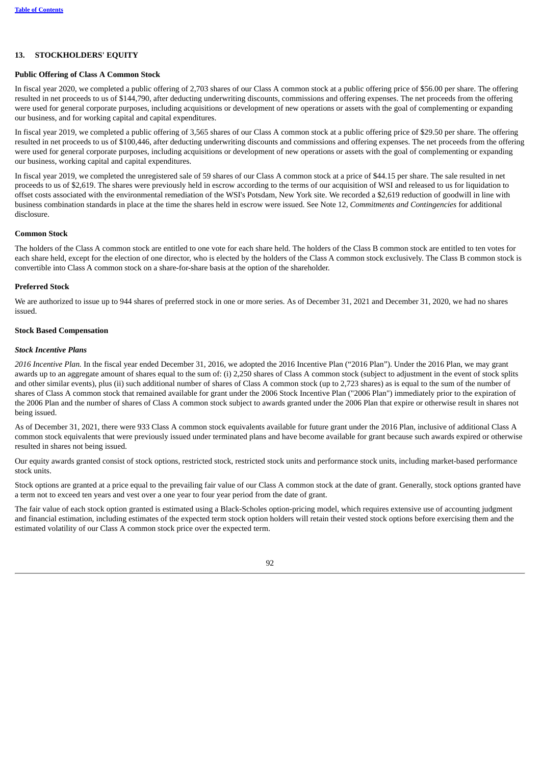## 13. STOCKHOLDERS' EQUITY

### Public Offering of Class A Common Stock

In fiscal year 2020, we completed a public offering of 2,703 shares of our Class A common stock at a public offering price of $56.00 per share. The offering resulted in net proceeds to us of $144,790, after deducting underwriting discounts, commissions and offering expenses. The net proceeds from the offering were used for general corporate purposes, including acquisitions or development of new operations or assets with the goal of complementing or expanding our business, and for working capital and capital expenditures.

In fiscal year 2019, we completed a public offering of 3,565 shares of our Class A common stock at a public offering price of $29.50 per share. The offering resulted in net proceeds to us of $100,446, after deducting underwriting discounts and commissions and offering expenses. The net proceeds from the offering were used for general corporate purposes, including acquisitions or development of new operations or assets with the goal of complementing or expanding our business, working capital and capital expenditures.

In fiscal year 2019, we completed the unregistered sale of 59 shares of our Class A common stock at a price of $44.15 per share. The sale resulted in net proceeds to us of $2,619. The shares were previously held in escrow according to the terms of our acquisition of WSI and released to us for liquidation to offset costs associated with the environmental remediation of the WSI's Potsdam, New York site. We recorded a $2,619 reduction of goodwill in line with business combination standards in place at the time the shares held in escrow were issued. See Note 12, *Commitments and Contingencies* for additional disclosure.

### Common Stock

The holders of the Class A common stock are entitled to one vote for each share held. The holders of the Class B common stock are entitled to ten votes for each share held, except for the election of one director, who is elected by the holders of the Class A common stock exclusively. The Class B common stock is convertible into Class A common stock on a share-for-share basis at the option of the shareholder.

### Preferred Stock

We are authorized to issue up to 944 shares of preferred stock in one or more series. As of December 31, 2021 and December 31, 2020, we had no shares issued.

### Stock Based Compensation

#### *Stock Incentive Plans*

*2016 Incentive Plan.* In the fiscal year ended December 31, 2016, we adopted the 2016 Incentive Plan ("2016 Plan"). Under the 2016 Plan, we may grant awards up to an aggregate amount of shares equal to the sum of: (i) 2,250 shares of Class A common stock (subject to adjustment in the event of stock splits and other similar events), plus (ii) such additional number of shares of Class A common stock (up to 2,723 shares) as is equal to the sum of the number of shares of Class A common stock that remained available for grant under the 2006 Stock Incentive Plan ("2006 Plan") immediately prior to the expiration of the 2006 Plan and the number of shares of Class A common stock subject to awards granted under the 2006 Plan that expire or otherwise result in shares not being issued.

As of December 31, 2021, there were 933 Class A common stock equivalents available for future grant under the 2016 Plan, inclusive of additional Class A common stock equivalents that were previously issued under terminated plans and have become available for grant because such awards expired or otherwise resulted in shares not being issued.

Our equity awards granted consist of stock options, restricted stock, restricted stock units and performance stock units, including market-based performance stock units.

Stock options are granted at a price equal to the prevailing fair value of our Class A common stock at the date of grant. Generally, stock options granted have a term not to exceed ten years and vest over a one year to four year period from the date of grant.

The fair value of each stock option granted is estimated using a Black-Scholes option-pricing model, which requires extensive use of accounting judgment and financial estimation, including estimates of the expected term stock option holders will retain their vested stock options before exercising them and the estimated volatility of our Class A common stock price over the expected term.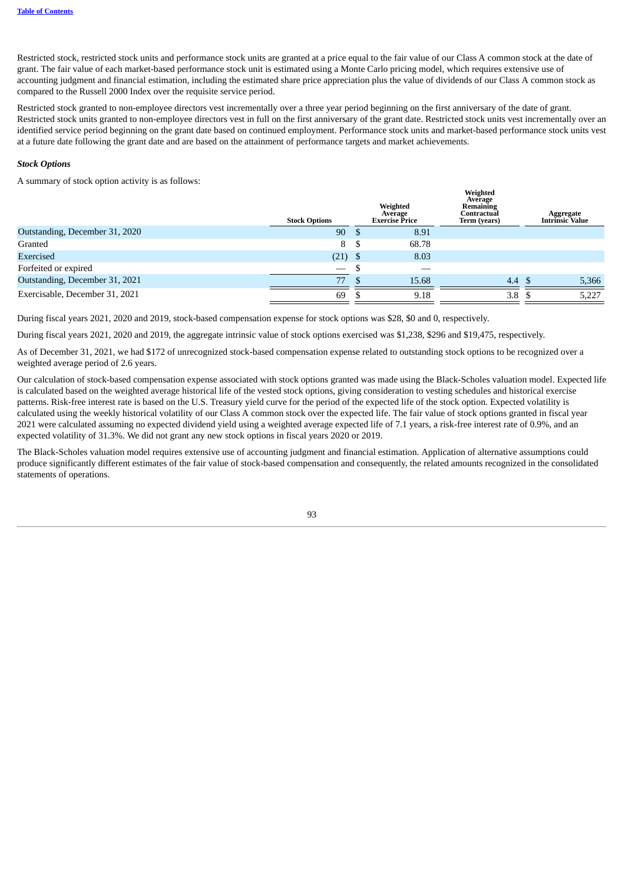Restricted stock, restricted stock units and performance stock units are granted at a price equal to the fair value of our Class A common stock at the date of grant. The fair value of each market-based performance stock unit is estimated using a Monte Carlo pricing model, which requires extensive use of accounting judgment and financial estimation, including the estimated share price appreciation plus the value of dividends of our Class A common stock as compared to the Russell 2000 Index over the requisite service period.

Restricted stock granted to non-employee directors vest incrementally over a three year period beginning on the first anniversary of the date of grant. Restricted stock units granted to non-employee directors vest in full on the first anniversary of the grant date. Restricted stock units vest incrementally over an identified service period beginning on the grant date based on continued employment. Performance stock units and market-based performance stock units vest at a future date following the grant date and are based on the attainment of performance targets and market achievements.

***Stock Options***

A summary of stock option activity is as follows:

| | Stock Options | Weighted Average Exercise Price | Weighted Average Remaining Contractual Term (years) | Aggregate Intrinsic Value |
|---|---|---|---|---|
| Outstanding, December 31, 2020 | 90 | $ 8.91 | | |
| Granted | 8 | $ 68.78 | | |
| Exercised | (21) | $ 8.03 | | |
| Forfeited or expired | — | $ — | | |
| Outstanding, December 31, 2021 | 77 | $ 15.68 | 4.4 | $ 5,366 |
| Exercisable, December 31, 2021 | 69 | $ 9.18 | 3.8 | $ 5,227 |

During fiscal years 2021, 2020 and 2019, stock-based compensation expense for stock options was $28, $0 and 0, respectively.

During fiscal years 2021, 2020 and 2019, the aggregate intrinsic value of stock options exercised was $1,238, $296 and $19,475, respectively.

As of December 31, 2021, we had $172 of unrecognized stock-based compensation expense related to outstanding stock options to be recognized over a weighted average period of 2.6 years.

Our calculation of stock-based compensation expense associated with stock options granted was made using the Black-Scholes valuation model. Expected life is calculated based on the weighted average historical life of the vested stock options, giving consideration to vesting schedules and historical exercise patterns. Risk-free interest rate is based on the U.S. Treasury yield curve for the period of the expected life of the stock option. Expected volatility is calculated using the weekly historical volatility of our Class A common stock over the expected life. The fair value of stock options granted in fiscal year 2021 were calculated assuming no expected dividend yield using a weighted average expected life of 7.1 years, a risk-free interest rate of 0.9%, and an expected volatility of 31.3%. We did not grant any new stock options in fiscal years 2020 or 2019.

The Black-Scholes valuation model requires extensive use of accounting judgment and financial estimation. Application of alternative assumptions could produce significantly different estimates of the fair value of stock-based compensation and consequently, the related amounts recognized in the consolidated statements of operations.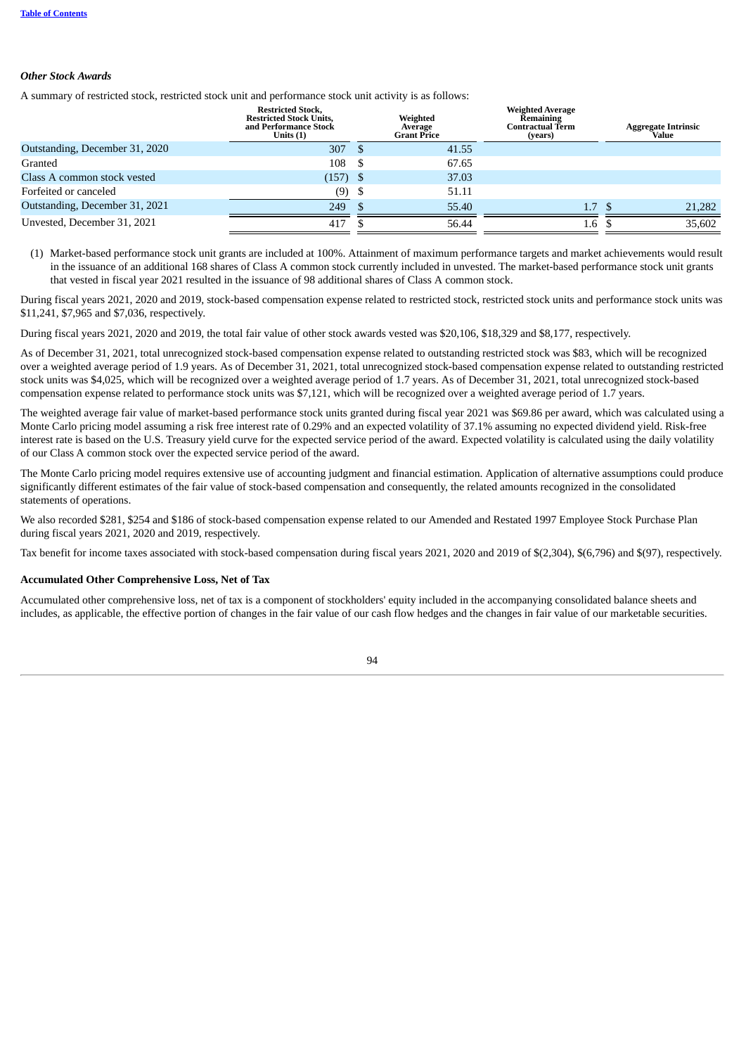*Other Stock Awards*

A summary of restricted stock, restricted stock unit and performance stock unit activity is as follows:

| | Restricted Stock, Restricted Stock Units, and Performance Stock Units (1) | Weighted Average Grant Price | Weighted Average Remaining Contractual Term (years) | Aggregate Intrinsic Value |
|---|---|---|---|---|
| Outstanding, December 31, 2020 | 307 | $ 41.55 | | |
| Granted | 108 | $ 67.65 | | |
| Class A common stock vested | (157) | $ 37.03 | | |
| Forfeited or canceled | (9) | $ 51.11 | | |
| Outstanding, December 31, 2021 | 249 | $ 55.40 | 1.7 | $ 21,282 |
| Unvested, December 31, 2021 | 417 | $ 56.44 | 1.6 | $ 35,602 |

(1) Market-based performance stock unit grants are included at 100%. Attainment of maximum performance targets and market achievements would result in the issuance of an additional 168 shares of Class A common stock currently included in unvested. The market-based performance stock unit grants that vested in fiscal year 2021 resulted in the issuance of 98 additional shares of Class A common stock.

During fiscal years 2021, 2020 and 2019, stock-based compensation expense related to restricted stock, restricted stock units and performance stock units was $11,241, $7,965 and $7,036, respectively.

During fiscal years 2021, 2020 and 2019, the total fair value of other stock awards vested was $20,106, $18,329 and $8,177, respectively.

As of December 31, 2021, total unrecognized stock-based compensation expense related to outstanding restricted stock was $83, which will be recognized over a weighted average period of 1.9 years. As of December 31, 2021, total unrecognized stock-based compensation expense related to outstanding restricted stock units was $4,025, which will be recognized over a weighted average period of 1.7 years. As of December 31, 2021, total unrecognized stock-based compensation expense related to performance stock units was $7,121, which will be recognized over a weighted average period of 1.7 years.

The weighted average fair value of market-based performance stock units granted during fiscal year 2021 was $69.86 per award, which was calculated using a Monte Carlo pricing model assuming a risk free interest rate of 0.29% and an expected volatility of 37.1% assuming no expected dividend yield. Risk-free interest rate is based on the U.S. Treasury yield curve for the expected service period of the award. Expected volatility is calculated using the daily volatility of our Class A common stock over the expected service period of the award.

The Monte Carlo pricing model requires extensive use of accounting judgment and financial estimation. Application of alternative assumptions could produce significantly different estimates of the fair value of stock-based compensation and consequently, the related amounts recognized in the consolidated statements of operations.

We also recorded $281, $254 and $186 of stock-based compensation expense related to our Amended and Restated 1997 Employee Stock Purchase Plan during fiscal years 2021, 2020 and 2019, respectively.

Tax benefit for income taxes associated with stock-based compensation during fiscal years 2021, 2020 and 2019 of $(2,304), $(6,796) and $(97), respectively.

**Accumulated Other Comprehensive Loss, Net of Tax**

Accumulated other comprehensive loss, net of tax is a component of stockholders' equity included in the accompanying consolidated balance sheets and includes, as applicable, the effective portion of changes in the fair value of our cash flow hedges and the changes in fair value of our marketable securities.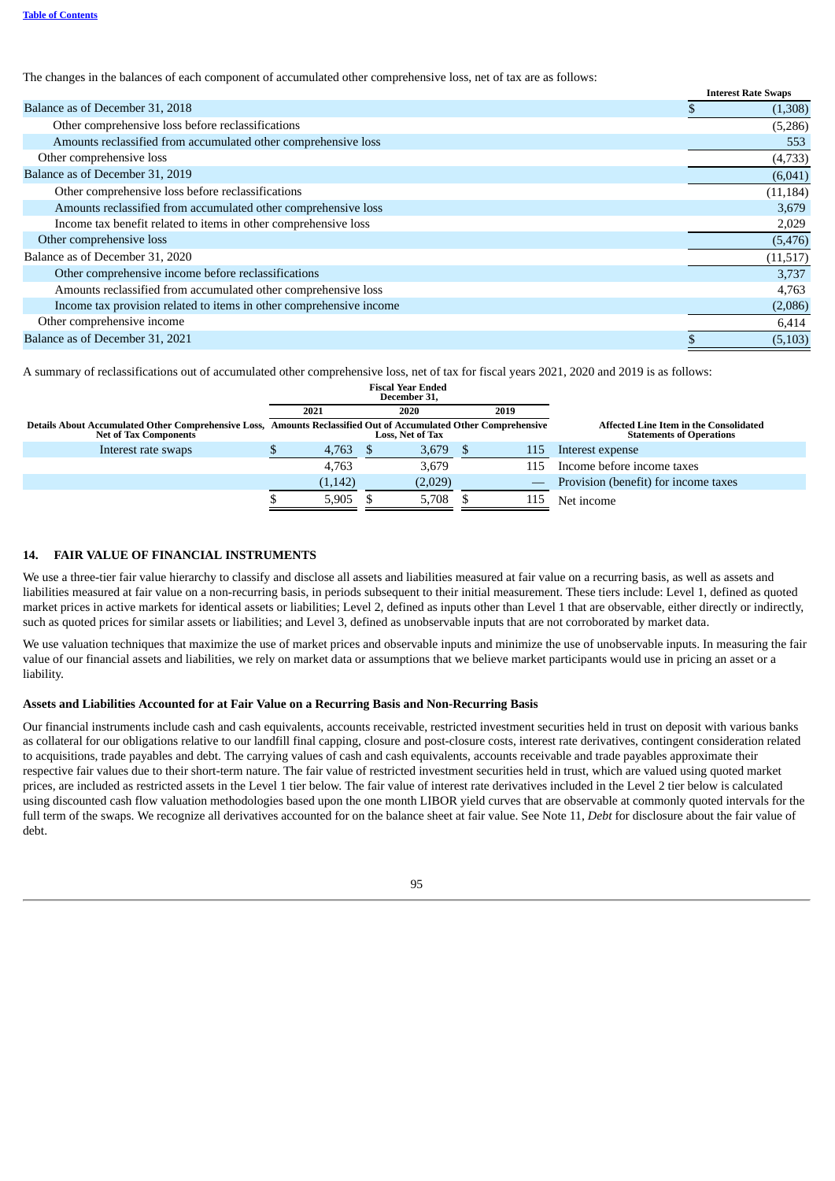The changes in the balances of each component of accumulated other comprehensive loss, net of tax are as follows:

| | Interest Rate Swaps |
|---|---|
| Balance as of December 31, 2018 | $ (1,308) |
| Other comprehensive loss before reclassifications | (5,286) |
| Amounts reclassified from accumulated other comprehensive loss | 553 |
| Other comprehensive loss | (4,733) |
| Balance as of December 31, 2019 | (6,041) |
| Other comprehensive loss before reclassifications | (11,184) |
| Amounts reclassified from accumulated other comprehensive loss | 3,679 |
| Income tax benefit related to items in other comprehensive loss | 2,029 |
| Other comprehensive loss | (5,476) |
| Balance as of December 31, 2020 | (11,517) |
| Other comprehensive income before reclassifications | 3,737 |
| Amounts reclassified from accumulated other comprehensive loss | 4,763 |
| Income tax provision related to items in other comprehensive income | (2,086) |
| Other comprehensive income | 6,414 |
| Balance as of December 31, 2021 | $ (5,103) |

A summary of reclassifications out of accumulated other comprehensive loss, net of tax for fiscal years 2021, 2020 and 2019 is as follows:

| | Fiscal Year Ended December 31, | | | |
|---|---|---|---|---|
| | 2021 | 2020 | 2019 | |
| Details About Accumulated Other Comprehensive Loss, Net of Tax Components | Amounts Reclassified Out of Accumulated Other Comprehensive Loss, Net of Tax | | | Affected Line Item in the Consolidated Statements of Operations |
| Interest rate swaps | $ 4,763 | $ 3,679 | $ 115 | Interest expense |
| | 4,763 | 3,679 | 115 | Income before income taxes |
| | (1,142) | (2,029) | — | Provision (benefit) for income taxes |
| | $ 5,905 | $ 5,708 | $ 115 | Net income |

## 14. FAIR VALUE OF FINANCIAL INSTRUMENTS

We use a three-tier fair value hierarchy to classify and disclose all assets and liabilities measured at fair value on a recurring basis, as well as assets and liabilities measured at fair value on a non-recurring basis, in periods subsequent to their initial measurement. These tiers include: Level 1, defined as quoted market prices in active markets for identical assets or liabilities; Level 2, defined as inputs other than Level 1 that are observable, either directly or indirectly, such as quoted prices for similar assets or liabilities; and Level 3, defined as unobservable inputs that are not corroborated by market data.

We use valuation techniques that maximize the use of market prices and observable inputs and minimize the use of unobservable inputs. In measuring the fair value of our financial assets and liabilities, we rely on market data or assumptions that we believe market participants would use in pricing an asset or a liability.

### Assets and Liabilities Accounted for at Fair Value on a Recurring Basis and Non-Recurring Basis

Our financial instruments include cash and cash equivalents, accounts receivable, restricted investment securities held in trust on deposit with various banks as collateral for our obligations relative to our landfill final capping, closure and post-closure costs, interest rate derivatives, contingent consideration related to acquisitions, trade payables and debt. The carrying values of cash and cash equivalents, accounts receivable and trade payables approximate their respective fair values due to their short-term nature. The fair value of restricted investment securities held in trust, which are valued using quoted market prices, are included as restricted assets in the Level 1 tier below. The fair value of interest rate derivatives included in the Level 2 tier below is calculated using discounted cash flow valuation methodologies based upon the one month LIBOR yield curves that are observable at commonly quoted intervals for the full term of the swaps. We recognize all derivatives accounted for on the balance sheet at fair value. See Note 11, *Debt* for disclosure about the fair value of debt.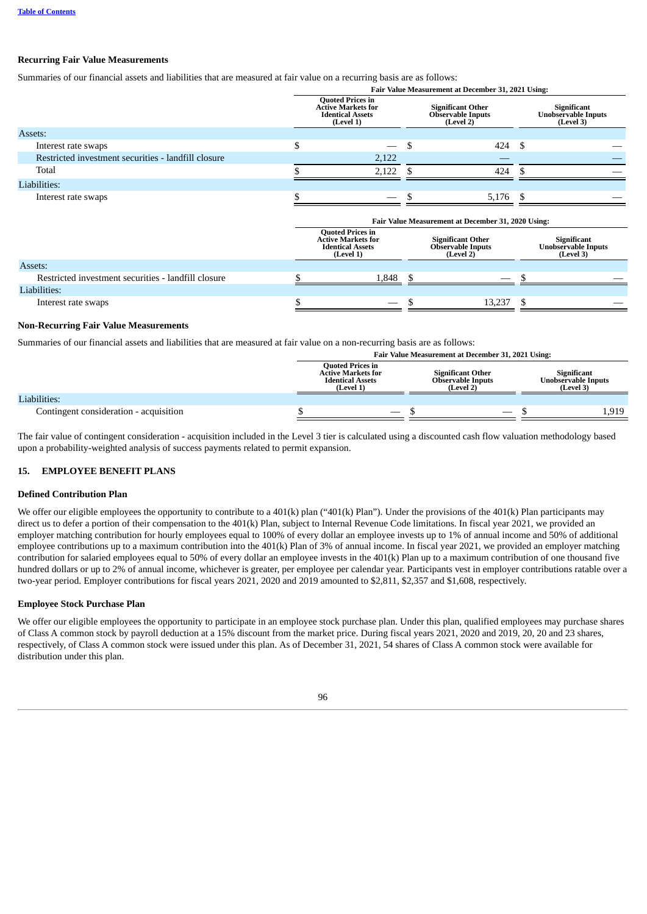**Recurring Fair Value Measurements**

Summaries of our financial assets and liabilities that are measured at fair value on a recurring basis are as follows:

| | Fair Value Measurement at December 31, 2021 Using: | | |
|---|---|---|---|
| | Quoted Prices in Active Markets for Identical Assets (Level 1) | Significant Other Observable Inputs (Level 2) | Significant Unobservable Inputs (Level 3) |
| Assets: | | | |
| Interest rate swaps | $ — | $ 424 | $ — |
| Restricted investment securities - landfill closure | 2,122 | — | — |
| Total | $ 2,122 | $ 424 | $ — |
| Liabilities: | | | |
| Interest rate swaps | $ — | $ 5,176 | $ — |

| | Fair Value Measurement at December 31, 2020 Using: | | |
|---|---|---|---|
| | Quoted Prices in Active Markets for Identical Assets (Level 1) | Significant Other Observable Inputs (Level 2) | Significant Unobservable Inputs (Level 3) |
| Assets: | | | |
| Restricted investment securities - landfill closure | $ 1,848 | $ — | $ — |
| Liabilities: | | | |
| Interest rate swaps | $ — | $ 13,237 | $ — |

**Non-Recurring Fair Value Measurements**

Summaries of our financial assets and liabilities that are measured at fair value on a non-recurring basis are as follows:

| | Fair Value Measurement at December 31, 2021 Using: | | |
|---|---|---|---|
| | Quoted Prices in Active Markets for Identical Assets (Level 1) | Significant Other Observable Inputs (Level 2) | Significant Unobservable Inputs (Level 3) |
| Liabilities: | | | |
| Contingent consideration - acquisition | $ — | $ — | $ 1,919 |

The fair value of contingent consideration - acquisition included in the Level 3 tier is calculated using a discounted cash flow valuation methodology based upon a probability-weighted analysis of success payments related to permit expansion.

## 15. EMPLOYEE BENEFIT PLANS

**Defined Contribution Plan**

We offer our eligible employees the opportunity to contribute to a 401(k) plan ("401(k) Plan"). Under the provisions of the 401(k) Plan participants may direct us to defer a portion of their compensation to the 401(k) Plan, subject to Internal Revenue Code limitations. In fiscal year 2021, we provided an employer matching contribution for hourly employees equal to 100% of every dollar an employee invests up to 1% of annual income and 50% of additional employee contributions up to a maximum contribution into the 401(k) Plan of 3% of annual income. In fiscal year 2021, we provided an employer matching contribution for salaried employees equal to 50% of every dollar an employee invests in the 401(k) Plan up to a maximum contribution of one thousand five hundred dollars or up to 2% of annual income, whichever is greater, per employee per calendar year. Participants vest in employer contributions ratable over a two-year period. Employer contributions for fiscal years 2021, 2020 and 2019 amounted to $2,811, $2,357 and $1,608, respectively.

**Employee Stock Purchase Plan**

We offer our eligible employees the opportunity to participate in an employee stock purchase plan. Under this plan, qualified employees may purchase shares of Class A common stock by payroll deduction at a 15% discount from the market price. During fiscal years 2021, 2020 and 2019, 20, 20 and 23 shares, respectively, of Class A common stock were issued under this plan. As of December 31, 2021, 54 shares of Class A common stock were available for distribution under this plan.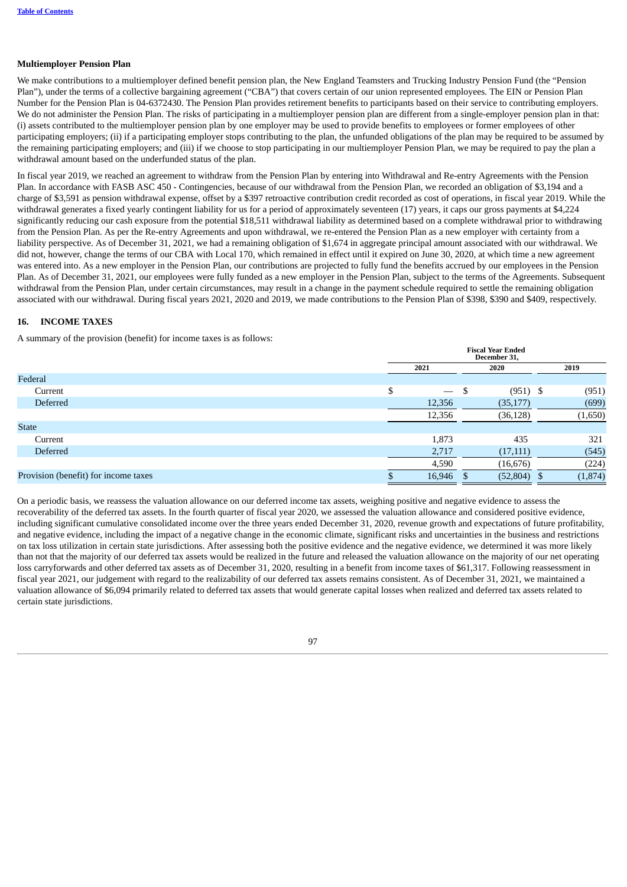**Multiemployer Pension Plan**

We make contributions to a multiemployer defined benefit pension plan, the New England Teamsters and Trucking Industry Pension Fund (the "Pension Plan"), under the terms of a collective bargaining agreement ("CBA") that covers certain of our union represented employees. The EIN or Pension Plan Number for the Pension Plan is 04-6372430. The Pension Plan provides retirement benefits to participants based on their service to contributing employers. We do not administer the Pension Plan. The risks of participating in a multiemployer pension plan are different from a single-employer pension plan in that: (i) assets contributed to the multiemployer pension plan by one employer may be used to provide benefits to employees or former employees of other participating employers; (ii) if a participating employer stops contributing to the plan, the unfunded obligations of the plan may be required to be assumed by the remaining participating employers; and (iii) if we choose to stop participating in our multiemployer Pension Plan, we may be required to pay the plan a withdrawal amount based on the underfunded status of the plan.

In fiscal year 2019, we reached an agreement to withdraw from the Pension Plan by entering into Withdrawal and Re-entry Agreements with the Pension Plan. In accordance with FASB ASC 450 - Contingencies, because of our withdrawal from the Pension Plan, we recorded an obligation of $3,194 and a charge of $3,591 as pension withdrawal expense, offset by a $397 retroactive contribution credit recorded as cost of operations, in fiscal year 2019. While the withdrawal generates a fixed yearly contingent liability for us for a period of approximately seventeen (17) years, it caps our gross payments at $4,224 significantly reducing our cash exposure from the potential $18,511 withdrawal liability as determined based on a complete withdrawal prior to withdrawing from the Pension Plan. As per the Re-entry Agreements and upon withdrawal, we re-entered the Pension Plan as a new employer with certainty from a liability perspective. As of December 31, 2021, we had a remaining obligation of $1,674 in aggregate principal amount associated with our withdrawal. We did not, however, change the terms of our CBA with Local 170, which remained in effect until it expired on June 30, 2020, at which time a new agreement was entered into. As a new employer in the Pension Plan, our contributions are projected to fully fund the benefits accrued by our employees in the Pension Plan. As of December 31, 2021, our employees were fully funded as a new employer in the Pension Plan, subject to the terms of the Agreements. Subsequent withdrawal from the Pension Plan, under certain circumstances, may result in a change in the payment schedule required to settle the remaining obligation associated with our withdrawal. During fiscal years 2021, 2020 and 2019, we made contributions to the Pension Plan of $398, $390 and $409, respectively.

## 16. INCOME TAXES

A summary of the provision (benefit) for income taxes is as follows:

| | Fiscal Year Ended December 31, | | |
|---|---|---|---|
| | 2021 | 2020 | 2019 |
| Federal | | | |
| Current | $ — | $ (951) | $ (951) |
| Deferred | 12,356 | (35,177) | (699) |
| | 12,356 | (36,128) | (1,650) |
| State | | | |
| Current | 1,873 | 435 | 321 |
| Deferred | 2,717 | (17,111) | (545) |
| | 4,590 | (16,676) | (224) |
| Provision (benefit) for income taxes | $ 16,946 | $ (52,804) | $ (1,874) |

On a periodic basis, we reassess the valuation allowance on our deferred income tax assets, weighing positive and negative evidence to assess the recoverability of the deferred tax assets. In the fourth quarter of fiscal year 2020, we assessed the valuation allowance and considered positive evidence, including significant cumulative consolidated income over the three years ended December 31, 2020, revenue growth and expectations of future profitability, and negative evidence, including the impact of a negative change in the economic climate, significant risks and uncertainties in the business and restrictions on tax loss utilization in certain state jurisdictions. After assessing both the positive evidence and the negative evidence, we determined it was more likely than not that the majority of our deferred tax assets would be realized in the future and released the valuation allowance on the majority of our net operating loss carryforwards and other deferred tax assets as of December 31, 2020, resulting in a benefit from income taxes of $61,317. Following reassessment in fiscal year 2021, our judgement with regard to the realizability of our deferred tax assets remains consistent. As of December 31, 2021, we maintained a valuation allowance of $6,094 primarily related to deferred tax assets that would generate capital losses when realized and deferred tax assets related to certain state jurisdictions.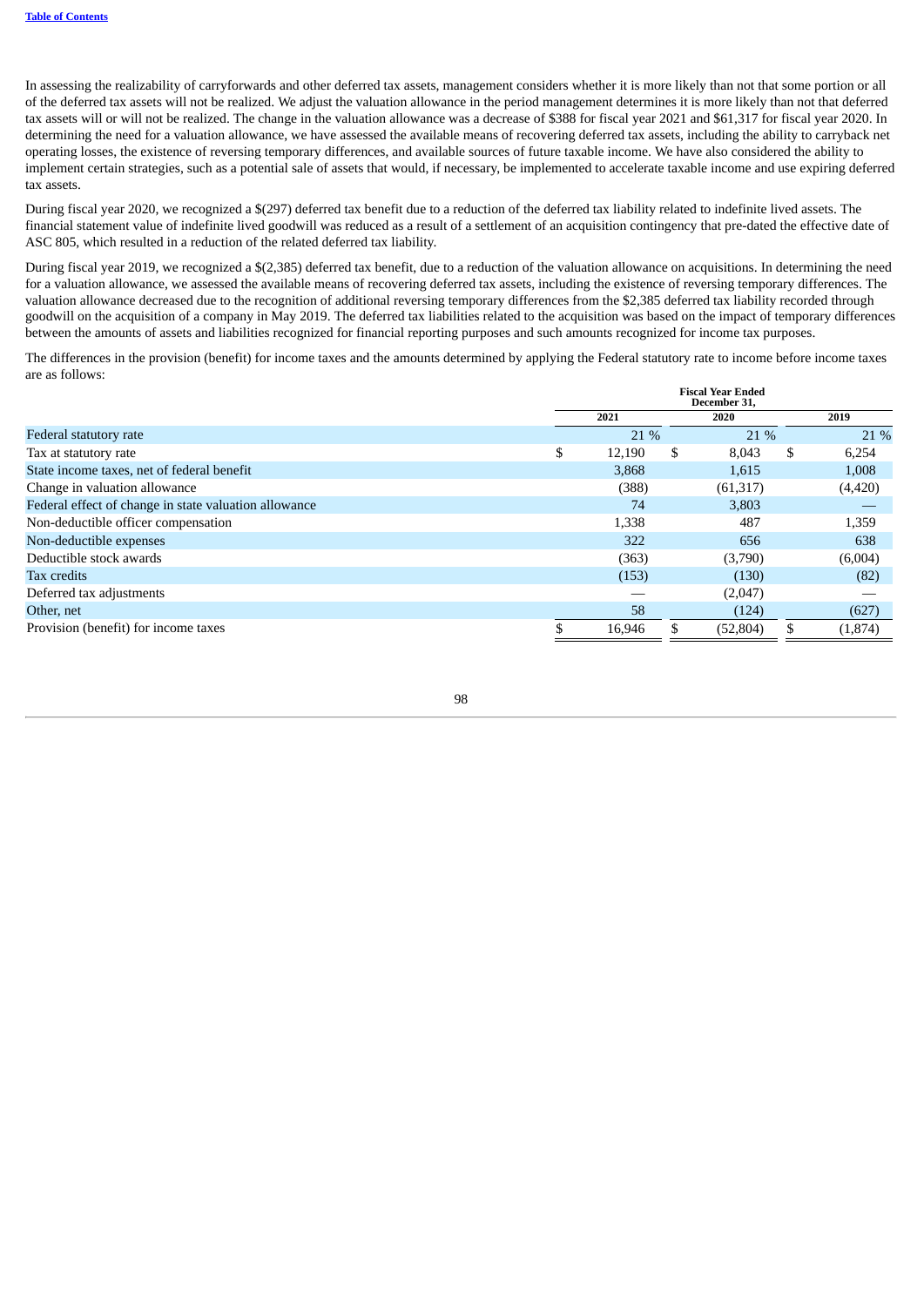In assessing the realizability of carryforwards and other deferred tax assets, management considers whether it is more likely than not that some portion or all of the deferred tax assets will not be realized. We adjust the valuation allowance in the period management determines it is more likely than not that deferred tax assets will or will not be realized. The change in the valuation allowance was a decrease of $388 for fiscal year 2021 and $61,317 for fiscal year 2020. In determining the need for a valuation allowance, we have assessed the available means of recovering deferred tax assets, including the ability to carryback net operating losses, the existence of reversing temporary differences, and available sources of future taxable income. We have also considered the ability to implement certain strategies, such as a potential sale of assets that would, if necessary, be implemented to accelerate taxable income and use expiring deferred tax assets.

During fiscal year 2020, we recognized a $(297) deferred tax benefit due to a reduction of the deferred tax liability related to indefinite lived assets. The financial statement value of indefinite lived goodwill was reduced as a result of a settlement of an acquisition contingency that pre-dated the effective date of ASC 805, which resulted in a reduction of the related deferred tax liability.

During fiscal year 2019, we recognized a $(2,385) deferred tax benefit, due to a reduction of the valuation allowance on acquisitions. In determining the need for a valuation allowance, we assessed the available means of recovering deferred tax assets, including the existence of reversing temporary differences. The valuation allowance decreased due to the recognition of additional reversing temporary differences from the $2,385 deferred tax liability recorded through goodwill on the acquisition of a company in May 2019. The deferred tax liabilities related to the acquisition was based on the impact of temporary differences between the amounts of assets and liabilities recognized for financial reporting purposes and such amounts recognized for income tax purposes.

The differences in the provision (benefit) for income taxes and the amounts determined by applying the Federal statutory rate to income before income taxes are as follows:

| | Fiscal Year Ended December 31, | | |
|---|---|---|---|
| | 2021 | 2020 | 2019 |
| Federal statutory rate | 21 % | 21 % | 21 % |
| Tax at statutory rate | $ 12,190 | $ 8,043 | $ 6,254 |
| State income taxes, net of federal benefit | 3,868 | 1,615 | 1,008 |
| Change in valuation allowance | (388) | (61,317) | (4,420) |
| Federal effect of change in state valuation allowance | 74 | 3,803 | — |
| Non-deductible officer compensation | 1,338 | 487 | 1,359 |
| Non-deductible expenses | 322 | 656 | 638 |
| Deductible stock awards | (363) | (3,790) | (6,004) |
| Tax credits | (153) | (130) | (82) |
| Deferred tax adjustments | — | (2,047) | — |
| Other, net | 58 | (124) | (627) |
| Provision (benefit) for income taxes | $ 16,946 | $ (52,804) | $ (1,874) |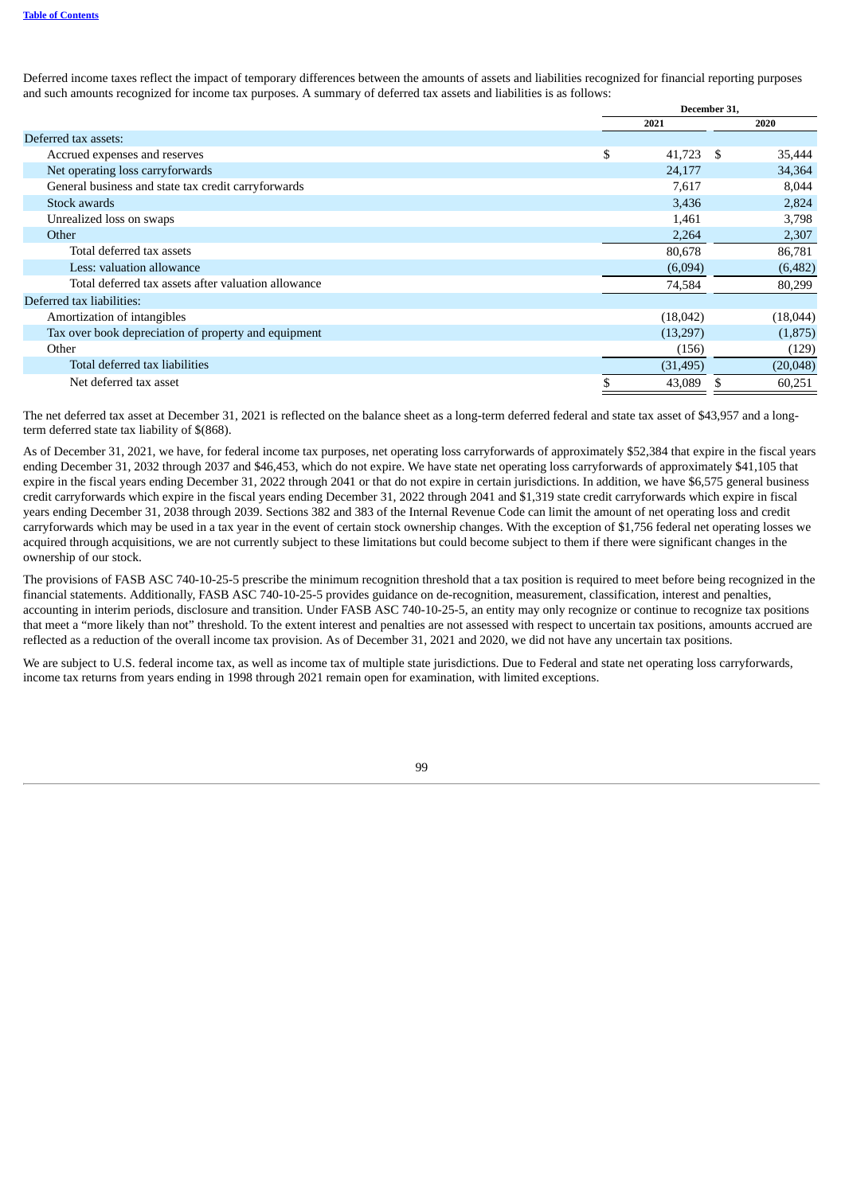Deferred income taxes reflect the impact of temporary differences between the amounts of assets and liabilities recognized for financial reporting purposes and such amounts recognized for income tax purposes. A summary of deferred tax assets and liabilities is as follows:

| | December 31, | |
|---|---|---|
| | 2021 | 2020 |
| Deferred tax assets: | | |
| Accrued expenses and reserves | $ 41,723 | $ 35,444 |
| Net operating loss carryforwards | 24,177 | 34,364 |
| General business and state tax credit carryforwards | 7,617 | 8,044 |
| Stock awards | 3,436 | 2,824 |
| Unrealized loss on swaps | 1,461 | 3,798 |
| Other | 2,264 | 2,307 |
| Total deferred tax assets | 80,678 | 86,781 |
| Less: valuation allowance | (6,094) | (6,482) |
| Total deferred tax assets after valuation allowance | 74,584 | 80,299 |
| Deferred tax liabilities: | | |
| Amortization of intangibles | (18,042) | (18,044) |
| Tax over book depreciation of property and equipment | (13,297) | (1,875) |
| Other | (156) | (129) |
| Total deferred tax liabilities | (31,495) | (20,048) |
| Net deferred tax asset | $ 43,089 | $ 60,251 |

The net deferred tax asset at December 31, 2021 is reflected on the balance sheet as a long-term deferred federal and state tax asset of $43,957 and a long-term deferred state tax liability of $(868).

As of December 31, 2021, we have, for federal income tax purposes, net operating loss carryforwards of approximately $52,384 that expire in the fiscal years ending December 31, 2032 through 2037 and $46,453, which do not expire. We have state net operating loss carryforwards of approximately $41,105 that expire in the fiscal years ending December 31, 2022 through 2041 or that do not expire in certain jurisdictions. In addition, we have $6,575 general business credit carryforwards which expire in the fiscal years ending December 31, 2022 through 2041 and $1,319 state credit carryforwards which expire in fiscal years ending December 31, 2038 through 2039. Sections 382 and 383 of the Internal Revenue Code can limit the amount of net operating loss and credit carryforwards which may be used in a tax year in the event of certain stock ownership changes. With the exception of $1,756 federal net operating losses we acquired through acquisitions, we are not currently subject to these limitations but could become subject to them if there were significant changes in the ownership of our stock.

The provisions of FASB ASC 740-10-25-5 prescribe the minimum recognition threshold that a tax position is required to meet before being recognized in the financial statements. Additionally, FASB ASC 740-10-25-5 provides guidance on de-recognition, measurement, classification, interest and penalties, accounting in interim periods, disclosure and transition. Under FASB ASC 740-10-25-5, an entity may only recognize or continue to recognize tax positions that meet a "more likely than not" threshold. To the extent interest and penalties are not assessed with respect to uncertain tax positions, amounts accrued are reflected as a reduction of the overall income tax provision. As of December 31, 2021 and 2020, we did not have any uncertain tax positions.

We are subject to U.S. federal income tax, as well as income tax of multiple state jurisdictions. Due to Federal and state net operating loss carryforwards, income tax returns from years ending in 1998 through 2021 remain open for examination, with limited exceptions.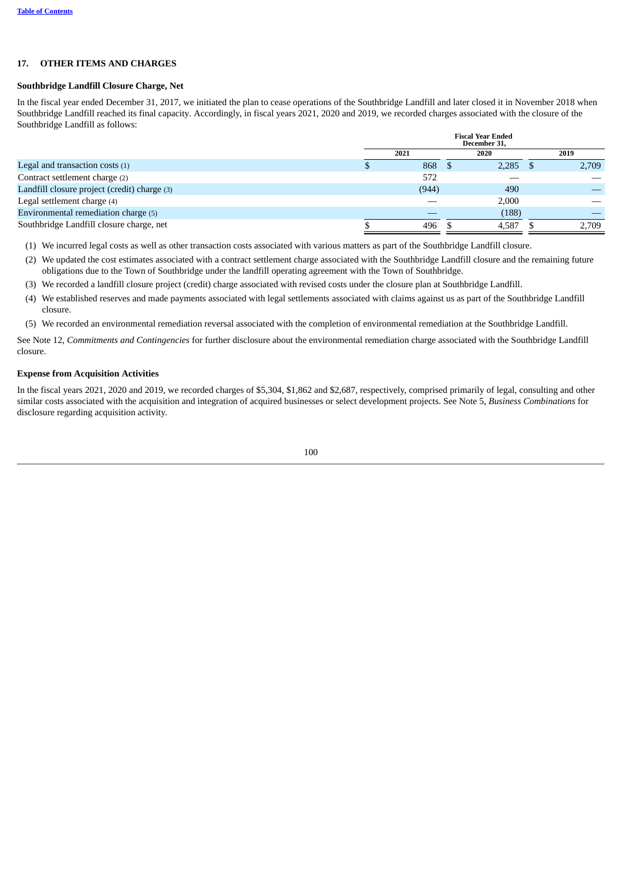## 17. OTHER ITEMS AND CHARGES

### Southbridge Landfill Closure Charge, Net

In the fiscal year ended December 31, 2017, we initiated the plan to cease operations of the Southbridge Landfill and later closed it in November 2018 when Southbridge Landfill reached its final capacity. Accordingly, in fiscal years 2021, 2020 and 2019, we recorded charges associated with the closure of the Southbridge Landfill as follows:

| | Fiscal Year Ended December 31, | | |
|---|---|---|---|
| | 2021 | 2020 | 2019 |
| Legal and transaction costs (1) | $ 868 | $ 2,285 | $ 2,709 |
| Contract settlement charge (2) | 572 | — | — |
| Landfill closure project (credit) charge (3) | (944) | 490 | — |
| Legal settlement charge (4) | — | 2,000 | — |
| Environmental remediation charge (5) | — | (188) | — |
| Southbridge Landfill closure charge, net | $ 496 | $ 4,587 | $ 2,709 |

(1) We incurred legal costs as well as other transaction costs associated with various matters as part of the Southbridge Landfill closure.

(2) We updated the cost estimates associated with a contract settlement charge associated with the Southbridge Landfill closure and the remaining future obligations due to the Town of Southbridge under the landfill operating agreement with the Town of Southbridge.

(3) We recorded a landfill closure project (credit) charge associated with revised costs under the closure plan at Southbridge Landfill.

(4) We established reserves and made payments associated with legal settlements associated with claims against us as part of the Southbridge Landfill closure.

(5) We recorded an environmental remediation reversal associated with the completion of environmental remediation at the Southbridge Landfill.

See Note 12, *Commitments and Contingencies* for further disclosure about the environmental remediation charge associated with the Southbridge Landfill closure.

### Expense from Acquisition Activities

In the fiscal years 2021, 2020 and 2019, we recorded charges of $5,304, $1,862 and $2,687, respectively, comprised primarily of legal, consulting and other similar costs associated with the acquisition and integration of acquired businesses or select development projects. See Note 5, *Business Combinations* for disclosure regarding acquisition activity.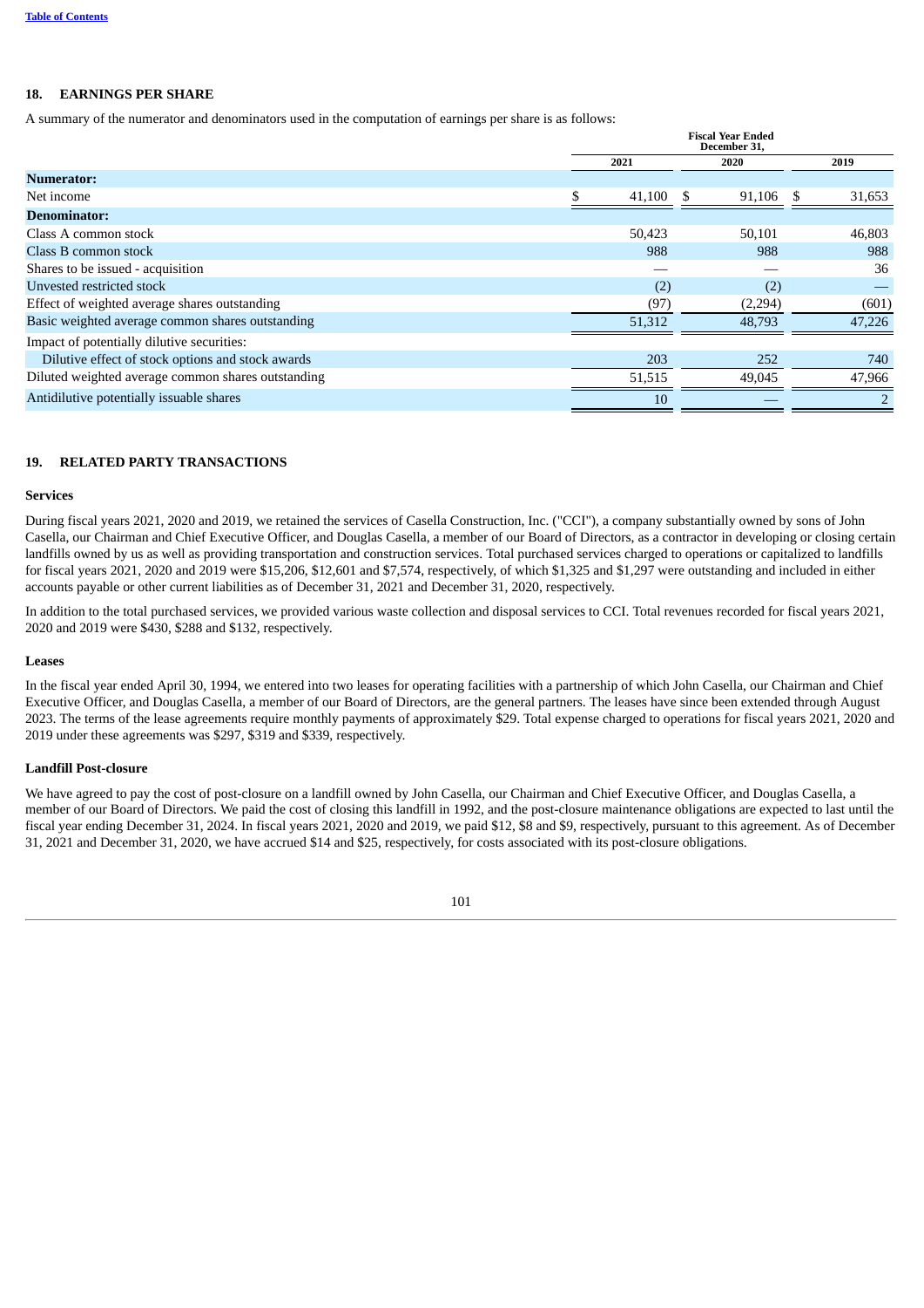## 18. EARNINGS PER SHARE

A summary of the numerator and denominators used in the computation of earnings per share is as follows:

| | Fiscal Year Ended December 31, | | |
|---|---|---|---|
| | 2021 | 2020 | 2019 |
| **Numerator:** | | | |
| Net income | $ 41,100 | $ 91,106 | $ 31,653 |
| **Denominator:** | | | |
| Class A common stock | 50,423 | 50,101 | 46,803 |
| Class B common stock | 988 | 988 | 988 |
| Shares to be issued - acquisition | — | — | 36 |
| Unvested restricted stock | (2) | (2) | — |
| Effect of weighted average shares outstanding | (97) | (2,294) | (601) |
| Basic weighted average common shares outstanding | 51,312 | 48,793 | 47,226 |
| Impact of potentially dilutive securities: | | | |
| Dilutive effect of stock options and stock awards | 203 | 252 | 740 |
| Diluted weighted average common shares outstanding | 51,515 | 49,045 | 47,966 |
| Antidilutive potentially issuable shares | 10 | — | 2 |

## 19. RELATED PARTY TRANSACTIONS

### Services

During fiscal years 2021, 2020 and 2019, we retained the services of Casella Construction, Inc. ("CCI"), a company substantially owned by sons of John Casella, our Chairman and Chief Executive Officer, and Douglas Casella, a member of our Board of Directors, as a contractor in developing or closing certain landfills owned by us as well as providing transportation and construction services. Total purchased services charged to operations or capitalized to landfills for fiscal years 2021, 2020 and 2019 were $15,206, $12,601 and $7,574, respectively, of which $1,325 and $1,297 were outstanding and included in either accounts payable or other current liabilities as of December 31, 2021 and December 31, 2020, respectively.

In addition to the total purchased services, we provided various waste collection and disposal services to CCI. Total revenues recorded for fiscal years 2021, 2020 and 2019 were $430, $288 and $132, respectively.

### Leases

In the fiscal year ended April 30, 1994, we entered into two leases for operating facilities with a partnership of which John Casella, our Chairman and Chief Executive Officer, and Douglas Casella, a member of our Board of Directors, are the general partners. The leases have since been extended through August 2023. The terms of the lease agreements require monthly payments of approximately $29. Total expense charged to operations for fiscal years 2021, 2020 and 2019 under these agreements was $297, $319 and $339, respectively.

### Landfill Post-closure

We have agreed to pay the cost of post-closure on a landfill owned by John Casella, our Chairman and Chief Executive Officer, and Douglas Casella, a member of our Board of Directors. We paid the cost of closing this landfill in 1992, and the post-closure maintenance obligations are expected to last until the fiscal year ending December 31, 2024. In fiscal years 2021, 2020 and 2019, we paid $12, $8 and $9, respectively, pursuant to this agreement. As of December 31, 2021 and December 31, 2020, we have accrued $14 and $25, respectively, for costs associated with its post-closure obligations.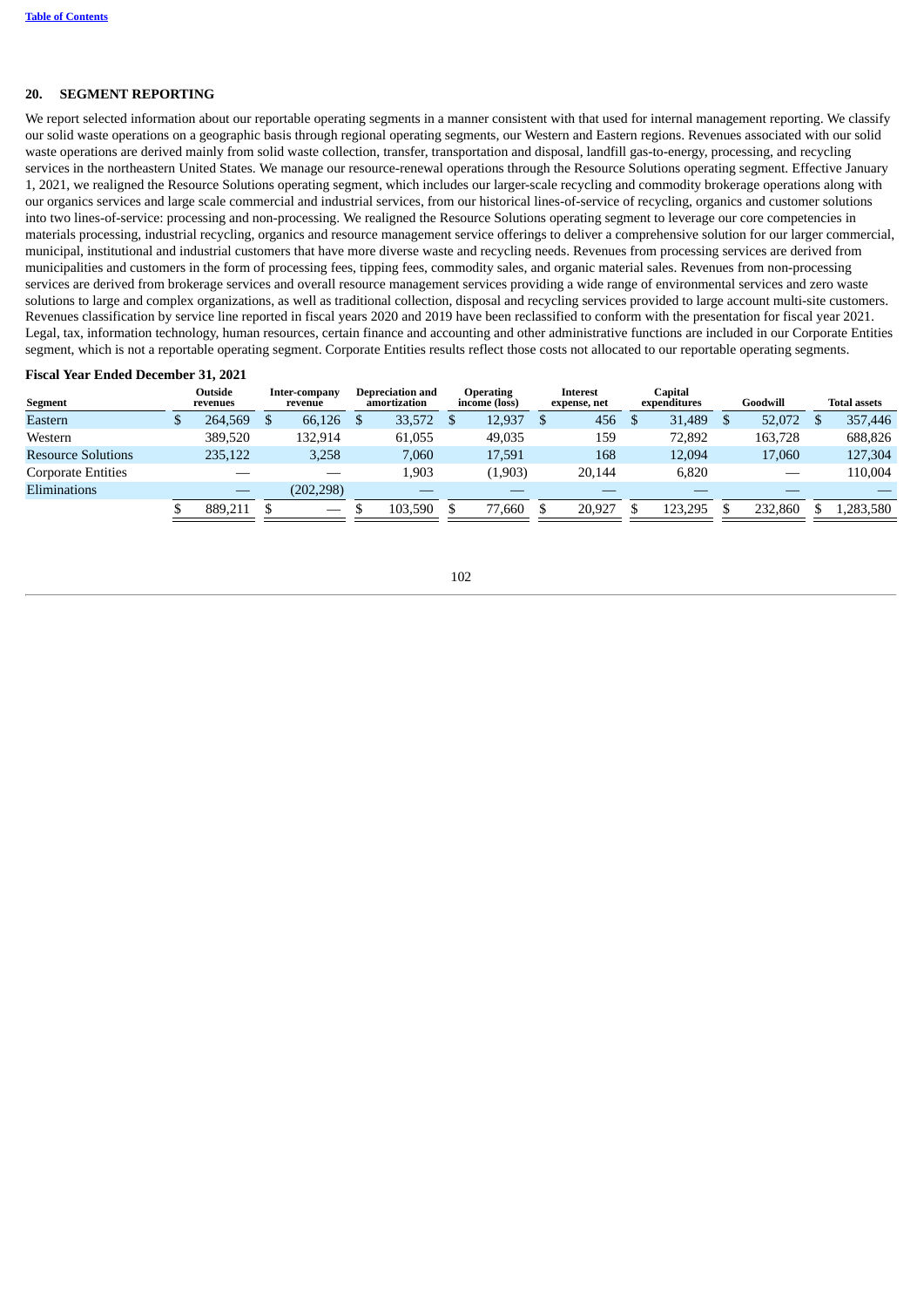## 20. SEGMENT REPORTING

We report selected information about our reportable operating segments in a manner consistent with that used for internal management reporting. We classify our solid waste operations on a geographic basis through regional operating segments, our Western and Eastern regions. Revenues associated with our solid waste operations are derived mainly from solid waste collection, transfer, transportation and disposal, landfill gas-to-energy, processing, and recycling services in the northeastern United States. We manage our resource-renewal operations through the Resource Solutions operating segment. Effective January 1, 2021, we realigned the Resource Solutions operating segment, which includes our larger-scale recycling and commodity brokerage operations along with our organics services and large scale commercial and industrial services, from our historical lines-of-service of recycling, organics and customer solutions into two lines-of-service: processing and non-processing. We realigned the Resource Solutions operating segment to leverage our core competencies in materials processing, industrial recycling, organics and resource management service offerings to deliver a comprehensive solution for our larger commercial, municipal, institutional and industrial customers that have more diverse waste and recycling needs. Revenues from processing services are derived from municipalities and customers in the form of processing fees, tipping fees, commodity sales, and organic material sales. Revenues from non-processing services are derived from brokerage services and overall resource management services providing a wide range of environmental services and zero waste solutions to large and complex organizations, as well as traditional collection, disposal and recycling services provided to large account multi-site customers. Revenues classification by service line reported in fiscal years 2020 and 2019 have been reclassified to conform with the presentation for fiscal year 2021. Legal, tax, information technology, human resources, certain finance and accounting and other administrative functions are included in our Corporate Entities segment, which is not a reportable operating segment. Corporate Entities results reflect those costs not allocated to our reportable operating segments.

**Fiscal Year Ended December 31, 2021**

| Segment | Outside revenues | Inter-company revenue | Depreciation and amortization | Operating income (loss) | Interest expense, net | Capital expenditures | Goodwill | Total assets |
|---|---|---|---|---|---|---|---|---|
| Eastern | $ 264,569 | $ 66,126 | $ 33,572 | $ 12,937 | $ 456 | $ 31,489 | $ 52,072 | $ 357,446 |
| Western | 389,520 | 132,914 | 61,055 | 49,035 | 159 | 72,892 | 163,728 | 688,826 |
| Resource Solutions | 235,122 | 3,258 | 7,060 | 17,591 | 168 | 12,094 | 17,060 | 127,304 |
| Corporate Entities | — | — | 1,903 | (1,903) | 20,144 | 6,820 | — | 110,004 |
| Eliminations | — | (202,298) | — | — | — | — | — | — |
| | $ 889,211 | $ — | $ 103,590 | $ 77,660 | $ 20,927 | $ 123,295 | $ 232,860 | $ 1,283,580 |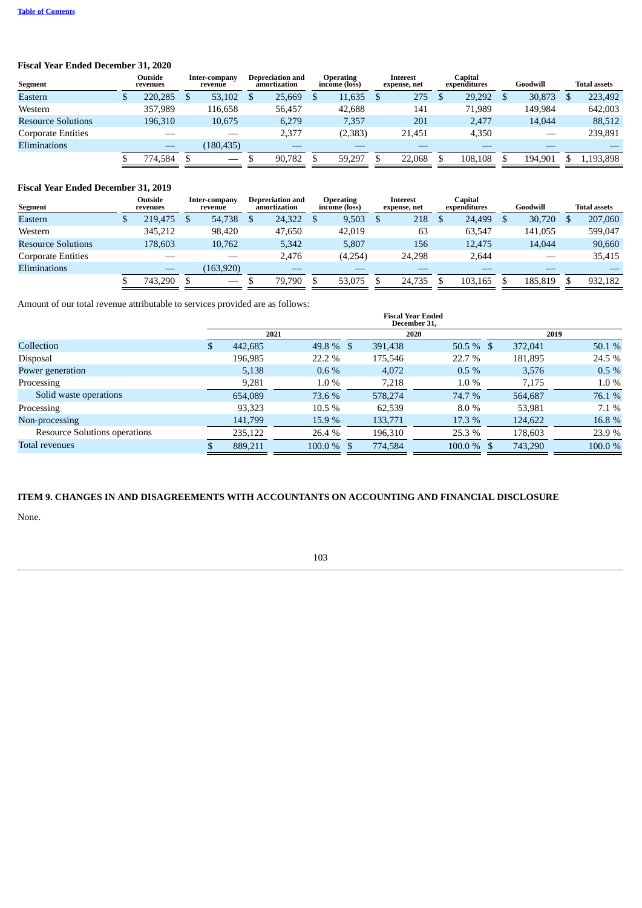**Fiscal Year Ended December 31, 2020**

| Segment | Outside revenues | Inter-company revenue | Depreciation and amortization | Operating income (loss) | Interest expense, net | Capital expenditures | Goodwill | Total assets |
|---|---|---|---|---|---|---|---|---|
| Eastern | $ 220,285 | $ 53,102 | $ 25,669 | $ 11,635 | $ 275 | $ 29,292 | $ 30,873 | $ 223,492 |
| Western | 357,989 | 116,658 | 56,457 | 42,688 | 141 | 71,989 | 149,984 | 642,003 |
| Resource Solutions | 196,310 | 10,675 | 6,279 | 7,357 | 201 | 2,477 | 14,044 | 88,512 |
| Corporate Entities | — | — | 2,377 | (2,383) | 21,451 | 4,350 | — | 239,891 |
| Eliminations | — | (180,435) | — | — | — | — | — | — |
| | $ 774,584 | $ — | $ 90,782 | $ 59,297 | $ 22,068 | $ 108,108 | $ 194,901 | $ 1,193,898 |

**Fiscal Year Ended December 31, 2019**

| Segment | Outside revenues | Inter-company revenue | Depreciation and amortization | Operating income (loss) | Interest expense, net | Capital expenditures | Goodwill | Total assets |
|---|---|---|---|---|---|---|---|---|
| Eastern | $ 219,475 | $ 54,738 | $ 24,322 | $ 9,503 | $ 218 | $ 24,499 | $ 30,720 | $ 207,060 |
| Western | 345,212 | 98,420 | 47,650 | 42,019 | 63 | 63,547 | 141,055 | 599,047 |
| Resource Solutions | 178,603 | 10,762 | 5,342 | 5,807 | 156 | 12,475 | 14,044 | 90,660 |
| Corporate Entities | — | — | 2,476 | (4,254) | 24,298 | 2,644 | — | 35,415 |
| Eliminations | — | (163,920) | — | — | — | — | — | — |
| | $ 743,290 | $ — | $ 79,790 | $ 53,075 | $ 24,735 | $ 103,165 | $ 185,819 | $ 932,182 |

Amount of our total revenue attributable to services provided are as follows:

| | Fiscal Year Ended December 31, | | | | | |
|---|---|---|---|---|---|---|
| | 2021 | | 2020 | | 2019 | |
| Collection | $ 442,685 | 49.8 % | $ 391,438 | 50.5 % | $ 372,041 | 50.1 % |
| Disposal | 196,985 | 22.2 % | 175,546 | 22.7 % | 181,895 | 24.5 % |
| Power generation | 5,138 | 0.6 % | 4,072 | 0.5 % | 3,576 | 0.5 % |
| Processing | 9,281 | 1.0 % | 7,218 | 1.0 % | 7,175 | 1.0 % |
| Solid waste operations | 654,089 | 73.6 % | 578,274 | 74.7 % | 564,687 | 76.1 % |
| Processing | 93,323 | 10.5 % | 62,539 | 8.0 % | 53,981 | 7.1 % |
| Non-processing | 141,799 | 15.9 % | 133,771 | 17.3 % | 124,622 | 16.8 % |
| Resource Solutions operations | 235,122 | 26.4 % | 196,310 | 25.3 % | 178,603 | 23.9 % |
| Total revenues | $ 889,211 | 100.0 % | $ 774,584 | 100.0 % | $ 743,290 | 100.0 % |

## ITEM 9. CHANGES IN AND DISAGREEMENTS WITH ACCOUNTANTS ON ACCOUNTING AND FINANCIAL DISCLOSURE

None.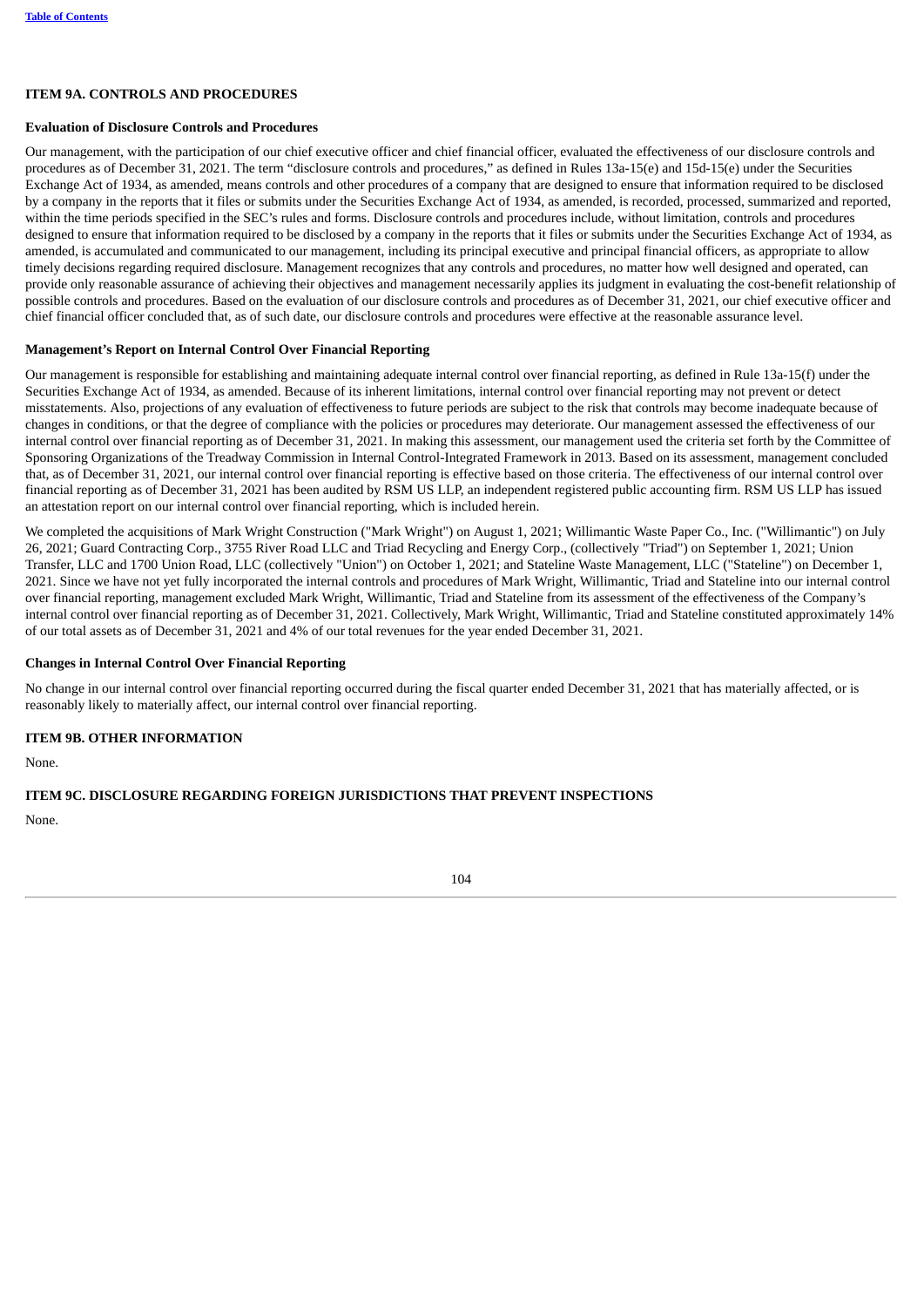## ITEM 9A. CONTROLS AND PROCEDURES

### Evaluation of Disclosure Controls and Procedures

Our management, with the participation of our chief executive officer and chief financial officer, evaluated the effectiveness of our disclosure controls and procedures as of December 31, 2021. The term "disclosure controls and procedures," as defined in Rules 13a-15(e) and 15d-15(e) under the Securities Exchange Act of 1934, as amended, means controls and other procedures of a company that are designed to ensure that information required to be disclosed by a company in the reports that it files or submits under the Securities Exchange Act of 1934, as amended, is recorded, processed, summarized and reported, within the time periods specified in the SEC's rules and forms. Disclosure controls and procedures include, without limitation, controls and procedures designed to ensure that information required to be disclosed by a company in the reports that it files or submits under the Securities Exchange Act of 1934, as amended, is accumulated and communicated to our management, including its principal executive and principal financial officers, as appropriate to allow timely decisions regarding required disclosure. Management recognizes that any controls and procedures, no matter how well designed and operated, can provide only reasonable assurance of achieving their objectives and management necessarily applies its judgment in evaluating the cost-benefit relationship of possible controls and procedures. Based on the evaluation of our disclosure controls and procedures as of December 31, 2021, our chief executive officer and chief financial officer concluded that, as of such date, our disclosure controls and procedures were effective at the reasonable assurance level.

### Management's Report on Internal Control Over Financial Reporting

Our management is responsible for establishing and maintaining adequate internal control over financial reporting, as defined in Rule 13a-15(f) under the Securities Exchange Act of 1934, as amended. Because of its inherent limitations, internal control over financial reporting may not prevent or detect misstatements. Also, projections of any evaluation of effectiveness to future periods are subject to the risk that controls may become inadequate because of changes in conditions, or that the degree of compliance with the policies or procedures may deteriorate. Our management assessed the effectiveness of our internal control over financial reporting as of December 31, 2021. In making this assessment, our management used the criteria set forth by the Committee of Sponsoring Organizations of the Treadway Commission in Internal Control-Integrated Framework in 2013. Based on its assessment, management concluded that, as of December 31, 2021, our internal control over financial reporting is effective based on those criteria. The effectiveness of our internal control over financial reporting as of December 31, 2021 has been audited by RSM US LLP, an independent registered public accounting firm. RSM US LLP has issued an attestation report on our internal control over financial reporting, which is included herein.

We completed the acquisitions of Mark Wright Construction ("Mark Wright") on August 1, 2021; Willimantic Waste Paper Co., Inc. ("Willimantic") on July 26, 2021; Guard Contracting Corp., 3755 River Road LLC and Triad Recycling and Energy Corp., (collectively "Triad") on September 1, 2021; Union Transfer, LLC and 1700 Union Road, LLC (collectively "Union") on October 1, 2021; and Stateline Waste Management, LLC ("Stateline") on December 1, 2021. Since we have not yet fully incorporated the internal controls and procedures of Mark Wright, Willimantic, Triad and Stateline into our internal control over financial reporting, management excluded Mark Wright, Willimantic, Triad and Stateline from its assessment of the effectiveness of the Company's internal control over financial reporting as of December 31, 2021. Collectively, Mark Wright, Willimantic, Triad and Stateline constituted approximately 14% of our total assets as of December 31, 2021 and 4% of our total revenues for the year ended December 31, 2021.

### Changes in Internal Control Over Financial Reporting

No change in our internal control over financial reporting occurred during the fiscal quarter ended December 31, 2021 that has materially affected, or is reasonably likely to materially affect, our internal control over financial reporting.

## ITEM 9B. OTHER INFORMATION

None.

## ITEM 9C. DISCLOSURE REGARDING FOREIGN JURISDICTIONS THAT PREVENT INSPECTIONS

None.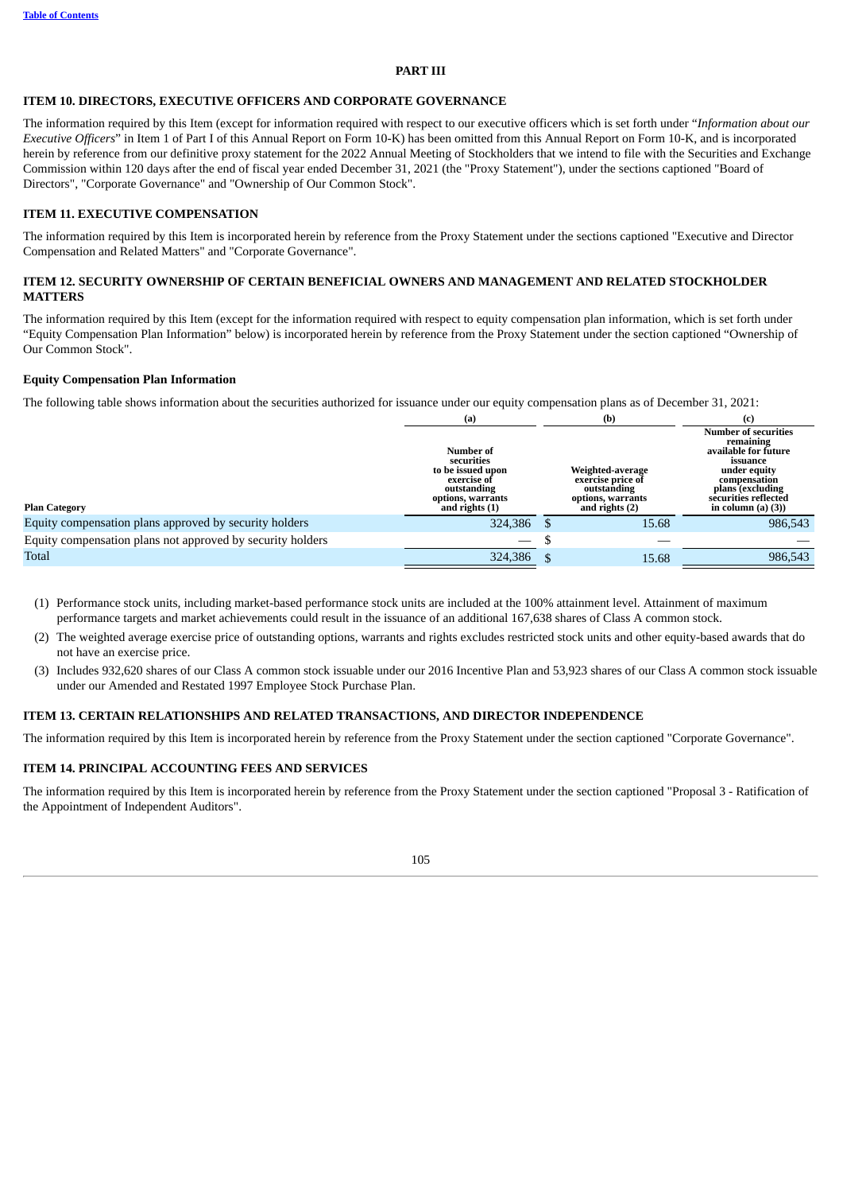## PART III

### ITEM 10. DIRECTORS, EXECUTIVE OFFICERS AND CORPORATE GOVERNANCE

The information required by this Item (except for information required with respect to our executive officers which is set forth under "*Information about our Executive Officers*" in Item 1 of Part I of this Annual Report on Form 10-K) has been omitted from this Annual Report on Form 10-K, and is incorporated herein by reference from our definitive proxy statement for the 2022 Annual Meeting of Stockholders that we intend to file with the Securities and Exchange Commission within 120 days after the end of fiscal year ended December 31, 2021 (the "Proxy Statement"), under the sections captioned "Board of Directors", "Corporate Governance" and "Ownership of Our Common Stock".

### ITEM 11. EXECUTIVE COMPENSATION

The information required by this Item is incorporated herein by reference from the Proxy Statement under the sections captioned "Executive and Director Compensation and Related Matters" and "Corporate Governance".

### ITEM 12. SECURITY OWNERSHIP OF CERTAIN BENEFICIAL OWNERS AND MANAGEMENT AND RELATED STOCKHOLDER MATTERS

The information required by this Item (except for the information required with respect to equity compensation plan information, which is set forth under "Equity Compensation Plan Information" below) is incorporated herein by reference from the Proxy Statement under the section captioned "Ownership of Our Common Stock".

**Equity Compensation Plan Information**

The following table shows information about the securities authorized for issuance under our equity compensation plans as of December 31, 2021:

| | (a) | (b) | (c) |
|---|---|---|---|
| **Plan Category** | **Number of securities to be issued upon exercise of outstanding options, warrants and rights (1)** | **Weighted-average exercise price of outstanding options, warrants and rights (2)** | **Number of securities remaining available for future issuance under equity compensation plans (excluding securities reflected in column (a) (3))** |
| Equity compensation plans approved by security holders | 324,386 | $ 15.68 | 986,543 |
| Equity compensation plans not approved by security holders | — | $ — | — |
| Total | 324,386 | $ 15.68 | 986,543 |

(1) Performance stock units, including market-based performance stock units are included at the 100% attainment level. Attainment of maximum performance targets and market achievements could result in the issuance of an additional 167,638 shares of Class A common stock.

(2) The weighted average exercise price of outstanding options, warrants and rights excludes restricted stock units and other equity-based awards that do not have an exercise price.

(3) Includes 932,620 shares of our Class A common stock issuable under our 2016 Incentive Plan and 53,923 shares of our Class A common stock issuable under our Amended and Restated 1997 Employee Stock Purchase Plan.

### ITEM 13. CERTAIN RELATIONSHIPS AND RELATED TRANSACTIONS, AND DIRECTOR INDEPENDENCE

The information required by this Item is incorporated herein by reference from the Proxy Statement under the section captioned "Corporate Governance".

### ITEM 14. PRINCIPAL ACCOUNTING FEES AND SERVICES

The information required by this Item is incorporated herein by reference from the Proxy Statement under the section captioned "Proposal 3 - Ratification of the Appointment of Independent Auditors".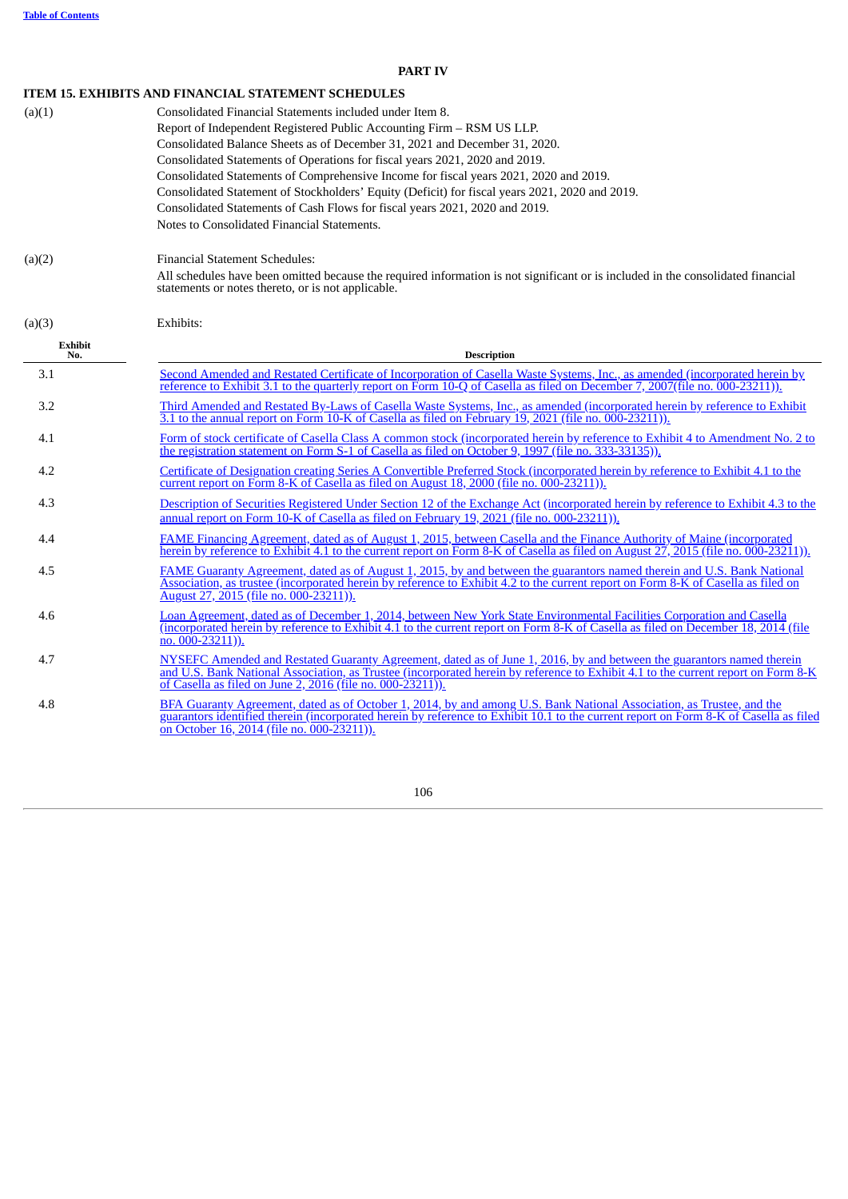# PART IV

## ITEM 15. EXHIBITS AND FINANCIAL STATEMENT SCHEDULES

(a)(1) Consolidated Financial Statements included under Item 8.

Report of Independent Registered Public Accounting Firm – RSM US LLP.

Consolidated Balance Sheets as of December 31, 2021 and December 31, 2020.

Consolidated Statements of Operations for fiscal years 2021, 2020 and 2019.

Consolidated Statements of Comprehensive Income for fiscal years 2021, 2020 and 2019.

Consolidated Statement of Stockholders' Equity (Deficit) for fiscal years 2021, 2020 and 2019.

Consolidated Statements of Cash Flows for fiscal years 2021, 2020 and 2019.

Notes to Consolidated Financial Statements.

(a)(2) Financial Statement Schedules:

All schedules have been omitted because the required information is not significant or is included in the consolidated financial statements or notes thereto, or is not applicable.

(a)(3) Exhibits:

| Exhibit No. | Description |
|---|---|
| 3.1 | Second Amended and Restated Certificate of Incorporation of Casella Waste Systems, Inc., as amended (incorporated herein by reference to Exhibit 3.1 to the quarterly report on Form 10-Q of Casella as filed on December 7, 2007(file no. 000-23211)). |
| 3.2 | Third Amended and Restated By-Laws of Casella Waste Systems, Inc., as amended (incorporated herein by reference to Exhibit 3.1 to the annual report on Form 10-K of Casella as filed on February 19, 2021 (file no. 000-23211)). |
| 4.1 | Form of stock certificate of Casella Class A common stock (incorporated herein by reference to Exhibit 4 to Amendment No. 2 to the registration statement on Form S-1 of Casella as filed on October 9, 1997 (file no. 333-33135)). |
| 4.2 | Certificate of Designation creating Series A Convertible Preferred Stock (incorporated herein by reference to Exhibit 4.1 to the current report on Form 8-K of Casella as filed on August 18, 2000 (file no. 000-23211)). |
| 4.3 | Description of Securities Registered Under Section 12 of the Exchange Act (incorporated herein by reference to Exhibit 4.3 to the annual report on Form 10-K of Casella as filed on February 19, 2021 (file no. 000-23211)). |
| 4.4 | FAME Financing Agreement, dated as of August 1, 2015, between Casella and the Finance Authority of Maine (incorporated herein by reference to Exhibit 4.1 to the current report on Form 8-K of Casella as filed on August 27, 2015 (file no. 000-23211)). |
| 4.5 | FAME Guaranty Agreement, dated as of August 1, 2015, by and between the guarantors named therein and U.S. Bank National Association, as trustee (incorporated herein by reference to Exhibit 4.2 to the current report on Form 8-K of Casella as filed on August 27, 2015 (file no. 000-23211)). |
| 4.6 | Loan Agreement, dated as of December 1, 2014, between New York State Environmental Facilities Corporation and Casella (incorporated herein by reference to Exhibit 4.1 to the current report on Form 8-K of Casella as filed on December 18, 2014 (file no. 000-23211)). |
| 4.7 | NYSEFC Amended and Restated Guaranty Agreement, dated as of June 1, 2016, by and between the guarantors named therein and U.S. Bank National Association, as Trustee (incorporated herein by reference to Exhibit 4.1 to the current report on Form 8-K of Casella as filed on June 2, 2016 (file no. 000-23211)). |
| 4.8 | BFA Guaranty Agreement, dated as of October 1, 2014, by and among U.S. Bank National Association, as Trustee, and the guarantors identified therein (incorporated herein by reference to Exhibit 10.1 to the current report on Form 8-K of Casella as filed on October 16, 2014 (file no. 000-23211)). |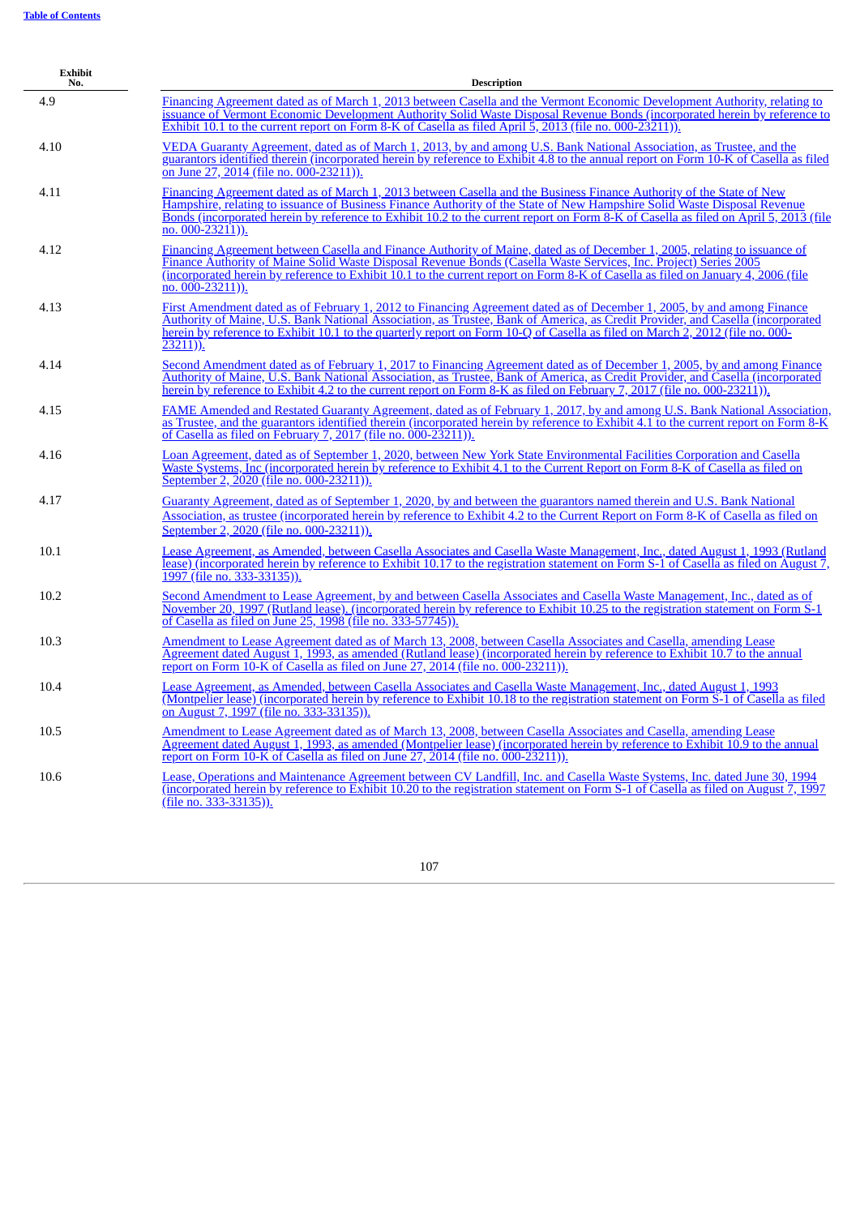| Exhibit No. | Description |
|---|---|
| 4.9 | Financing Agreement dated as of March 1, 2013 between Casella and the Vermont Economic Development Authority, relating to issuance of Vermont Economic Development Authority Solid Waste Disposal Revenue Bonds (incorporated herein by reference to Exhibit 10.1 to the current report on Form 8-K of Casella as filed April 5, 2013 (file no. 000-23211)). |
| 4.10 | VEDA Guaranty Agreement, dated as of March 1, 2013, by and among U.S. Bank National Association, as Trustee, and the guarantors identified therein (incorporated herein by reference to Exhibit 4.8 to the annual report on Form 10-K of Casella as filed on June 27, 2014 (file no. 000-23211)). |
| 4.11 | Financing Agreement dated as of March 1, 2013 between Casella and the Business Finance Authority of the State of New Hampshire, relating to issuance of Business Finance Authority of the State of New Hampshire Solid Waste Disposal Revenue Bonds (incorporated herein by reference to Exhibit 10.2 to the current report on Form 8-K of Casella as filed on April 5, 2013 (file no. 000-23211)). |
| 4.12 | Financing Agreement between Casella and Finance Authority of Maine, dated as of December 1, 2005, relating to issuance of Finance Authority of Maine Solid Waste Disposal Revenue Bonds (Casella Waste Services, Inc. Project) Series 2005 (incorporated herein by reference to Exhibit 10.1 to the current report on Form 8-K of Casella as filed on January 4, 2006 (file no. 000-23211)). |
| 4.13 | First Amendment dated as of February 1, 2012 to Financing Agreement dated as of December 1, 2005, by and among Finance Authority of Maine, U.S. Bank National Association, as Trustee, Bank of America, as Credit Provider, and Casella (incorporated herein by reference to Exhibit 10.1 to the quarterly report on Form 10-Q of Casella as filed on March 2, 2012 (file no. 000-23211)). |
| 4.14 | Second Amendment dated as of February 1, 2017 to Financing Agreement dated as of December 1, 2005, by and among Finance Authority of Maine, U.S. Bank National Association, as Trustee, Bank of America, as Credit Provider, and Casella (incorporated herein by reference to Exhibit 4.2 to the current report on Form 8-K as filed on February 7, 2017 (file no. 000-23211)). |
| 4.15 | FAME Amended and Restated Guaranty Agreement, dated as of February 1, 2017, by and among U.S. Bank National Association, as Trustee, and the guarantors identified therein (incorporated herein by reference to Exhibit 4.1 to the current report on Form 8-K of Casella as filed on February 7, 2017 (file no. 000-23211)). |
| 4.16 | Loan Agreement, dated as of September 1, 2020, between New York State Environmental Facilities Corporation and Casella Waste Systems, Inc (incorporated herein by reference to Exhibit 4.1 to the Current Report on Form 8-K of Casella as filed on September 2, 2020 (file no. 000-23211)). |
| 4.17 | Guaranty Agreement, dated as of September 1, 2020, by and between the guarantors named therein and U.S. Bank National Association, as trustee (incorporated herein by reference to Exhibit 4.2 to the Current Report on Form 8-K of Casella as filed on September 2, 2020 (file no. 000-23211)). |
| 10.1 | Lease Agreement, as Amended, between Casella Associates and Casella Waste Management, Inc., dated August 1, 1993 (Rutland lease) (incorporated herein by reference to Exhibit 10.17 to the registration statement on Form S-1 of Casella as filed on August 7, 1997 (file no. 333-33135)). |
| 10.2 | Second Amendment to Lease Agreement, by and between Casella Associates and Casella Waste Management, Inc., dated as of November 20, 1997 (Rutland lease). (incorporated herein by reference to Exhibit 10.25 to the registration statement on Form S-1 of Casella as filed on June 25, 1998 (file no. 333-57745)). |
| 10.3 | Amendment to Lease Agreement dated as of March 13, 2008, between Casella Associates and Casella, amending Lease Agreement dated August 1, 1993, as amended (Rutland lease) (incorporated herein by reference to Exhibit 10.7 to the annual report on Form 10-K of Casella as filed on June 27, 2014 (file no. 000-23211)). |
| 10.4 | Lease Agreement, as Amended, between Casella Associates and Casella Waste Management, Inc., dated August 1, 1993 (Montpelier lease) (incorporated herein by reference to Exhibit 10.18 to the registration statement on Form S-1 of Casella as filed on August 7, 1997 (file no. 333-33135)). |
| 10.5 | Amendment to Lease Agreement dated as of March 13, 2008, between Casella Associates and Casella, amending Lease Agreement dated August 1, 1993, as amended (Montpelier lease) (incorporated herein by reference to Exhibit 10.9 to the annual report on Form 10-K of Casella as filed on June 27, 2014 (file no. 000-23211)). |
| 10.6 | Lease, Operations and Maintenance Agreement between CV Landfill, Inc. and Casella Waste Systems, Inc. dated June 30, 1994 (incorporated herein by reference to Exhibit 10.20 to the registration statement on Form S-1 of Casella as filed on August 7, 1997 (file no. 333-33135)). |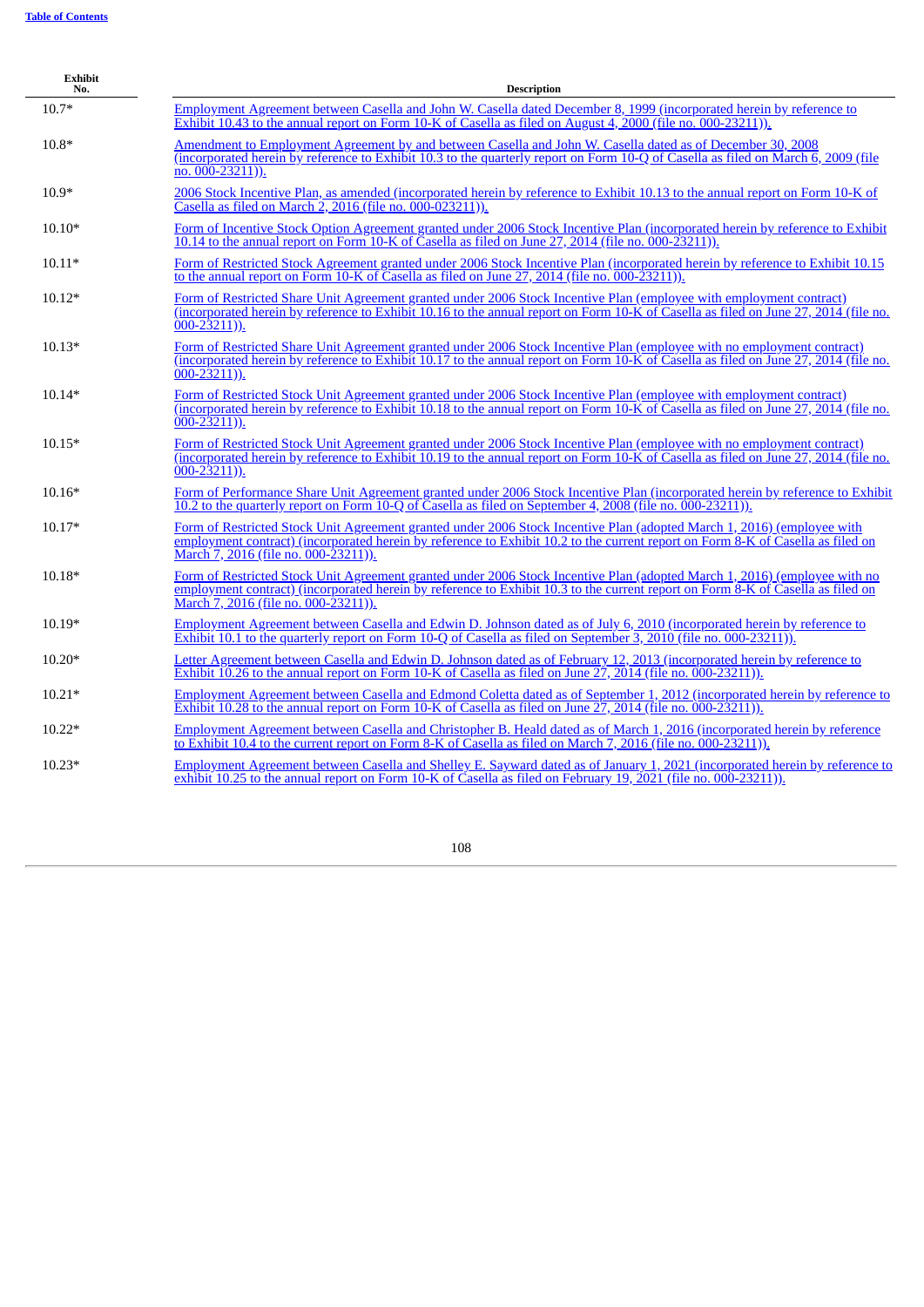| Exhibit No. | Description |
|---|---|
| 10.7* | Employment Agreement between Casella and John W. Casella dated December 8, 1999 (incorporated herein by reference to Exhibit 10.43 to the annual report on Form 10-K of Casella as filed on August 4, 2000 (file no. 000-23211)). |
| 10.8* | Amendment to Employment Agreement by and between Casella and John W. Casella dated as of December 30, 2008 (incorporated herein by reference to Exhibit 10.3 to the quarterly report on Form 10-Q of Casella as filed on March 6, 2009 (file no. 000-23211)). |
| 10.9* | 2006 Stock Incentive Plan, as amended (incorporated herein by reference to Exhibit 10.13 to the annual report on Form 10-K of Casella as filed on March 2, 2016 (file no. 000-023211)). |
| 10.10* | Form of Incentive Stock Option Agreement granted under 2006 Stock Incentive Plan (incorporated herein by reference to Exhibit 10.14 to the annual report on Form 10-K of Casella as filed on June 27, 2014 (file no. 000-23211)). |
| 10.11* | Form of Restricted Stock Agreement granted under 2006 Stock Incentive Plan (incorporated herein by reference to Exhibit 10.15 to the annual report on Form 10-K of Casella as filed on June 27, 2014 (file no. 000-23211)). |
| 10.12* | Form of Restricted Share Unit Agreement granted under 2006 Stock Incentive Plan (employee with employment contract) (incorporated herein by reference to Exhibit 10.16 to the annual report on Form 10-K of Casella as filed on June 27, 2014 (file no. 000-23211)). |
| 10.13* | Form of Restricted Share Unit Agreement granted under 2006 Stock Incentive Plan (employee with no employment contract) (incorporated herein by reference to Exhibit 10.17 to the annual report on Form 10-K of Casella as filed on June 27, 2014 (file no. 000-23211)). |
| 10.14* | Form of Restricted Stock Unit Agreement granted under 2006 Stock Incentive Plan (employee with employment contract) (incorporated herein by reference to Exhibit 10.18 to the annual report on Form 10-K of Casella as filed on June 27, 2014 (file no. 000-23211)). |
| 10.15* | Form of Restricted Stock Unit Agreement granted under 2006 Stock Incentive Plan (employee with no employment contract) (incorporated herein by reference to Exhibit 10.19 to the annual report on Form 10-K of Casella as filed on June 27, 2014 (file no. 000-23211)). |
| 10.16* | Form of Performance Share Unit Agreement granted under 2006 Stock Incentive Plan (incorporated herein by reference to Exhibit 10.2 to the quarterly report on Form 10-Q of Casella as filed on September 4, 2008 (file no. 000-23211)). |
| 10.17* | Form of Restricted Stock Unit Agreement granted under 2006 Stock Incentive Plan (adopted March 1, 2016) (employee with employment contract) (incorporated herein by reference to Exhibit 10.2 to the current report on Form 8-K of Casella as filed on March 7, 2016 (file no. 000-23211)). |
| 10.18* | Form of Restricted Stock Unit Agreement granted under 2006 Stock Incentive Plan (adopted March 1, 2016) (employee with no employment contract) (incorporated herein by reference to Exhibit 10.3 to the current report on Form 8-K of Casella as filed on March 7, 2016 (file no. 000-23211)). |
| 10.19* | Employment Agreement between Casella and Edwin D. Johnson dated as of July 6, 2010 (incorporated herein by reference to Exhibit 10.1 to the quarterly report on Form 10-Q of Casella as filed on September 3, 2010 (file no. 000-23211)). |
| 10.20* | Letter Agreement between Casella and Edwin D. Johnson dated as of February 12, 2013 (incorporated herein by reference to Exhibit 10.26 to the annual report on Form 10-K of Casella as filed on June 27, 2014 (file no. 000-23211)). |
| 10.21* | Employment Agreement between Casella and Edmond Coletta dated as of September 1, 2012 (incorporated herein by reference to Exhibit 10.28 to the annual report on Form 10-K of Casella as filed on June 27, 2014 (file no. 000-23211)). |
| 10.22* | Employment Agreement between Casella and Christopher B. Heald dated as of March 1, 2016 (incorporated herein by reference to Exhibit 10.4 to the current report on Form 8-K of Casella as filed on March 7, 2016 (file no. 000-23211)). |
| 10.23* | Employment Agreement between Casella and Shelley E. Sayward dated as of January 1, 2021 (incorporated herein by reference to exhibit 10.25 to the annual report on Form 10-K of Casella as filed on February 19, 2021 (file no. 000-23211)). |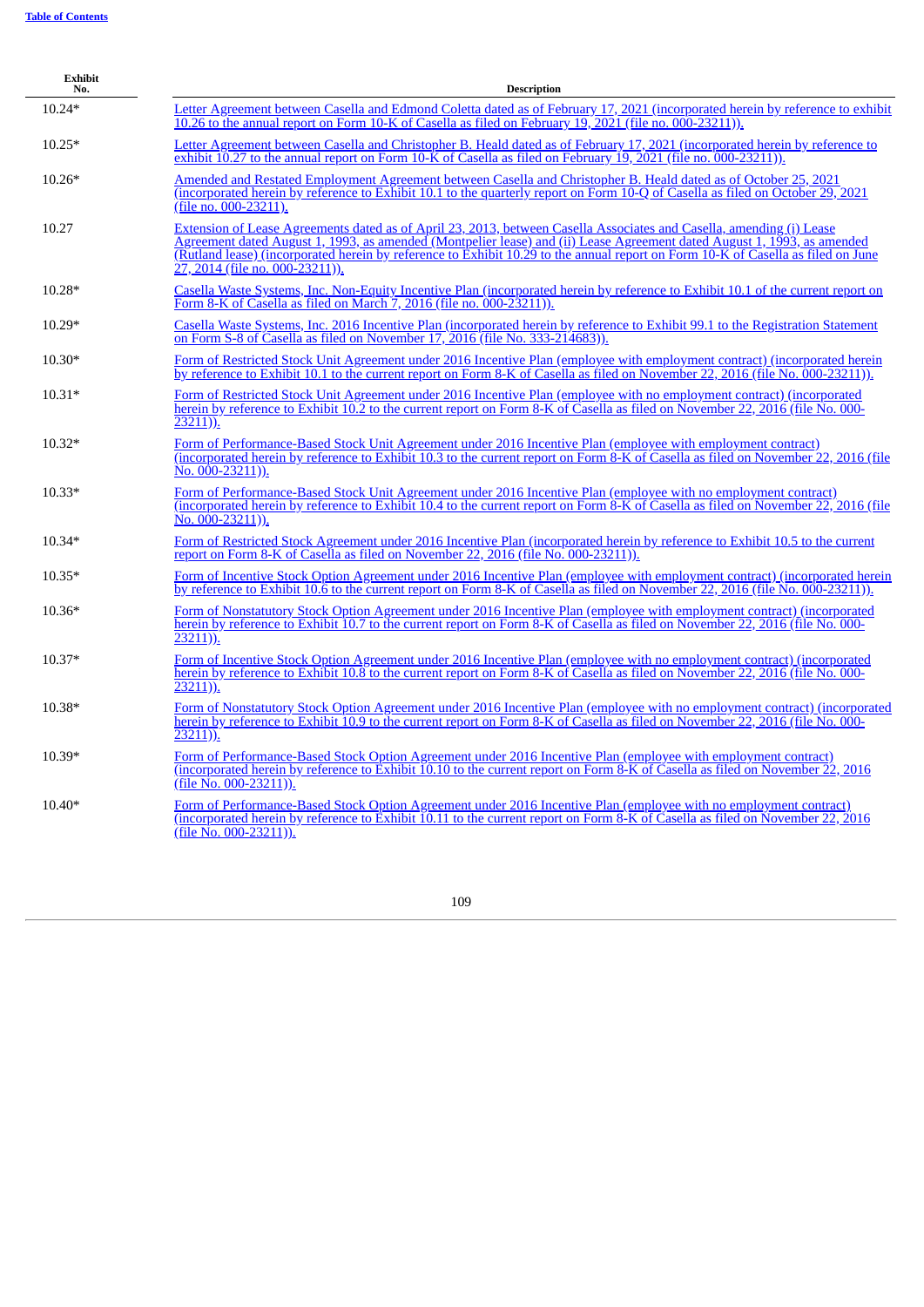| Exhibit No. | Description |
|---|---|
| 10.24* | Letter Agreement between Casella and Edmond Coletta dated as of February 17, 2021 (incorporated herein by reference to exhibit 10.26 to the annual report on Form 10-K of Casella as filed on February 19, 2021 (file no. 000-23211)). |
| 10.25* | Letter Agreement between Casella and Christopher B. Heald dated as of February 17, 2021 (incorporated herein by reference to exhibit 10.27 to the annual report on Form 10-K of Casella as filed on February 19, 2021 (file no. 000-23211)). |
| 10.26* | Amended and Restated Employment Agreement between Casella and Christopher B. Heald dated as of October 25, 2021 (incorporated herein by reference to Exhibit 10.1 to the quarterly report on Form 10-Q of Casella as filed on October 29, 2021 (file no. 000-23211). |
| 10.27 | Extension of Lease Agreements dated as of April 23, 2013, between Casella Associates and Casella, amending (i) Lease Agreement dated August 1, 1993, as amended (Montpelier lease) and (ii) Lease Agreement dated August 1, 1993, as amended (Rutland lease) (incorporated herein by reference to Exhibit 10.29 to the annual report on Form 10-K of Casella as filed on June 27, 2014 (file no. 000-23211)). |
| 10.28* | Casella Waste Systems, Inc. Non-Equity Incentive Plan (incorporated herein by reference to Exhibit 10.1 of the current report on Form 8-K of Casella as filed on March 7, 2016 (file no. 000-23211)). |
| 10.29* | Casella Waste Systems, Inc. 2016 Incentive Plan (incorporated herein by reference to Exhibit 99.1 to the Registration Statement on Form S-8 of Casella as filed on November 17, 2016 (file No. 333-214683)). |
| 10.30* | Form of Restricted Stock Unit Agreement under 2016 Incentive Plan (employee with employment contract) (incorporated herein by reference to Exhibit 10.1 to the current report on Form 8-K of Casella as filed on November 22, 2016 (file No. 000-23211)). |
| 10.31* | Form of Restricted Stock Unit Agreement under 2016 Incentive Plan (employee with no employment contract) (incorporated herein by reference to Exhibit 10.2 to the current report on Form 8-K of Casella as filed on November 22, 2016 (file No. 000-23211)). |
| 10.32* | Form of Performance-Based Stock Unit Agreement under 2016 Incentive Plan (employee with employment contract) (incorporated herein by reference to Exhibit 10.3 to the current report on Form 8-K of Casella as filed on November 22, 2016 (file No. 000-23211)). |
| 10.33* | Form of Performance-Based Stock Unit Agreement under 2016 Incentive Plan (employee with no employment contract) (incorporated herein by reference to Exhibit 10.4 to the current report on Form 8-K of Casella as filed on November 22, 2016 (file No. 000-23211)). |
| 10.34* | Form of Restricted Stock Agreement under 2016 Incentive Plan (incorporated herein by reference to Exhibit 10.5 to the current report on Form 8-K of Casella as filed on November 22, 2016 (file No. 000-23211)). |
| 10.35* | Form of Incentive Stock Option Agreement under 2016 Incentive Plan (employee with employment contract) (incorporated herein by reference to Exhibit 10.6 to the current report on Form 8-K of Casella as filed on November 22, 2016 (file No. 000-23211)). |
| 10.36* | Form of Nonstatutory Stock Option Agreement under 2016 Incentive Plan (employee with employment contract) (incorporated herein by reference to Exhibit 10.7 to the current report on Form 8-K of Casella as filed on November 22, 2016 (file No. 000-23211)). |
| 10.37* | Form of Incentive Stock Option Agreement under 2016 Incentive Plan (employee with no employment contract) (incorporated herein by reference to Exhibit 10.8 to the current report on Form 8-K of Casella as filed on November 22, 2016 (file No. 000-23211)). |
| 10.38* | Form of Nonstatutory Stock Option Agreement under 2016 Incentive Plan (employee with no employment contract) (incorporated herein by reference to Exhibit 10.9 to the current report on Form 8-K of Casella as filed on November 22, 2016 (file No. 000-23211)). |
| 10.39* | Form of Performance-Based Stock Option Agreement under 2016 Incentive Plan (employee with employment contract) (incorporated herein by reference to Exhibit 10.10 to the current report on Form 8-K of Casella as filed on November 22, 2016 (file No. 000-23211)). |
| 10.40* | Form of Performance-Based Stock Option Agreement under 2016 Incentive Plan (employee with no employment contract) (incorporated herein by reference to Exhibit 10.11 to the current report on Form 8-K of Casella as filed on November 22, 2016 (file No. 000-23211)). |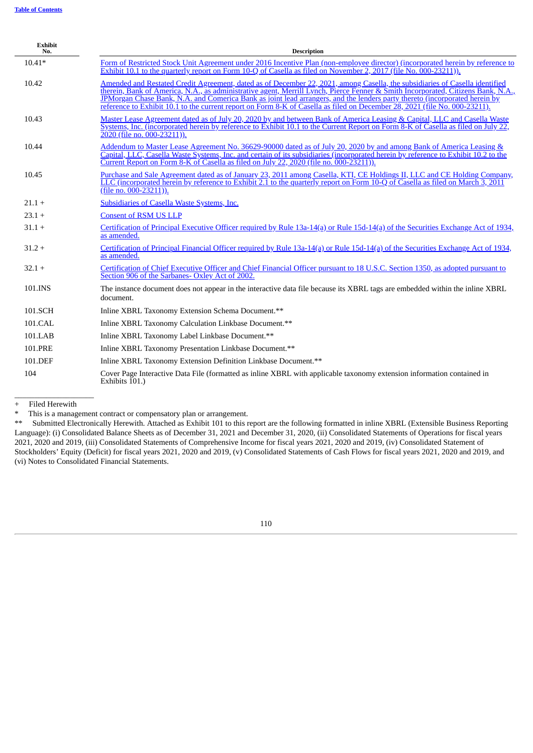| Exhibit No. | Description |
|---|---|
| 10.41* | Form of Restricted Stock Unit Agreement under 2016 Incentive Plan (non-employee director) (incorporated herein by reference to Exhibit 10.1 to the quarterly report on Form 10-Q of Casella as filed on November 2, 2017 (file No. 000-23211)). |
| 10.42 | Amended and Restated Credit Agreement, dated as of December 22, 2021, among Casella, the subsidiaries of Casella identified therein, Bank of America, N.A., as administrative agent, Merrill Lynch, Pierce Fenner & Smith Incorporated, Citizens Bank, N.A., JPMorgan Chase Bank, N.A. and Comerica Bank as joint lead arrangers, and the lenders party thereto (incorporated herein by reference to Exhibit 10.1 to the current report on Form 8-K of Casella as filed on December 28, 2021 (file No. 000-23211). |
| 10.43 | Master Lease Agreement dated as of July 20, 2020 by and between Bank of America Leasing & Capital, LLC and Casella Waste Systems, Inc. (incorporated herein by reference to Exhibit 10.1 to the Current Report on Form 8-K of Casella as filed on July 22, 2020 (file no. 000-23211)). |
| 10.44 | Addendum to Master Lease Agreement No. 36629-90000 dated as of July 20, 2020 by and among Bank of America Leasing & Capital, LLC, Casella Waste Systems, Inc. and certain of its subsidiaries (incorporated herein by reference to Exhibit 10.2 to the Current Report on Form 8-K of Casella as filed on July 22, 2020 (file no. 000-23211)). |
| 10.45 | Purchase and Sale Agreement dated as of January 23, 2011 among Casella, KTI, CE Holdings II, LLC and CE Holding Company, LLC (incorporated herein by reference to Exhibit 2.1 to the quarterly report on Form 10-Q of Casella as filed on March 3, 2011 (file no. 000-23211)). |
| 21.1 + | Subsidiaries of Casella Waste Systems, Inc. |
| 23.1 + | Consent of RSM US LLP |
| 31.1 + | Certification of Principal Executive Officer required by Rule 13a-14(a) or Rule 15d-14(a) of the Securities Exchange Act of 1934, as amended. |
| 31.2 + | Certification of Principal Financial Officer required by Rule 13a-14(a) or Rule 15d-14(a) of the Securities Exchange Act of 1934, as amended. |
| 32.1 + | Certification of Chief Executive Officer and Chief Financial Officer pursuant to 18 U.S.C. Section 1350, as adopted pursuant to Section 906 of the Sarbanes- Oxley Act of 2002. |
| 101.INS | The instance document does not appear in the interactive data file because its XBRL tags are embedded within the inline XBRL document. |
| 101.SCH | Inline XBRL Taxonomy Extension Schema Document.** |
| 101.CAL | Inline XBRL Taxonomy Calculation Linkbase Document.** |
| 101.LAB | Inline XBRL Taxonomy Label Linkbase Document.** |
| 101.PRE | Inline XBRL Taxonomy Presentation Linkbase Document.** |
| 101.DEF | Inline XBRL Taxonomy Extension Definition Linkbase Document.** |
| 104 | Cover Page Interactive Data File (formatted as inline XBRL with applicable taxonomy extension information contained in Exhibits 101.) |

+ Filed Herewith

* This is a management contract or compensatory plan or arrangement.

** Submitted Electronically Herewith. Attached as Exhibit 101 to this report are the following formatted in inline XBRL (Extensible Business Reporting Language): (i) Consolidated Balance Sheets as of December 31, 2021 and December 31, 2020, (ii) Consolidated Statements of Operations for fiscal years 2021, 2020 and 2019, (iii) Consolidated Statements of Comprehensive Income for fiscal years 2021, 2020 and 2019, (iv) Consolidated Statement of Stockholders' Equity (Deficit) for fiscal years 2021, 2020 and 2019, (v) Consolidated Statements of Cash Flows for fiscal years 2021, 2020 and 2019, and (vi) Notes to Consolidated Financial Statements.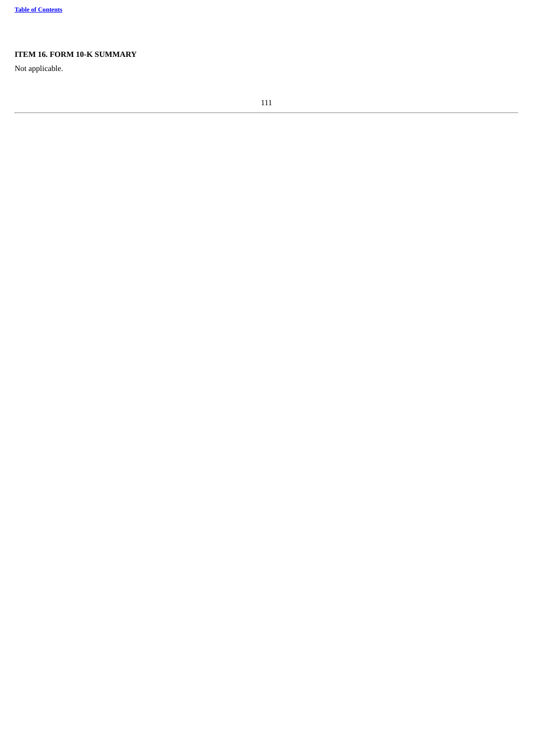### ITEM 16. FORM 10-K SUMMARY

Not applicable.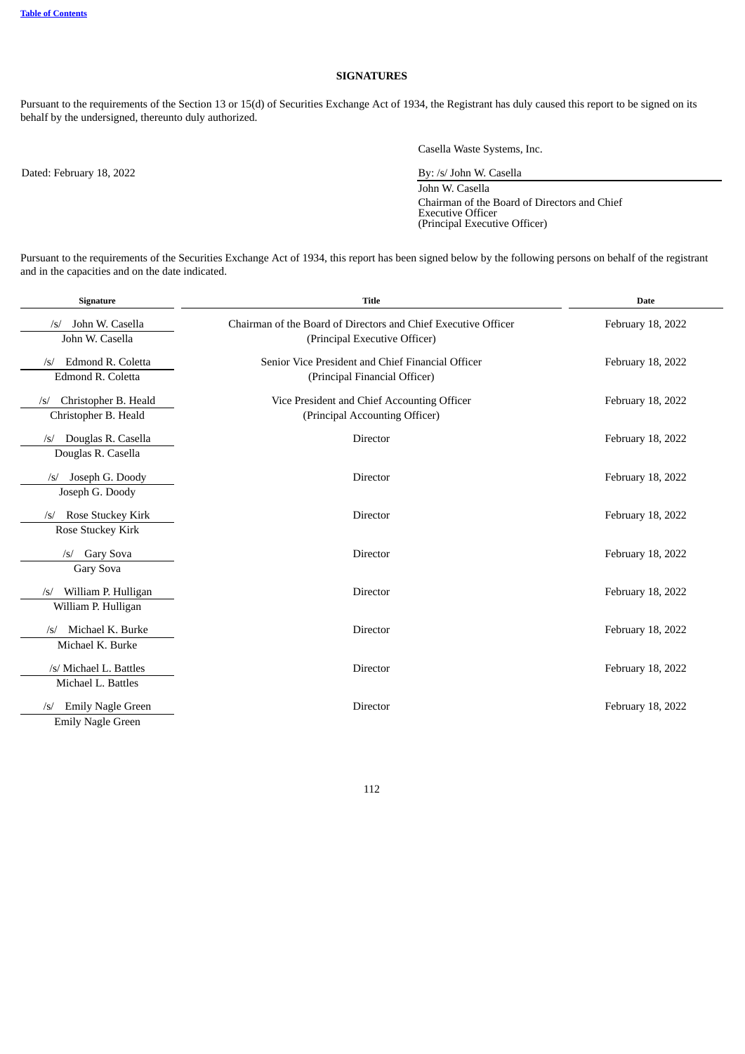[Table of Contents](#)

## SIGNATURES

Pursuant to the requirements of the Section 13 or 15(d) of Securities Exchange Act of 1934, the Registrant has duly caused this report to be signed on its behalf by the undersigned, thereunto duly authorized.

Casella Waste Systems, Inc.

Dated: February 18, 2022

By: /s/ John W. Casella
John W. Casella
Chairman of the Board of Directors and Chief Executive Officer
(Principal Executive Officer)

Pursuant to the requirements of the Securities Exchange Act of 1934, this report has been signed below by the following persons on behalf of the registrant and in the capacities and on the date indicated.

| Signature | Title | Date |
|---|---|---|
| /s/ John W. Casella<br>John W. Casella | Chairman of the Board of Directors and Chief Executive Officer<br>(Principal Executive Officer) | February 18, 2022 |
| /s/ Edmond R. Coletta<br>Edmond R. Coletta | Senior Vice President and Chief Financial Officer<br>(Principal Financial Officer) | February 18, 2022 |
| /s/ Christopher B. Heald<br>Christopher B. Heald | Vice President and Chief Accounting Officer<br>(Principal Accounting Officer) | February 18, 2022 |
| /s/ Douglas R. Casella<br>Douglas R. Casella | Director | February 18, 2022 |
| /s/ Joseph G. Doody<br>Joseph G. Doody | Director | February 18, 2022 |
| /s/ Rose Stuckey Kirk<br>Rose Stuckey Kirk | Director | February 18, 2022 |
| /s/ Gary Sova<br>Gary Sova | Director | February 18, 2022 |
| /s/ William P. Hulligan<br>William P. Hulligan | Director | February 18, 2022 |
| /s/ Michael K. Burke<br>Michael K. Burke | Director | February 18, 2022 |
| /s/ Michael L. Battles<br>Michael L. Battles | Director | February 18, 2022 |
| /s/ Emily Nagle Green<br>Emily Nagle Green | Director | February 18, 2022 |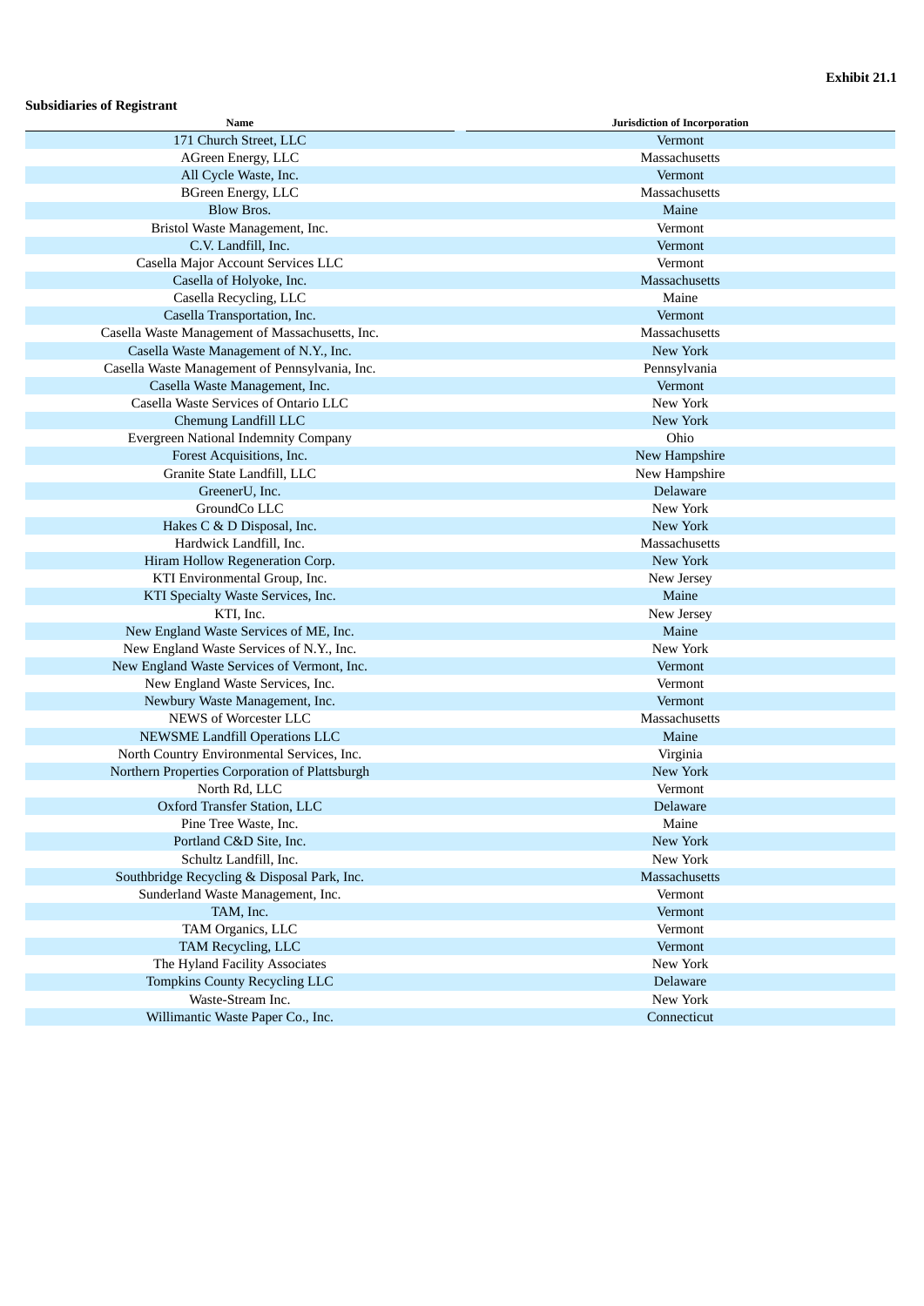**Exhibit 21.1**

**Subsidiaries of Registrant**

| Name | Jurisdiction of Incorporation |
|---|---|
| 171 Church Street, LLC | Vermont |
| AGreen Energy, LLC | Massachusetts |
| All Cycle Waste, Inc. | Vermont |
| BGreen Energy, LLC | Massachusetts |
| Blow Bros. | Maine |
| Bristol Waste Management, Inc. | Vermont |
| C.V. Landfill, Inc. | Vermont |
| Casella Major Account Services LLC | Vermont |
| Casella of Holyoke, Inc. | Massachusetts |
| Casella Recycling, LLC | Maine |
| Casella Transportation, Inc. | Vermont |
| Casella Waste Management of Massachusetts, Inc. | Massachusetts |
| Casella Waste Management of N.Y., Inc. | New York |
| Casella Waste Management of Pennsylvania, Inc. | Pennsylvania |
| Casella Waste Management, Inc. | Vermont |
| Casella Waste Services of Ontario LLC | New York |
| Chemung Landfill LLC | New York |
| Evergreen National Indemnity Company | Ohio |
| Forest Acquisitions, Inc. | New Hampshire |
| Granite State Landfill, LLC | New Hampshire |
| GreenerU, Inc. | Delaware |
| GroundCo LLC | New York |
| Hakes C & D Disposal, Inc. | New York |
| Hardwick Landfill, Inc. | Massachusetts |
| Hiram Hollow Regeneration Corp. | New York |
| KTI Environmental Group, Inc. | New Jersey |
| KTI Specialty Waste Services, Inc. | Maine |
| KTI, Inc. | New Jersey |
| New England Waste Services of ME, Inc. | Maine |
| New England Waste Services of N.Y., Inc. | New York |
| New England Waste Services of Vermont, Inc. | Vermont |
| New England Waste Services, Inc. | Vermont |
| Newbury Waste Management, Inc. | Vermont |
| NEWS of Worcester LLC | Massachusetts |
| NEWSME Landfill Operations LLC | Maine |
| North Country Environmental Services, Inc. | Virginia |
| Northern Properties Corporation of Plattsburgh | New York |
| North Rd, LLC | Vermont |
| Oxford Transfer Station, LLC | Delaware |
| Pine Tree Waste, Inc. | Maine |
| Portland C&D Site, Inc. | New York |
| Schultz Landfill, Inc. | New York |
| Southbridge Recycling & Disposal Park, Inc. | Massachusetts |
| Sunderland Waste Management, Inc. | Vermont |
| TAM, Inc. | Vermont |
| TAM Organics, LLC | Vermont |
| TAM Recycling, LLC | Vermont |
| The Hyland Facility Associates | New York |
| Tompkins County Recycling LLC | Delaware |
| Waste-Stream Inc. | New York |
| Willimantic Waste Paper Co., Inc. | Connecticut |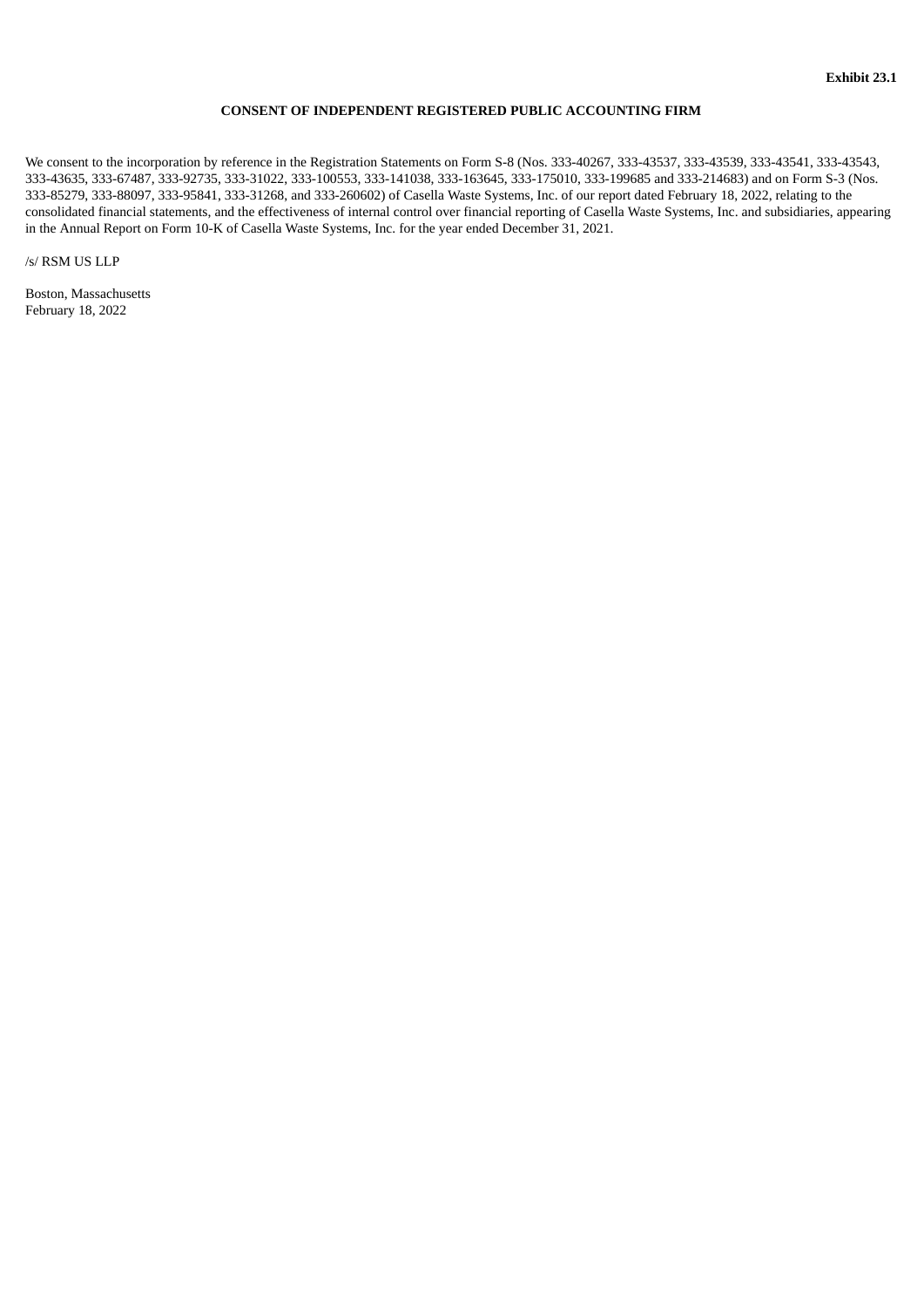**Exhibit 23.1**

**CONSENT OF INDEPENDENT REGISTERED PUBLIC ACCOUNTING FIRM**

We consent to the incorporation by reference in the Registration Statements on Form S-8 (Nos. 333-40267, 333-43537, 333-43539, 333-43541, 333-43543, 333-43635, 333-67487, 333-92735, 333-31022, 333-100553, 333-141038, 333-163645, 333-175010, 333-199685 and 333-214683) and on Form S-3 (Nos. 333-85279, 333-88097, 333-95841, 333-31268, and 333-260602) of Casella Waste Systems, Inc. of our report dated February 18, 2022, relating to the consolidated financial statements, and the effectiveness of internal control over financial reporting of Casella Waste Systems, Inc. and subsidiaries, appearing in the Annual Report on Form 10-K of Casella Waste Systems, Inc. for the year ended December 31, 2021.

/s/ RSM US LLP

Boston, Massachusetts
February 18, 2022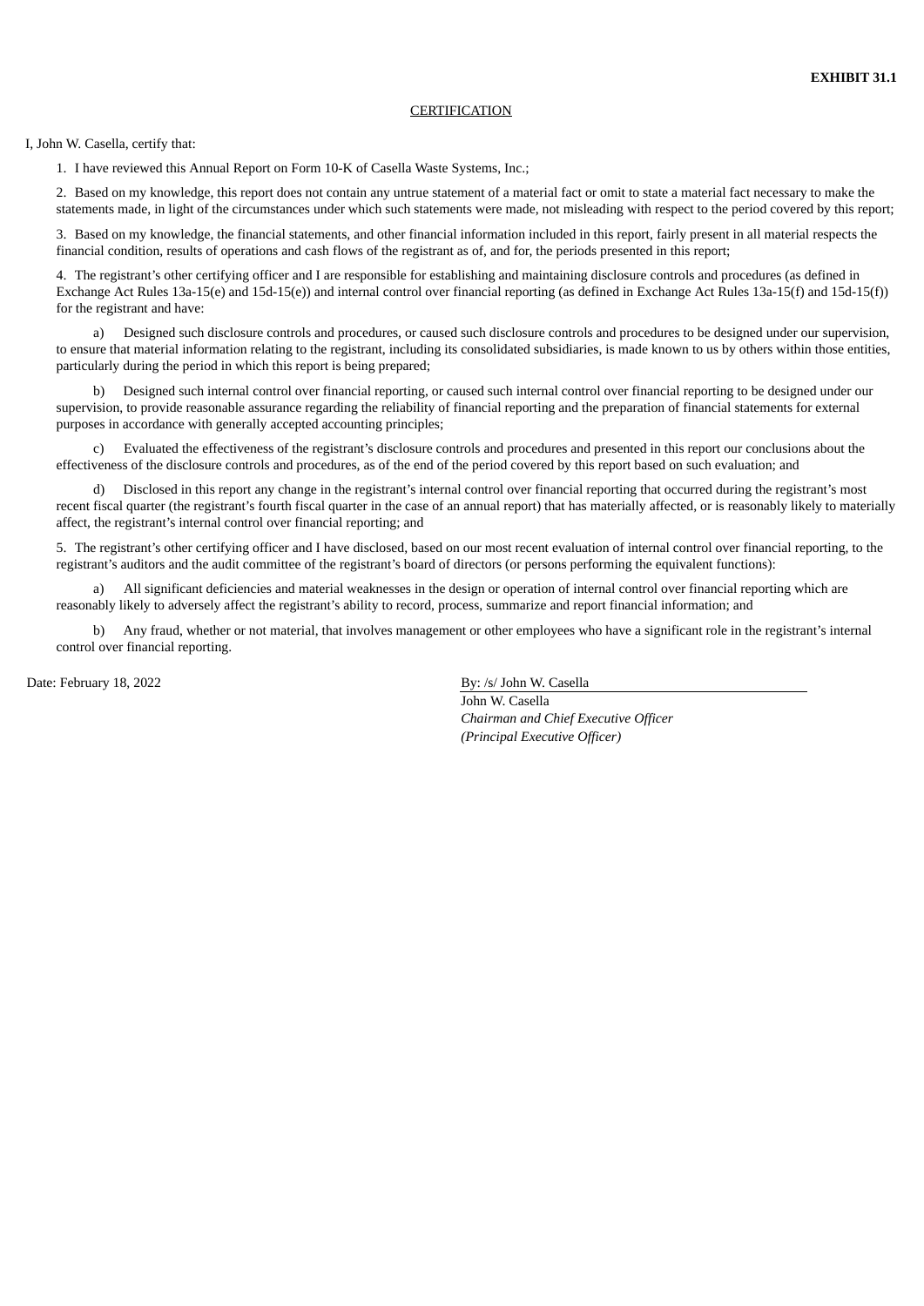**EXHIBIT 31.1**

CERTIFICATION

I, John W. Casella, certify that:

1. I have reviewed this Annual Report on Form 10-K of Casella Waste Systems, Inc.;

2. Based on my knowledge, this report does not contain any untrue statement of a material fact or omit to state a material fact necessary to make the statements made, in light of the circumstances under which such statements were made, not misleading with respect to the period covered by this report;

3. Based on my knowledge, the financial statements, and other financial information included in this report, fairly present in all material respects the financial condition, results of operations and cash flows of the registrant as of, and for, the periods presented in this report;

4. The registrant's other certifying officer and I are responsible for establishing and maintaining disclosure controls and procedures (as defined in Exchange Act Rules 13a-15(e) and 15d-15(e)) and internal control over financial reporting (as defined in Exchange Act Rules 13a-15(f) and 15d-15(f)) for the registrant and have:

a) Designed such disclosure controls and procedures, or caused such disclosure controls and procedures to be designed under our supervision, to ensure that material information relating to the registrant, including its consolidated subsidiaries, is made known to us by others within those entities, particularly during the period in which this report is being prepared;

b) Designed such internal control over financial reporting, or caused such internal control over financial reporting to be designed under our supervision, to provide reasonable assurance regarding the reliability of financial reporting and the preparation of financial statements for external purposes in accordance with generally accepted accounting principles;

c) Evaluated the effectiveness of the registrant's disclosure controls and procedures and presented in this report our conclusions about the effectiveness of the disclosure controls and procedures, as of the end of the period covered by this report based on such evaluation; and

d) Disclosed in this report any change in the registrant's internal control over financial reporting that occurred during the registrant's most recent fiscal quarter (the registrant's fourth fiscal quarter in the case of an annual report) that has materially affected, or is reasonably likely to materially affect, the registrant's internal control over financial reporting; and

5. The registrant's other certifying officer and I have disclosed, based on our most recent evaluation of internal control over financial reporting, to the registrant's auditors and the audit committee of the registrant's board of directors (or persons performing the equivalent functions):

a) All significant deficiencies and material weaknesses in the design or operation of internal control over financial reporting which are reasonably likely to adversely affect the registrant's ability to record, process, summarize and report financial information; and

b) Any fraud, whether or not material, that involves management or other employees who have a significant role in the registrant's internal control over financial reporting.

Date: February 18, 2022

By: /s/ John W. Casella
John W. Casella
*Chairman and Chief Executive Officer*
*(Principal Executive Officer)*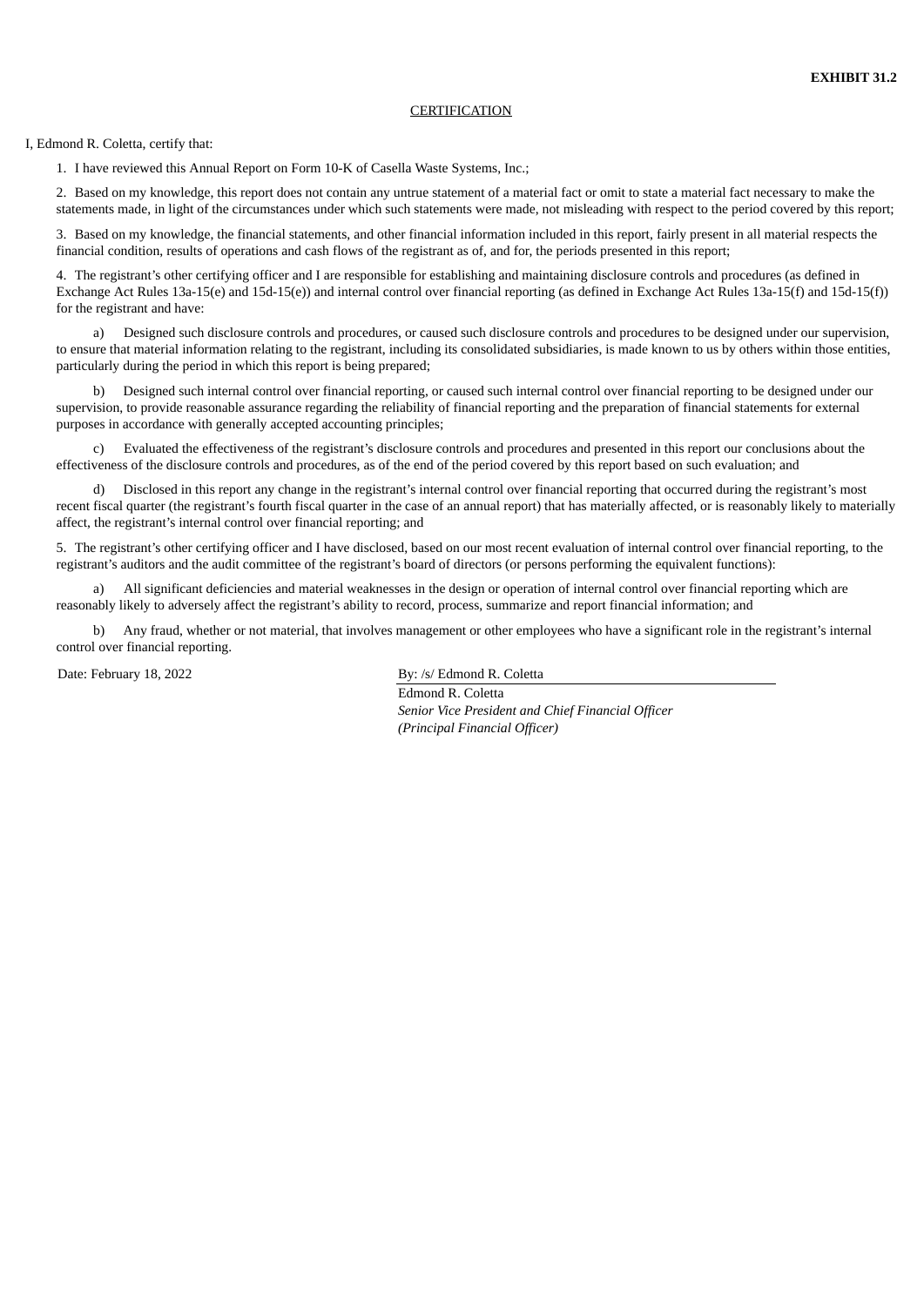**EXHIBIT 31.2**

CERTIFICATION

I, Edmond R. Coletta, certify that:

1. I have reviewed this Annual Report on Form 10-K of Casella Waste Systems, Inc.;

2. Based on my knowledge, this report does not contain any untrue statement of a material fact or omit to state a material fact necessary to make the statements made, in light of the circumstances under which such statements were made, not misleading with respect to the period covered by this report;

3. Based on my knowledge, the financial statements, and other financial information included in this report, fairly present in all material respects the financial condition, results of operations and cash flows of the registrant as of, and for, the periods presented in this report;

4. The registrant's other certifying officer and I are responsible for establishing and maintaining disclosure controls and procedures (as defined in Exchange Act Rules 13a-15(e) and 15d-15(e)) and internal control over financial reporting (as defined in Exchange Act Rules 13a-15(f) and 15d-15(f)) for the registrant and have:

a) Designed such disclosure controls and procedures, or caused such disclosure controls and procedures to be designed under our supervision, to ensure that material information relating to the registrant, including its consolidated subsidiaries, is made known to us by others within those entities, particularly during the period in which this report is being prepared;

b) Designed such internal control over financial reporting, or caused such internal control over financial reporting to be designed under our supervision, to provide reasonable assurance regarding the reliability of financial reporting and the preparation of financial statements for external purposes in accordance with generally accepted accounting principles;

c) Evaluated the effectiveness of the registrant's disclosure controls and procedures and presented in this report our conclusions about the effectiveness of the disclosure controls and procedures, as of the end of the period covered by this report based on such evaluation; and

d) Disclosed in this report any change in the registrant's internal control over financial reporting that occurred during the registrant's most recent fiscal quarter (the registrant's fourth fiscal quarter in the case of an annual report) that has materially affected, or is reasonably likely to materially affect, the registrant's internal control over financial reporting; and

5. The registrant's other certifying officer and I have disclosed, based on our most recent evaluation of internal control over financial reporting, to the registrant's auditors and the audit committee of the registrant's board of directors (or persons performing the equivalent functions):

a) All significant deficiencies and material weaknesses in the design or operation of internal control over financial reporting which are reasonably likely to adversely affect the registrant's ability to record, process, summarize and report financial information; and

b) Any fraud, whether or not material, that involves management or other employees who have a significant role in the registrant's internal control over financial reporting.

Date: February 18, 2022

By: /s/ Edmond R. Coletta

Edmond R. Coletta
*Senior Vice President and Chief Financial Officer*
*(Principal Financial Officer)*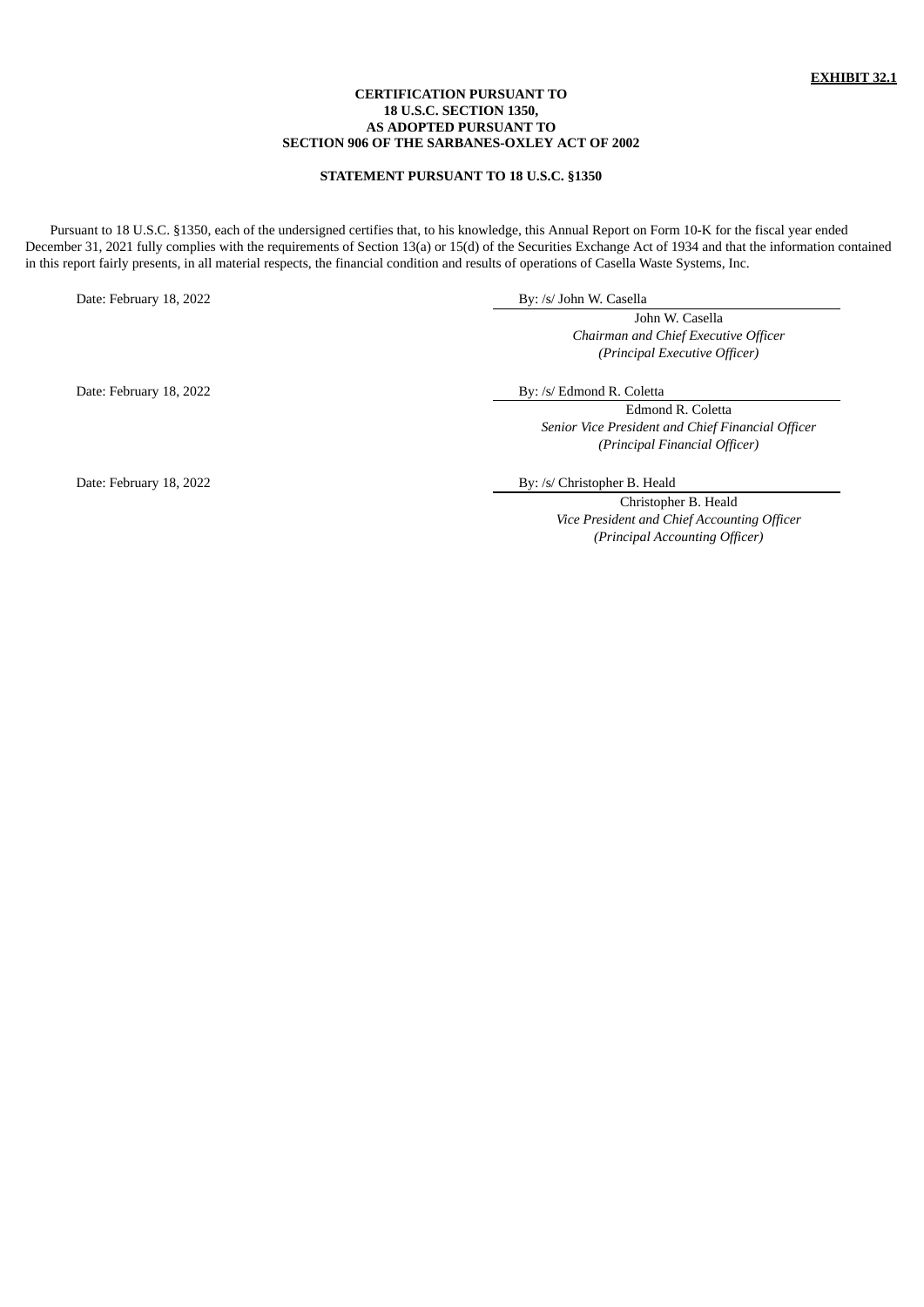**EXHIBIT 32.1**

**CERTIFICATION PURSUANT TO**
**18 U.S.C. SECTION 1350,**
**AS ADOPTED PURSUANT TO**
**SECTION 906 OF THE SARBANES-OXLEY ACT OF 2002**

**STATEMENT PURSUANT TO 18 U.S.C. §1350**

Pursuant to 18 U.S.C. §1350, each of the undersigned certifies that, to his knowledge, this Annual Report on Form 10-K for the fiscal year ended December 31, 2021 fully complies with the requirements of Section 13(a) or 15(d) of the Securities Exchange Act of 1934 and that the information contained in this report fairly presents, in all material respects, the financial condition and results of operations of Casella Waste Systems, Inc.

Date: February 18, 2022

By: /s/ John W. Casella
John W. Casella
*Chairman and Chief Executive Officer*
*(Principal Executive Officer)*

Date: February 18, 2022

By: /s/ Edmond R. Coletta
Edmond R. Coletta
*Senior Vice President and Chief Financial Officer*
*(Principal Financial Officer)*

Date: February 18, 2022

By: /s/ Christopher B. Heald
Christopher B. Heald
*Vice President and Chief Accounting Officer*
*(Principal Accounting Officer)*